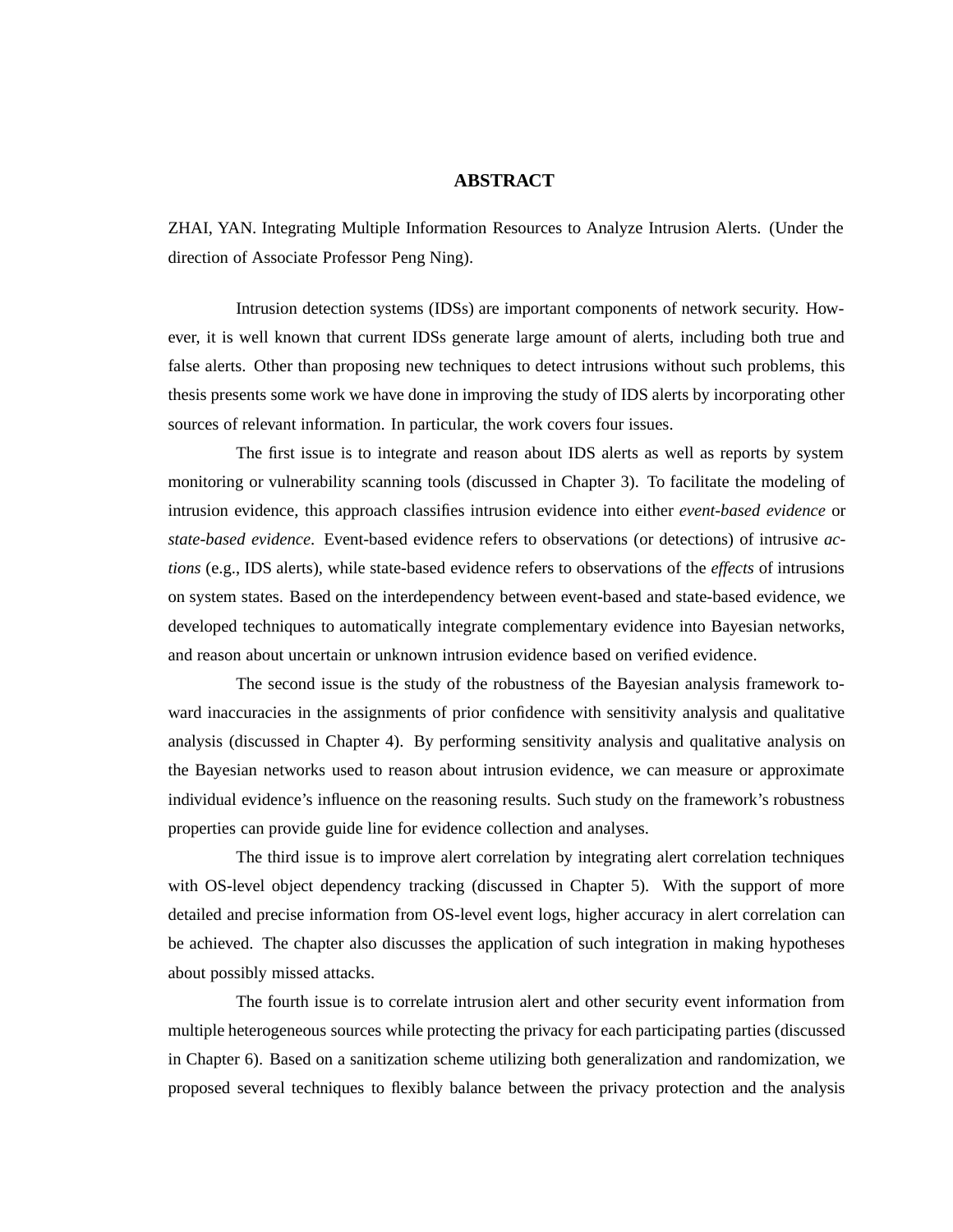# ABSTRACT

ZHAI, YAN. Integrating Multiple Information Resources to Analyze Intrusion Alerts. (Under the direction of Associate Professor Peng Ning).

Intrusion detection systems (IDSs) are important components of network security. However, it is well known that current IDSs generate large amount of alerts, including both true and false alerts. Other than proposing new techniques to detect intrusions without such problems, this thesis presents some work we have done in improving the study of IDS alerts by incorporating other sources of relevant information. In particular, the work covers four issues.

The first issue is to integrate and reason about IDS alerts as well as reports by system monitoring or vulnerability scanning tools (discussed in Chapter 3). To facilitate the modeling of intrusion evidence, this approach classifies intrusion evidence into either *event-based evidence* or *state-based evidence*. Event-based evidence refers to observations (or detections) of intrusive *actions* (e.g., IDS alerts), while state-based evidence refers to observations of the *effects* of intrusions on system states. Based on the interdependency between event-based and state-based evidence, we developed techniques to automatically integrate complementary evidence into Bayesian networks, and reason about uncertain or unknown intrusion evidence based on verified evidence.

The second issue is the study of the robustness of the Bayesian analysis framework toward inaccuracies in the assignments of prior confidence with sensitivity analysis and qualitative analysis (discussed in Chapter 4). By performing sensitivity analysis and qualitative analysis on the Bayesian networks used to reason about intrusion evidence, we can measure or approximate individual evidence's influence on the reasoning results. Such study on the framework's robustness properties can provide guide line for evidence collection and analyses.

The third issue is to improve alert correlation by integrating alert correlation techniques with OS-level object dependency tracking (discussed in Chapter 5). With the support of more detailed and precise information from OS-level event logs, higher accuracy in alert correlation can be achieved. The chapter also discusses the application of such integration in making hypotheses about possibly missed attacks.

The fourth issue is to correlate intrusion alert and other security event information from multiple heterogeneous sources while protecting the privacy for each participating parties (discussed in Chapter 6). Based on a sanitization scheme utilizing both generalization and randomization, we proposed several techniques to flexibly balance between the privacy protection and the analysis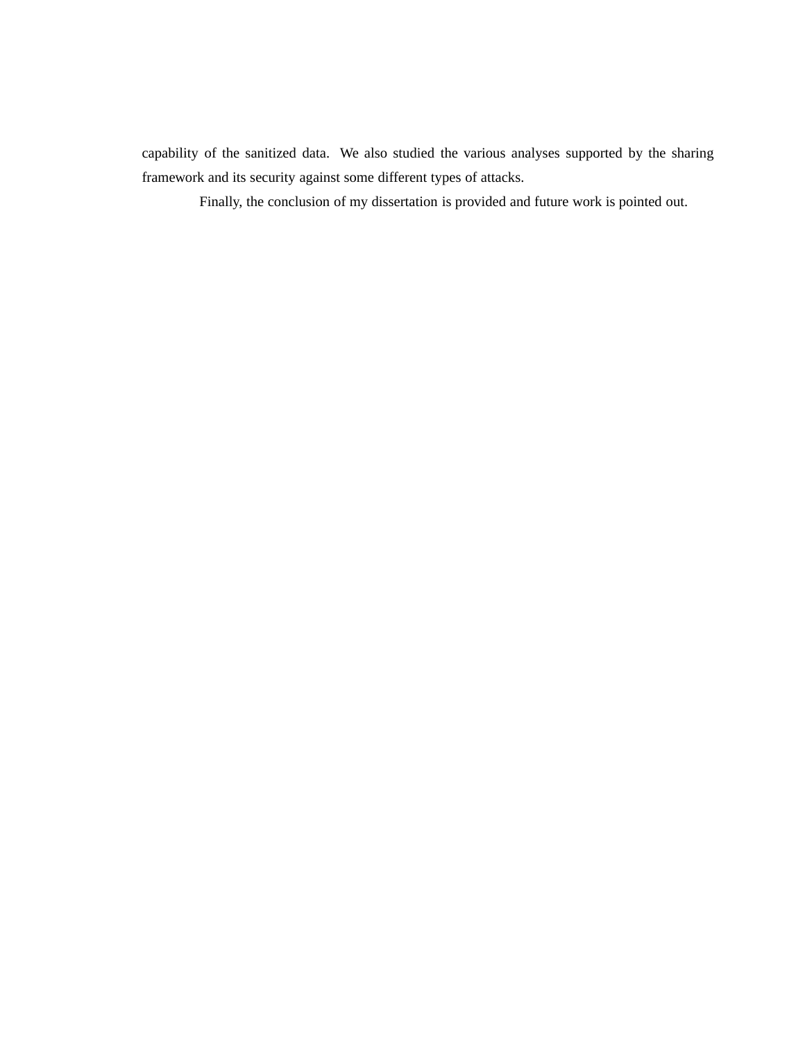capability of the sanitized data. We also studied the various analyses supported by the sharing framework and its security against some different types of attacks.

Finally, the conclusion of my dissertation is provided and future work is pointed out.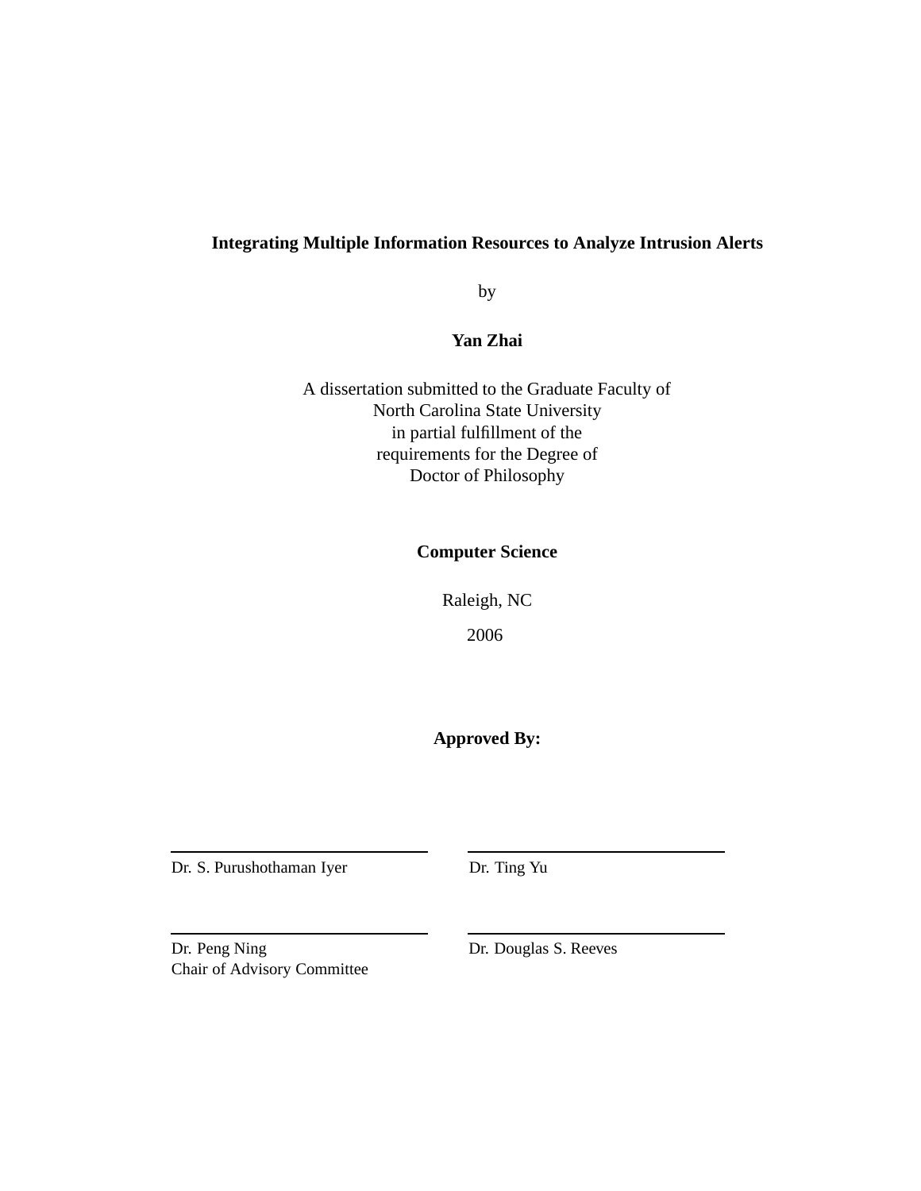**Integrating Multiple Information Resources to Analyze Intrusion Alerts**

by

**Yan Zhai**

A dissertation submitted to the Graduate Faculty of
North Carolina State University
in partial fulfillment of the
requirements for the Degree of
Doctor of Philosophy

**Computer Science**

Raleigh, NC

2006

**Approved By:**

| | |
|---|---|
| Dr. S. Purushothaman Iyer | Dr. Ting Yu |
| Dr. Peng Ning<br>Chair of Advisory Committee | Dr. Douglas S. Reeves |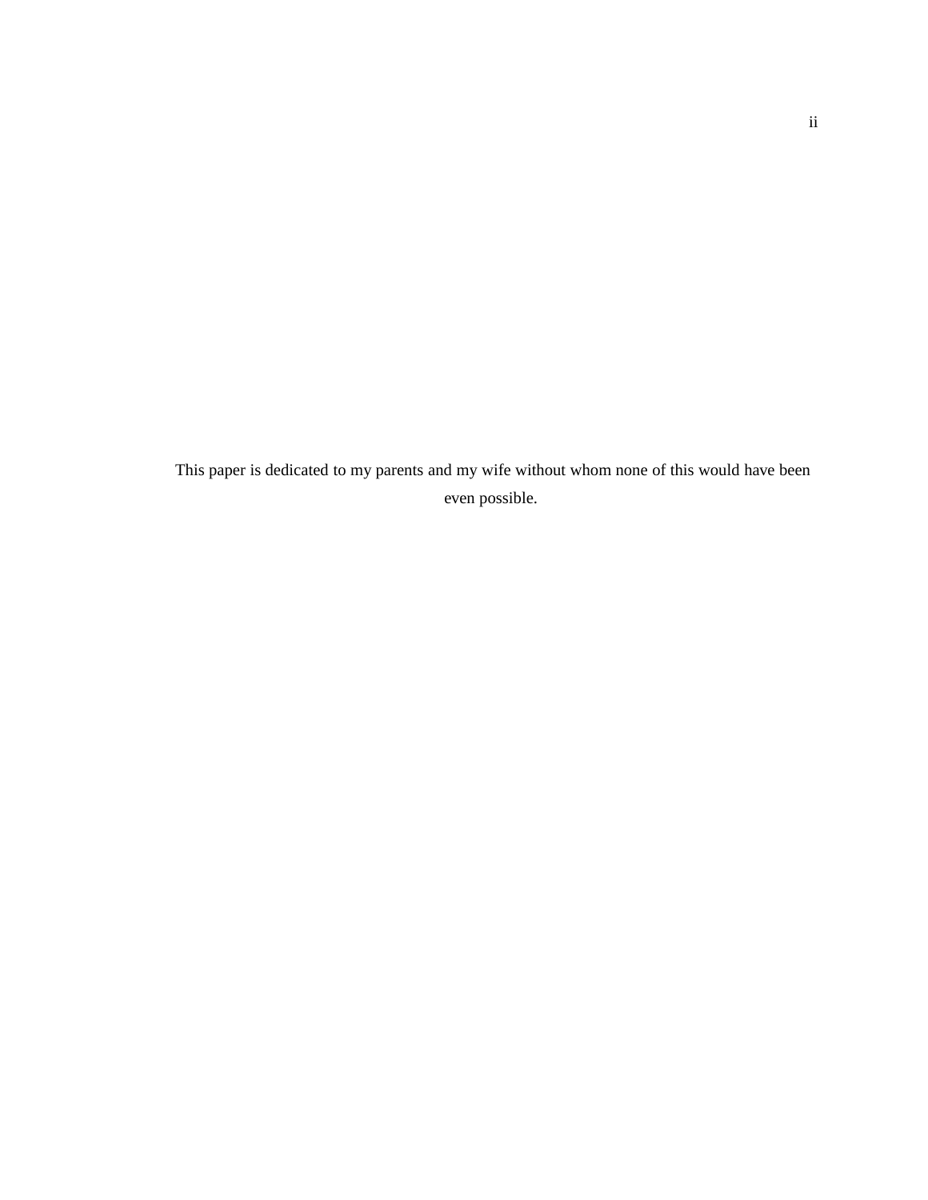This paper is dedicated to my parents and my wife without whom none of this would have been even possible.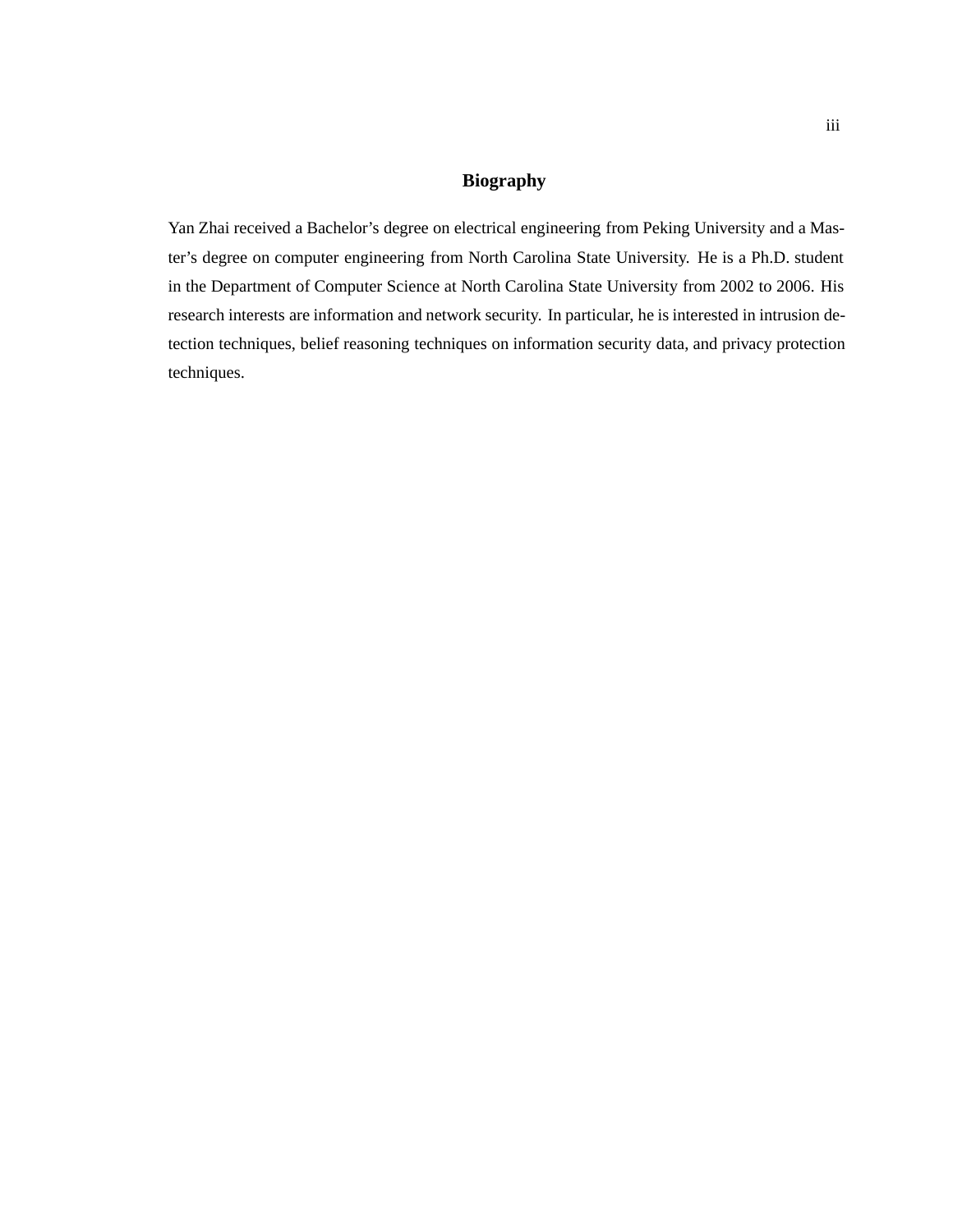# Biography

Yan Zhai received a Bachelor's degree on electrical engineering from Peking University and a Master's degree on computer engineering from North Carolina State University. He is a Ph.D. student in the Department of Computer Science at North Carolina State University from 2002 to 2006. His research interests are information and network security. In particular, he is interested in intrusion detection techniques, belief reasoning techniques on information security data, and privacy protection techniques.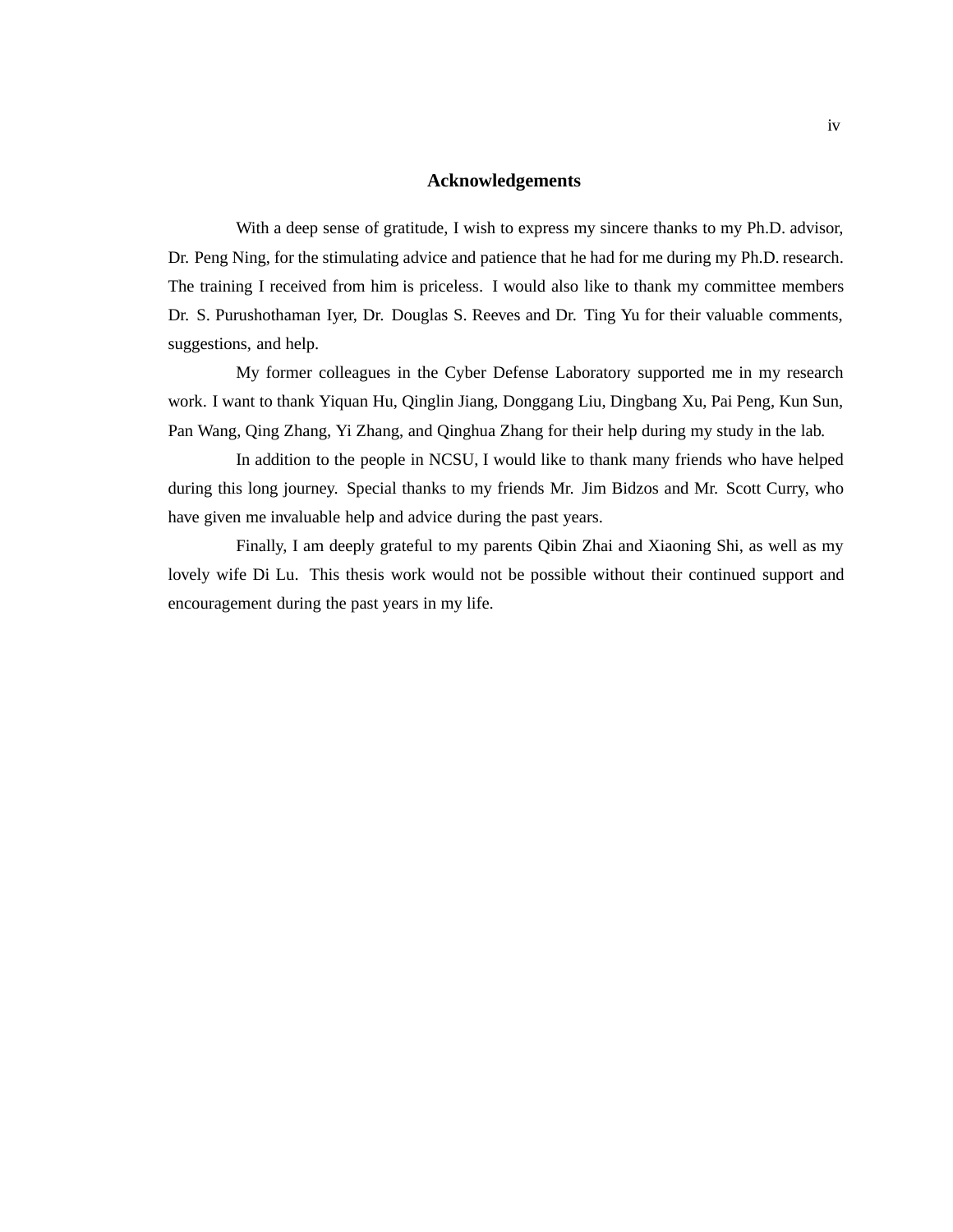# Acknowledgements

With a deep sense of gratitude, I wish to express my sincere thanks to my Ph.D. advisor, Dr. Peng Ning, for the stimulating advice and patience that he had for me during my Ph.D. research. The training I received from him is priceless. I would also like to thank my committee members Dr. S. Purushothaman Iyer, Dr. Douglas S. Reeves and Dr. Ting Yu for their valuable comments, suggestions, and help.

My former colleagues in the Cyber Defense Laboratory supported me in my research work. I want to thank Yiquan Hu, Qinglin Jiang, Donggang Liu, Dingbang Xu, Pai Peng, Kun Sun, Pan Wang, Qing Zhang, Yi Zhang, and Qinghua Zhang for their help during my study in the lab.

In addition to the people in NCSU, I would like to thank many friends who have helped during this long journey. Special thanks to my friends Mr. Jim Bidzos and Mr. Scott Curry, who have given me invaluable help and advice during the past years.

Finally, I am deeply grateful to my parents Qibin Zhai and Xiaoning Shi, as well as my lovely wife Di Lu. This thesis work would not be possible without their continued support and encouragement during the past years in my life.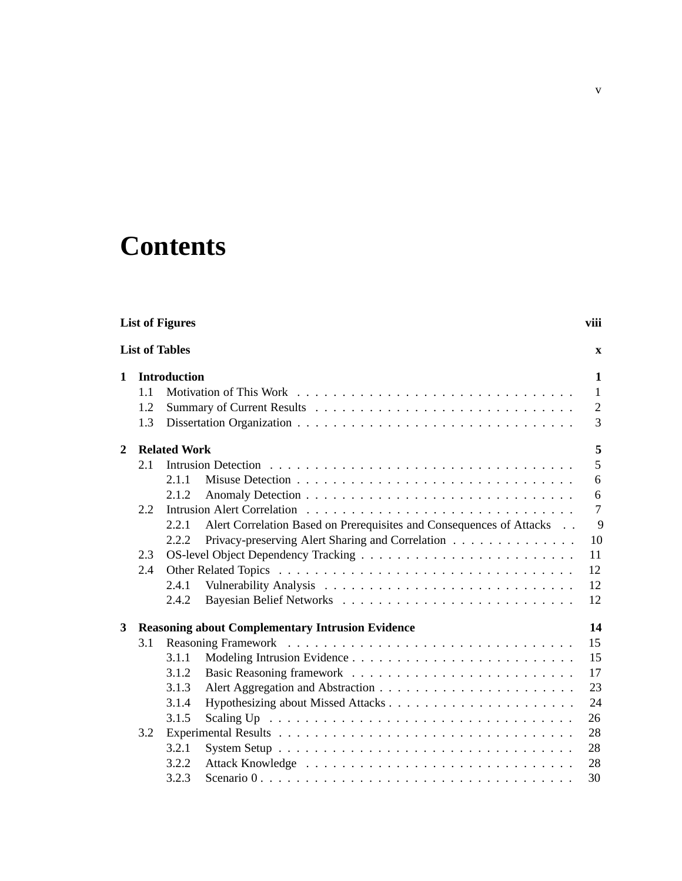# Contents

**List of Figures** **viii**

**List of Tables** **x**

**1 Introduction** **1**

- 1.1 Motivation of This Work . . . . . 1
- 1.2 Summary of Current Results . . . . . 2
- 1.3 Dissertation Organization . . . . . 3

**2 Related Work** **5**

- 2.1 Intrusion Detection . . . . . 5
  - 2.1.1 Misuse Detection . . . . . 6
  - 2.1.2 Anomaly Detection . . . . . 6
- 2.2 Intrusion Alert Correlation . . . . . 7
  - 2.2.1 Alert Correlation Based on Prerequisites and Consequences of Attacks . . 9
  - 2.2.2 Privacy-preserving Alert Sharing and Correlation . . . . . 10
- 2.3 OS-level Object Dependency Tracking . . . . . 11
- 2.4 Other Related Topics . . . . . 12
  - 2.4.1 Vulnerability Analysis . . . . . 12
  - 2.4.2 Bayesian Belief Networks . . . . . 12

**3 Reasoning about Complementary Intrusion Evidence** **14**

- 3.1 Reasoning Framework . . . . . 15
  - 3.1.1 Modeling Intrusion Evidence . . . . . 15
  - 3.1.2 Basic Reasoning framework . . . . . 17
  - 3.1.3 Alert Aggregation and Abstraction . . . . . 23
  - 3.1.4 Hypothesizing about Missed Attacks . . . . . 24
  - 3.1.5 Scaling Up . . . . . 26
- 3.2 Experimental Results . . . . . 28
  - 3.2.1 System Setup . . . . . 28
  - 3.2.2 Attack Knowledge . . . . . 28
  - 3.2.3 Scenario 0 . . . . . 30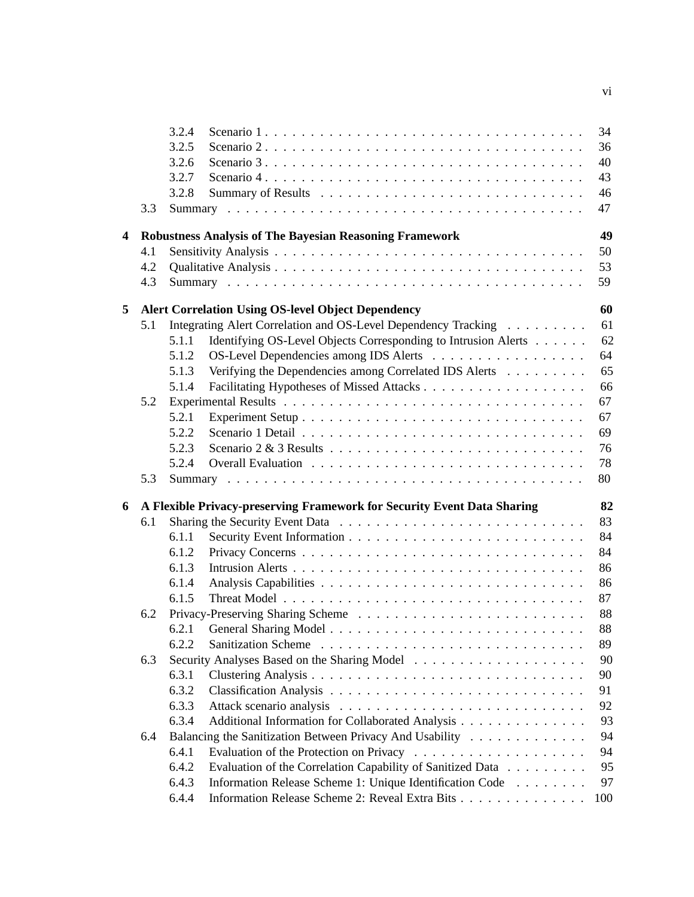3.2.4 Scenario 1 . . . . . . . . . . . . . . . . . . . . . . . . . . . . . . . . . . . 34
3.2.5 Scenario 2 . . . . . . . . . . . . . . . . . . . . . . . . . . . . . . . . . . . 36
3.2.6 Scenario 3 . . . . . . . . . . . . . . . . . . . . . . . . . . . . . . . . . . . 40
3.2.7 Scenario 4 . . . . . . . . . . . . . . . . . . . . . . . . . . . . . . . . . . . 43
3.2.8 Summary of Results . . . . . . . . . . . . . . . . . . . . . . . . . . . . 46
3.3 Summary . . . . . . . . . . . . . . . . . . . . . . . . . . . . . . . . . . . . . . . 47

**4 Robustness Analysis of The Bayesian Reasoning Framework 49**
4.1 Sensitivity Analysis . . . . . . . . . . . . . . . . . . . . . . . . . . . . . . . . . 50
4.2 Qualitative Analysis . . . . . . . . . . . . . . . . . . . . . . . . . . . . . . . . . 53
4.3 Summary . . . . . . . . . . . . . . . . . . . . . . . . . . . . . . . . . . . . . . . 59

**5 Alert Correlation Using OS-level Object Dependency 60**
5.1 Integrating Alert Correlation and OS-Level Dependency Tracking . . . . . . . . . 61
5.1.1 Identifying OS-Level Objects Corresponding to Intrusion Alerts . . . . . . 62
5.1.2 OS-Level Dependencies among IDS Alerts . . . . . . . . . . . . . . . . . 64
5.1.3 Verifying the Dependencies among Correlated IDS Alerts . . . . . . . . . 65
5.1.4 Facilitating Hypotheses of Missed Attacks . . . . . . . . . . . . . . . . . . 66
5.2 Experimental Results . . . . . . . . . . . . . . . . . . . . . . . . . . . . . . . . 67
5.2.1 Experiment Setup . . . . . . . . . . . . . . . . . . . . . . . . . . . . . . . 67
5.2.2 Scenario 1 Detail . . . . . . . . . . . . . . . . . . . . . . . . . . . . . . . 69
5.2.3 Scenario 2 & 3 Results . . . . . . . . . . . . . . . . . . . . . . . . . . . . 76
5.2.4 Overall Evaluation . . . . . . . . . . . . . . . . . . . . . . . . . . . . . . 78
5.3 Summary . . . . . . . . . . . . . . . . . . . . . . . . . . . . . . . . . . . . . . . 80

**6 A Flexible Privacy-preserving Framework for Security Event Data Sharing 82**
6.1 Sharing the Security Event Data . . . . . . . . . . . . . . . . . . . . . . . . . . 83
6.1.1 Security Event Information . . . . . . . . . . . . . . . . . . . . . . . . . . 84
6.1.2 Privacy Concerns . . . . . . . . . . . . . . . . . . . . . . . . . . . . . . . 84
6.1.3 Intrusion Alerts . . . . . . . . . . . . . . . . . . . . . . . . . . . . . . . . 86
6.1.4 Analysis Capabilities . . . . . . . . . . . . . . . . . . . . . . . . . . . . . 86
6.1.5 Threat Model . . . . . . . . . . . . . . . . . . . . . . . . . . . . . . . . . 87
6.2 Privacy-Preserving Sharing Scheme . . . . . . . . . . . . . . . . . . . . . . . . 88
6.2.1 General Sharing Model . . . . . . . . . . . . . . . . . . . . . . . . . . . . 88
6.2.2 Sanitization Scheme . . . . . . . . . . . . . . . . . . . . . . . . . . . . . 89
6.3 Security Analyses Based on the Sharing Model . . . . . . . . . . . . . . . . . . 90
6.3.1 Clustering Analysis . . . . . . . . . . . . . . . . . . . . . . . . . . . . . . 90
6.3.2 Classification Analysis . . . . . . . . . . . . . . . . . . . . . . . . . . . . 91
6.3.3 Attack scenario analysis . . . . . . . . . . . . . . . . . . . . . . . . . . . 92
6.3.4 Additional Information for Collaborated Analysis . . . . . . . . . . . . . . 93
6.4 Balancing the Sanitization Between Privacy And Usability . . . . . . . . . . . . 94
6.4.1 Evaluation of the Protection on Privacy . . . . . . . . . . . . . . . . . . . 94
6.4.2 Evaluation of the Correlation Capability of Sanitized Data . . . . . . . . . 95
6.4.3 Information Release Scheme 1: Unique Identification Code . . . . . . . . 97
6.4.4 Information Release Scheme 2: Reveal Extra Bits . . . . . . . . . . . . . . 100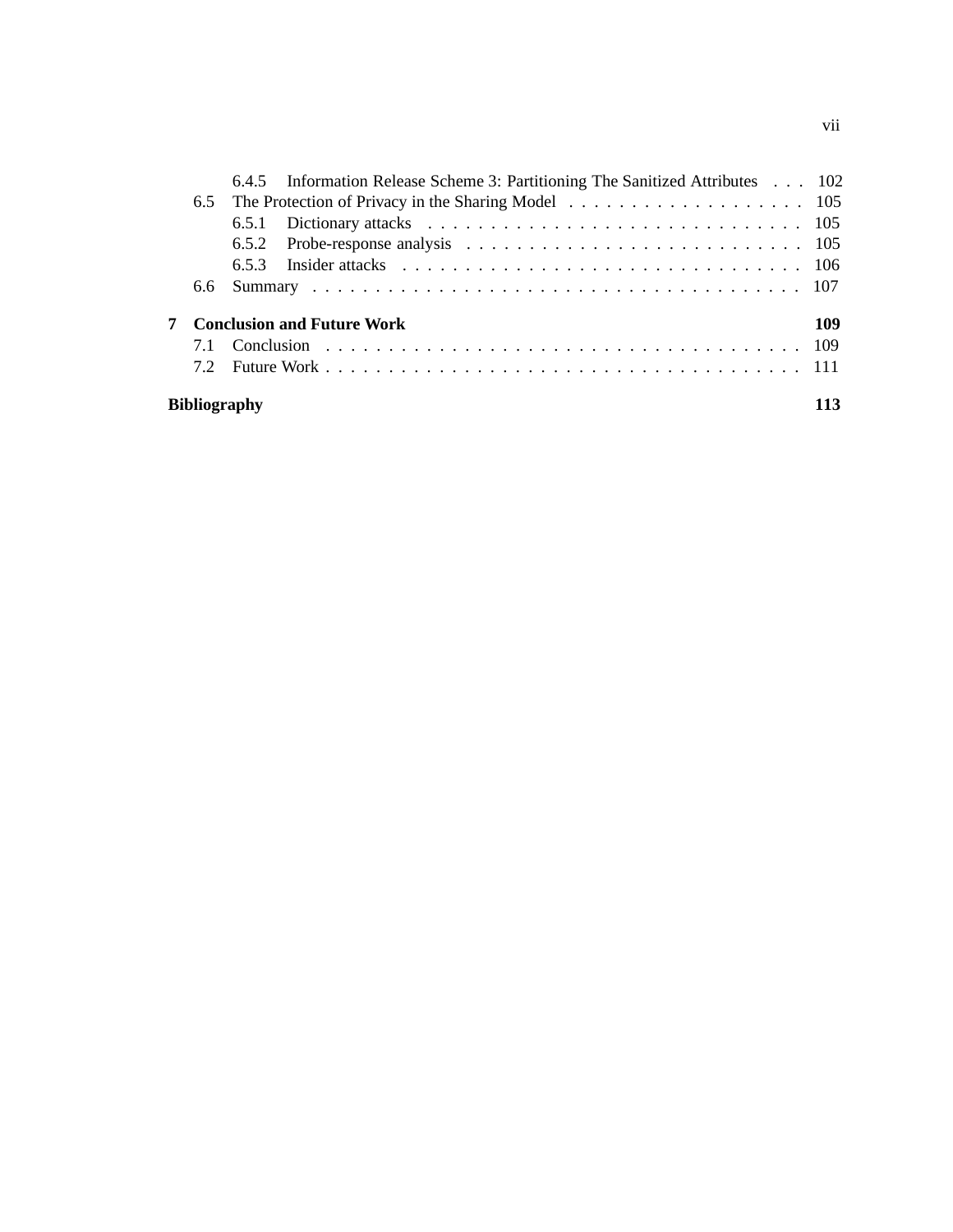6.4.5 Information Release Scheme 3: Partitioning The Sanitized Attributes . . . 102

6.5 The Protection of Privacy in the Sharing Model . . . . . . . . . . . . . . . . . . . 105

6.5.1 Dictionary attacks . . . . . . . . . . . . . . . . . . . . . . . . . . . . . . 105

6.5.2 Probe-response analysis . . . . . . . . . . . . . . . . . . . . . . . . . . . 105

6.5.3 Insider attacks . . . . . . . . . . . . . . . . . . . . . . . . . . . . . . . . 106

6.6 Summary . . . . . . . . . . . . . . . . . . . . . . . . . . . . . . . . . . . . . . 107

**7 Conclusion and Future Work 109**

7.1 Conclusion . . . . . . . . . . . . . . . . . . . . . . . . . . . . . . . . . . . . . 109

7.2 Future Work . . . . . . . . . . . . . . . . . . . . . . . . . . . . . . . . . . . . . 111

**Bibliography 113**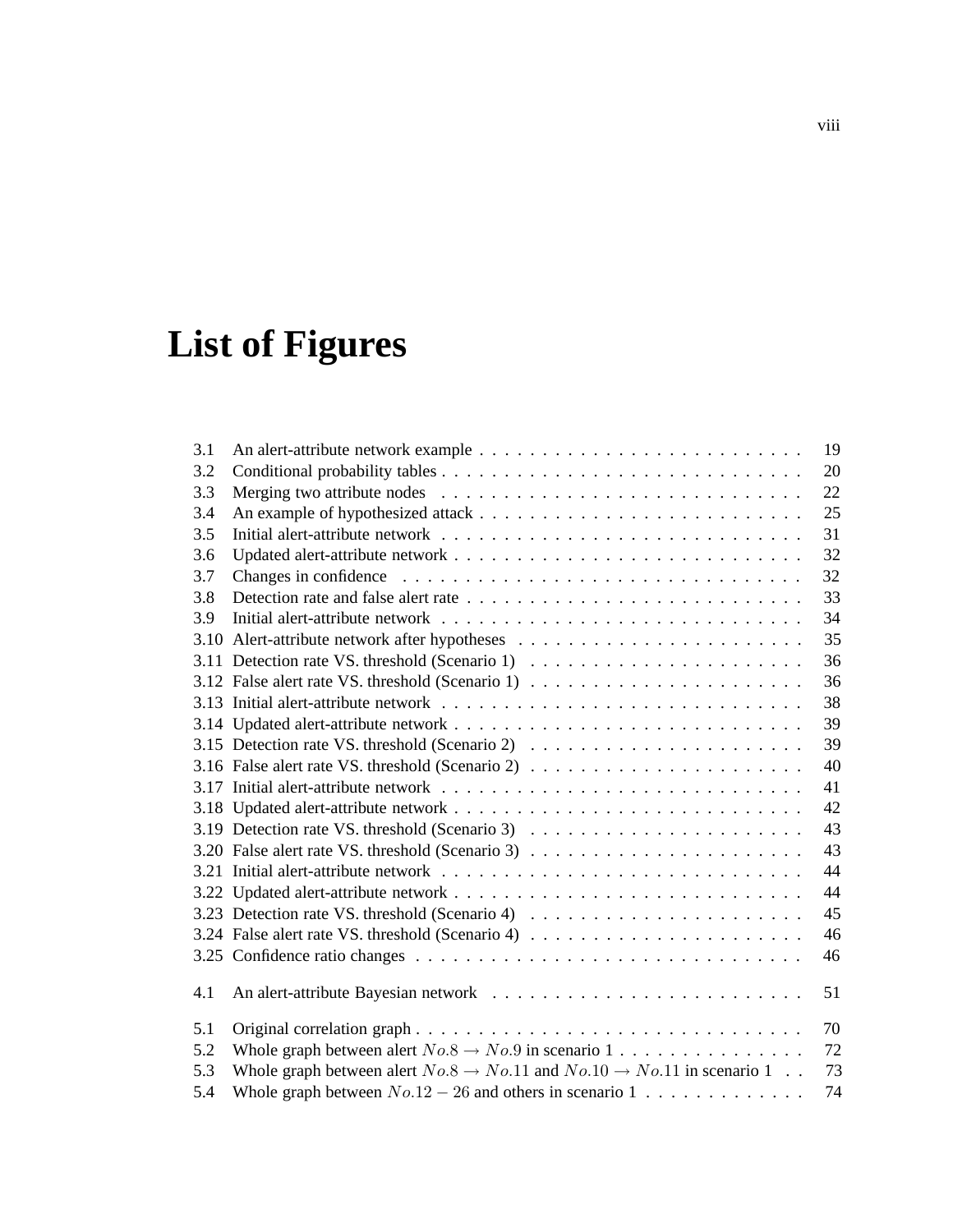# List of Figures

| | | |
|---|---|---|
| 3.1 | An alert-attribute network example | 19 |
| 3.2 | Conditional probability tables | 20 |
| 3.3 | Merging two attribute nodes | 22 |
| 3.4 | An example of hypothesized attack | 25 |
| 3.5 | Initial alert-attribute network | 31 |
| 3.6 | Updated alert-attribute network | 32 |
| 3.7 | Changes in confidence | 32 |
| 3.8 | Detection rate and false alert rate | 33 |
| 3.9 | Initial alert-attribute network | 34 |
| 3.10 | Alert-attribute network after hypotheses | 35 |
| 3.11 | Detection rate VS. threshold (Scenario 1) | 36 |
| 3.12 | False alert rate VS. threshold (Scenario 1) | 36 |
| 3.13 | Initial alert-attribute network | 38 |
| 3.14 | Updated alert-attribute network | 39 |
| 3.15 | Detection rate VS. threshold (Scenario 2) | 39 |
| 3.16 | False alert rate VS. threshold (Scenario 2) | 40 |
| 3.17 | Initial alert-attribute network | 41 |
| 3.18 | Updated alert-attribute network | 42 |
| 3.19 | Detection rate VS. threshold (Scenario 3) | 43 |
| 3.20 | False alert rate VS. threshold (Scenario 3) | 43 |
| 3.21 | Initial alert-attribute network | 44 |
| 3.22 | Updated alert-attribute network | 44 |
| 3.23 | Detection rate VS. threshold (Scenario 4) | 45 |
| 3.24 | False alert rate VS. threshold (Scenario 4) | 46 |
| 3.25 | Confidence ratio changes | 46 |
| 4.1 | An alert-attribute Bayesian network | 51 |
| 5.1 | Original correlation graph | 70 |
| 5.2 | Whole graph between alert $No.8 \rightarrow No.9$ in scenario 1 | 72 |
| 5.3 | Whole graph between alert $No.8 \rightarrow No.11$ and $No.10 \rightarrow No.11$ in scenario 1 | 73 |
| 5.4 | Whole graph between $No.12 - 26$ and others in scenario 1 | 74 |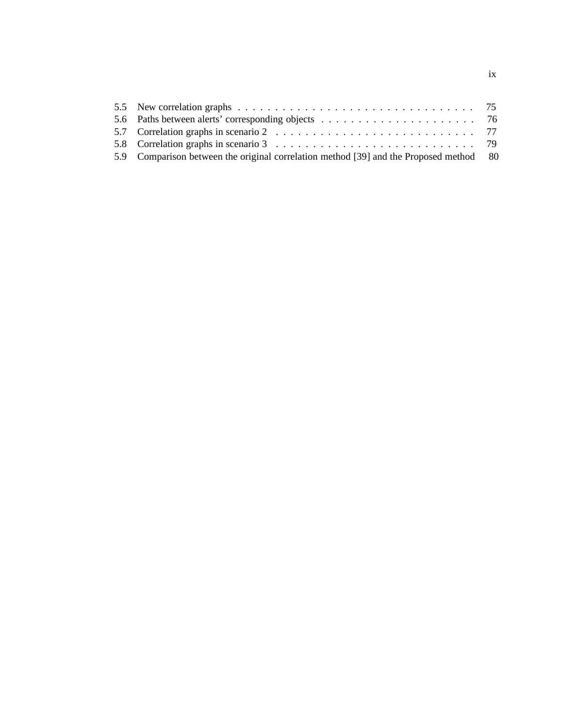5.5 New correlation graphs . . . . . . . . . . . . . . . . . . . . . . . . . . . . . . . . 75
5.6 Paths between alerts' corresponding objects . . . . . . . . . . . . . . . . . . . . . 76
5.7 Correlation graphs in scenario 2 . . . . . . . . . . . . . . . . . . . . . . . . . . . 77
5.8 Correlation graphs in scenario 3 . . . . . . . . . . . . . . . . . . . . . . . . . . . 79
5.9 Comparison between the original correlation method [39] and the Proposed method 80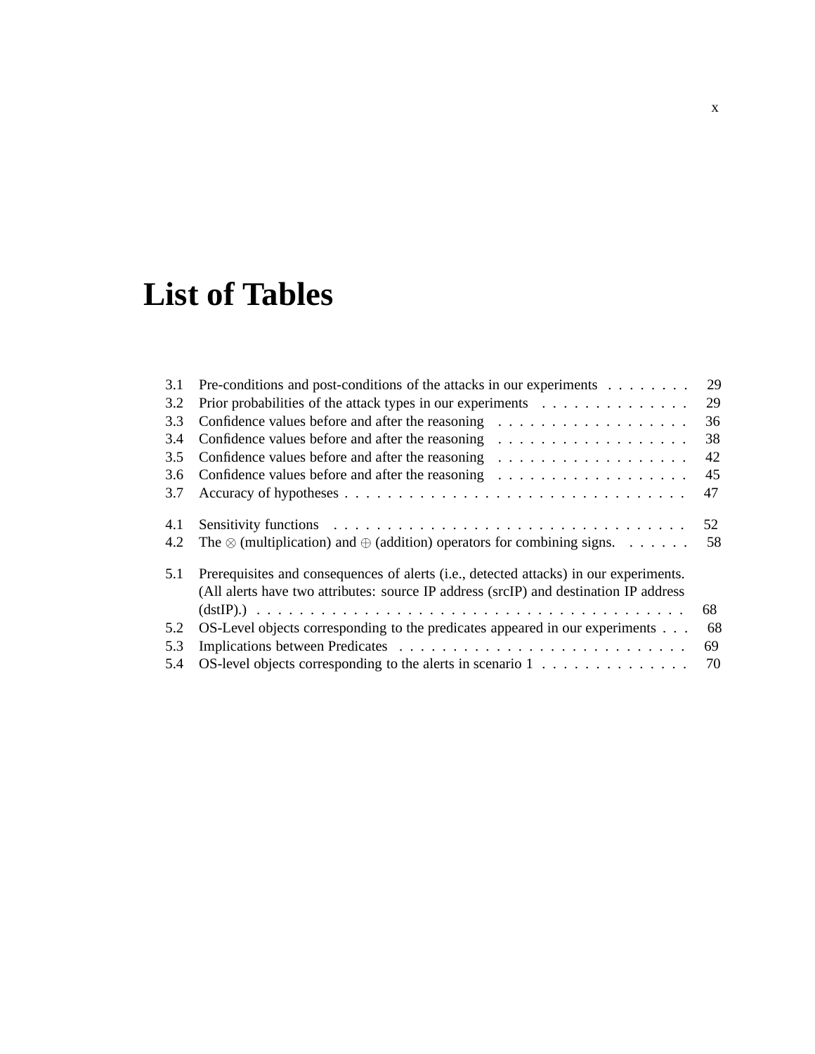# List of Tables

| | | |
|---|---|---|
| 3.1 | Pre-conditions and post-conditions of the attacks in our experiments | 29 |
| 3.2 | Prior probabilities of the attack types in our experiments | 29 |
| 3.3 | Confidence values before and after the reasoning | 36 |
| 3.4 | Confidence values before and after the reasoning | 38 |
| 3.5 | Confidence values before and after the reasoning | 42 |
| 3.6 | Confidence values before and after the reasoning | 45 |
| 3.7 | Accuracy of hypotheses | 47 |
| 4.1 | Sensitivity functions | 52 |
| 4.2 | The $\otimes$ (multiplication) and $\oplus$ (addition) operators for combining signs. | 58 |
| 5.1 | Prerequisites and consequences of alerts (i.e., detected attacks) in our experiments. (All alerts have two attributes: source IP address (srcIP) and destination IP address (dstIP).) | 68 |
| 5.2 | OS-Level objects corresponding to the predicates appeared in our experiments | 68 |
| 5.3 | Implications between Predicates | 69 |
| 5.4 | OS-level objects corresponding to the alerts in scenario 1 | 70 |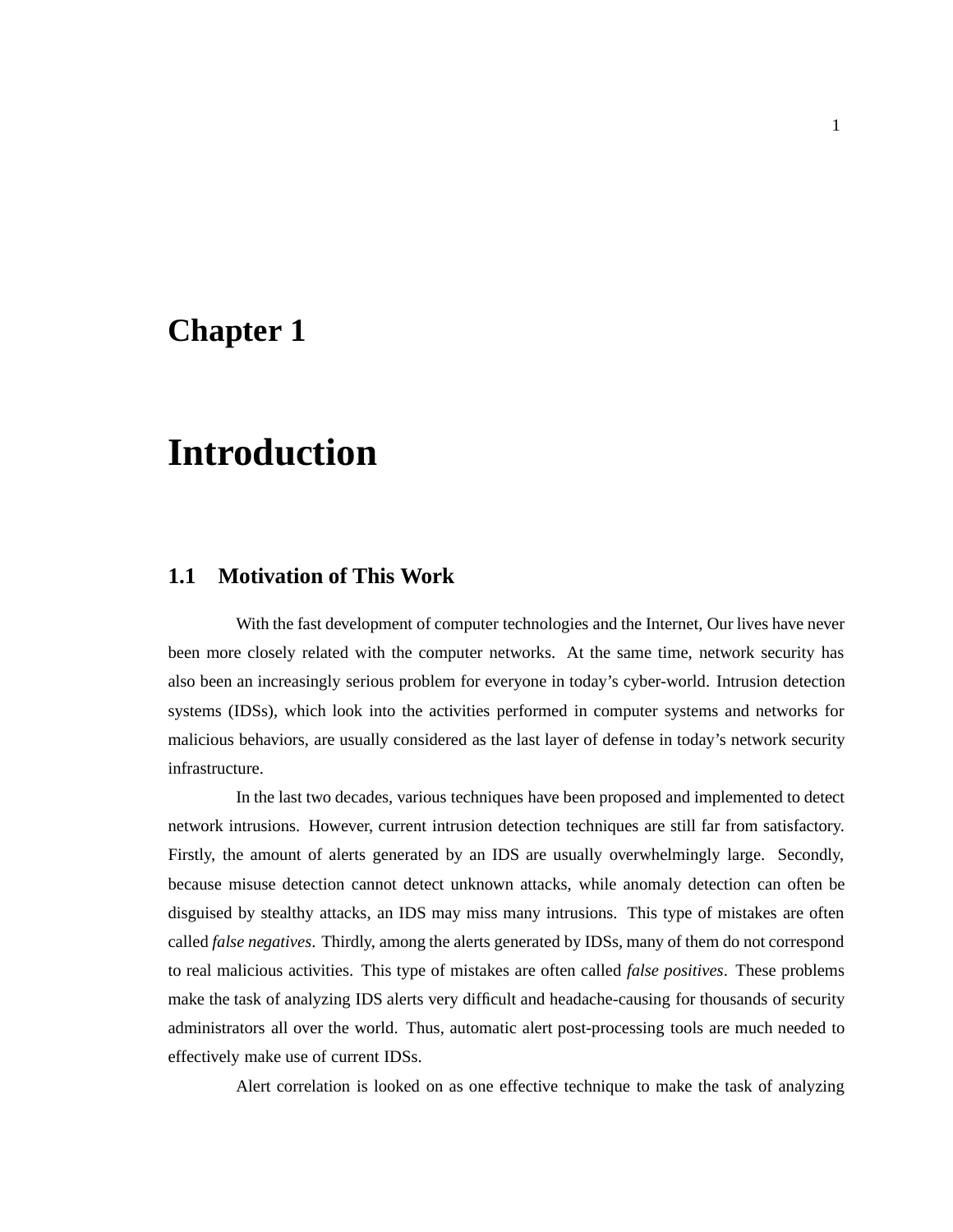# Chapter 1

# Introduction

## 1.1 Motivation of This Work

With the fast development of computer technologies and the Internet, Our lives have never been more closely related with the computer networks. At the same time, network security has also been an increasingly serious problem for everyone in today's cyber-world. Intrusion detection systems (IDSs), which look into the activities performed in computer systems and networks for malicious behaviors, are usually considered as the last layer of defense in today's network security infrastructure.

In the last two decades, various techniques have been proposed and implemented to detect network intrusions. However, current intrusion detection techniques are still far from satisfactory. Firstly, the amount of alerts generated by an IDS are usually overwhelmingly large. Secondly, because misuse detection cannot detect unknown attacks, while anomaly detection can often be disguised by stealthy attacks, an IDS may miss many intrusions. This type of mistakes are often called *false negatives*. Thirdly, among the alerts generated by IDSs, many of them do not correspond to real malicious activities. This type of mistakes are often called *false positives*. These problems make the task of analyzing IDS alerts very difficult and headache-causing for thousands of security administrators all over the world. Thus, automatic alert post-processing tools are much needed to effectively make use of current IDSs.

Alert correlation is looked on as one effective technique to make the task of analyzing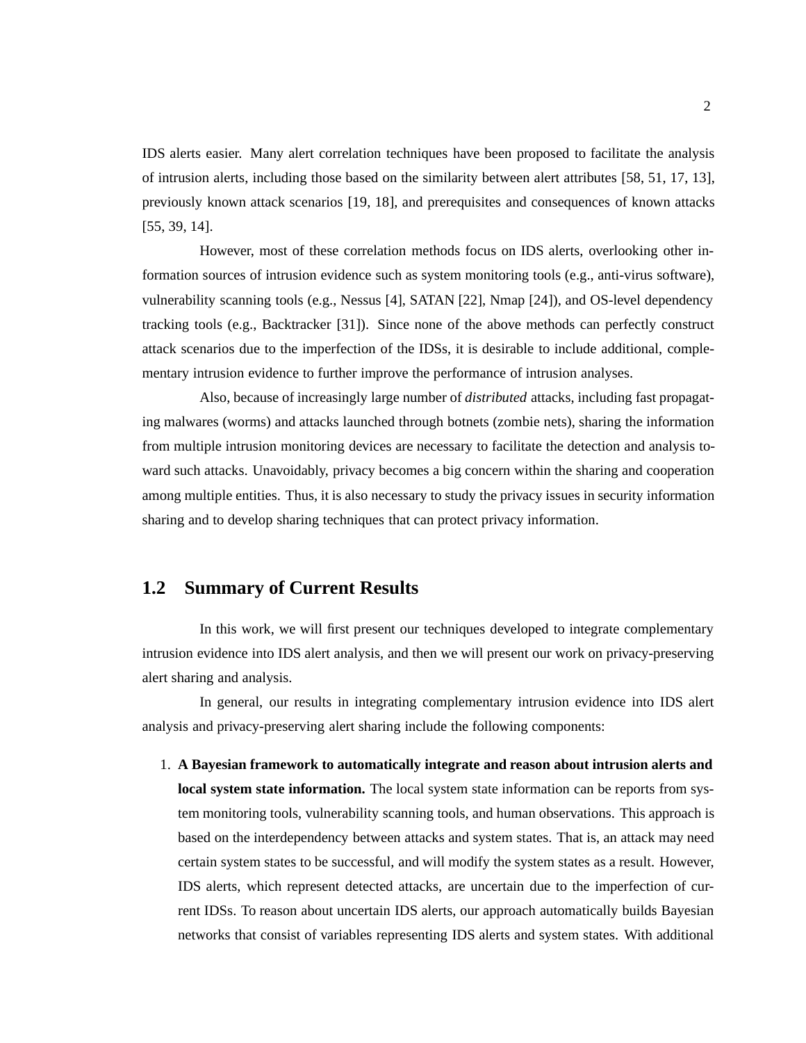IDS alerts easier. Many alert correlation techniques have been proposed to facilitate the analysis of intrusion alerts, including those based on the similarity between alert attributes [58, 51, 17, 13], previously known attack scenarios [19, 18], and prerequisites and consequences of known attacks [55, 39, 14].

However, most of these correlation methods focus on IDS alerts, overlooking other information sources of intrusion evidence such as system monitoring tools (e.g., anti-virus software), vulnerability scanning tools (e.g., Nessus [4], SATAN [22], Nmap [24]), and OS-level dependency tracking tools (e.g., Backtracker [31]). Since none of the above methods can perfectly construct attack scenarios due to the imperfection of the IDSs, it is desirable to include additional, complementary intrusion evidence to further improve the performance of intrusion analyses.

Also, because of increasingly large number of *distributed* attacks, including fast propagating malwares (worms) and attacks launched through botnets (zombie nets), sharing the information from multiple intrusion monitoring devices are necessary to facilitate the detection and analysis toward such attacks. Unavoidably, privacy becomes a big concern within the sharing and cooperation among multiple entities. Thus, it is also necessary to study the privacy issues in security information sharing and to develop sharing techniques that can protect privacy information.

## 1.2 Summary of Current Results

In this work, we will first present our techniques developed to integrate complementary intrusion evidence into IDS alert analysis, and then we will present our work on privacy-preserving alert sharing and analysis.

In general, our results in integrating complementary intrusion evidence into IDS alert analysis and privacy-preserving alert sharing include the following components:

1. **A Bayesian framework to automatically integrate and reason about intrusion alerts and local system state information.** The local system state information can be reports from system monitoring tools, vulnerability scanning tools, and human observations. This approach is based on the interdependency between attacks and system states. That is, an attack may need certain system states to be successful, and will modify the system states as a result. However, IDS alerts, which represent detected attacks, are uncertain due to the imperfection of current IDSs. To reason about uncertain IDS alerts, our approach automatically builds Bayesian networks that consist of variables representing IDS alerts and system states. With additional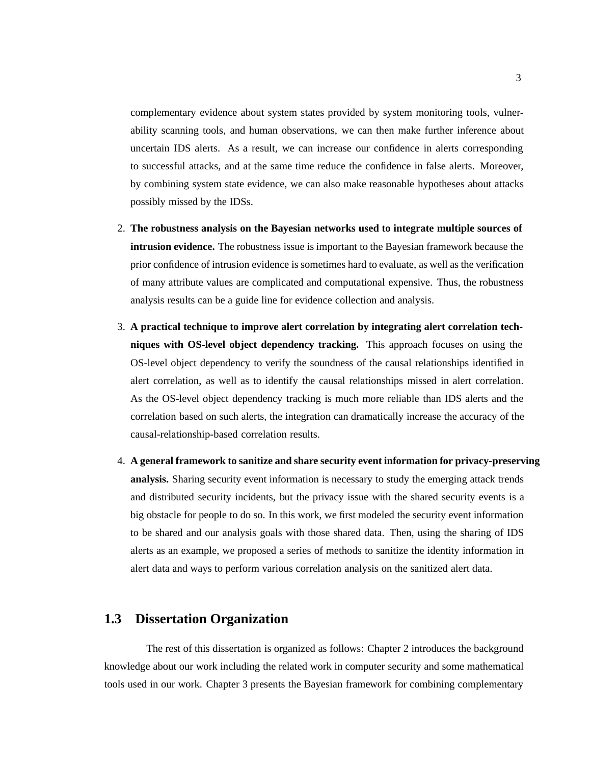complementary evidence about system states provided by system monitoring tools, vulnerability scanning tools, and human observations, we can then make further inference about uncertain IDS alerts. As a result, we can increase our confidence in alerts corresponding to successful attacks, and at the same time reduce the confidence in false alerts. Moreover, by combining system state evidence, we can also make reasonable hypotheses about attacks possibly missed by the IDSs.

2. **The robustness analysis on the Bayesian networks used to integrate multiple sources of intrusion evidence.** The robustness issue is important to the Bayesian framework because the prior confidence of intrusion evidence is sometimes hard to evaluate, as well as the verification of many attribute values are complicated and computational expensive. Thus, the robustness analysis results can be a guide line for evidence collection and analysis.

3. **A practical technique to improve alert correlation by integrating alert correlation techniques with OS-level object dependency tracking.** This approach focuses on using the OS-level object dependency to verify the soundness of the causal relationships identified in alert correlation, as well as to identify the causal relationships missed in alert correlation. As the OS-level object dependency tracking is much more reliable than IDS alerts and the correlation based on such alerts, the integration can dramatically increase the accuracy of the causal-relationship-based correlation results.

4. **A general framework to sanitize and share security event information for privacy-preserving analysis.** Sharing security event information is necessary to study the emerging attack trends and distributed security incidents, but the privacy issue with the shared security events is a big obstacle for people to do so. In this work, we first modeled the security event information to be shared and our analysis goals with those shared data. Then, using the sharing of IDS alerts as an example, we proposed a series of methods to sanitize the identity information in alert data and ways to perform various correlation analysis on the sanitized alert data.

## 1.3 Dissertation Organization

The rest of this dissertation is organized as follows: Chapter 2 introduces the background knowledge about our work including the related work in computer security and some mathematical tools used in our work. Chapter 3 presents the Bayesian framework for combining complementary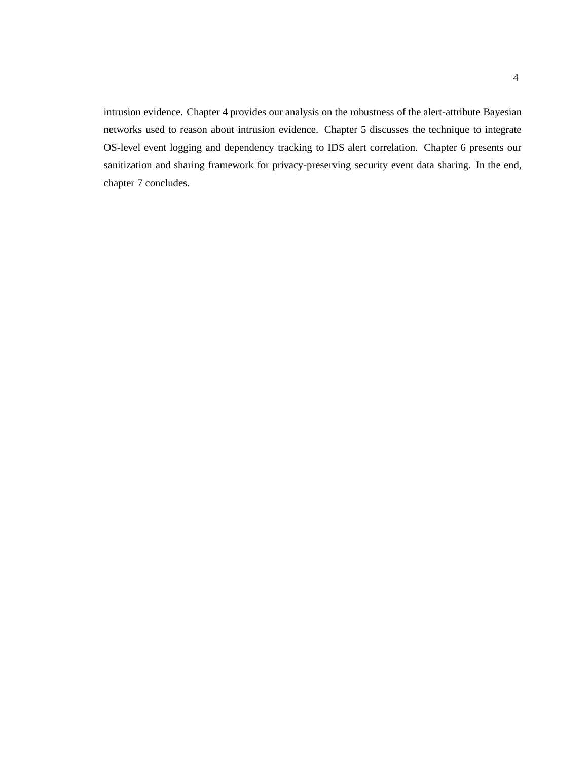intrusion evidence. Chapter 4 provides our analysis on the robustness of the alert-attribute Bayesian networks used to reason about intrusion evidence. Chapter 5 discusses the technique to integrate OS-level event logging and dependency tracking to IDS alert correlation. Chapter 6 presents our sanitization and sharing framework for privacy-preserving security event data sharing. In the end, chapter 7 concludes.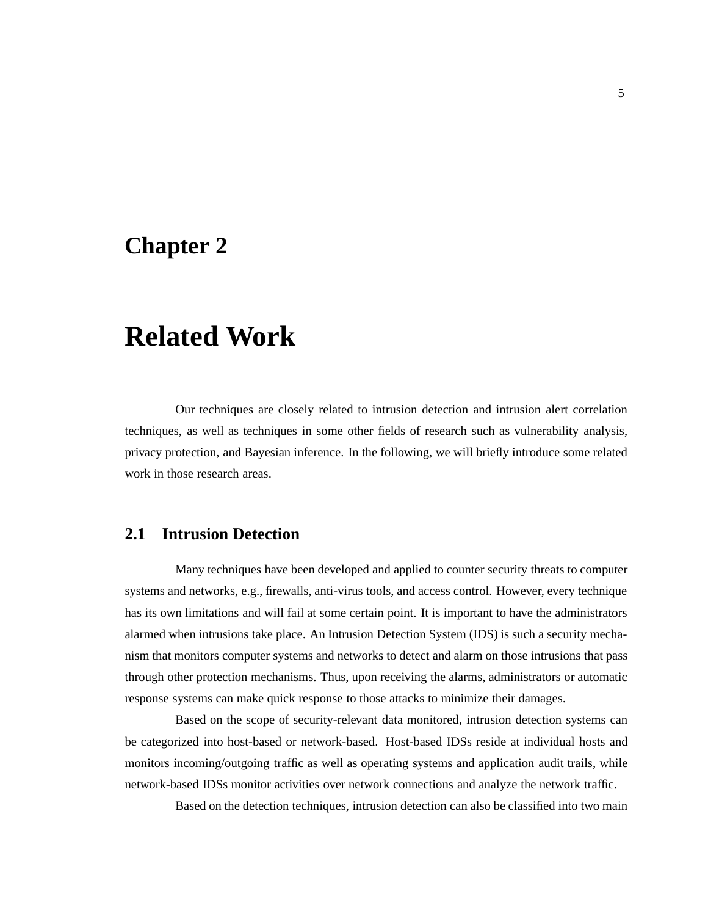# Chapter 2

# Related Work

Our techniques are closely related to intrusion detection and intrusion alert correlation techniques, as well as techniques in some other fields of research such as vulnerability analysis, privacy protection, and Bayesian inference. In the following, we will briefly introduce some related work in those research areas.

## 2.1 Intrusion Detection

Many techniques have been developed and applied to counter security threats to computer systems and networks, e.g., firewalls, anti-virus tools, and access control. However, every technique has its own limitations and will fail at some certain point. It is important to have the administrators alarmed when intrusions take place. An Intrusion Detection System (IDS) is such a security mechanism that monitors computer systems and networks to detect and alarm on those intrusions that pass through other protection mechanisms. Thus, upon receiving the alarms, administrators or automatic response systems can make quick response to those attacks to minimize their damages.

Based on the scope of security-relevant data monitored, intrusion detection systems can be categorized into host-based or network-based. Host-based IDSs reside at individual hosts and monitors incoming/outgoing traffic as well as operating systems and application audit trails, while network-based IDSs monitor activities over network connections and analyze the network traffic.

Based on the detection techniques, intrusion detection can also be classified into two main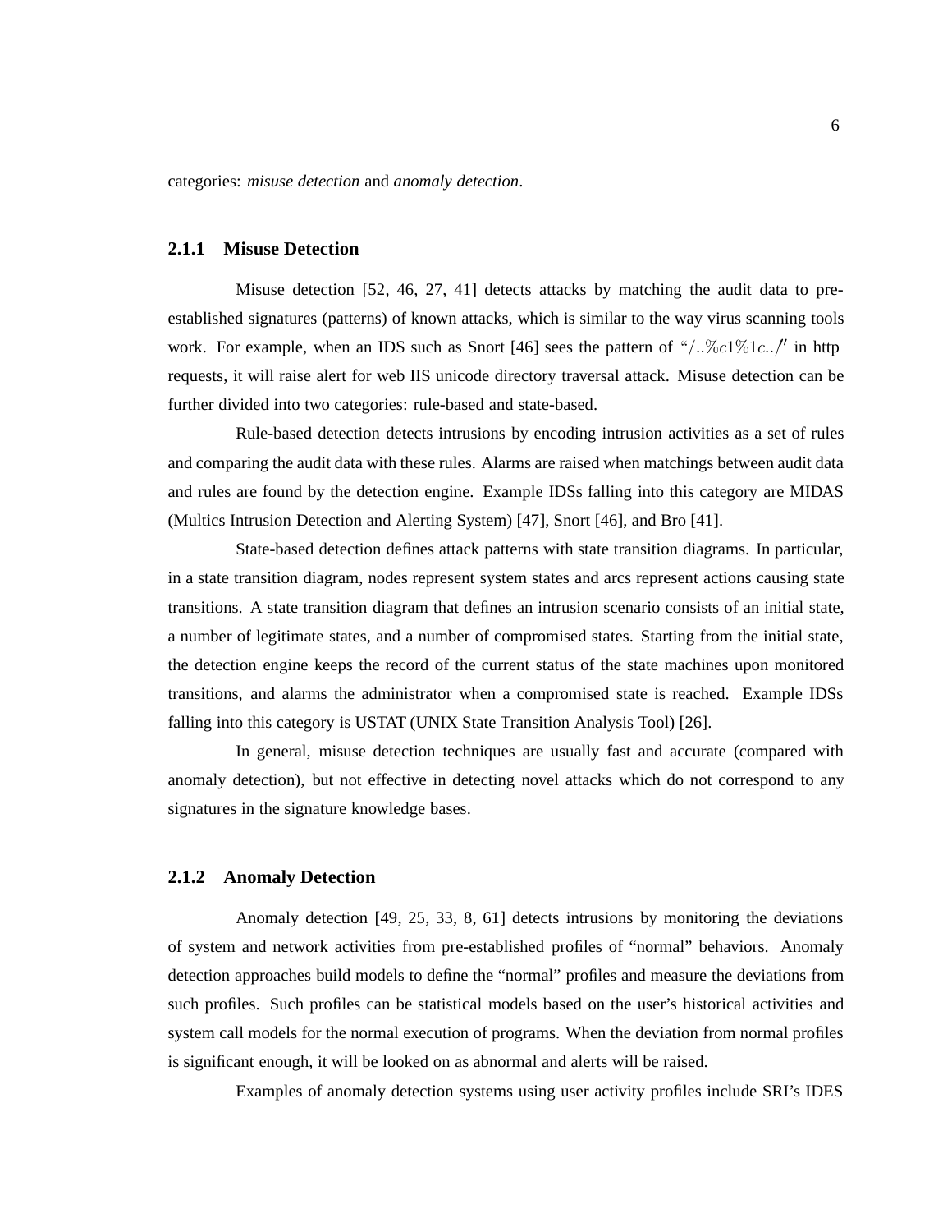categories: *misuse detection* and *anomaly detection*.

### 2.1.1 Misuse Detection

Misuse detection [52, 46, 27, 41] detects attacks by matching the audit data to pre-established signatures (patterns) of known attacks, which is similar to the way virus scanning tools work. For example, when an IDS such as Snort [46] sees the pattern of "/..%c1%1c../" in http requests, it will raise alert for web IIS unicode directory traversal attack. Misuse detection can be further divided into two categories: rule-based and state-based.

Rule-based detection detects intrusions by encoding intrusion activities as a set of rules and comparing the audit data with these rules. Alarms are raised when matchings between audit data and rules are found by the detection engine. Example IDSs falling into this category are MIDAS (Multics Intrusion Detection and Alerting System) [47], Snort [46], and Bro [41].

State-based detection defines attack patterns with state transition diagrams. In particular, in a state transition diagram, nodes represent system states and arcs represent actions causing state transitions. A state transition diagram that defines an intrusion scenario consists of an initial state, a number of legitimate states, and a number of compromised states. Starting from the initial state, the detection engine keeps the record of the current status of the state machines upon monitored transitions, and alarms the administrator when a compromised state is reached. Example IDSs falling into this category is USTAT (UNIX State Transition Analysis Tool) [26].

In general, misuse detection techniques are usually fast and accurate (compared with anomaly detection), but not effective in detecting novel attacks which do not correspond to any signatures in the signature knowledge bases.

### 2.1.2 Anomaly Detection

Anomaly detection [49, 25, 33, 8, 61] detects intrusions by monitoring the deviations of system and network activities from pre-established profiles of "normal" behaviors. Anomaly detection approaches build models to define the "normal" profiles and measure the deviations from such profiles. Such profiles can be statistical models based on the user's historical activities and system call models for the normal execution of programs. When the deviation from normal profiles is significant enough, it will be looked on as abnormal and alerts will be raised.

Examples of anomaly detection systems using user activity profiles include SRI's IDES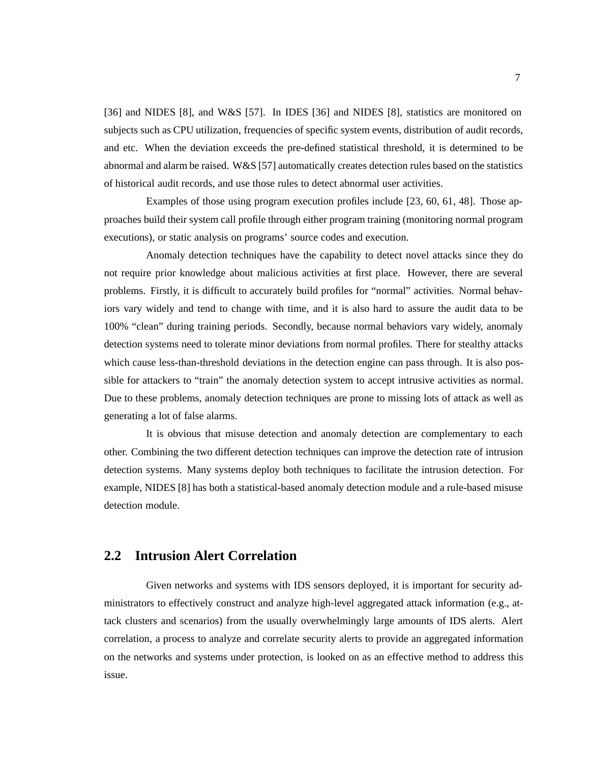[36] and NIDES [8], and W&S [57]. In IDES [36] and NIDES [8], statistics are monitored on subjects such as CPU utilization, frequencies of specific system events, distribution of audit records, and etc. When the deviation exceeds the pre-defined statistical threshold, it is determined to be abnormal and alarm be raised. W&S [57] automatically creates detection rules based on the statistics of historical audit records, and use those rules to detect abnormal user activities.

Examples of those using program execution profiles include [23, 60, 61, 48]. Those approaches build their system call profile through either program training (monitoring normal program executions), or static analysis on programs' source codes and execution.

Anomaly detection techniques have the capability to detect novel attacks since they do not require prior knowledge about malicious activities at first place. However, there are several problems. Firstly, it is difficult to accurately build profiles for "normal" activities. Normal behaviors vary widely and tend to change with time, and it is also hard to assure the audit data to be 100% "clean" during training periods. Secondly, because normal behaviors vary widely, anomaly detection systems need to tolerate minor deviations from normal profiles. There for stealthy attacks which cause less-than-threshold deviations in the detection engine can pass through. It is also possible for attackers to "train" the anomaly detection system to accept intrusive activities as normal. Due to these problems, anomaly detection techniques are prone to missing lots of attack as well as generating a lot of false alarms.

It is obvious that misuse detection and anomaly detection are complementary to each other. Combining the two different detection techniques can improve the detection rate of intrusion detection systems. Many systems deploy both techniques to facilitate the intrusion detection. For example, NIDES [8] has both a statistical-based anomaly detection module and a rule-based misuse detection module.

## 2.2 Intrusion Alert Correlation

Given networks and systems with IDS sensors deployed, it is important for security administrators to effectively construct and analyze high-level aggregated attack information (e.g., attack clusters and scenarios) from the usually overwhelmingly large amounts of IDS alerts. Alert correlation, a process to analyze and correlate security alerts to provide an aggregated information on the networks and systems under protection, is looked on as an effective method to address this issue.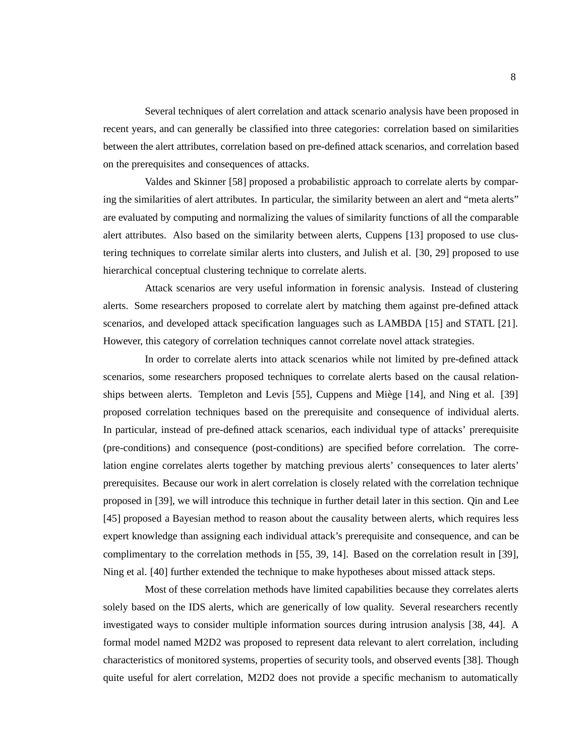Several techniques of alert correlation and attack scenario analysis have been proposed in recent years, and can generally be classified into three categories: correlation based on similarities between the alert attributes, correlation based on pre-defined attack scenarios, and correlation based on the prerequisites and consequences of attacks.

Valdes and Skinner [58] proposed a probabilistic approach to correlate alerts by comparing the similarities of alert attributes. In particular, the similarity between an alert and "meta alerts" are evaluated by computing and normalizing the values of similarity functions of all the comparable alert attributes. Also based on the similarity between alerts, Cuppens [13] proposed to use clustering techniques to correlate similar alerts into clusters, and Julish et al. [30, 29] proposed to use hierarchical conceptual clustering technique to correlate alerts.

Attack scenarios are very useful information in forensic analysis. Instead of clustering alerts. Some researchers proposed to correlate alert by matching them against pre-defined attack scenarios, and developed attack specification languages such as LAMBDA [15] and STATL [21]. However, this category of correlation techniques cannot correlate novel attack strategies.

In order to correlate alerts into attack scenarios while not limited by pre-defined attack scenarios, some researchers proposed techniques to correlate alerts based on the causal relationships between alerts. Templeton and Levis [55], Cuppens and Miège [14], and Ning et al. [39] proposed correlation techniques based on the prerequisite and consequence of individual alerts. In particular, instead of pre-defined attack scenarios, each individual type of attacks' prerequisite (pre-conditions) and consequence (post-conditions) are specified before correlation. The correlation engine correlates alerts together by matching previous alerts' consequences to later alerts' prerequisites. Because our work in alert correlation is closely related with the correlation technique proposed in [39], we will introduce this technique in further detail later in this section. Qin and Lee [45] proposed a Bayesian method to reason about the causality between alerts, which requires less expert knowledge than assigning each individual attack's prerequisite and consequence, and can be complimentary to the correlation methods in [55, 39, 14]. Based on the correlation result in [39], Ning et al. [40] further extended the technique to make hypotheses about missed attack steps.

Most of these correlation methods have limited capabilities because they correlates alerts solely based on the IDS alerts, which are generically of low quality. Several researchers recently investigated ways to consider multiple information sources during intrusion analysis [38, 44]. A formal model named M2D2 was proposed to represent data relevant to alert correlation, including characteristics of monitored systems, properties of security tools, and observed events [38]. Though quite useful for alert correlation, M2D2 does not provide a specific mechanism to automatically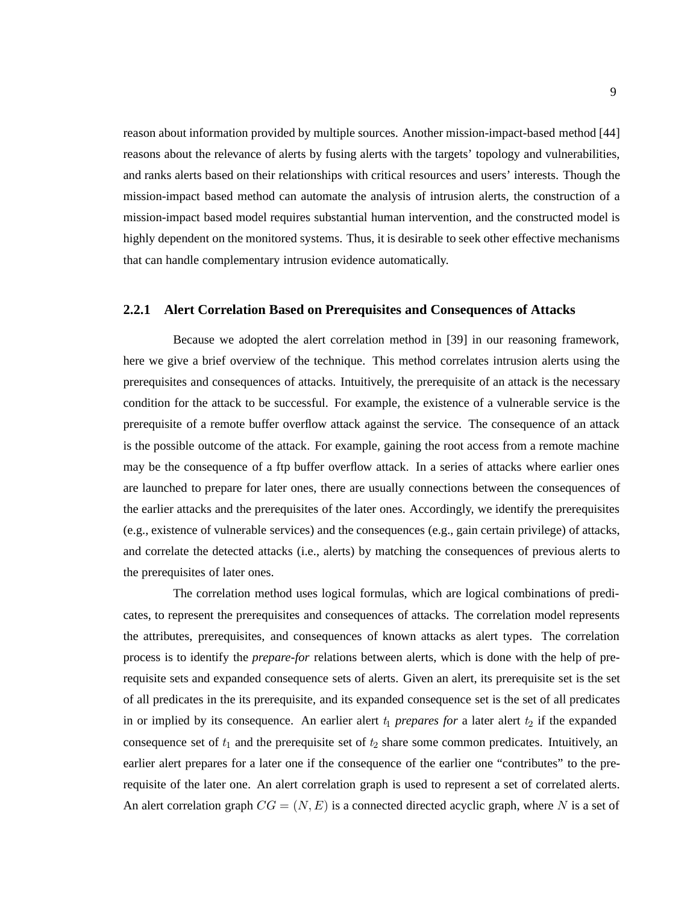reason about information provided by multiple sources. Another mission-impact-based method [44] reasons about the relevance of alerts by fusing alerts with the targets' topology and vulnerabilities, and ranks alerts based on their relationships with critical resources and users' interests. Though the mission-impact based method can automate the analysis of intrusion alerts, the construction of a mission-impact based model requires substantial human intervention, and the constructed model is highly dependent on the monitored systems. Thus, it is desirable to seek other effective mechanisms that can handle complementary intrusion evidence automatically.

### 2.2.1 Alert Correlation Based on Prerequisites and Consequences of Attacks

Because we adopted the alert correlation method in [39] in our reasoning framework, here we give a brief overview of the technique. This method correlates intrusion alerts using the prerequisites and consequences of attacks. Intuitively, the prerequisite of an attack is the necessary condition for the attack to be successful. For example, the existence of a vulnerable service is the prerequisite of a remote buffer overflow attack against the service. The consequence of an attack is the possible outcome of the attack. For example, gaining the root access from a remote machine may be the consequence of a ftp buffer overflow attack. In a series of attacks where earlier ones are launched to prepare for later ones, there are usually connections between the consequences of the earlier attacks and the prerequisites of the later ones. Accordingly, we identify the prerequisites (e.g., existence of vulnerable services) and the consequences (e.g., gain certain privilege) of attacks, and correlate the detected attacks (i.e., alerts) by matching the consequences of previous alerts to the prerequisites of later ones.

The correlation method uses logical formulas, which are logical combinations of predicates, to represent the prerequisites and consequences of attacks. The correlation model represents the attributes, prerequisites, and consequences of known attacks as alert types. The correlation process is to identify the *prepare-for* relations between alerts, which is done with the help of prerequisite sets and expanded consequence sets of alerts. Given an alert, its prerequisite set is the set of all predicates in the its prerequisite, and its expanded consequence set is the set of all predicates in or implied by its consequence. An earlier alert $t_1$ *prepares for* a later alert $t_2$ if the expanded consequence set of $t_1$ and the prerequisite set of $t_2$ share some common predicates. Intuitively, an earlier alert prepares for a later one if the consequence of the earlier one "contributes" to the prerequisite of the later one. An alert correlation graph is used to represent a set of correlated alerts. An alert correlation graph $CG = (N, E)$ is a connected directed acyclic graph, where $N$ is a set of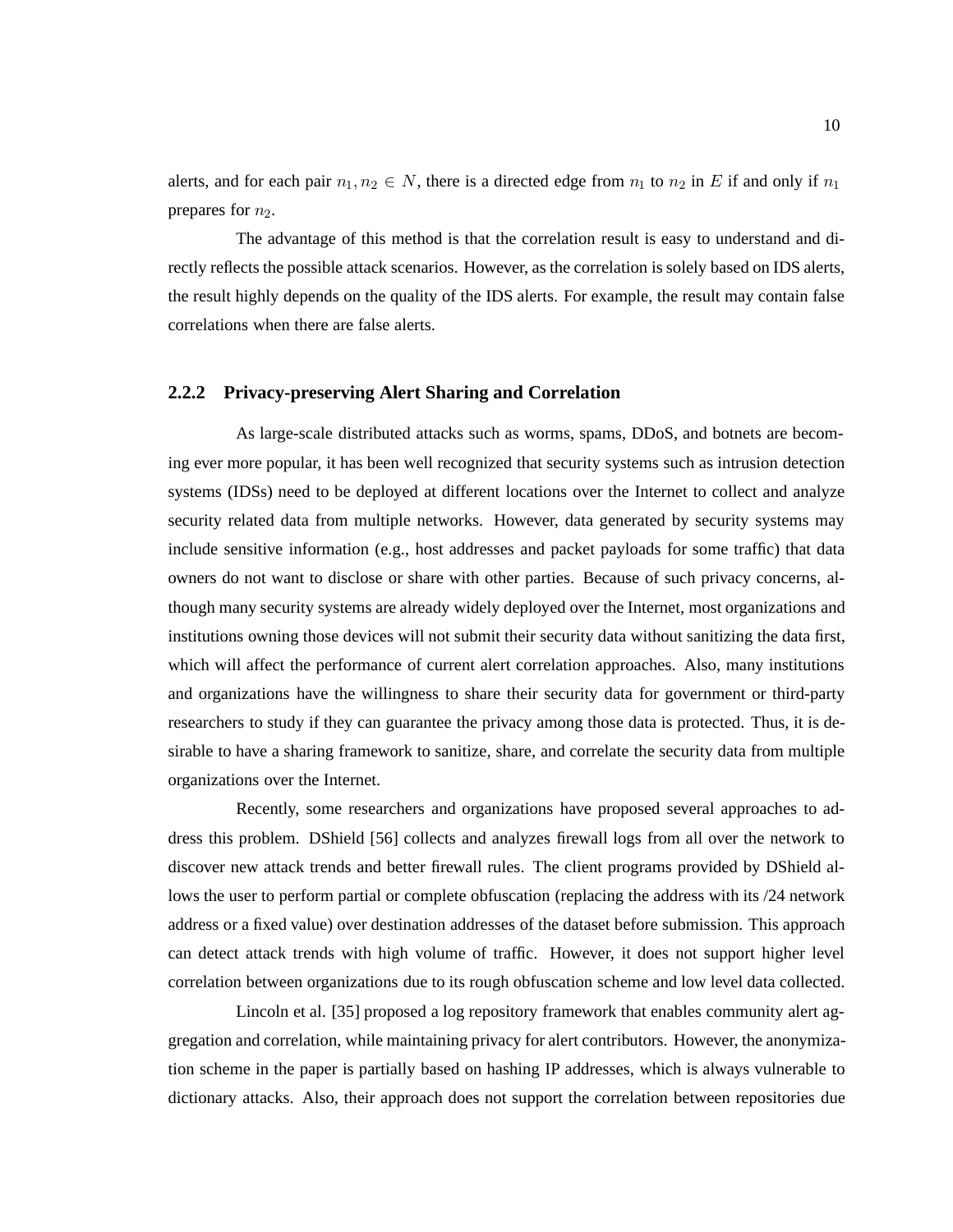alerts, and for each pair $n_1, n_2 \in N$, there is a directed edge from $n_1$ to $n_2$ in $E$ if and only if $n_1$ prepares for $n_2$.

The advantage of this method is that the correlation result is easy to understand and directly reflects the possible attack scenarios. However, as the correlation is solely based on IDS alerts, the result highly depends on the quality of the IDS alerts. For example, the result may contain false correlations when there are false alerts.

### 2.2.2 Privacy-preserving Alert Sharing and Correlation

As large-scale distributed attacks such as worms, spams, DDoS, and botnets are becoming ever more popular, it has been well recognized that security systems such as intrusion detection systems (IDSs) need to be deployed at different locations over the Internet to collect and analyze security related data from multiple networks. However, data generated by security systems may include sensitive information (e.g., host addresses and packet payloads for some traffic) that data owners do not want to disclose or share with other parties. Because of such privacy concerns, although many security systems are already widely deployed over the Internet, most organizations and institutions owning those devices will not submit their security data without sanitizing the data first, which will affect the performance of current alert correlation approaches. Also, many institutions and organizations have the willingness to share their security data for government or third-party researchers to study if they can guarantee the privacy among those data is protected. Thus, it is desirable to have a sharing framework to sanitize, share, and correlate the security data from multiple organizations over the Internet.

Recently, some researchers and organizations have proposed several approaches to address this problem. DShield [56] collects and analyzes firewall logs from all over the network to discover new attack trends and better firewall rules. The client programs provided by DShield allows the user to perform partial or complete obfuscation (replacing the address with its /24 network address or a fixed value) over destination addresses of the dataset before submission. This approach can detect attack trends with high volume of traffic. However, it does not support higher level correlation between organizations due to its rough obfuscation scheme and low level data collected.

Lincoln et al. [35] proposed a log repository framework that enables community alert aggregation and correlation, while maintaining privacy for alert contributors. However, the anonymization scheme in the paper is partially based on hashing IP addresses, which is always vulnerable to dictionary attacks. Also, their approach does not support the correlation between repositories due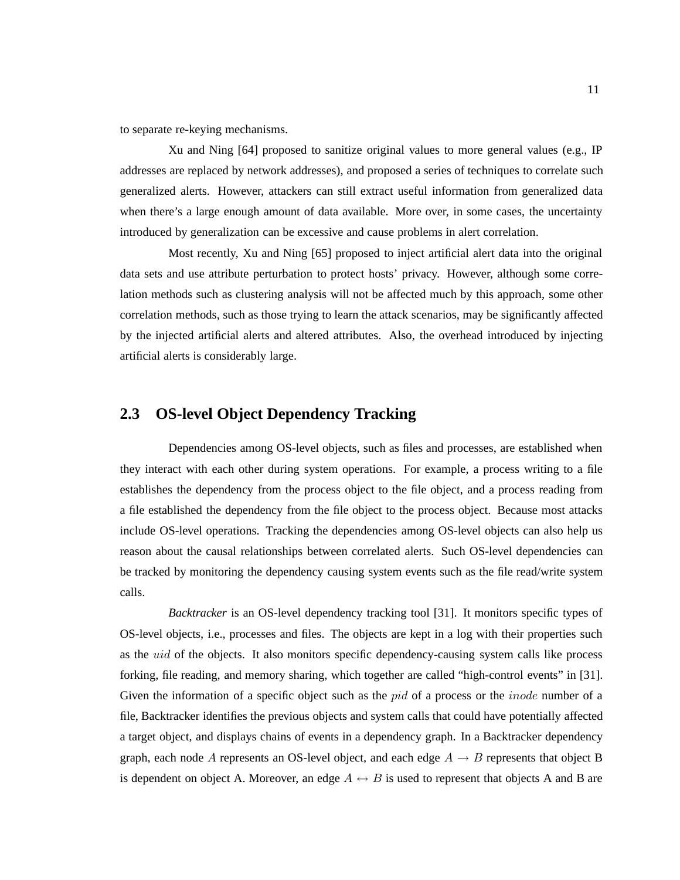to separate re-keying mechanisms.

Xu and Ning [64] proposed to sanitize original values to more general values (e.g., IP addresses are replaced by network addresses), and proposed a series of techniques to correlate such generalized alerts. However, attackers can still extract useful information from generalized data when there's a large enough amount of data available. More over, in some cases, the uncertainty introduced by generalization can be excessive and cause problems in alert correlation.

Most recently, Xu and Ning [65] proposed to inject artificial alert data into the original data sets and use attribute perturbation to protect hosts' privacy. However, although some correlation methods such as clustering analysis will not be affected much by this approach, some other correlation methods, such as those trying to learn the attack scenarios, may be significantly affected by the injected artificial alerts and altered attributes. Also, the overhead introduced by injecting artificial alerts is considerably large.

## 2.3 OS-level Object Dependency Tracking

Dependencies among OS-level objects, such as files and processes, are established when they interact with each other during system operations. For example, a process writing to a file establishes the dependency from the process object to the file object, and a process reading from a file established the dependency from the file object to the process object. Because most attacks include OS-level operations. Tracking the dependencies among OS-level objects can also help us reason about the causal relationships between correlated alerts. Such OS-level dependencies can be tracked by monitoring the dependency causing system events such as the file read/write system calls.

*Backtracker* is an OS-level dependency tracking tool [31]. It monitors specific types of OS-level objects, i.e., processes and files. The objects are kept in a log with their properties such as the $uid$ of the objects. It also monitors specific dependency-causing system calls like process forking, file reading, and memory sharing, which together are called "high-control events" in [31]. Given the information of a specific object such as the $pid$ of a process or the $inode$ number of a file, Backtracker identifies the previous objects and system calls that could have potentially affected a target object, and displays chains of events in a dependency graph. In a Backtracker dependency graph, each node $A$ represents an OS-level object, and each edge $A \rightarrow B$ represents that object B is dependent on object A. Moreover, an edge $A \leftrightarrow B$ is used to represent that objects A and B are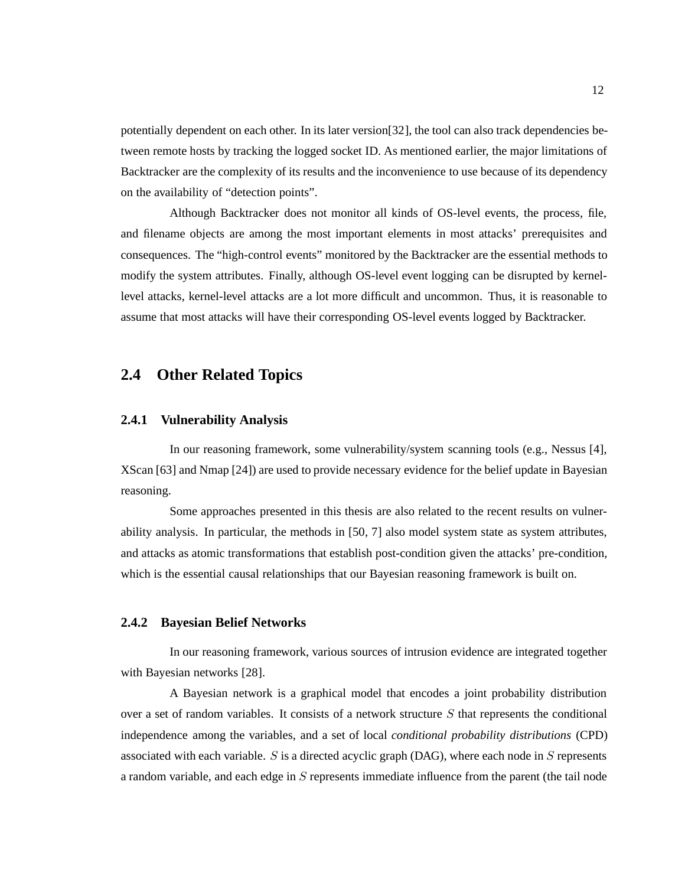potentially dependent on each other. In its later version[32], the tool can also track dependencies between remote hosts by tracking the logged socket ID. As mentioned earlier, the major limitations of Backtracker are the complexity of its results and the inconvenience to use because of its dependency on the availability of "detection points".

Although Backtracker does not monitor all kinds of OS-level events, the process, file, and filename objects are among the most important elements in most attacks' prerequisites and consequences. The "high-control events" monitored by the Backtracker are the essential methods to modify the system attributes. Finally, although OS-level event logging can be disrupted by kernel-level attacks, kernel-level attacks are a lot more difficult and uncommon. Thus, it is reasonable to assume that most attacks will have their corresponding OS-level events logged by Backtracker.

## 2.4 Other Related Topics

### 2.4.1 Vulnerability Analysis

In our reasoning framework, some vulnerability/system scanning tools (e.g., Nessus [4], XScan [63] and Nmap [24]) are used to provide necessary evidence for the belief update in Bayesian reasoning.

Some approaches presented in this thesis are also related to the recent results on vulnerability analysis. In particular, the methods in [50, 7] also model system state as system attributes, and attacks as atomic transformations that establish post-condition given the attacks' pre-condition, which is the essential causal relationships that our Bayesian reasoning framework is built on.

### 2.4.2 Bayesian Belief Networks

In our reasoning framework, various sources of intrusion evidence are integrated together with Bayesian networks [28].

A Bayesian network is a graphical model that encodes a joint probability distribution over a set of random variables. It consists of a network structure $S$ that represents the conditional independence among the variables, and a set of local *conditional probability distributions* (CPD) associated with each variable. $S$ is a directed acyclic graph (DAG), where each node in $S$ represents a random variable, and each edge in $S$ represents immediate influence from the parent (the tail node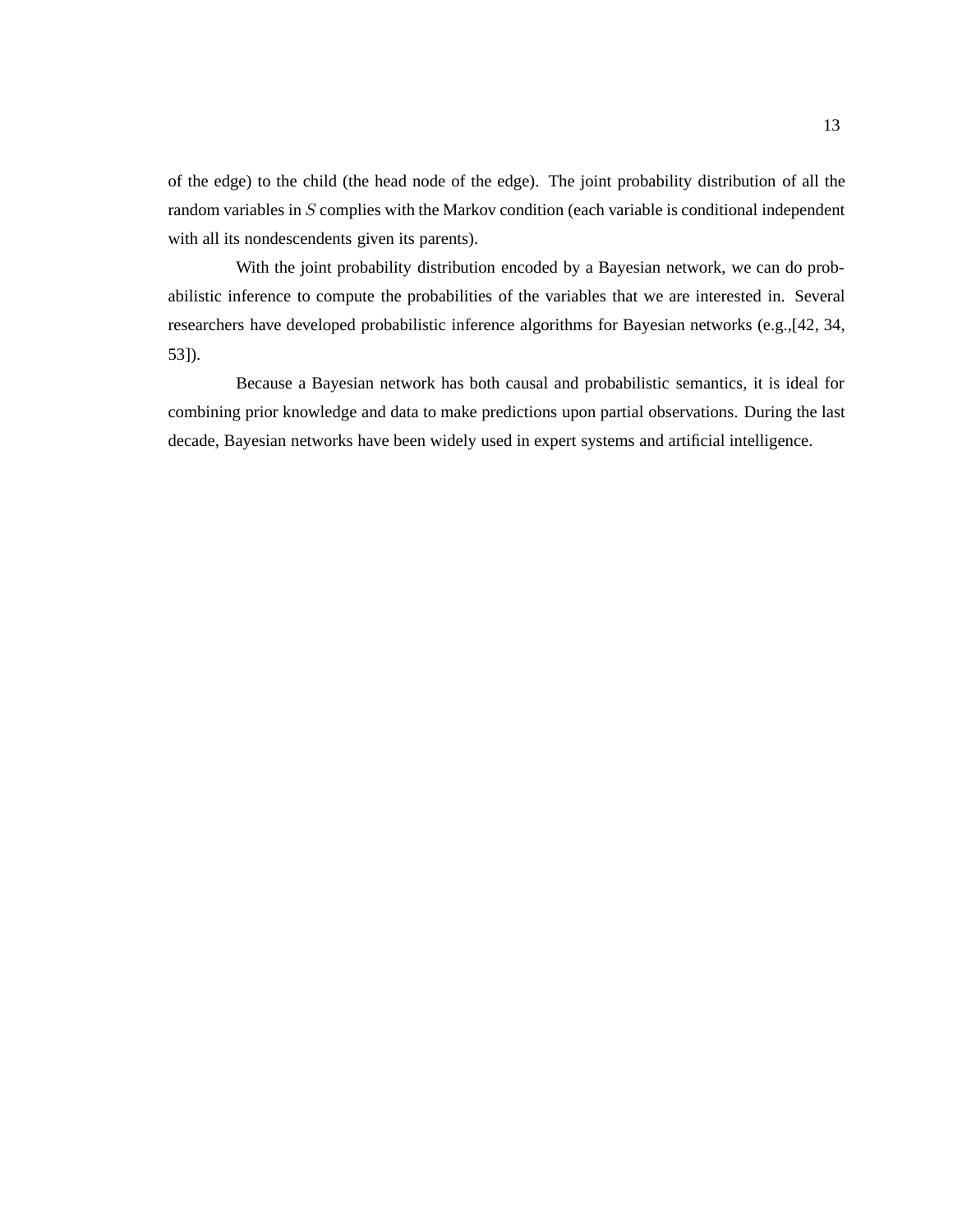of the edge) to the child (the head node of the edge). The joint probability distribution of all the random variables in $S$ complies with the Markov condition (each variable is conditional independent with all its nondescendents given its parents).

With the joint probability distribution encoded by a Bayesian network, we can do probabilistic inference to compute the probabilities of the variables that we are interested in. Several researchers have developed probabilistic inference algorithms for Bayesian networks (e.g.,[42, 34, 53]).

Because a Bayesian network has both causal and probabilistic semantics, it is ideal for combining prior knowledge and data to make predictions upon partial observations. During the last decade, Bayesian networks have been widely used in expert systems and artificial intelligence.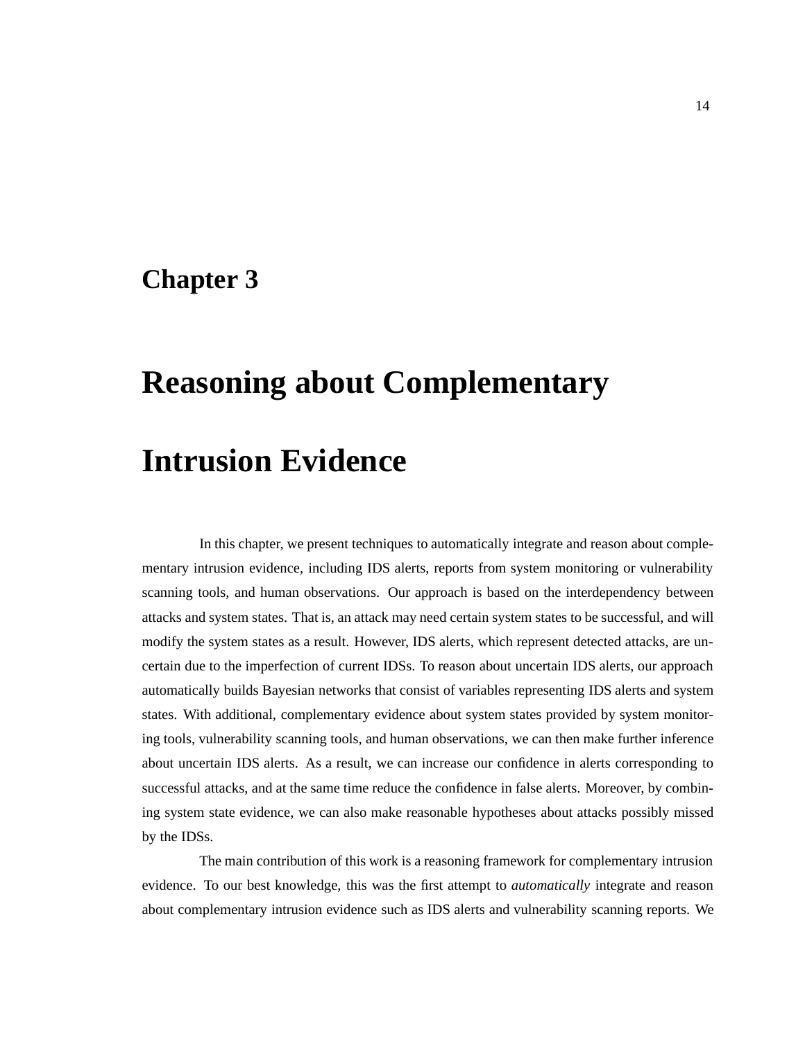# Chapter 3

# Reasoning about Complementary Intrusion Evidence

In this chapter, we present techniques to automatically integrate and reason about complementary intrusion evidence, including IDS alerts, reports from system monitoring or vulnerability scanning tools, and human observations. Our approach is based on the interdependency between attacks and system states. That is, an attack may need certain system states to be successful, and will modify the system states as a result. However, IDS alerts, which represent detected attacks, are uncertain due to the imperfection of current IDSs. To reason about uncertain IDS alerts, our approach automatically builds Bayesian networks that consist of variables representing IDS alerts and system states. With additional, complementary evidence about system states provided by system monitoring tools, vulnerability scanning tools, and human observations, we can then make further inference about uncertain IDS alerts. As a result, we can increase our confidence in alerts corresponding to successful attacks, and at the same time reduce the confidence in false alerts. Moreover, by combining system state evidence, we can also make reasonable hypotheses about attacks possibly missed by the IDSs.

The main contribution of this work is a reasoning framework for complementary intrusion evidence. To our best knowledge, this was the first attempt to *automatically* integrate and reason about complementary intrusion evidence such as IDS alerts and vulnerability scanning reports. We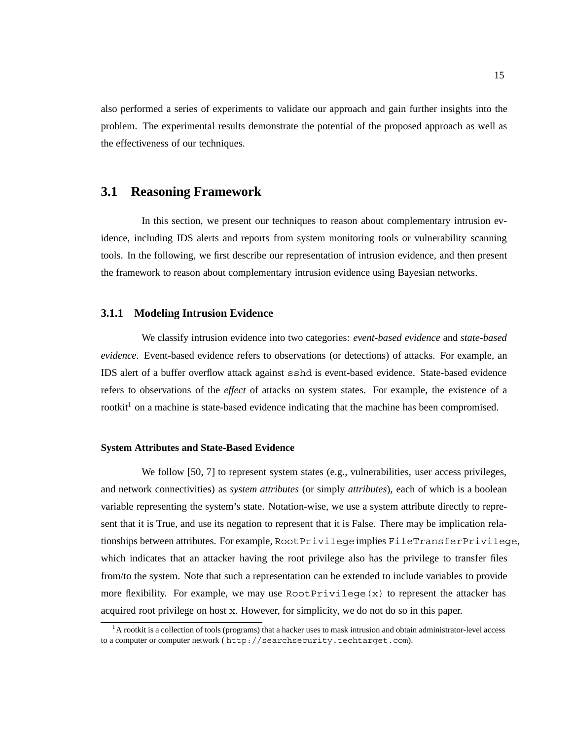also performed a series of experiments to validate our approach and gain further insights into the problem. The experimental results demonstrate the potential of the proposed approach as well as the effectiveness of our techniques.

## 3.1 Reasoning Framework

In this section, we present our techniques to reason about complementary intrusion evidence, including IDS alerts and reports from system monitoring tools or vulnerability scanning tools. In the following, we first describe our representation of intrusion evidence, and then present the framework to reason about complementary intrusion evidence using Bayesian networks.

### 3.1.1 Modeling Intrusion Evidence

We classify intrusion evidence into two categories: *event-based evidence* and *state-based evidence*. Event-based evidence refers to observations (or detections) of attacks. For example, an IDS alert of a buffer overflow attack against `sshd` is event-based evidence. State-based evidence refers to observations of the *effect* of attacks on system states. For example, the existence of a rootkit[1] on a machine is state-based evidence indicating that the machine has been compromised.

#### System Attributes and State-Based Evidence

We follow [50, 7] to represent system states (e.g., vulnerabilities, user access privileges, and network connectivities) as *system attributes* (or simply *attributes*), each of which is a boolean variable representing the system's state. Notation-wise, we use a system attribute directly to represent that it is True, and use its negation to represent that it is False. There may be implication relationships between attributes. For example, `RootPrivilege` implies `FileTransferPrivilege`, which indicates that an attacker having the root privilege also has the privilege to transfer files from/to the system. Note that such a representation can be extended to include variables to provide more flexibility. For example, we may use `RootPrivilege(x)` to represent the attacker has acquired root privilege on host `x`. However, for simplicity, we do not do so in this paper.

[1] A rootkit is a collection of tools (programs) that a hacker uses to mask intrusion and obtain administrator-level access to a computer or computer network ( `http://searchsecurity.techtarget.com`).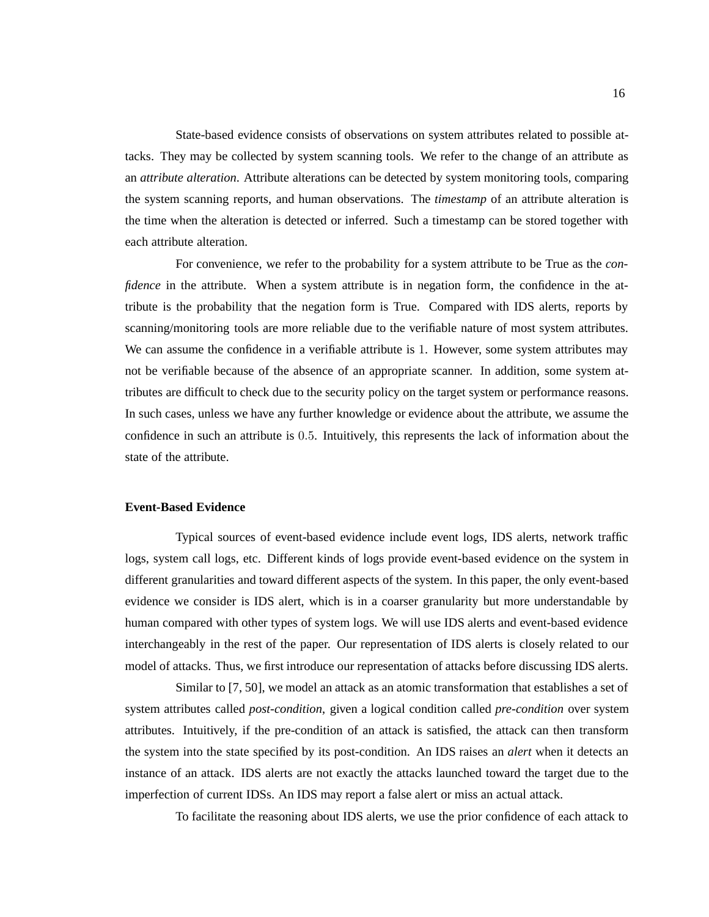State-based evidence consists of observations on system attributes related to possible attacks. They may be collected by system scanning tools. We refer to the change of an attribute as an *attribute alteration*. Attribute alterations can be detected by system monitoring tools, comparing the system scanning reports, and human observations. The *timestamp* of an attribute alteration is the time when the alteration is detected or inferred. Such a timestamp can be stored together with each attribute alteration.

For convenience, we refer to the probability for a system attribute to be True as the *confidence* in the attribute. When a system attribute is in negation form, the confidence in the attribute is the probability that the negation form is True. Compared with IDS alerts, reports by scanning/monitoring tools are more reliable due to the verifiable nature of most system attributes. We can assume the confidence in a verifiable attribute is $1$. However, some system attributes may not be verifiable because of the absence of an appropriate scanner. In addition, some system attributes are difficult to check due to the security policy on the target system or performance reasons. In such cases, unless we have any further knowledge or evidence about the attribute, we assume the confidence in such an attribute is $0.5$. Intuitively, this represents the lack of information about the state of the attribute.

### Event-Based Evidence

Typical sources of event-based evidence include event logs, IDS alerts, network traffic logs, system call logs, etc. Different kinds of logs provide event-based evidence on the system in different granularities and toward different aspects of the system. In this paper, the only event-based evidence we consider is IDS alert, which is in a coarser granularity but more understandable by human compared with other types of system logs. We will use IDS alerts and event-based evidence interchangeably in the rest of the paper. Our representation of IDS alerts is closely related to our model of attacks. Thus, we first introduce our representation of attacks before discussing IDS alerts.

Similar to [7, 50], we model an attack as an atomic transformation that establishes a set of system attributes called *post-condition*, given a logical condition called *pre-condition* over system attributes. Intuitively, if the pre-condition of an attack is satisfied, the attack can then transform the system into the state specified by its post-condition. An IDS raises an *alert* when it detects an instance of an attack. IDS alerts are not exactly the attacks launched toward the target due to the imperfection of current IDSs. An IDS may report a false alert or miss an actual attack.

To facilitate the reasoning about IDS alerts, we use the prior confidence of each attack to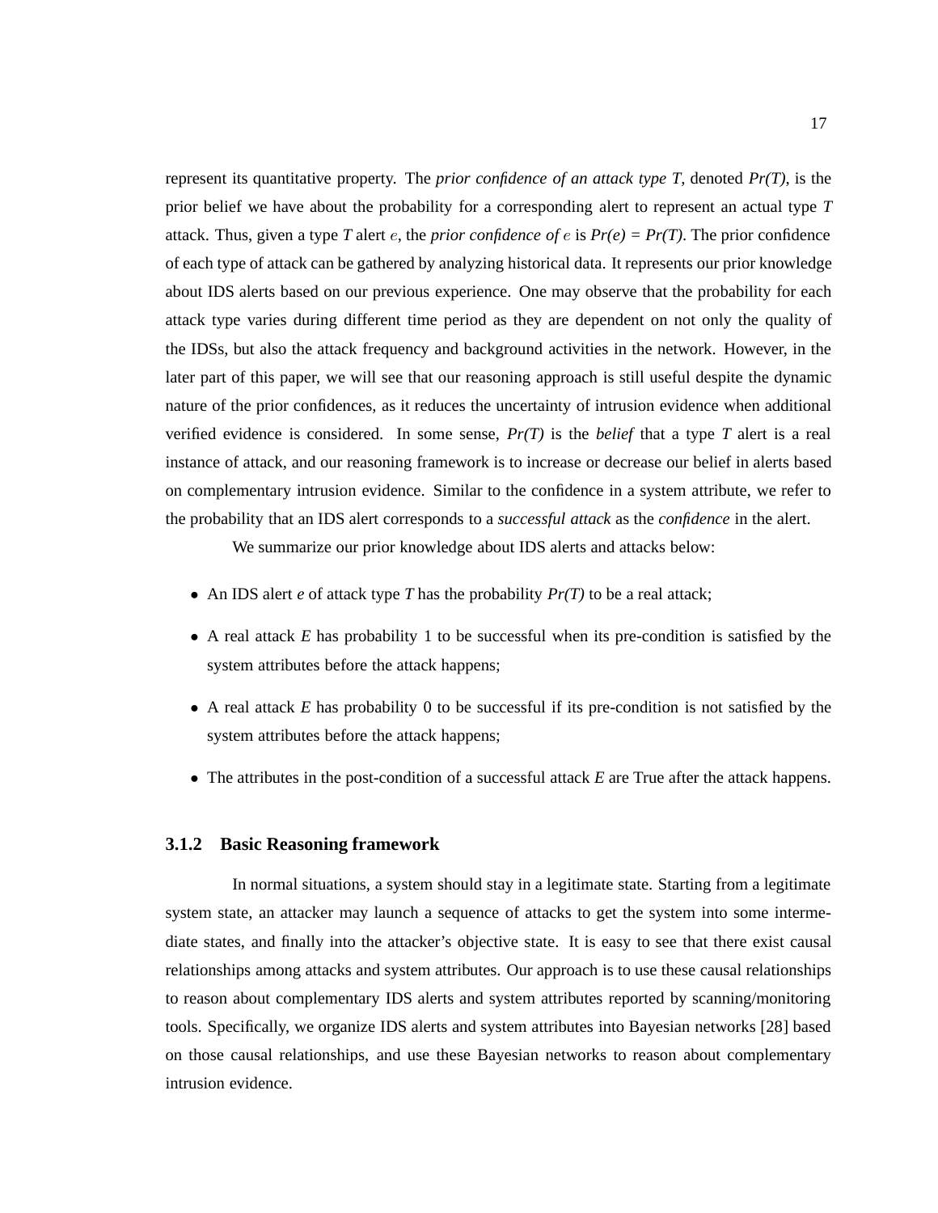represent its quantitative property. The *prior confidence of an attack type T*, denoted *Pr(T)*, is the prior belief we have about the probability for a corresponding alert to represent an actual type *T* attack. Thus, given a type *T* alert $e$, the *prior confidence of* $e$ is *Pr(e) = Pr(T)*. The prior confidence of each type of attack can be gathered by analyzing historical data. It represents our prior knowledge about IDS alerts based on our previous experience. One may observe that the probability for each attack type varies during different time period as they are dependent on not only the quality of the IDSs, but also the attack frequency and background activities in the network. However, in the later part of this paper, we will see that our reasoning approach is still useful despite the dynamic nature of the prior confidences, as it reduces the uncertainty of intrusion evidence when additional verified evidence is considered. In some sense, *Pr(T)* is the *belief* that a type *T* alert is a real instance of attack, and our reasoning framework is to increase or decrease our belief in alerts based on complementary intrusion evidence. Similar to the confidence in a system attribute, we refer to the probability that an IDS alert corresponds to a *successful attack* as the *confidence* in the alert.

We summarize our prior knowledge about IDS alerts and attacks below:

- An IDS alert *e* of attack type *T* has the probability *Pr(T)* to be a real attack;
- A real attack *E* has probability 1 to be successful when its pre-condition is satisfied by the system attributes before the attack happens;
- A real attack *E* has probability 0 to be successful if its pre-condition is not satisfied by the system attributes before the attack happens;
- The attributes in the post-condition of a successful attack *E* are True after the attack happens.

### 3.1.2 Basic Reasoning framework

In normal situations, a system should stay in a legitimate state. Starting from a legitimate system state, an attacker may launch a sequence of attacks to get the system into some intermediate states, and finally into the attacker's objective state. It is easy to see that there exist causal relationships among attacks and system attributes. Our approach is to use these causal relationships to reason about complementary IDS alerts and system attributes reported by scanning/monitoring tools. Specifically, we organize IDS alerts and system attributes into Bayesian networks [28] based on those causal relationships, and use these Bayesian networks to reason about complementary intrusion evidence.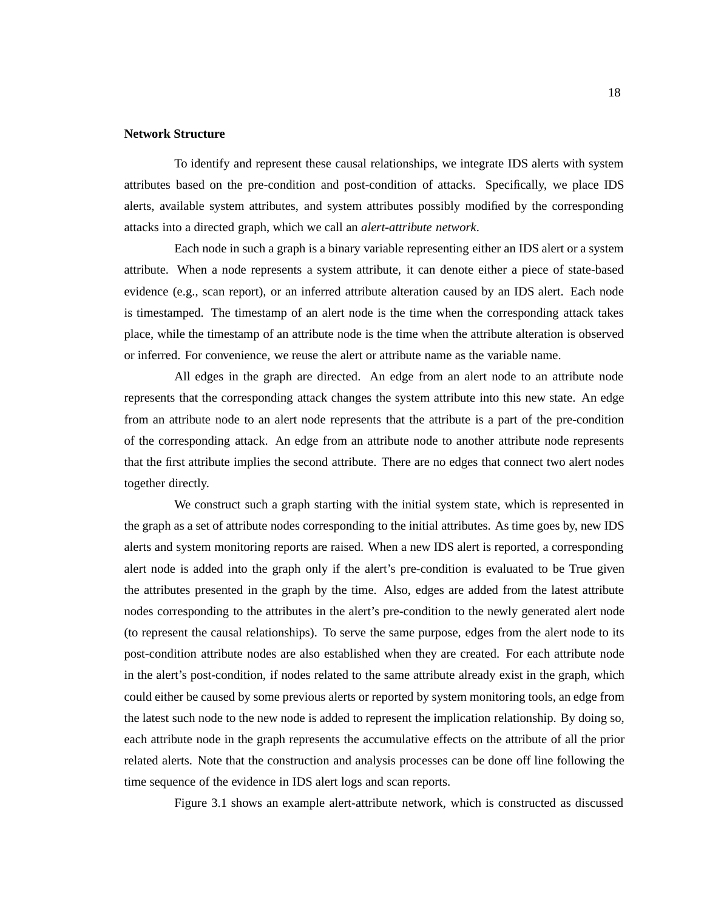**Network Structure**

To identify and represent these causal relationships, we integrate IDS alerts with system attributes based on the pre-condition and post-condition of attacks. Specifically, we place IDS alerts, available system attributes, and system attributes possibly modified by the corresponding attacks into a directed graph, which we call an *alert-attribute network*.

Each node in such a graph is a binary variable representing either an IDS alert or a system attribute. When a node represents a system attribute, it can denote either a piece of state-based evidence (e.g., scan report), or an inferred attribute alteration caused by an IDS alert. Each node is timestamped. The timestamp of an alert node is the time when the corresponding attack takes place, while the timestamp of an attribute node is the time when the attribute alteration is observed or inferred. For convenience, we reuse the alert or attribute name as the variable name.

All edges in the graph are directed. An edge from an alert node to an attribute node represents that the corresponding attack changes the system attribute into this new state. An edge from an attribute node to an alert node represents that the attribute is a part of the pre-condition of the corresponding attack. An edge from an attribute node to another attribute node represents that the first attribute implies the second attribute. There are no edges that connect two alert nodes together directly.

We construct such a graph starting with the initial system state, which is represented in the graph as a set of attribute nodes corresponding to the initial attributes. As time goes by, new IDS alerts and system monitoring reports are raised. When a new IDS alert is reported, a corresponding alert node is added into the graph only if the alert's pre-condition is evaluated to be True given the attributes presented in the graph by the time. Also, edges are added from the latest attribute nodes corresponding to the attributes in the alert's pre-condition to the newly generated alert node (to represent the causal relationships). To serve the same purpose, edges from the alert node to its post-condition attribute nodes are also established when they are created. For each attribute node in the alert's post-condition, if nodes related to the same attribute already exist in the graph, which could either be caused by some previous alerts or reported by system monitoring tools, an edge from the latest such node to the new node is added to represent the implication relationship. By doing so, each attribute node in the graph represents the accumulative effects on the attribute of all the prior related alerts. Note that the construction and analysis processes can be done off line following the time sequence of the evidence in IDS alert logs and scan reports.

Figure 3.1 shows an example alert-attribute network, which is constructed as discussed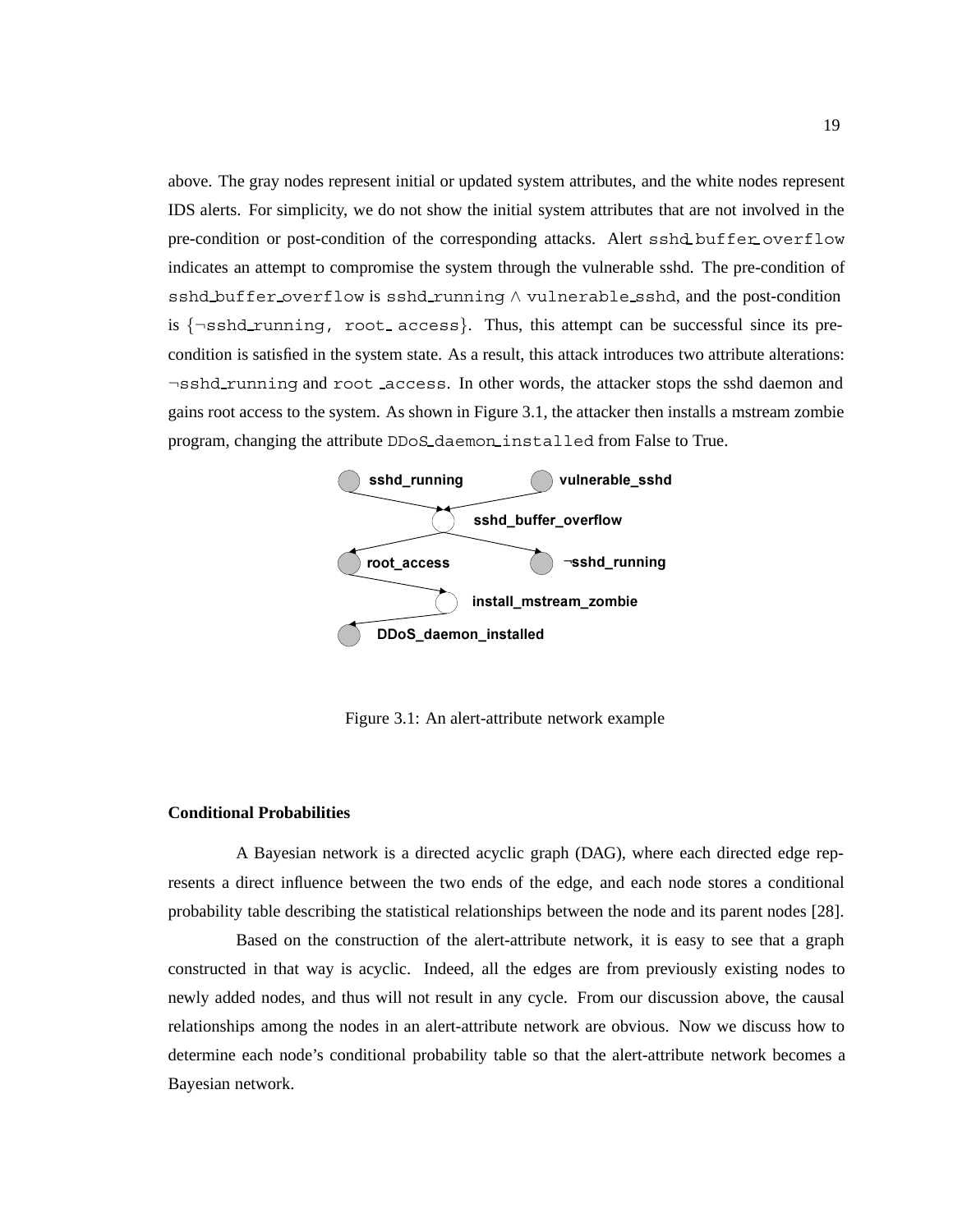above. The gray nodes represent initial or updated system attributes, and the white nodes represent IDS alerts. For simplicity, we do not show the initial system attributes that are not involved in the pre-condition or post-condition of the corresponding attacks. Alert `sshd_buffer_overflow` indicates an attempt to compromise the system through the vulnerable sshd. The pre-condition of `sshd_buffer_overflow` is `sshd_running` $\wedge$ `vulnerable_sshd`, and the post-condition is $\{\neg$`sshd_running`, `root_access`$\}$. Thus, this attempt can be successful since its pre-condition is satisfied in the system state. As a result, this attack introduces two attribute alterations: $\neg$`sshd_running` and `root_access`. In other words, the attacker stops the sshd daemon and gains root access to the system. As shown in Figure 3.1, the attacker then installs a mstream zombie program, changing the attribute `DDoS_daemon_installed` from False to True.

Figure 3.1: An alert-attribute network example

**Conditional Probabilities**

A Bayesian network is a directed acyclic graph (DAG), where each directed edge represents a direct influence between the two ends of the edge, and each node stores a conditional probability table describing the statistical relationships between the node and its parent nodes [28].

Based on the construction of the alert-attribute network, it is easy to see that a graph constructed in that way is acyclic. Indeed, all the edges are from previously existing nodes to newly added nodes, and thus will not result in any cycle. From our discussion above, the causal relationships among the nodes in an alert-attribute network are obvious. Now we discuss how to determine each node's conditional probability table so that the alert-attribute network becomes a Bayesian network.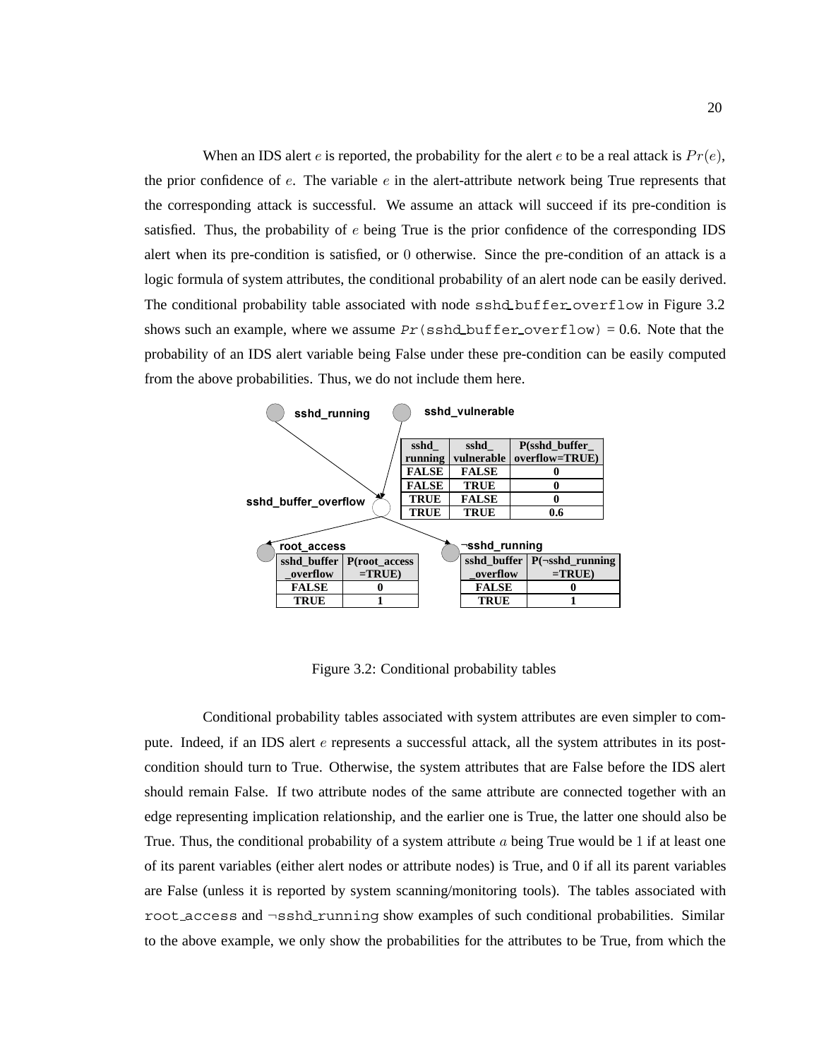When an IDS alert $e$ is reported, the probability for the alert $e$ to be a real attack is $Pr(e)$, the prior confidence of $e$. The variable $e$ in the alert-attribute network being True represents that the corresponding attack is successful. We assume an attack will succeed if its pre-condition is satisfied. Thus, the probability of $e$ being True is the prior confidence of the corresponding IDS alert when its pre-condition is satisfied, or 0 otherwise. Since the pre-condition of an attack is a logic formula of system attributes, the conditional probability of an alert node can be easily derived. The conditional probability table associated with node `sshd_buffer_overflow` in Figure 3.2 shows such an example, where we assume `Pr(sshd_buffer_overflow)` = 0.6. Note that the probability of an IDS alert variable being False under these pre-condition can be easily computed from the above probabilities. Thus, we do not include them here.

sshd_running → sshd_buffer_overflow ← sshd_vulnerable

sshd_buffer_overflow → root_access, sshd_buffer_overflow → ¬sshd_running

| sshd_running | sshd_vulnerable | P(sshd_buffer_overflow=TRUE) |
|---|---|---|
| FALSE | FALSE | 0 |
| FALSE | TRUE | 0 |
| TRUE | FALSE | 0 |
| TRUE | TRUE | 0.6 |

root_access

| sshd_buffer_overflow | P(root_access =TRUE) |
|---|---|
| FALSE | 0 |
| TRUE | 1 |

¬sshd_running

| sshd_buffer_overflow | P(¬sshd_running =TRUE) |
|---|---|
| FALSE | 0 |
| TRUE | 1 |

Figure 3.2: Conditional probability tables

Conditional probability tables associated with system attributes are even simpler to compute. Indeed, if an IDS alert $e$ represents a successful attack, all the system attributes in its post-condition should turn to True. Otherwise, the system attributes that are False before the IDS alert should remain False. If two attribute nodes of the same attribute are connected together with an edge representing implication relationship, and the earlier one is True, the latter one should also be True. Thus, the conditional probability of a system attribute $a$ being True would be 1 if at least one of its parent variables (either alert nodes or attribute nodes) is True, and 0 if all its parent variables are False (unless it is reported by system scanning/monitoring tools). The tables associated with `root_access` and ¬`sshd_running` show examples of such conditional probabilities. Similar to the above example, we only show the probabilities for the attributes to be True, from which the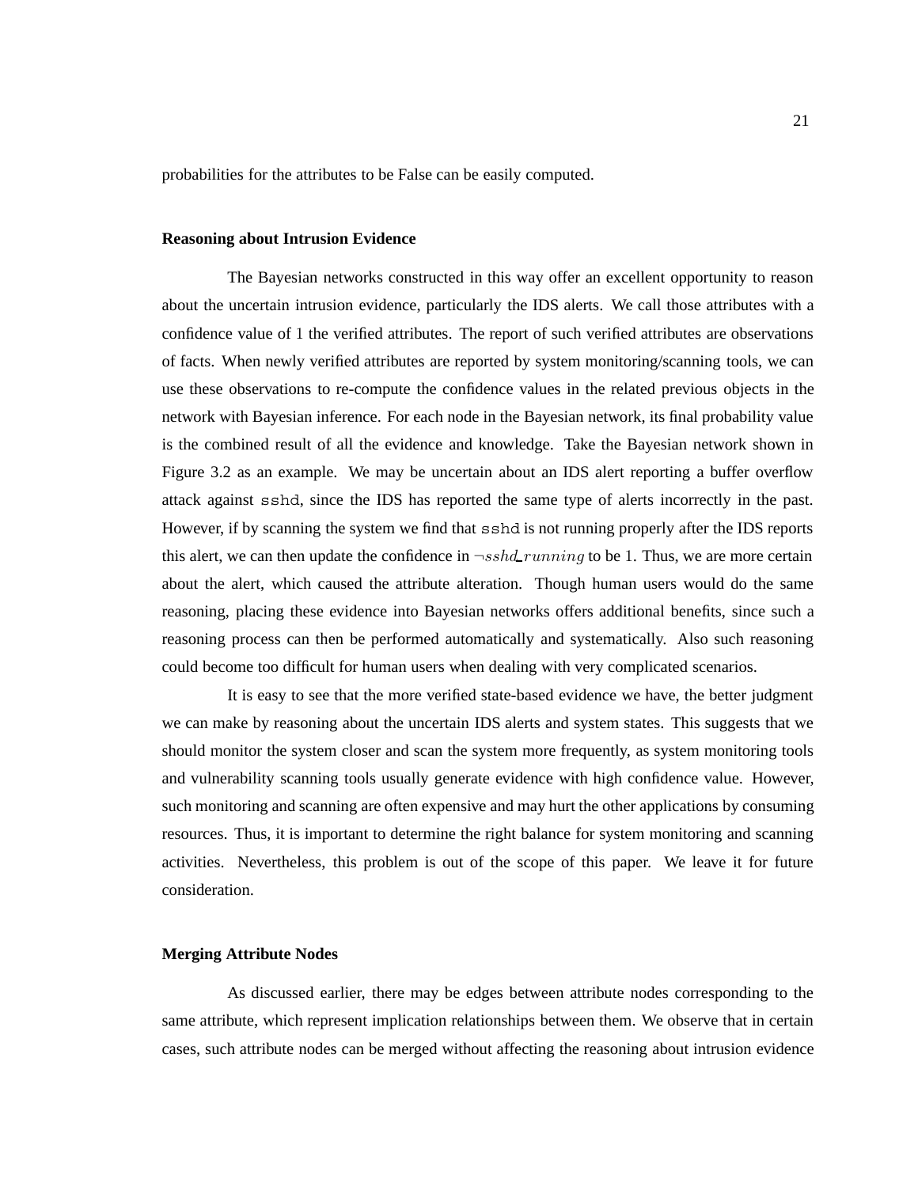probabilities for the attributes to be False can be easily computed.

### Reasoning about Intrusion Evidence

The Bayesian networks constructed in this way offer an excellent opportunity to reason about the uncertain intrusion evidence, particularly the IDS alerts. We call those attributes with a confidence value of 1 the verified attributes. The report of such verified attributes are observations of facts. When newly verified attributes are reported by system monitoring/scanning tools, we can use these observations to re-compute the confidence values in the related previous objects in the network with Bayesian inference. For each node in the Bayesian network, its final probability value is the combined result of all the evidence and knowledge. Take the Bayesian network shown in Figure 3.2 as an example. We may be uncertain about an IDS alert reporting a buffer overflow attack against `sshd`, since the IDS has reported the same type of alerts incorrectly in the past. However, if by scanning the system we find that `sshd` is not running properly after the IDS reports this alert, we can then update the confidence in $\neg sshd\_running$ to be 1. Thus, we are more certain about the alert, which caused the attribute alteration. Though human users would do the same reasoning, placing these evidence into Bayesian networks offers additional benefits, since such a reasoning process can then be performed automatically and systematically. Also such reasoning could become too difficult for human users when dealing with very complicated scenarios.

It is easy to see that the more verified state-based evidence we have, the better judgment we can make by reasoning about the uncertain IDS alerts and system states. This suggests that we should monitor the system closer and scan the system more frequently, as system monitoring tools and vulnerability scanning tools usually generate evidence with high confidence value. However, such monitoring and scanning are often expensive and may hurt the other applications by consuming resources. Thus, it is important to determine the right balance for system monitoring and scanning activities. Nevertheless, this problem is out of the scope of this paper. We leave it for future consideration.

### Merging Attribute Nodes

As discussed earlier, there may be edges between attribute nodes corresponding to the same attribute, which represent implication relationships between them. We observe that in certain cases, such attribute nodes can be merged without affecting the reasoning about intrusion evidence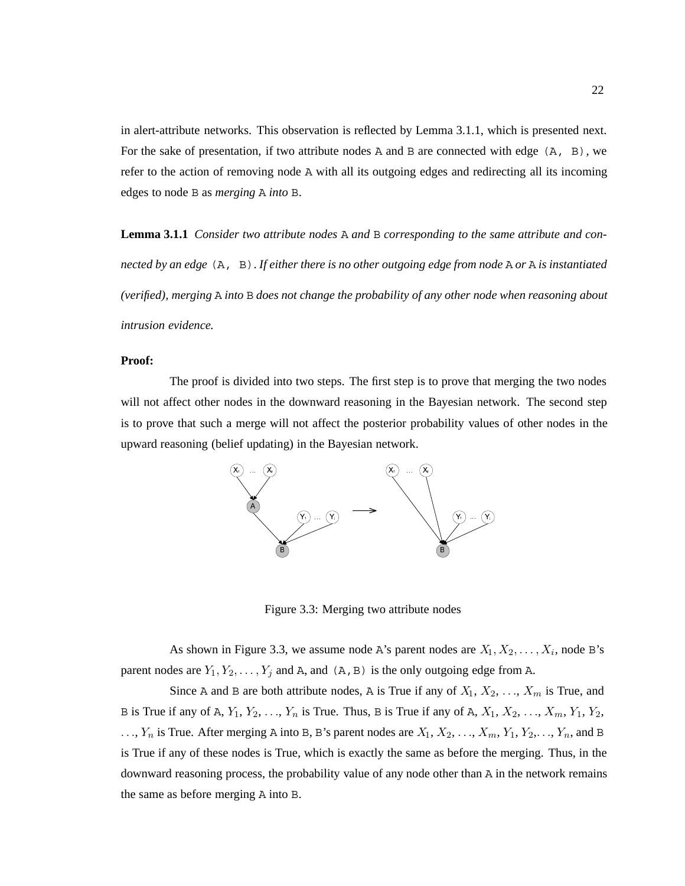in alert-attribute networks. This observation is reflected by Lemma 3.1.1, which is presented next. For the sake of presentation, if two attribute nodes `A` and `B` are connected with edge `(A, B)`, we refer to the action of removing node `A` with all its outgoing edges and redirecting all its incoming edges to node `B` as *merging* `A` *into* `B`.

**Lemma 3.1.1** *Consider two attribute nodes* `A` *and* `B` *corresponding to the same attribute and connected by an edge* `(A, B)`*. If either there is no other outgoing edge from node* `A` *or* `A` *is instantiated (verified), merging* `A` *into* `B` *does not change the probability of any other node when reasoning about intrusion evidence.*

**Proof:**

The proof is divided into two steps. The first step is to prove that merging the two nodes will not affect other nodes in the downward reasoning in the Bayesian network. The second step is to prove that such a merge will not affect the posterior probability values of other nodes in the upward reasoning (belief updating) in the Bayesian network.

Figure 3.3: Merging two attribute nodes

As shown in Figure 3.3, we assume node `A`'s parent nodes are $X_1, X_2, \ldots, X_i$, node `B`'s parent nodes are $Y_1, Y_2, \ldots, Y_j$ and `A`, and `(A,B)` is the only outgoing edge from `A`.

Since `A` and `B` are both attribute nodes, `A` is True if any of $X_1$, $X_2$, ..., $X_m$ is True, and `B` is True if any of `A`, $Y_1$, $Y_2$, ..., $Y_n$ is True. Thus, `B` is True if any of `A`, $X_1$, $X_2$, ..., $X_m$, $Y_1$, $Y_2$, ..., $Y_n$ is True. After merging `A` into `B`, `B`'s parent nodes are $X_1$, $X_2$, ..., $X_m$, $Y_1$, $Y_2$,..., $Y_n$, and `B` is True if any of these nodes is True, which is exactly the same as before the merging. Thus, in the downward reasoning process, the probability value of any node other than `A` in the network remains the same as before merging `A` into `B`.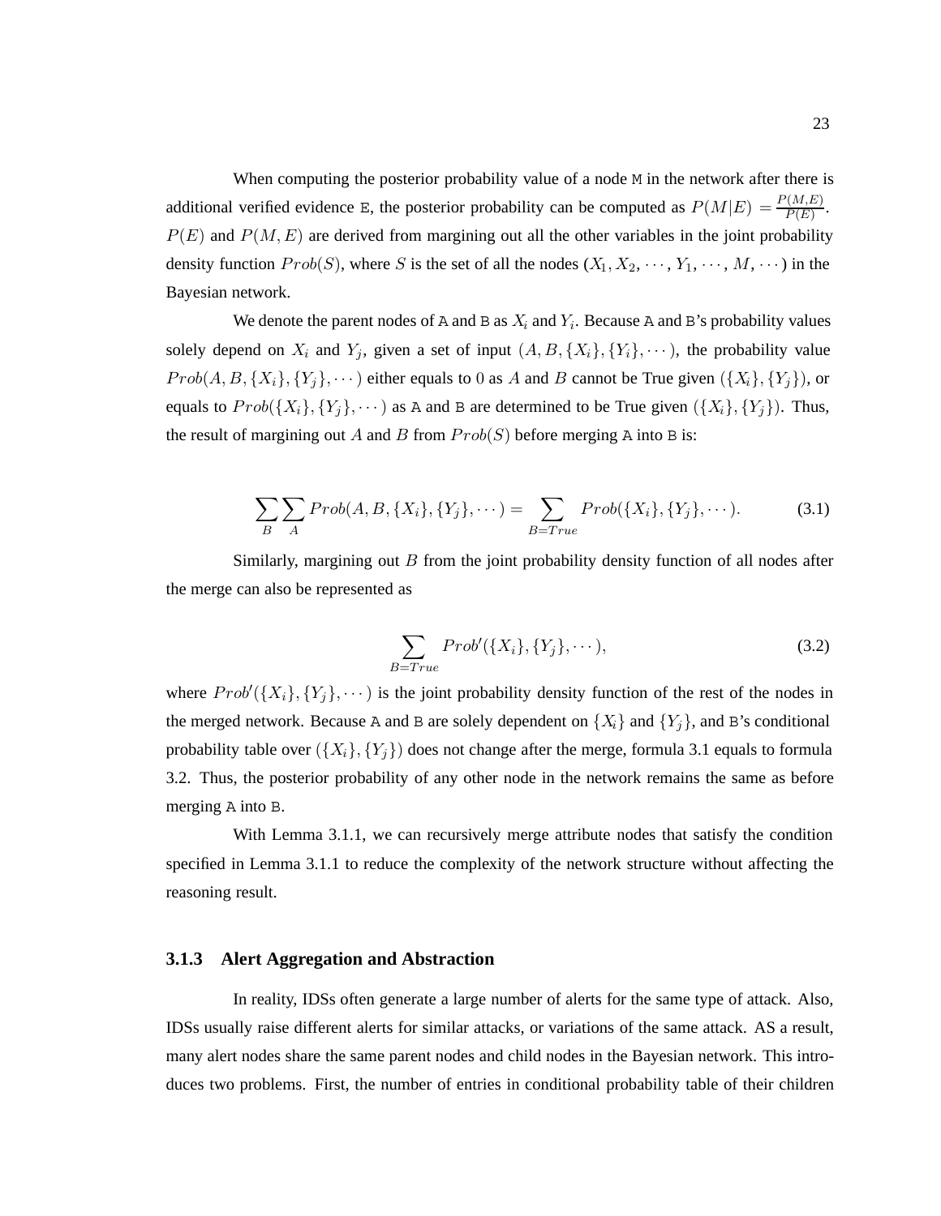When computing the posterior probability value of a node `M` in the network after there is additional verified evidence `E`, the posterior probability can be computed as $P(M|E) = \frac{P(M,E)}{P(E)}$. $P(E)$ and $P(M,E)$ are derived from margining out all the other variables in the joint probability density function $Prob(S)$, where $S$ is the set of all the nodes $(X_1, X_2, \cdots, Y_1, \cdots, M, \cdots)$ in the Bayesian network.

We denote the parent nodes of `A` and `B` as $X_i$ and $Y_i$. Because `A` and `B`'s probability values solely depend on $X_i$ and $Y_j$, given a set of input $(A, B, \{X_i\}, \{Y_i\}, \cdots)$, the probability value $Prob(A, B, \{X_i\}, \{Y_j\}, \cdots)$ either equals to $0$ as $A$ and $B$ cannot be True given $(\{X_i\}, \{Y_j\})$, or equals to $Prob(\{X_i\}, \{Y_j\}, \cdots)$ as `A` and `B` are determined to be True given $(\{X_i\}, \{Y_j\})$. Thus, the result of margining out $A$ and $B$ from $Prob(S)$ before merging `A` into `B` is:

$$\sum_B \sum_A Prob(A, B, \{X_i\}, \{Y_j\}, \cdots) = \sum_{B=True} Prob(\{X_i\}, \{Y_j\}, \cdots). \tag{3.1}$$

Similarly, margining out $B$ from the joint probability density function of all nodes after the merge can also be represented as

$$\sum_{B=True} Prob'(\{X_i\}, \{Y_j\}, \cdots), \tag{3.2}$$

where $Prob'(\{X_i\}, \{Y_j\}, \cdots)$ is the joint probability density function of the rest of the nodes in the merged network. Because `A` and `B` are solely dependent on $\{X_i\}$ and $\{Y_j\}$, and `B`'s conditional probability table over $(\{X_i\}, \{Y_j\})$ does not change after the merge, formula 3.1 equals to formula 3.2. Thus, the posterior probability of any other node in the network remains the same as before merging `A` into `B`.

With Lemma 3.1.1, we can recursively merge attribute nodes that satisfy the condition specified in Lemma 3.1.1 to reduce the complexity of the network structure without affecting the reasoning result.

### 3.1.3 Alert Aggregation and Abstraction

In reality, IDSs often generate a large number of alerts for the same type of attack. Also, IDSs usually raise different alerts for similar attacks, or variations of the same attack. AS a result, many alert nodes share the same parent nodes and child nodes in the Bayesian network. This introduces two problems. First, the number of entries in conditional probability table of their children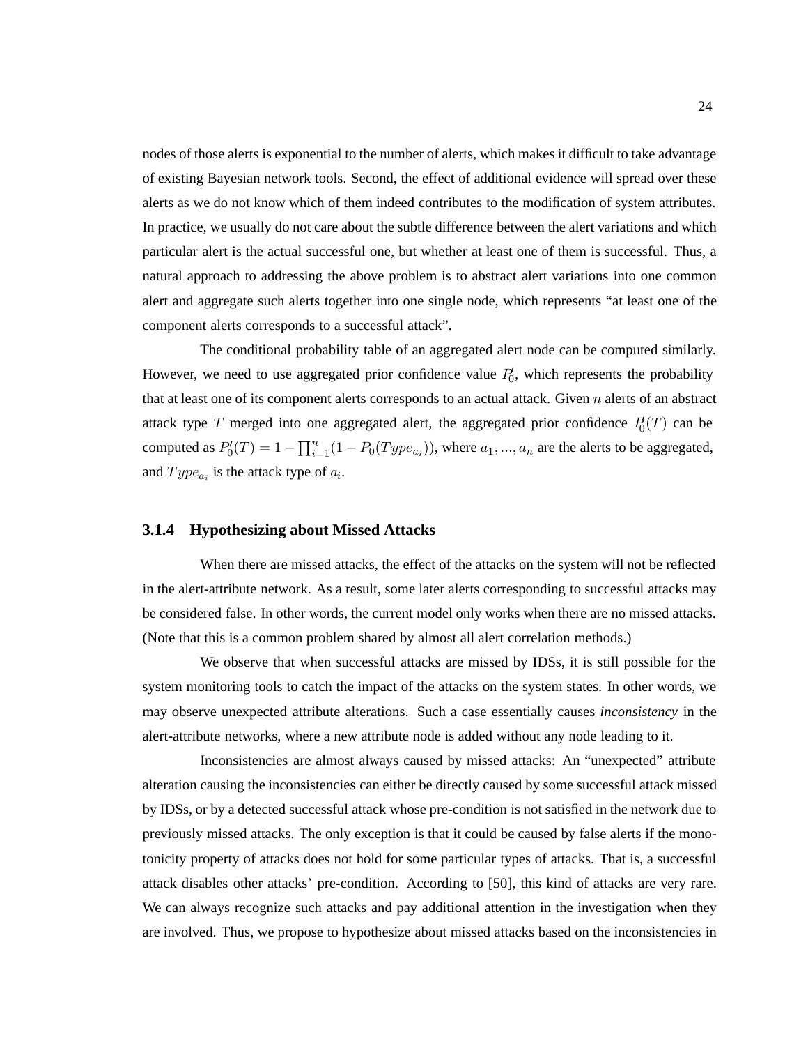nodes of those alerts is exponential to the number of alerts, which makes it difficult to take advantage of existing Bayesian network tools. Second, the effect of additional evidence will spread over these alerts as we do not know which of them indeed contributes to the modification of system attributes. In practice, we usually do not care about the subtle difference between the alert variations and which particular alert is the actual successful one, but whether at least one of them is successful. Thus, a natural approach to addressing the above problem is to abstract alert variations into one common alert and aggregate such alerts together into one single node, which represents "at least one of the component alerts corresponds to a successful attack".

The conditional probability table of an aggregated alert node can be computed similarly. However, we need to use aggregated prior confidence value $P_0'$, which represents the probability that at least one of its component alerts corresponds to an actual attack. Given $n$ alerts of an abstract attack type $T$ merged into one aggregated alert, the aggregated prior confidence $P_0'(T)$ can be computed as $P_0'(T) = 1 - \prod_{i=1}^{n}(1 - P_0(Type_{a_i}))$, where $a_1, ..., a_n$ are the alerts to be aggregated, and $Type_{a_i}$ is the attack type of $a_i$.

### 3.1.4 Hypothesizing about Missed Attacks

When there are missed attacks, the effect of the attacks on the system will not be reflected in the alert-attribute network. As a result, some later alerts corresponding to successful attacks may be considered false. In other words, the current model only works when there are no missed attacks. (Note that this is a common problem shared by almost all alert correlation methods.)

We observe that when successful attacks are missed by IDSs, it is still possible for the system monitoring tools to catch the impact of the attacks on the system states. In other words, we may observe unexpected attribute alterations. Such a case essentially causes *inconsistency* in the alert-attribute networks, where a new attribute node is added without any node leading to it.

Inconsistencies are almost always caused by missed attacks: An "unexpected" attribute alteration causing the inconsistencies can either be directly caused by some successful attack missed by IDSs, or by a detected successful attack whose pre-condition is not satisfied in the network due to previously missed attacks. The only exception is that it could be caused by false alerts if the monotonicity property of attacks does not hold for some particular types of attacks. That is, a successful attack disables other attacks' pre-condition. According to [50], this kind of attacks are very rare. We can always recognize such attacks and pay additional attention in the investigation when they are involved. Thus, we propose to hypothesize about missed attacks based on the inconsistencies in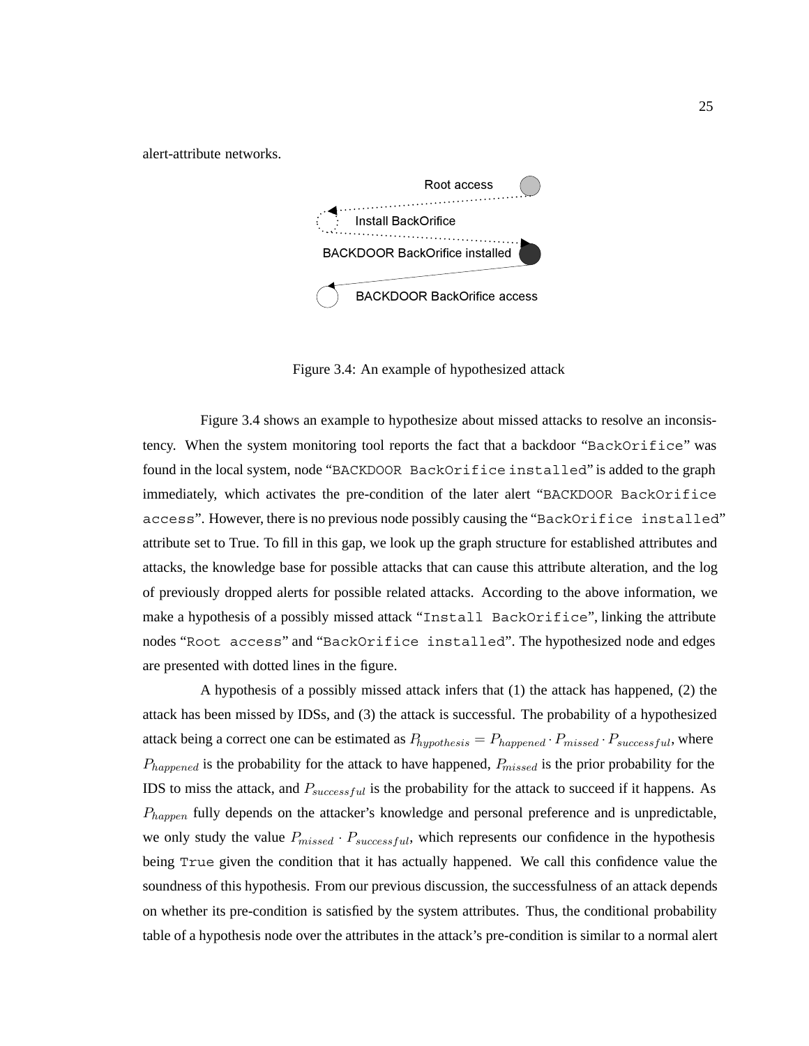alert-attribute networks.

Figure 3.4: An example of hypothesized attack

Figure 3.4 shows an example to hypothesize about missed attacks to resolve an inconsistency. When the system monitoring tool reports the fact that a backdoor "`BackOrifice`" was found in the local system, node "`BACKDOOR BackOrifice installed`" is added to the graph immediately, which activates the pre-condition of the later alert "`BACKDOOR BackOrifice access`". However, there is no previous node possibly causing the "`BackOrifice installed`" attribute set to True. To fill in this gap, we look up the graph structure for established attributes and attacks, the knowledge base for possible attacks that can cause this attribute alteration, and the log of previously dropped alerts for possible related attacks. According to the above information, we make a hypothesis of a possibly missed attack "`Install BackOrifice`", linking the attribute nodes "`Root access`" and "`BackOrifice installed`". The hypothesized node and edges are presented with dotted lines in the figure.

A hypothesis of a possibly missed attack infers that (1) the attack has happened, (2) the attack has been missed by IDSs, and (3) the attack is successful. The probability of a hypothesized attack being a correct one can be estimated as $P_{hypothesis} = P_{happened} \cdot P_{missed} \cdot P_{successful}$, where $P_{happened}$ is the probability for the attack to have happened, $P_{missed}$ is the prior probability for the IDS to miss the attack, and $P_{successful}$ is the probability for the attack to succeed if it happens. As $P_{happen}$ fully depends on the attacker's knowledge and personal preference and is unpredictable, we only study the value $P_{missed} \cdot P_{successful}$, which represents our confidence in the hypothesis being `True` given the condition that it has actually happened. We call this confidence value the soundness of this hypothesis. From our previous discussion, the successfulness of an attack depends on whether its pre-condition is satisfied by the system attributes. Thus, the conditional probability table of a hypothesis node over the attributes in the attack's pre-condition is similar to a normal alert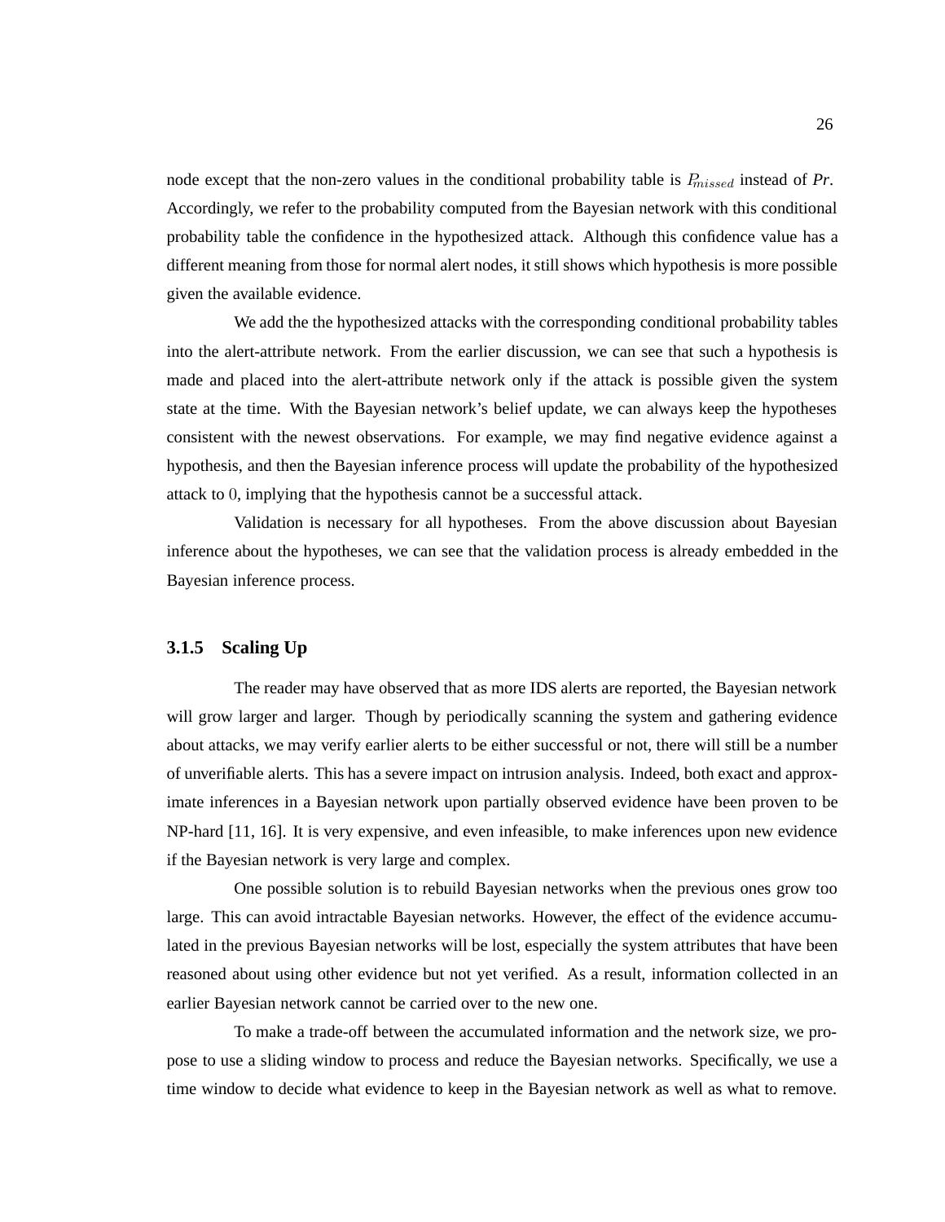node except that the non-zero values in the conditional probability table is $P_{missed}$ instead of *Pr*. Accordingly, we refer to the probability computed from the Bayesian network with this conditional probability table the confidence in the hypothesized attack. Although this confidence value has a different meaning from those for normal alert nodes, it still shows which hypothesis is more possible given the available evidence.

We add the the hypothesized attacks with the corresponding conditional probability tables into the alert-attribute network. From the earlier discussion, we can see that such a hypothesis is made and placed into the alert-attribute network only if the attack is possible given the system state at the time. With the Bayesian network's belief update, we can always keep the hypotheses consistent with the newest observations. For example, we may find negative evidence against a hypothesis, and then the Bayesian inference process will update the probability of the hypothesized attack to $0$, implying that the hypothesis cannot be a successful attack.

Validation is necessary for all hypotheses. From the above discussion about Bayesian inference about the hypotheses, we can see that the validation process is already embedded in the Bayesian inference process.

### 3.1.5 Scaling Up

The reader may have observed that as more IDS alerts are reported, the Bayesian network will grow larger and larger. Though by periodically scanning the system and gathering evidence about attacks, we may verify earlier alerts to be either successful or not, there will still be a number of unverifiable alerts. This has a severe impact on intrusion analysis. Indeed, both exact and approximate inferences in a Bayesian network upon partially observed evidence have been proven to be NP-hard [11, 16]. It is very expensive, and even infeasible, to make inferences upon new evidence if the Bayesian network is very large and complex.

One possible solution is to rebuild Bayesian networks when the previous ones grow too large. This can avoid intractable Bayesian networks. However, the effect of the evidence accumulated in the previous Bayesian networks will be lost, especially the system attributes that have been reasoned about using other evidence but not yet verified. As a result, information collected in an earlier Bayesian network cannot be carried over to the new one.

To make a trade-off between the accumulated information and the network size, we propose to use a sliding window to process and reduce the Bayesian networks. Specifically, we use a time window to decide what evidence to keep in the Bayesian network as well as what to remove.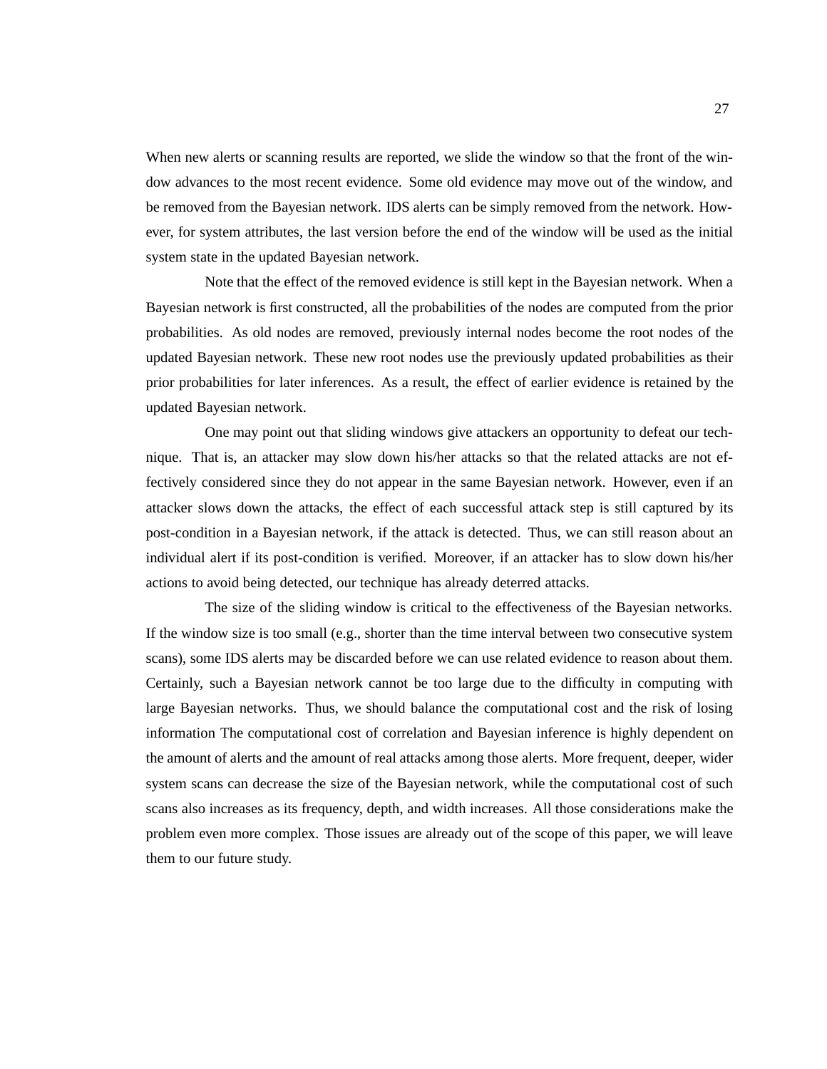When new alerts or scanning results are reported, we slide the window so that the front of the window advances to the most recent evidence. Some old evidence may move out of the window, and be removed from the Bayesian network. IDS alerts can be simply removed from the network. However, for system attributes, the last version before the end of the window will be used as the initial system state in the updated Bayesian network.

Note that the effect of the removed evidence is still kept in the Bayesian network. When a Bayesian network is first constructed, all the probabilities of the nodes are computed from the prior probabilities. As old nodes are removed, previously internal nodes become the root nodes of the updated Bayesian network. These new root nodes use the previously updated probabilities as their prior probabilities for later inferences. As a result, the effect of earlier evidence is retained by the updated Bayesian network.

One may point out that sliding windows give attackers an opportunity to defeat our technique. That is, an attacker may slow down his/her attacks so that the related attacks are not effectively considered since they do not appear in the same Bayesian network. However, even if an attacker slows down the attacks, the effect of each successful attack step is still captured by its post-condition in a Bayesian network, if the attack is detected. Thus, we can still reason about an individual alert if its post-condition is verified. Moreover, if an attacker has to slow down his/her actions to avoid being detected, our technique has already deterred attacks.

The size of the sliding window is critical to the effectiveness of the Bayesian networks. If the window size is too small (e.g., shorter than the time interval between two consecutive system scans), some IDS alerts may be discarded before we can use related evidence to reason about them. Certainly, such a Bayesian network cannot be too large due to the difficulty in computing with large Bayesian networks. Thus, we should balance the computational cost and the risk of losing information The computational cost of correlation and Bayesian inference is highly dependent on the amount of alerts and the amount of real attacks among those alerts. More frequent, deeper, wider system scans can decrease the size of the Bayesian network, while the computational cost of such scans also increases as its frequency, depth, and width increases. All those considerations make the problem even more complex. Those issues are already out of the scope of this paper, we will leave them to our future study.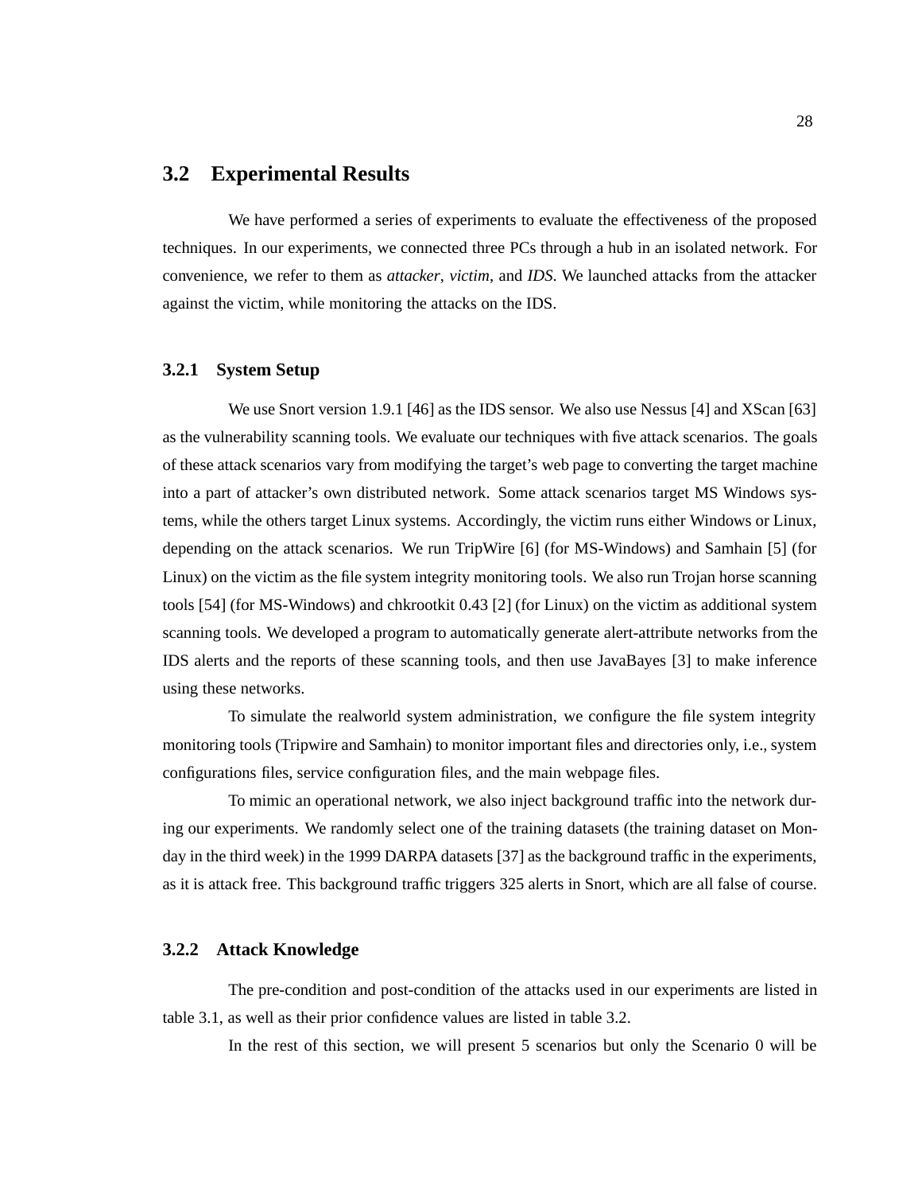## 3.2 Experimental Results

We have performed a series of experiments to evaluate the effectiveness of the proposed techniques. In our experiments, we connected three PCs through a hub in an isolated network. For convenience, we refer to them as *attacker*, *victim*, and *IDS*. We launched attacks from the attacker against the victim, while monitoring the attacks on the IDS.

### 3.2.1 System Setup

We use Snort version 1.9.1 [46] as the IDS sensor. We also use Nessus [4] and XScan [63] as the vulnerability scanning tools. We evaluate our techniques with five attack scenarios. The goals of these attack scenarios vary from modifying the target's web page to converting the target machine into a part of attacker's own distributed network. Some attack scenarios target MS Windows systems, while the others target Linux systems. Accordingly, the victim runs either Windows or Linux, depending on the attack scenarios. We run TripWire [6] (for MS-Windows) and Samhain [5] (for Linux) on the victim as the file system integrity monitoring tools. We also run Trojan horse scanning tools [54] (for MS-Windows) and chkrootkit 0.43 [2] (for Linux) on the victim as additional system scanning tools. We developed a program to automatically generate alert-attribute networks from the IDS alerts and the reports of these scanning tools, and then use JavaBayes [3] to make inference using these networks.

To simulate the realworld system administration, we configure the file system integrity monitoring tools (Tripwire and Samhain) to monitor important files and directories only, i.e., system configurations files, service configuration files, and the main webpage files.

To mimic an operational network, we also inject background traffic into the network during our experiments. We randomly select one of the training datasets (the training dataset on Monday in the third week) in the 1999 DARPA datasets [37] as the background traffic in the experiments, as it is attack free. This background traffic triggers 325 alerts in Snort, which are all false of course.

### 3.2.2 Attack Knowledge

The pre-condition and post-condition of the attacks used in our experiments are listed in table 3.1, as well as their prior confidence values are listed in table 3.2.

In the rest of this section, we will present 5 scenarios but only the Scenario 0 will be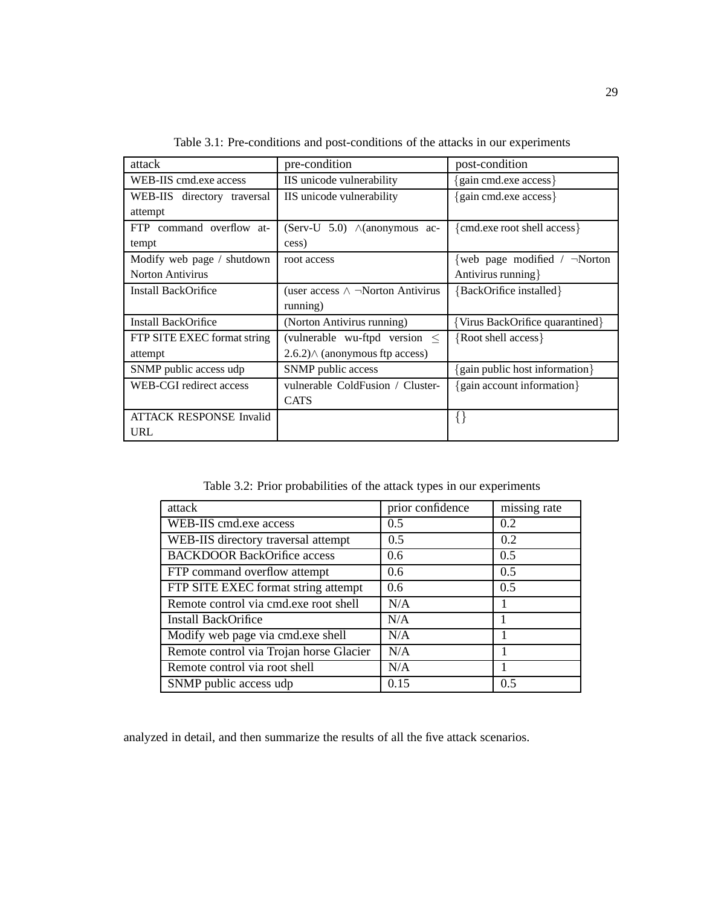Table 3.1: Pre-conditions and post-conditions of the attacks in our experiments

| attack | pre-condition | post-condition |
|---|---|---|
| WEB-IIS cmd.exe access | IIS unicode vulnerability | {gain cmd.exe access} |
| WEB-IIS directory traversal attempt | IIS unicode vulnerability | {gain cmd.exe access} |
| FTP command overflow attempt | (Serv-U 5.0) $\wedge$(anonymous access) | {cmd.exe root shell access} |
| Modify web page / shutdown Norton Antivirus | root access | {web page modified / $\neg$Norton Antivirus running} |
| Install BackOrifice | (user access $\wedge$ $\neg$Norton Antivirus running) | {BackOrifice installed} |
| Install BackOrifice | (Norton Antivirus running) | {Virus BackOrifice quarantined} |
| FTP SITE EXEC format string attempt | (vulnerable wu-ftpd version $\leq$ 2.6.2)$\wedge$ (anonymous ftp access) | {Root shell access} |
| SNMP public access udp | SNMP public access | {gain public host information} |
| WEB-CGI redirect access | vulnerable ColdFusion / Cluster-CATS | {gain account information} |
| ATTACK RESPONSE Invalid URL | | {} |

Table 3.2: Prior probabilities of the attack types in our experiments

| attack | prior confidence | missing rate |
|---|---|---|
| WEB-IIS cmd.exe access | 0.5 | 0.2 |
| WEB-IIS directory traversal attempt | 0.5 | 0.2 |
| BACKDOOR BackOrifice access | 0.6 | 0.5 |
| FTP command overflow attempt | 0.6 | 0.5 |
| FTP SITE EXEC format string attempt | 0.6 | 0.5 |
| Remote control via cmd.exe root shell | N/A | 1 |
| Install BackOrifice | N/A | 1 |
| Modify web page via cmd.exe shell | N/A | 1 |
| Remote control via Trojan horse Glacier | N/A | 1 |
| Remote control via root shell | N/A | 1 |
| SNMP public access udp | 0.15 | 0.5 |

analyzed in detail, and then summarize the results of all the five attack scenarios.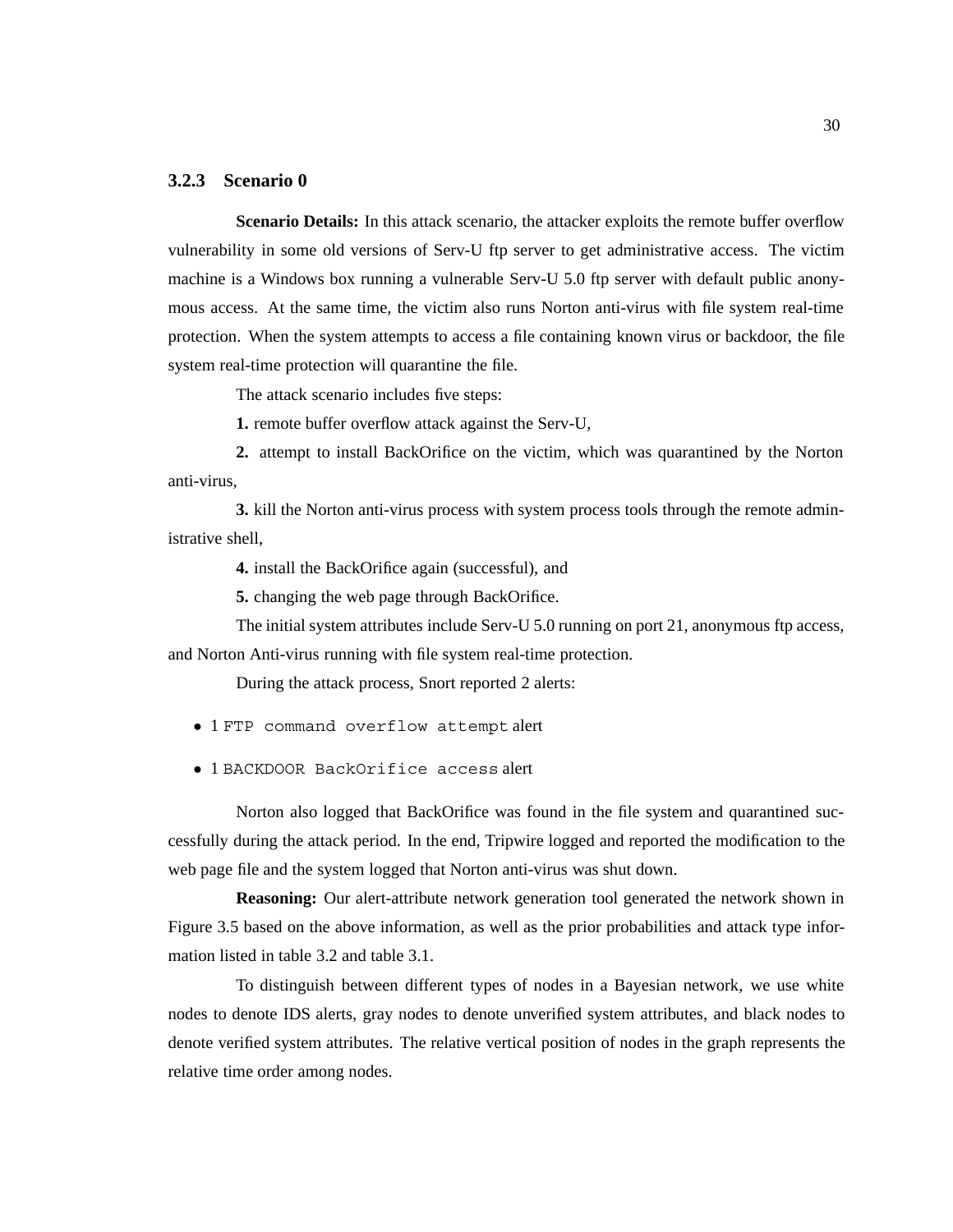### 3.2.3 Scenario 0

**Scenario Details:** In this attack scenario, the attacker exploits the remote buffer overflow vulnerability in some old versions of Serv-U ftp server to get administrative access. The victim machine is a Windows box running a vulnerable Serv-U 5.0 ftp server with default public anonymous access. At the same time, the victim also runs Norton anti-virus with file system real-time protection. When the system attempts to access a file containing known virus or backdoor, the file system real-time protection will quarantine the file.

The attack scenario includes five steps:

**1.** remote buffer overflow attack against the Serv-U,

**2.** attempt to install BackOrifice on the victim, which was quarantined by the Norton anti-virus,

**3.** kill the Norton anti-virus process with system process tools through the remote administrative shell,

**4.** install the BackOrifice again (successful), and

**5.** changing the web page through BackOrifice.

The initial system attributes include Serv-U 5.0 running on port 21, anonymous ftp access, and Norton Anti-virus running with file system real-time protection.

During the attack process, Snort reported 2 alerts:

- 1 `FTP command overflow attempt` alert
- 1 `BACKDOOR BackOrifice access` alert

Norton also logged that BackOrifice was found in the file system and quarantined successfully during the attack period. In the end, Tripwire logged and reported the modification to the web page file and the system logged that Norton anti-virus was shut down.

**Reasoning:** Our alert-attribute network generation tool generated the network shown in Figure 3.5 based on the above information, as well as the prior probabilities and attack type information listed in table 3.2 and table 3.1.

To distinguish between different types of nodes in a Bayesian network, we use white nodes to denote IDS alerts, gray nodes to denote unverified system attributes, and black nodes to denote verified system attributes. The relative vertical position of nodes in the graph represents the relative time order among nodes.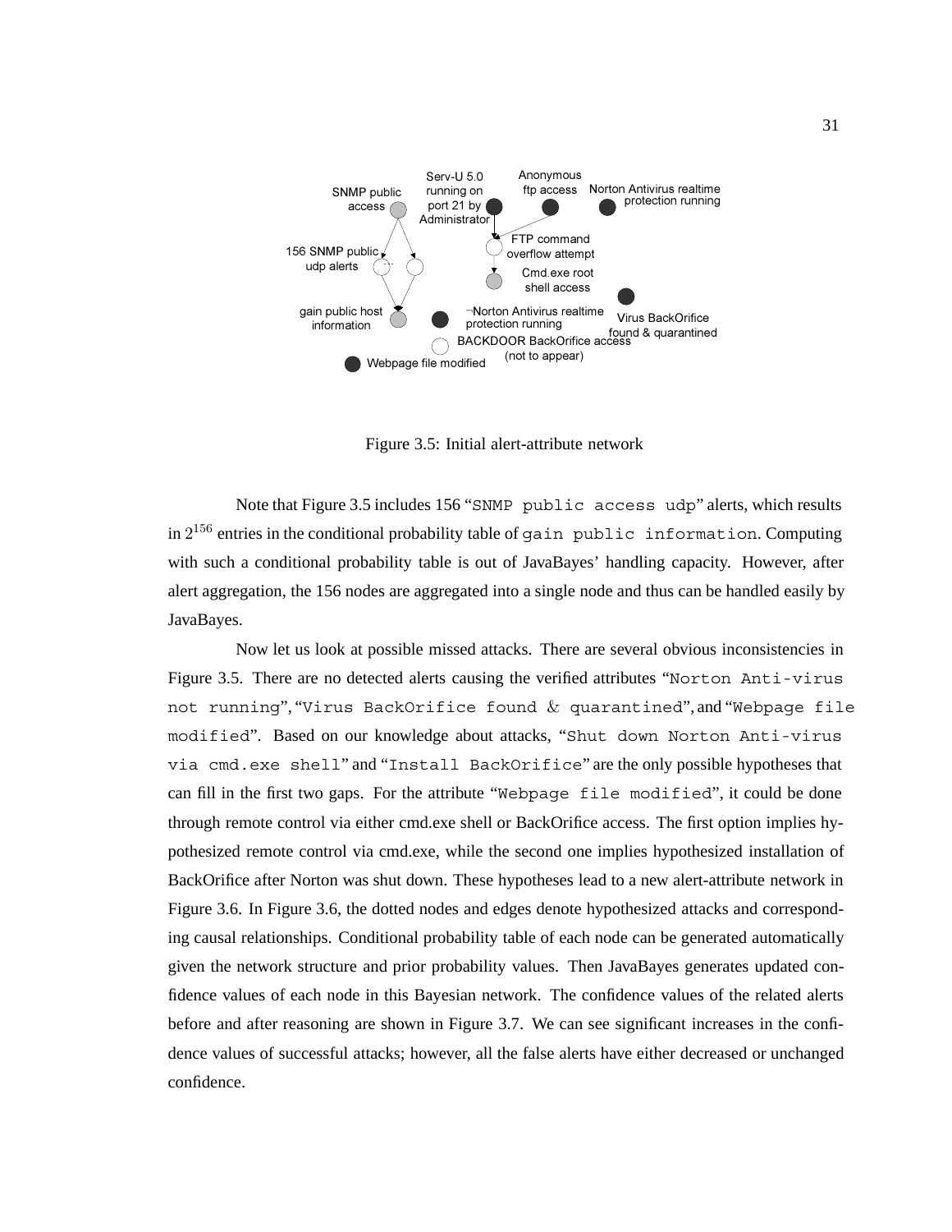Figure 3.5: Initial alert-attribute network

Note that Figure 3.5 includes 156 "SNMP public access udp" alerts, which results in $2^{156}$ entries in the conditional probability table of gain public information. Computing with such a conditional probability table is out of JavaBayes' handling capacity. However, after alert aggregation, the 156 nodes are aggregated into a single node and thus can be handled easily by JavaBayes.

Now let us look at possible missed attacks. There are several obvious inconsistencies in Figure 3.5. There are no detected alerts causing the verified attributes "Norton Anti-virus not running", "Virus BackOrifice found & quarantined", and "Webpage file modified". Based on our knowledge about attacks, "Shut down Norton Anti-virus via cmd.exe shell" and "Install BackOrifice" are the only possible hypotheses that can fill in the first two gaps. For the attribute "Webpage file modified", it could be done through remote control via either cmd.exe shell or BackOrifice access. The first option implies hypothesized remote control via cmd.exe, while the second one implies hypothesized installation of BackOrifice after Norton was shut down. These hypotheses lead to a new alert-attribute network in Figure 3.6. In Figure 3.6, the dotted nodes and edges denote hypothesized attacks and corresponding causal relationships. Conditional probability table of each node can be generated automatically given the network structure and prior probability values. Then JavaBayes generates updated confidence values of each node in this Bayesian network. The confidence values of the related alerts before and after reasoning are shown in Figure 3.7. We can see significant increases in the confidence values of successful attacks; however, all the false alerts have either decreased or unchanged confidence.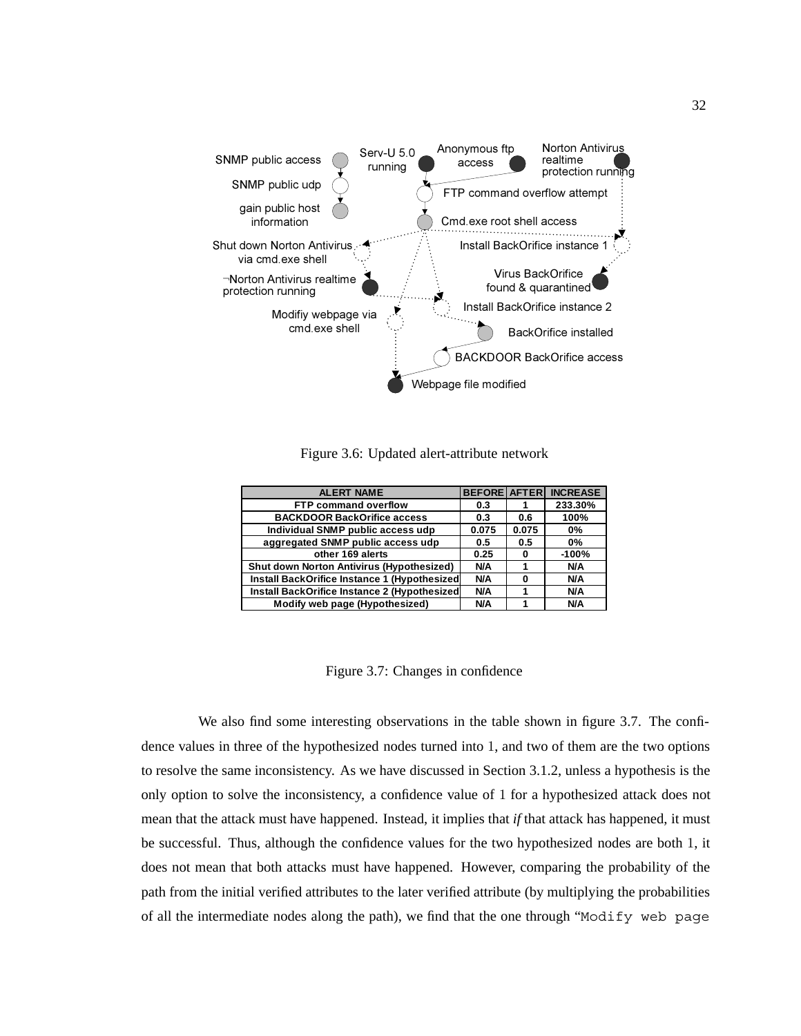Figure 3.6: Updated alert-attribute network

| ALERT NAME | BEFORE | AFTER | INCREASE |
| --- | --- | --- | --- |
| FTP command overflow | 0.3 | 1 | 233.30% |
| BACKDOOR BackOrifice access | 0.3 | 0.6 | 100% |
| Individual SNMP public access udp | 0.075 | 0.075 | 0% |
| aggregated SNMP public access udp | 0.5 | 0.5 | 0% |
| other 169 alerts | 0.25 | 0 | -100% |
| Shut down Norton Antivirus (Hypothesized) | N/A | 1 | N/A |
| Install BackOrifice Instance 1 (Hypothesized | N/A | 0 | N/A |
| Install BackOrifice Instance 2 (Hypothesized | N/A | 1 | N/A |
| Modify web page (Hypothesized) | N/A | 1 | N/A |

Figure 3.7: Changes in confidence

We also find some interesting observations in the table shown in figure 3.7. The confidence values in three of the hypothesized nodes turned into 1, and two of them are the two options to resolve the same inconsistency. As we have discussed in Section 3.1.2, unless a hypothesis is the only option to solve the inconsistency, a confidence value of 1 for a hypothesized attack does not mean that the attack must have happened. Instead, it implies that *if* that attack has happened, it must be successful. Thus, although the confidence values for the two hypothesized nodes are both 1, it does not mean that both attacks must have happened. However, comparing the probability of the path from the initial verified attributes to the later verified attribute (by multiplying the probabilities of all the intermediate nodes along the path), we find that the one through "`Modify web page`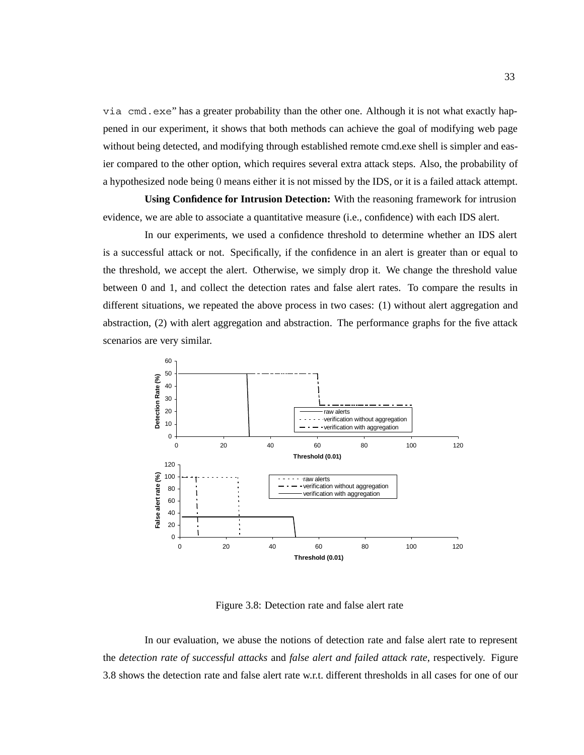`via cmd.exe`" has a greater probability than the other one. Although it is not what exactly happened in our experiment, it shows that both methods can achieve the goal of modifying web page without being detected, and modifying through established remote cmd.exe shell is simpler and easier compared to the other option, which requires several extra attack steps. Also, the probability of a hypothesized node being 0 means either it is not missed by the IDS, or it is a failed attack attempt.

**Using Confidence for Intrusion Detection:** With the reasoning framework for intrusion evidence, we are able to associate a quantitative measure (i.e., confidence) with each IDS alert.

In our experiments, we used a confidence threshold to determine whether an IDS alert is a successful attack or not. Specifically, if the confidence in an alert is greater than or equal to the threshold, we accept the alert. Otherwise, we simply drop it. We change the threshold value between 0 and 1, and collect the detection rates and false alert rates. To compare the results in different situations, we repeated the above process in two cases: (1) without alert aggregation and abstraction, (2) with alert aggregation and abstraction. The performance graphs for the five attack scenarios are very similar.

Figure 3.8: Detection rate and false alert rate

In our evaluation, we abuse the notions of detection rate and false alert rate to represent the *detection rate of successful attacks* and *false alert and failed attack rate*, respectively. Figure 3.8 shows the detection rate and false alert rate w.r.t. different thresholds in all cases for one of our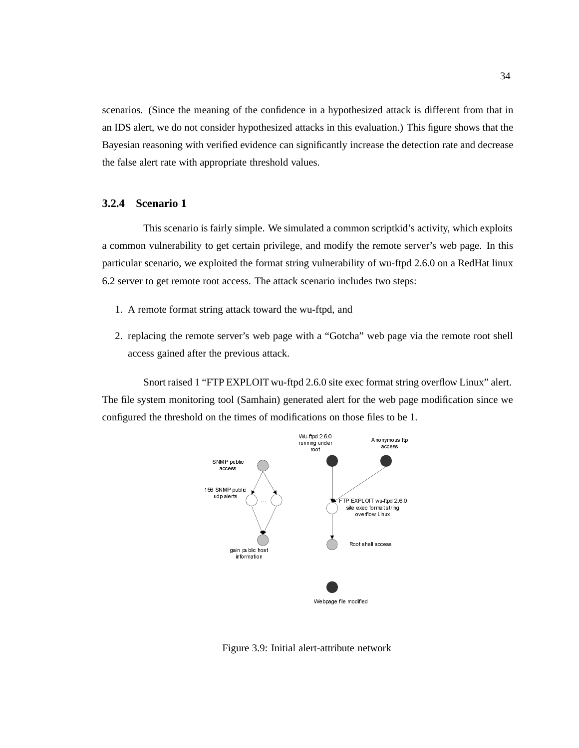scenarios. (Since the meaning of the confidence in a hypothesized attack is different from that in an IDS alert, we do not consider hypothesized attacks in this evaluation.) This figure shows that the Bayesian reasoning with verified evidence can significantly increase the detection rate and decrease the false alert rate with appropriate threshold values.

### 3.2.4 Scenario 1

This scenario is fairly simple. We simulated a common scriptkid's activity, which exploits a common vulnerability to get certain privilege, and modify the remote server's web page. In this particular scenario, we exploited the format string vulnerability of wu-ftpd 2.6.0 on a RedHat linux 6.2 server to get remote root access. The attack scenario includes two steps:

1. A remote format string attack toward the wu-ftpd, and
2. replacing the remote server's web page with a "Gotcha" web page via the remote root shell access gained after the previous attack.

Snort raised 1 "FTP EXPLOIT wu-ftpd 2.6.0 site exec format string overflow Linux" alert. The file system monitoring tool (Samhain) generated alert for the web page modification since we configured the threshold on the times of modifications on those files to be 1.

Figure 3.9: Initial alert-attribute network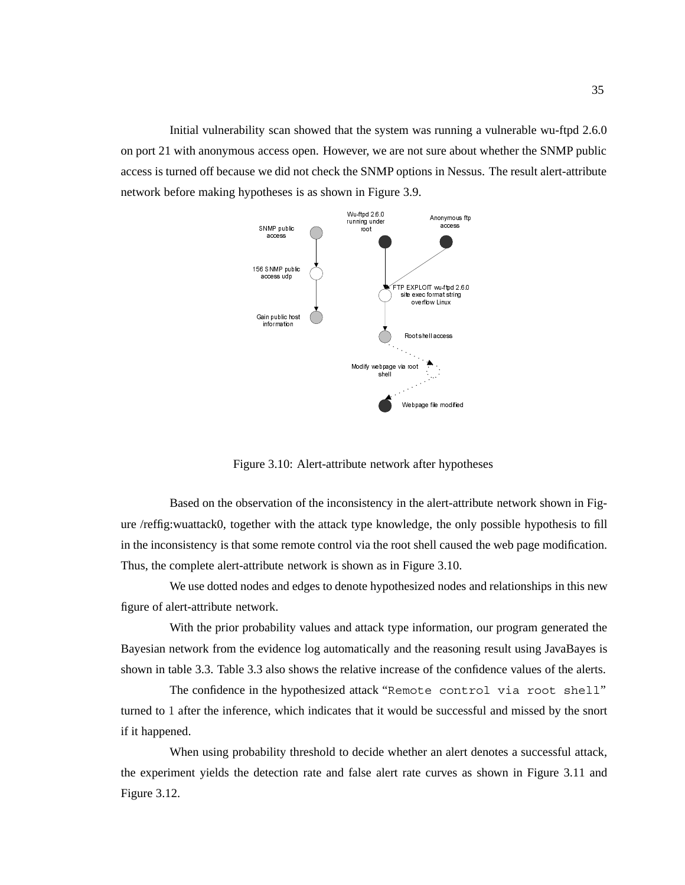Initial vulnerability scan showed that the system was running a vulnerable wu-ftpd 2.6.0 on port 21 with anonymous access open. However, we are not sure about whether the SNMP public access is turned off because we did not check the SNMP options in Nessus. The result alert-attribute network before making hypotheses is as shown in Figure 3.9.

Figure 3.10: Alert-attribute network after hypotheses

Based on the observation of the inconsistency in the alert-attribute network shown in Figure /reffig:wuattack0, together with the attack type knowledge, the only possible hypothesis to fill in the inconsistency is that some remote control via the root shell caused the web page modification. Thus, the complete alert-attribute network is shown as in Figure 3.10.

We use dotted nodes and edges to denote hypothesized nodes and relationships in this new figure of alert-attribute network.

With the prior probability values and attack type information, our program generated the Bayesian network from the evidence log automatically and the reasoning result using JavaBayes is shown in table 3.3. Table 3.3 also shows the relative increase of the confidence values of the alerts.

The confidence in the hypothesized attack "`Remote control via root shell`" turned to 1 after the inference, which indicates that it would be successful and missed by the snort if it happened.

When using probability threshold to decide whether an alert denotes a successful attack, the experiment yields the detection rate and false alert rate curves as shown in Figure 3.11 and Figure 3.12.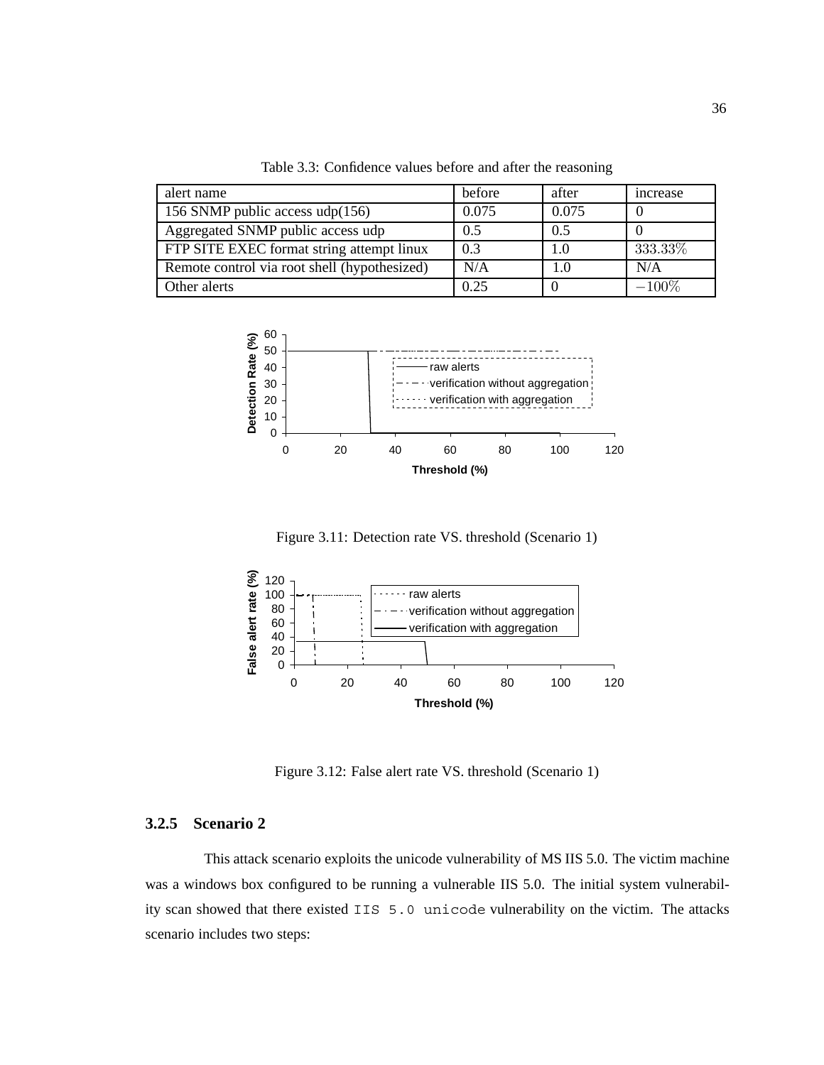Table 3.3: Confidence values before and after the reasoning

| alert name | before | after | increase |
|---|---|---|---|
| 156 SNMP public access udp(156) | 0.075 | 0.075 | 0 |
| Aggregated SNMP public access udp | 0.5 | 0.5 | 0 |
| FTP SITE EXEC format string attempt linux | 0.3 | 1.0 | $333.33\%$ |
| Remote control via root shell (hypothesized) | N/A | 1.0 | N/A |
| Other alerts | 0.25 | 0 | $-100\%$ |

Figure 3.11: Detection rate VS. threshold (Scenario 1)

Figure 3.12: False alert rate VS. threshold (Scenario 1)

### 3.2.5 Scenario 2

This attack scenario exploits the unicode vulnerability of MS IIS 5.0. The victim machine was a windows box configured to be running a vulnerable IIS 5.0. The initial system vulnerability scan showed that there existed `IIS 5.0 unicode` vulnerability on the victim. The attacks scenario includes two steps: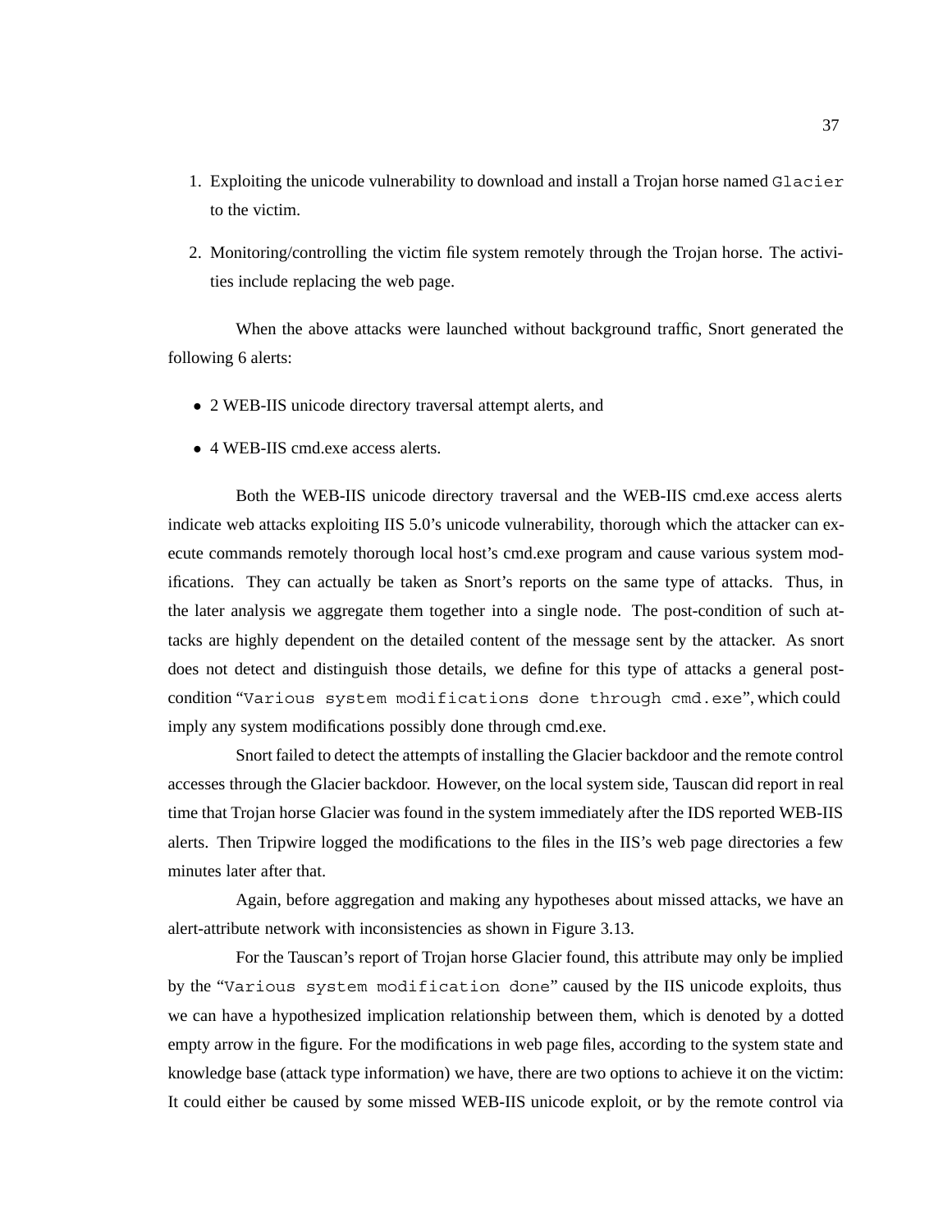1. Exploiting the unicode vulnerability to download and install a Trojan horse named `Glacier` to the victim.

2. Monitoring/controlling the victim file system remotely through the Trojan horse. The activities include replacing the web page.

When the above attacks were launched without background traffic, Snort generated the following 6 alerts:

- 2 WEB-IIS unicode directory traversal attempt alerts, and
- 4 WEB-IIS cmd.exe access alerts.

Both the WEB-IIS unicode directory traversal and the WEB-IIS cmd.exe access alerts indicate web attacks exploiting IIS 5.0's unicode vulnerability, thorough which the attacker can execute commands remotely thorough local host's cmd.exe program and cause various system modifications. They can actually be taken as Snort's reports on the same type of attacks. Thus, in the later analysis we aggregate them together into a single node. The post-condition of such attacks are highly dependent on the detailed content of the message sent by the attacker. As snort does not detect and distinguish those details, we define for this type of attacks a general post-condition "`Various system modifications done through cmd.exe`", which could imply any system modifications possibly done through cmd.exe.

Snort failed to detect the attempts of installing the Glacier backdoor and the remote control accesses through the Glacier backdoor. However, on the local system side, Tauscan did report in real time that Trojan horse Glacier was found in the system immediately after the IDS reported WEB-IIS alerts. Then Tripwire logged the modifications to the files in the IIS's web page directories a few minutes later after that.

Again, before aggregation and making any hypotheses about missed attacks, we have an alert-attribute network with inconsistencies as shown in Figure 3.13.

For the Tauscan's report of Trojan horse Glacier found, this attribute may only be implied by the "`Various system modification done`" caused by the IIS unicode exploits, thus we can have a hypothesized implication relationship between them, which is denoted by a dotted empty arrow in the figure. For the modifications in web page files, according to the system state and knowledge base (attack type information) we have, there are two options to achieve it on the victim: It could either be caused by some missed WEB-IIS unicode exploit, or by the remote control via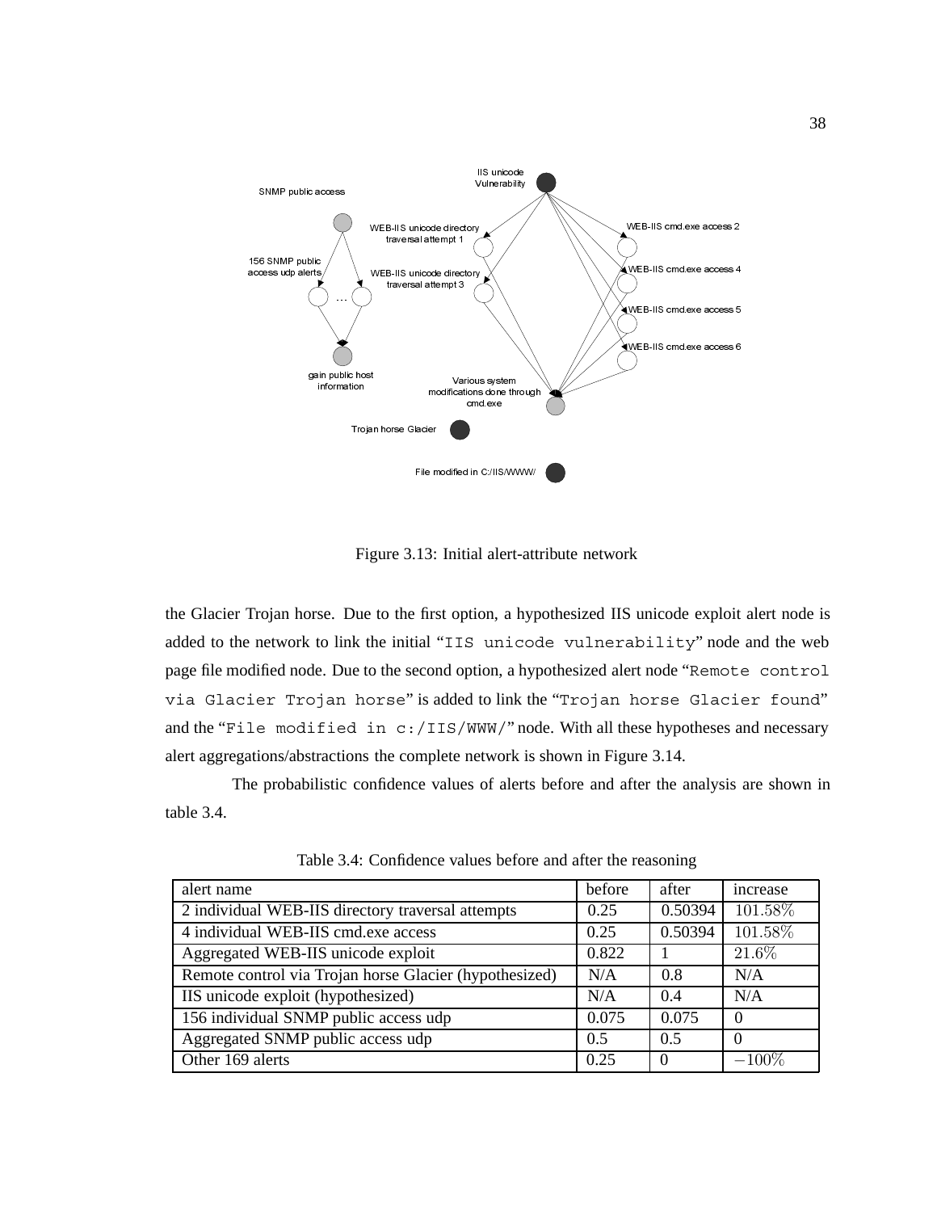Figure 3.13: Initial alert-attribute network

the Glacier Trojan horse. Due to the first option, a hypothesized IIS unicode exploit alert node is added to the network to link the initial "`IIS unicode vulnerability`" node and the web page file modified node. Due to the second option, a hypothesized alert node "`Remote control via Glacier Trojan horse`" is added to link the "`Trojan horse Glacier found`" and the "`File modified in c:/IIS/WWW/`" node. With all these hypotheses and necessary alert aggregations/abstractions the complete network is shown in Figure 3.14.

The probabilistic confidence values of alerts before and after the analysis are shown in table 3.4.

Table 3.4: Confidence values before and after the reasoning

| alert name | before | after | increase |
|---|---|---|---|
| 2 individual WEB-IIS directory traversal attempts | 0.25 | 0.50394 | 101.58% |
| 4 individual WEB-IIS cmd.exe access | 0.25 | 0.50394 | 101.58% |
| Aggregated WEB-IIS unicode exploit | 0.822 | 1 | 21.6% |
| Remote control via Trojan horse Glacier (hypothesized) | N/A | 0.8 | N/A |
| IIS unicode exploit (hypothesized) | N/A | 0.4 | N/A |
| 156 individual SNMP public access udp | 0.075 | 0.075 | 0 |
| Aggregated SNMP public access udp | 0.5 | 0.5 | 0 |
| Other 169 alerts | 0.25 | 0 | $-100\%$ |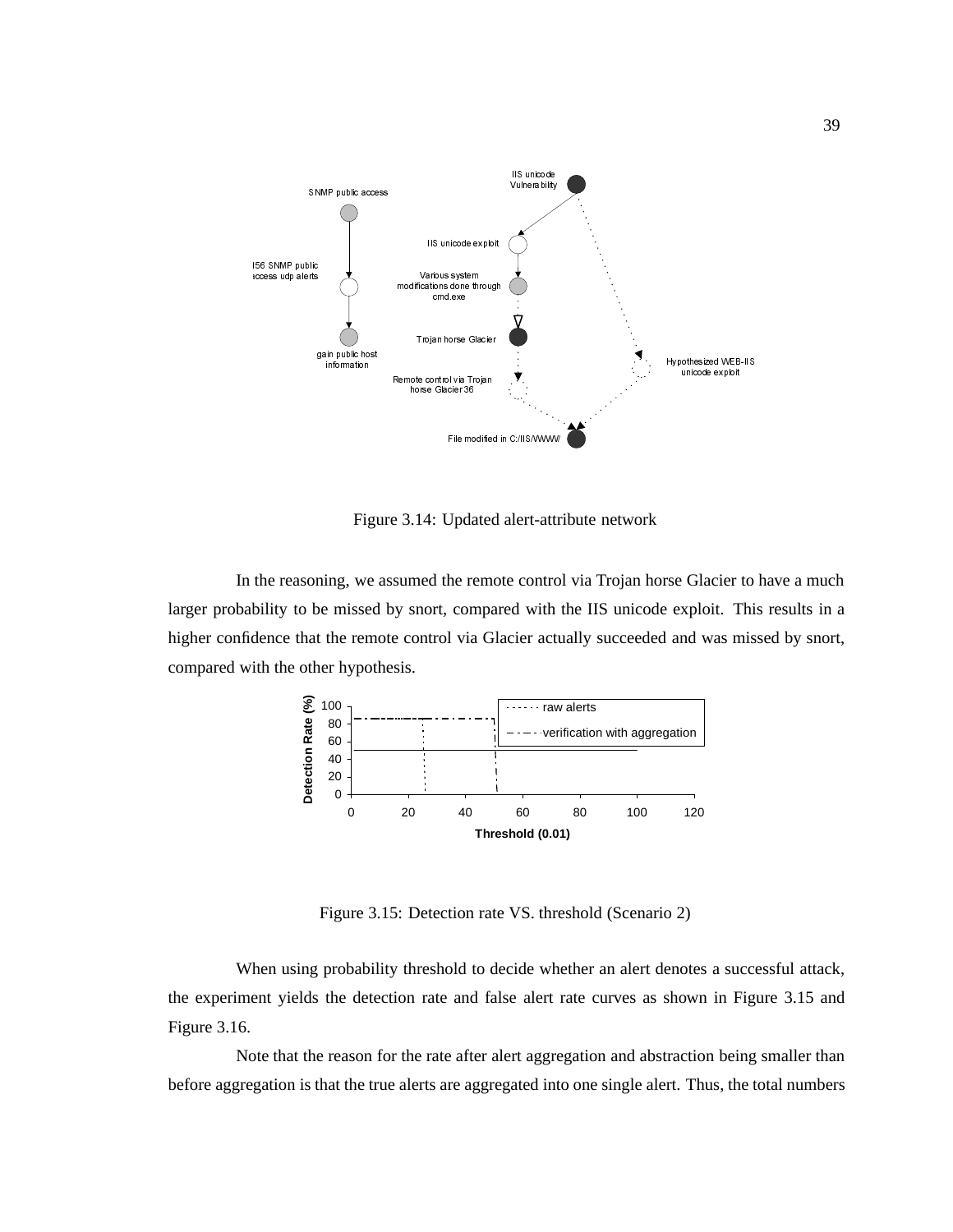Figure 3.14: Updated alert-attribute network

In the reasoning, we assumed the remote control via Trojan horse Glacier to have a much larger probability to be missed by snort, compared with the IIS unicode exploit. This results in a higher confidence that the remote control via Glacier actually succeeded and was missed by snort, compared with the other hypothesis.

Figure 3.15: Detection rate VS. threshold (Scenario 2)

When using probability threshold to decide whether an alert denotes a successful attack, the experiment yields the detection rate and false alert rate curves as shown in Figure 3.15 and Figure 3.16.

Note that the reason for the rate after alert aggregation and abstraction being smaller than before aggregation is that the true alerts are aggregated into one single alert. Thus, the total numbers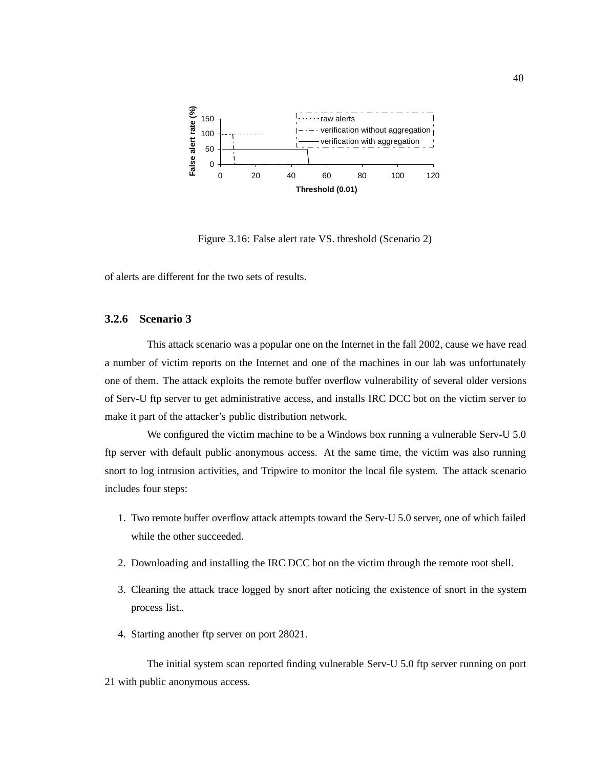Figure 3.16: False alert rate VS. threshold (Scenario 2)

of alerts are different for the two sets of results.

### 3.2.6 Scenario 3

This attack scenario was a popular one on the Internet in the fall 2002, cause we have read a number of victim reports on the Internet and one of the machines in our lab was unfortunately one of them. The attack exploits the remote buffer overflow vulnerability of several older versions of Serv-U ftp server to get administrative access, and installs IRC DCC bot on the victim server to make it part of the attacker's public distribution network.

We configured the victim machine to be a Windows box running a vulnerable Serv-U 5.0 ftp server with default public anonymous access. At the same time, the victim was also running snort to log intrusion activities, and Tripwire to monitor the local file system. The attack scenario includes four steps:

1. Two remote buffer overflow attack attempts toward the Serv-U 5.0 server, one of which failed while the other succeeded.
2. Downloading and installing the IRC DCC bot on the victim through the remote root shell.
3. Cleaning the attack trace logged by snort after noticing the existence of snort in the system process list..
4. Starting another ftp server on port 28021.

The initial system scan reported finding vulnerable Serv-U 5.0 ftp server running on port 21 with public anonymous access.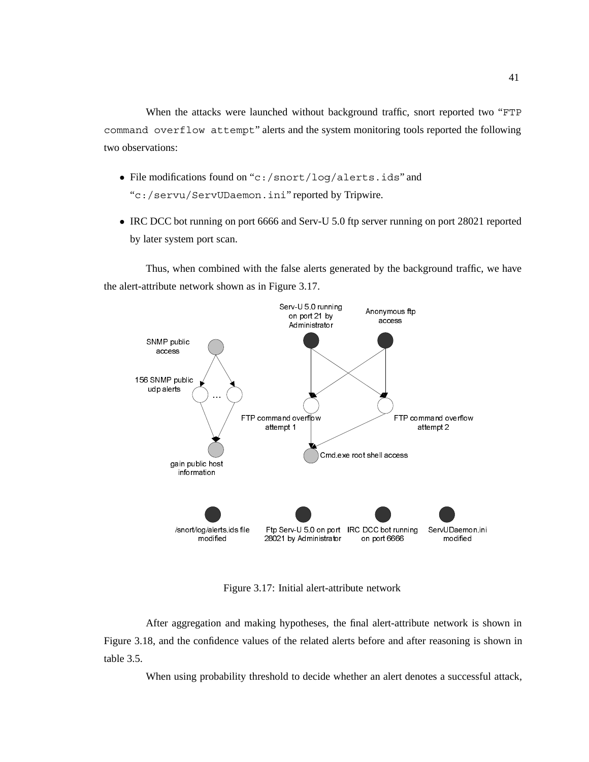When the attacks were launched without background traffic, snort reported two "`FTP command overflow attempt`" alerts and the system monitoring tools reported the following two observations:

- File modifications found on "`c:/snort/log/alerts.ids`" and "`c:/servu/ServUDaemon.ini`" reported by Tripwire.
- IRC DCC bot running on port 6666 and Serv-U 5.0 ftp server running on port 28021 reported by later system port scan.

Thus, when combined with the false alerts generated by the background traffic, we have the alert-attribute network shown as in Figure 3.17.

Figure 3.17: Initial alert-attribute network

After aggregation and making hypotheses, the final alert-attribute network is shown in Figure 3.18, and the confidence values of the related alerts before and after reasoning is shown in table 3.5.

When using probability threshold to decide whether an alert denotes a successful attack,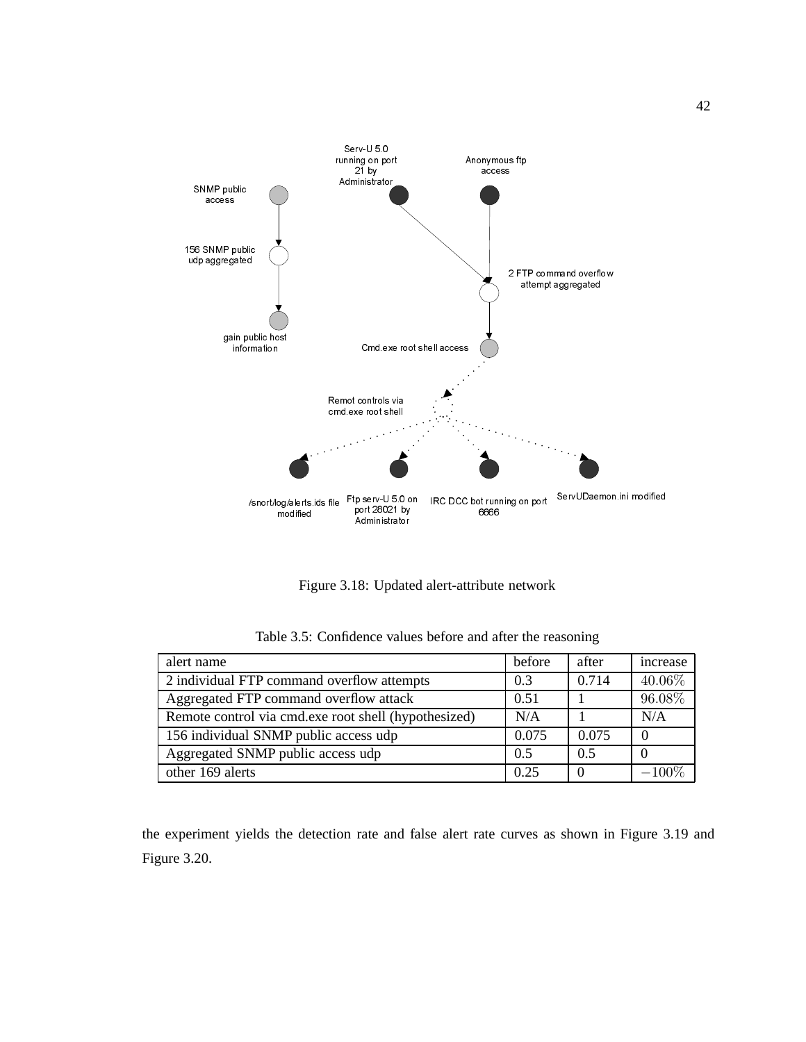Figure 3.18: Updated alert-attribute network

Table 3.5: Confidence values before and after the reasoning

| alert name | before | after | increase |
|---|---|---|---|
| 2 individual FTP command overflow attempts | 0.3 | 0.714 | $40.06\%$ |
| Aggregated FTP command overflow attack | 0.51 | 1 | $96.08\%$ |
| Remote control via cmd.exe root shell (hypothesized) | N/A | 1 | N/A |
| 156 individual SNMP public access udp | 0.075 | 0.075 | 0 |
| Aggregated SNMP public access udp | 0.5 | 0.5 | 0 |
| other 169 alerts | 0.25 | 0 | $-100\%$ |

the experiment yields the detection rate and false alert rate curves as shown in Figure 3.19 and Figure 3.20.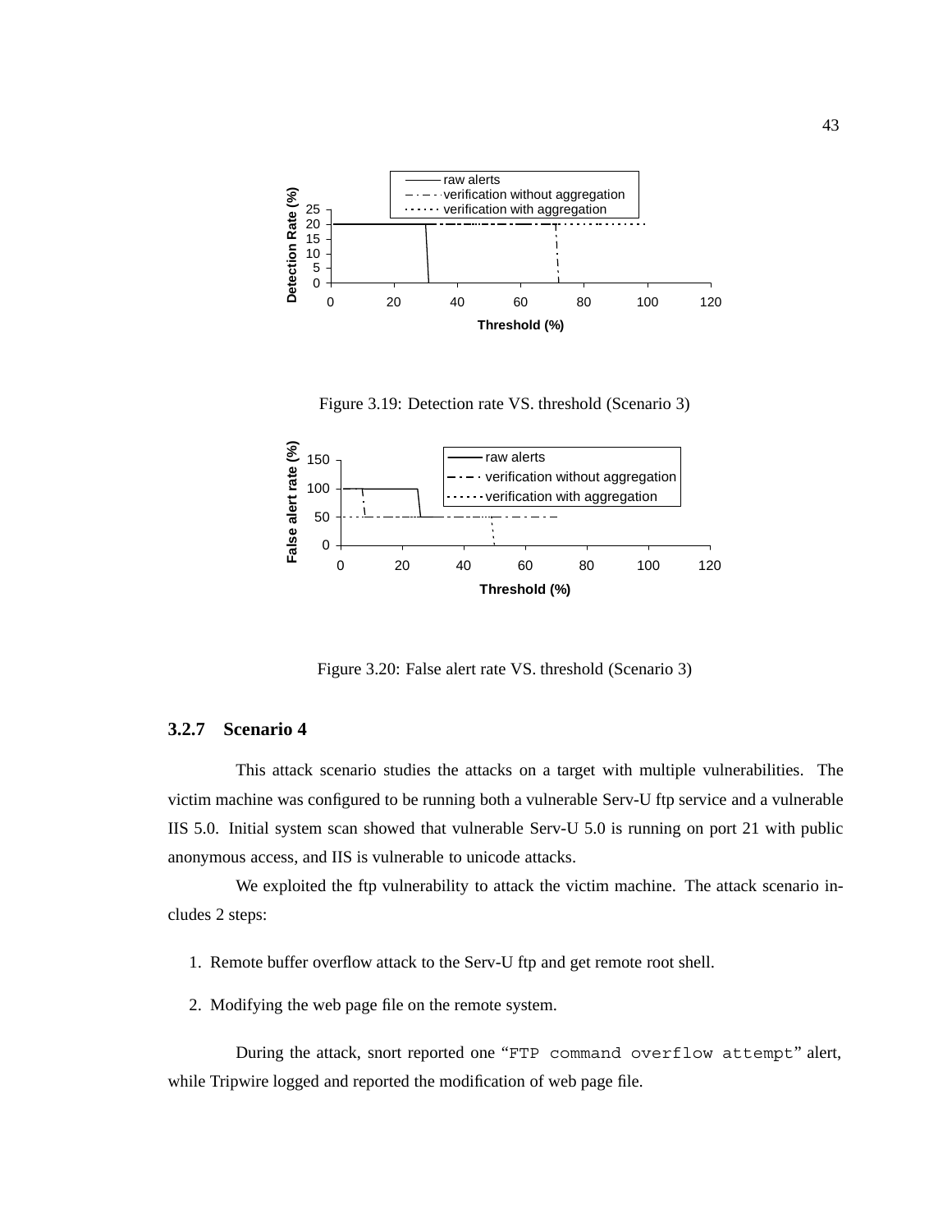Figure 3.19: Detection rate VS. threshold (Scenario 3)

Figure 3.20: False alert rate VS. threshold (Scenario 3)

### 3.2.7 Scenario 4

This attack scenario studies the attacks on a target with multiple vulnerabilities. The victim machine was configured to be running both a vulnerable Serv-U ftp service and a vulnerable IIS 5.0. Initial system scan showed that vulnerable Serv-U 5.0 is running on port 21 with public anonymous access, and IIS is vulnerable to unicode attacks.

We exploited the ftp vulnerability to attack the victim machine. The attack scenario includes 2 steps:

1. Remote buffer overflow attack to the Serv-U ftp and get remote root shell.
2. Modifying the web page file on the remote system.

During the attack, snort reported one "`FTP command overflow attempt`" alert, while Tripwire logged and reported the modification of web page file.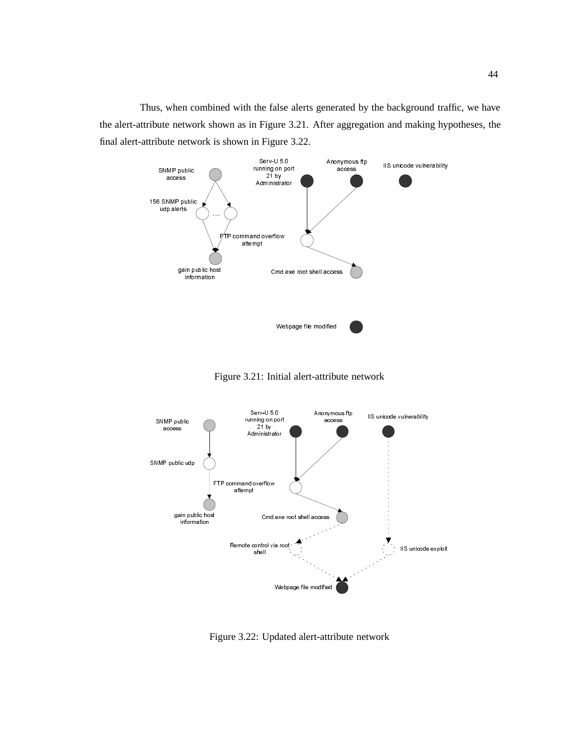Thus, when combined with the false alerts generated by the background traffic, we have the alert-attribute network shown as in Figure 3.21. After aggregation and making hypotheses, the final alert-attribute network is shown in Figure 3.22.

Figure 3.21: Initial alert-attribute network

Figure 3.22: Updated alert-attribute network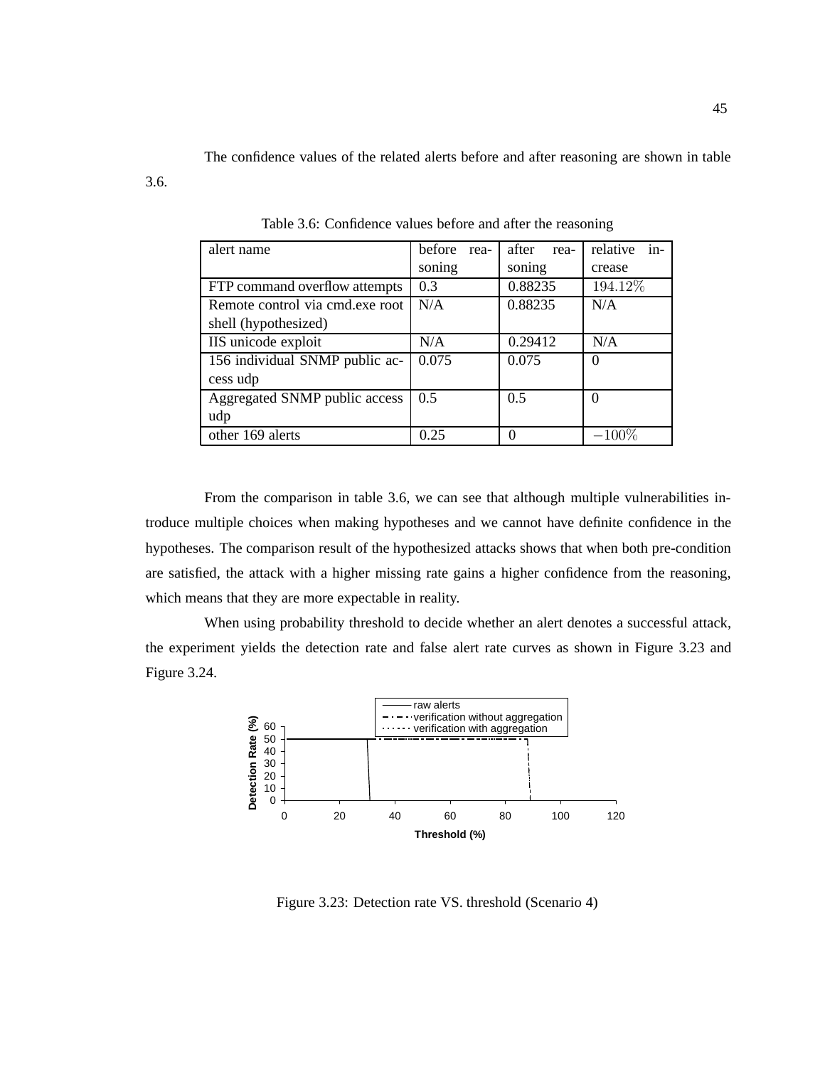The confidence values of the related alerts before and after reasoning are shown in table 3.6.

Table 3.6: Confidence values before and after the reasoning

| alert name | before reasoning | after reasoning | relative increase |
|---|---|---|---|
| FTP command overflow attempts | 0.3 | 0.88235 | $194.12\%$ |
| Remote control via cmd.exe root shell (hypothesized) | N/A | 0.88235 | N/A |
| IIS unicode exploit | N/A | 0.29412 | N/A |
| 156 individual SNMP public access udp | 0.075 | 0.075 | 0 |
| Aggregated SNMP public access udp | 0.5 | 0.5 | 0 |
| other 169 alerts | 0.25 | 0 | $-100\%$ |

From the comparison in table 3.6, we can see that although multiple vulnerabilities introduce multiple choices when making hypotheses and we cannot have definite confidence in the hypotheses. The comparison result of the hypothesized attacks shows that when both pre-condition are satisfied, the attack with a higher missing rate gains a higher confidence from the reasoning, which means that they are more expectable in reality.

When using probability threshold to decide whether an alert denotes a successful attack, the experiment yields the detection rate and false alert rate curves as shown in Figure 3.23 and Figure 3.24.

Figure 3.23: Detection rate VS. threshold (Scenario 4)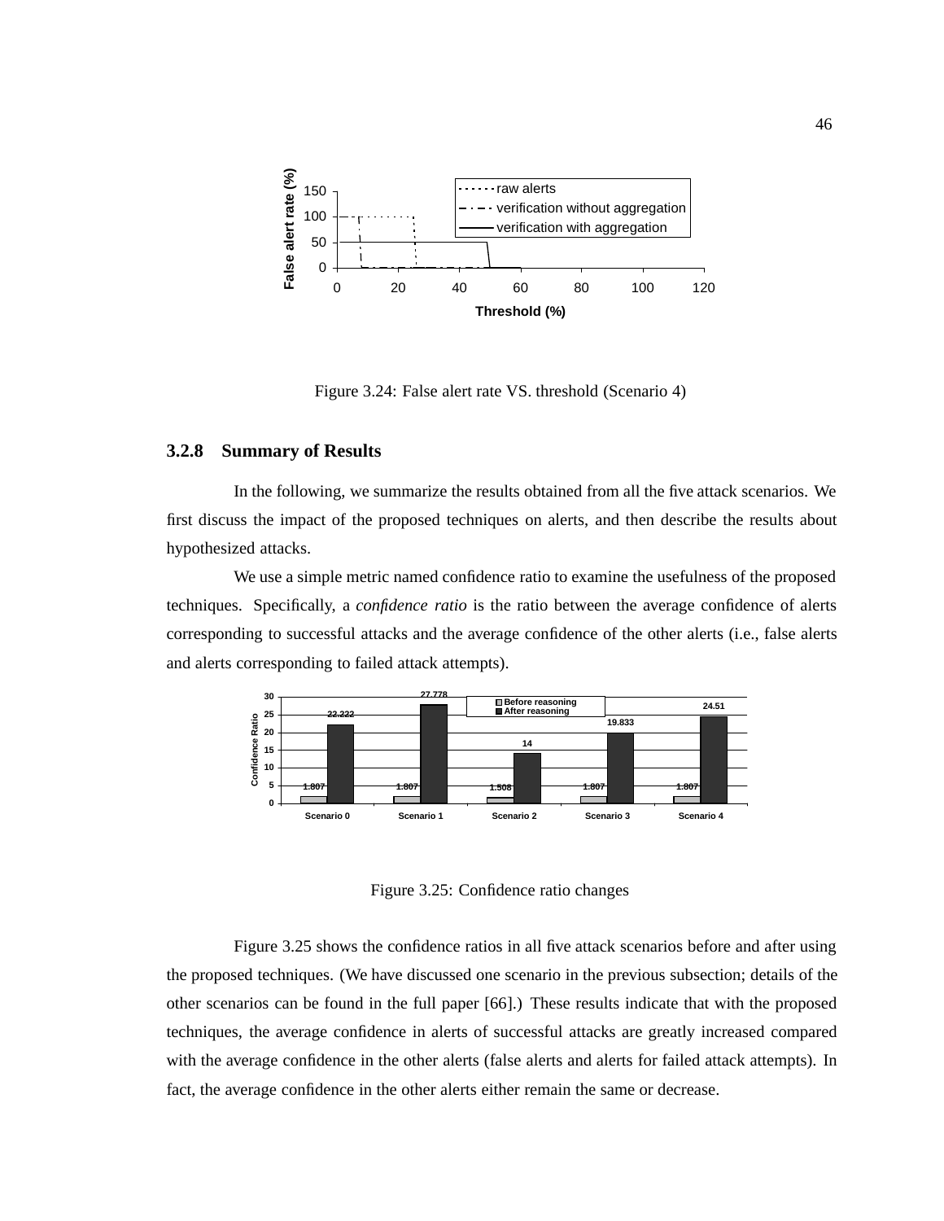Figure 3.24: False alert rate VS. threshold (Scenario 4)

### 3.2.8 Summary of Results

In the following, we summarize the results obtained from all the five attack scenarios. We first discuss the impact of the proposed techniques on alerts, and then describe the results about hypothesized attacks.

We use a simple metric named confidence ratio to examine the usefulness of the proposed techniques. Specifically, a *confidence ratio* is the ratio between the average confidence of alerts corresponding to successful attacks and the average confidence of the other alerts (i.e., false alerts and alerts corresponding to failed attack attempts).

Figure 3.25: Confidence ratio changes

Figure 3.25 shows the confidence ratios in all five attack scenarios before and after using the proposed techniques. (We have discussed one scenario in the previous subsection; details of the other scenarios can be found in the full paper [66].) These results indicate that with the proposed techniques, the average confidence in alerts of successful attacks are greatly increased compared with the average confidence in the other alerts (false alerts and alerts for failed attack attempts). In fact, the average confidence in the other alerts either remain the same or decrease.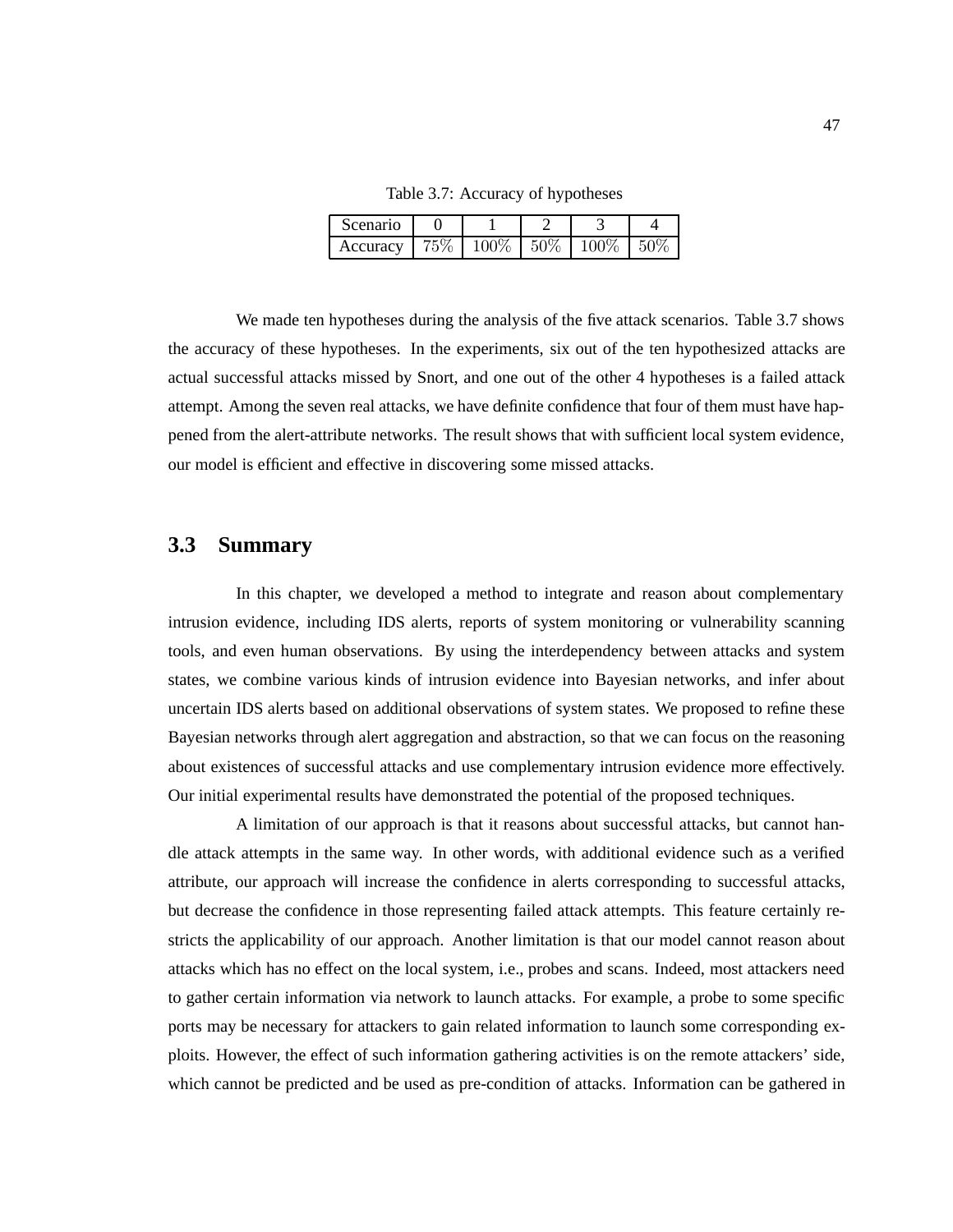Table 3.7: Accuracy of hypotheses

| Scenario | 0 | 1 | 2 | 3 | 4 |
|---|---|---|---|---|---|
| Accuracy | 75% | 100% | 50% | 100% | 50% |

We made ten hypotheses during the analysis of the five attack scenarios. Table 3.7 shows the accuracy of these hypotheses. In the experiments, six out of the ten hypothesized attacks are actual successful attacks missed by Snort, and one out of the other 4 hypotheses is a failed attack attempt. Among the seven real attacks, we have definite confidence that four of them must have happened from the alert-attribute networks. The result shows that with sufficient local system evidence, our model is efficient and effective in discovering some missed attacks.

## 3.3 Summary

In this chapter, we developed a method to integrate and reason about complementary intrusion evidence, including IDS alerts, reports of system monitoring or vulnerability scanning tools, and even human observations. By using the interdependency between attacks and system states, we combine various kinds of intrusion evidence into Bayesian networks, and infer about uncertain IDS alerts based on additional observations of system states. We proposed to refine these Bayesian networks through alert aggregation and abstraction, so that we can focus on the reasoning about existences of successful attacks and use complementary intrusion evidence more effectively. Our initial experimental results have demonstrated the potential of the proposed techniques.

A limitation of our approach is that it reasons about successful attacks, but cannot handle attack attempts in the same way. In other words, with additional evidence such as a verified attribute, our approach will increase the confidence in alerts corresponding to successful attacks, but decrease the confidence in those representing failed attack attempts. This feature certainly restricts the applicability of our approach. Another limitation is that our model cannot reason about attacks which has no effect on the local system, i.e., probes and scans. Indeed, most attackers need to gather certain information via network to launch attacks. For example, a probe to some specific ports may be necessary for attackers to gain related information to launch some corresponding exploits. However, the effect of such information gathering activities is on the remote attackers' side, which cannot be predicted and be used as pre-condition of attacks. Information can be gathered in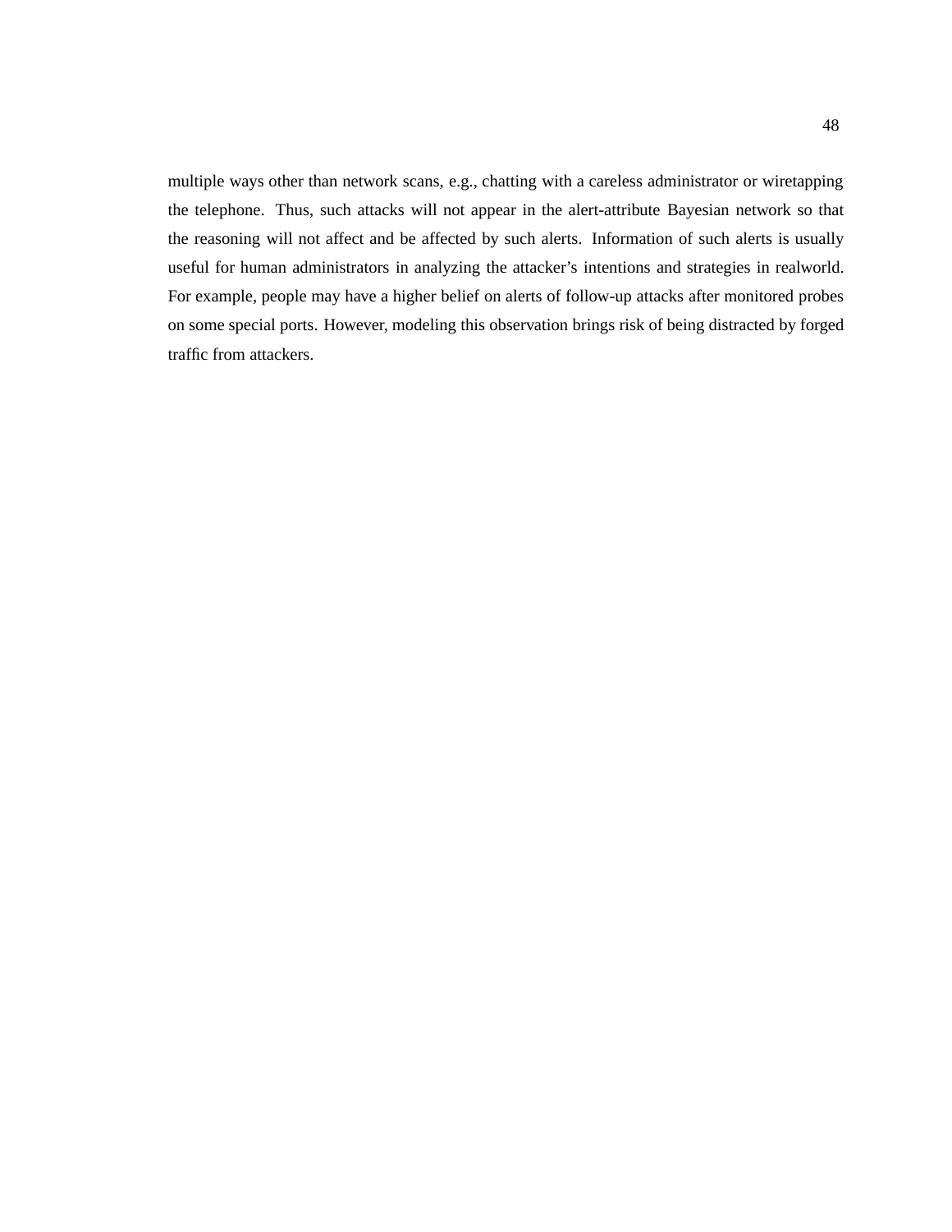multiple ways other than network scans, e.g., chatting with a careless administrator or wiretapping the telephone. Thus, such attacks will not appear in the alert-attribute Bayesian network so that the reasoning will not affect and be affected by such alerts. Information of such alerts is usually useful for human administrators in analyzing the attacker's intentions and strategies in realworld. For example, people may have a higher belief on alerts of follow-up attacks after monitored probes on some special ports. However, modeling this observation brings risk of being distracted by forged traffic from attackers.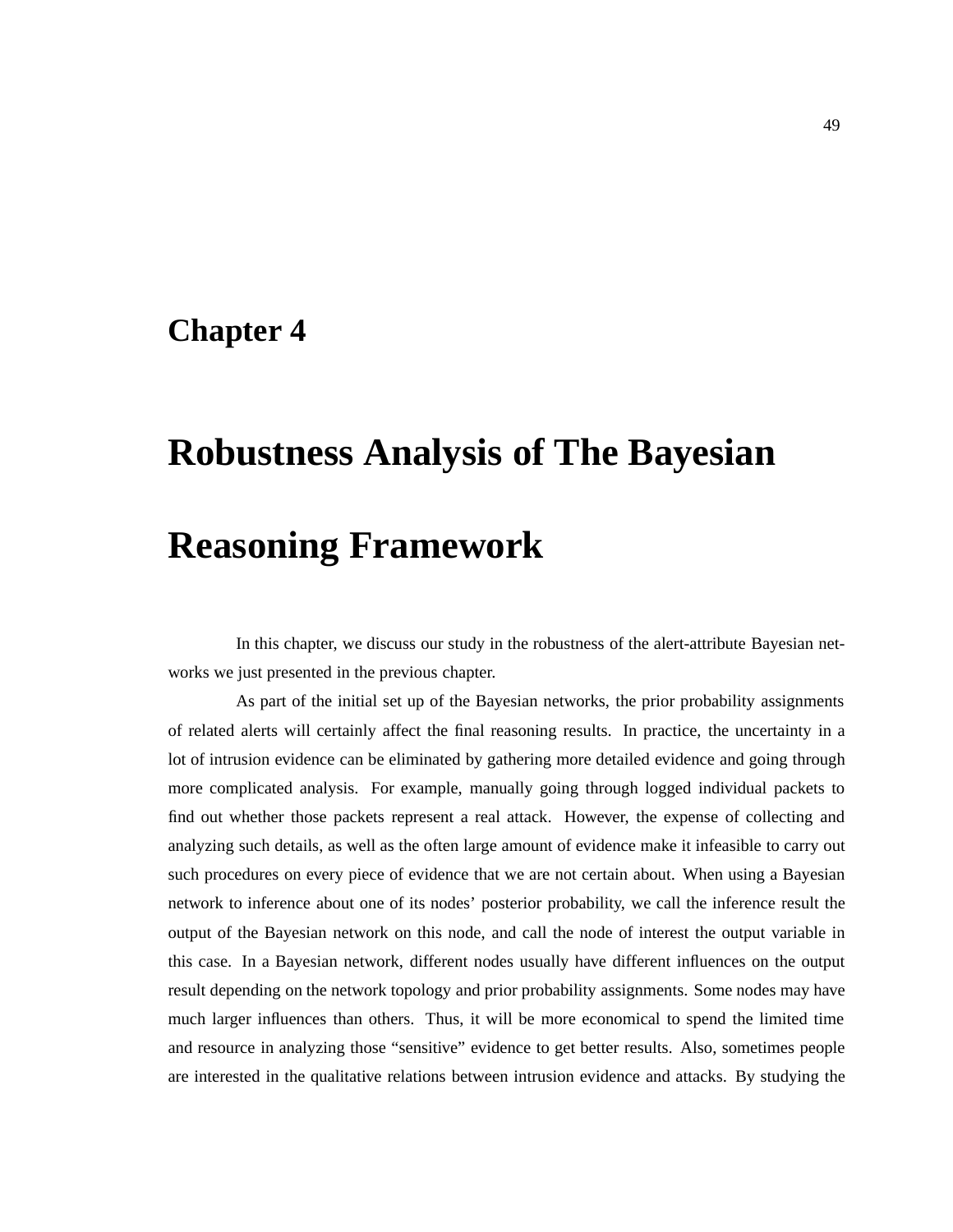# Chapter 4

# Robustness Analysis of The Bayesian Reasoning Framework

In this chapter, we discuss our study in the robustness of the alert-attribute Bayesian networks we just presented in the previous chapter.

As part of the initial set up of the Bayesian networks, the prior probability assignments of related alerts will certainly affect the final reasoning results. In practice, the uncertainty in a lot of intrusion evidence can be eliminated by gathering more detailed evidence and going through more complicated analysis. For example, manually going through logged individual packets to find out whether those packets represent a real attack. However, the expense of collecting and analyzing such details, as well as the often large amount of evidence make it infeasible to carry out such procedures on every piece of evidence that we are not certain about. When using a Bayesian network to inference about one of its nodes' posterior probability, we call the inference result the output of the Bayesian network on this node, and call the node of interest the output variable in this case. In a Bayesian network, different nodes usually have different influences on the output result depending on the network topology and prior probability assignments. Some nodes may have much larger influences than others. Thus, it will be more economical to spend the limited time and resource in analyzing those "sensitive" evidence to get better results. Also, sometimes people are interested in the qualitative relations between intrusion evidence and attacks. By studying the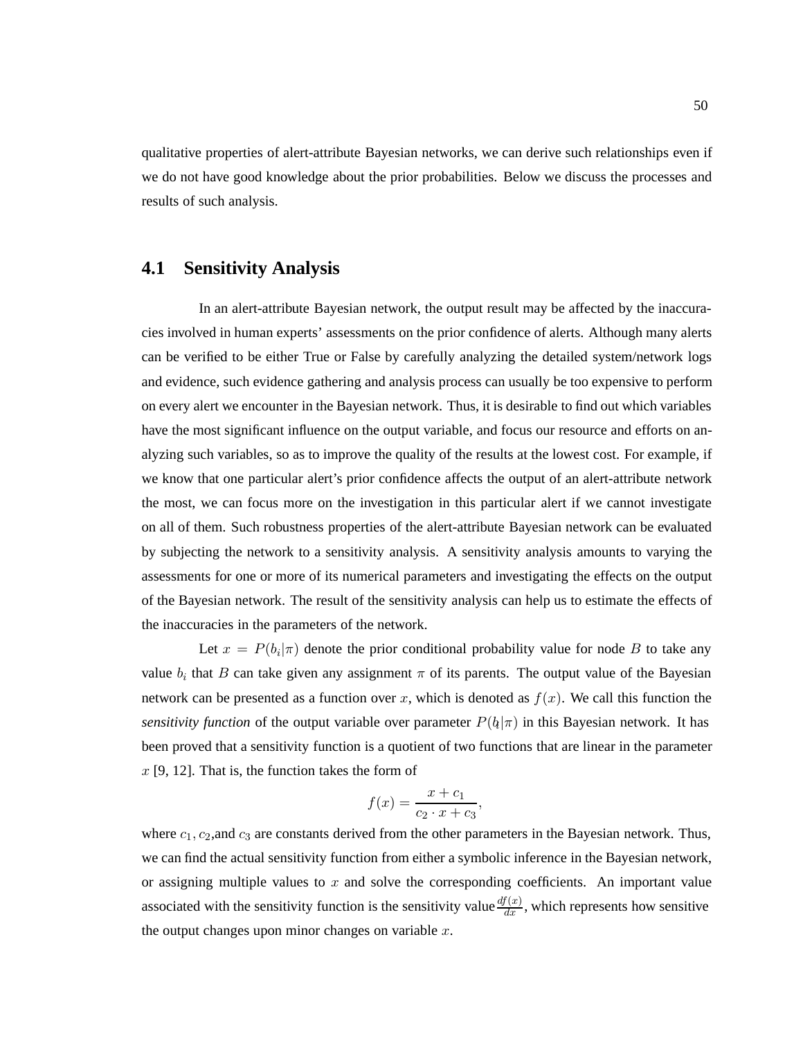qualitative properties of alert-attribute Bayesian networks, we can derive such relationships even if we do not have good knowledge about the prior probabilities. Below we discuss the processes and results of such analysis.

## 4.1 Sensitivity Analysis

In an alert-attribute Bayesian network, the output result may be affected by the inaccuracies involved in human experts' assessments on the prior confidence of alerts. Although many alerts can be verified to be either True or False by carefully analyzing the detailed system/network logs and evidence, such evidence gathering and analysis process can usually be too expensive to perform on every alert we encounter in the Bayesian network. Thus, it is desirable to find out which variables have the most significant influence on the output variable, and focus our resource and efforts on analyzing such variables, so as to improve the quality of the results at the lowest cost. For example, if we know that one particular alert's prior confidence affects the output of an alert-attribute network the most, we can focus more on the investigation in this particular alert if we cannot investigate on all of them. Such robustness properties of the alert-attribute Bayesian network can be evaluated by subjecting the network to a sensitivity analysis. A sensitivity analysis amounts to varying the assessments for one or more of its numerical parameters and investigating the effects on the output of the Bayesian network. The result of the sensitivity analysis can help us to estimate the effects of the inaccuracies in the parameters of the network.

Let $x = P(b_i|\pi)$ denote the prior conditional probability value for node $B$ to take any value $b_i$ that $B$ can take given any assignment $\pi$ of its parents. The output value of the Bayesian network can be presented as a function over $x$, which is denoted as $f(x)$. We call this function the *sensitivity function* of the output variable over parameter $P(b_i|\pi)$ in this Bayesian network. It has been proved that a sensitivity function is a quotient of two functions that are linear in the parameter $x$ [9, 12]. That is, the function takes the form of

$$f(x) = \frac{x + c_1}{c_2 \cdot x + c_3},$$

where $c_1, c_2$,and $c_3$ are constants derived from the other parameters in the Bayesian network. Thus, we can find the actual sensitivity function from either a symbolic inference in the Bayesian network, or assigning multiple values to $x$ and solve the corresponding coefficients. An important value associated with the sensitivity function is the sensitivity value $\frac{df(x)}{dx}$, which represents how sensitive the output changes upon minor changes on variable $x$.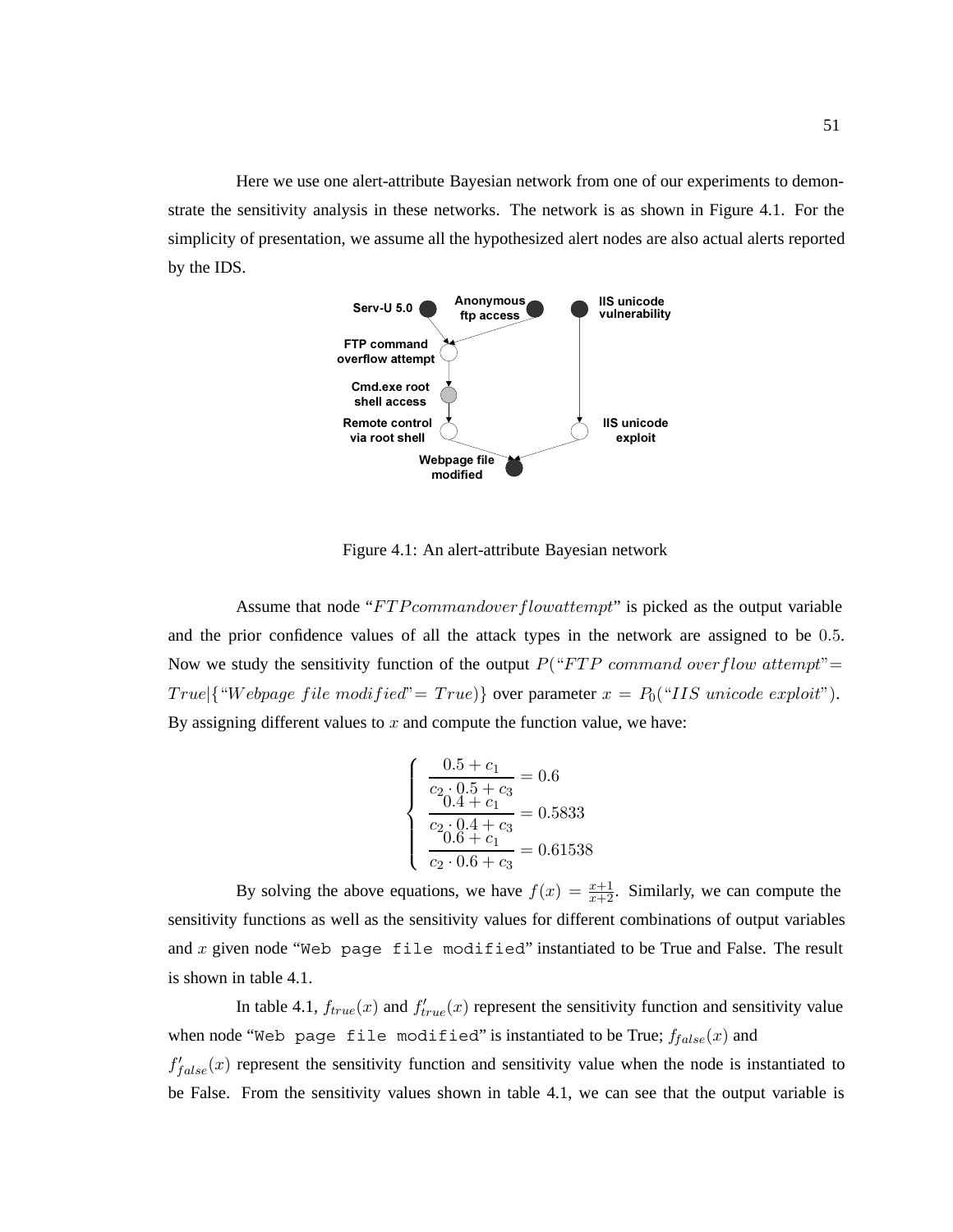Here we use one alert-attribute Bayesian network from one of our experiments to demonstrate the sensitivity analysis in these networks. The network is as shown in Figure 4.1. For the simplicity of presentation, we assume all the hypothesized alert nodes are also actual alerts reported by the IDS.

Figure 4.1: An alert-attribute Bayesian network

Assume that node "$FTPcommandoverflowattempt$" is picked as the output variable and the prior confidence values of all the attack types in the network are assigned to be $0.5$. Now we study the sensitivity function of the output $P(\text{"}FTP\ command\ overflow\ attempt\text{"} = True|\{\text{"}Webpage\ file\ modified\text{"} = True)\}$ over parameter $x = P_0(\text{"}IIS\ unicode\ exploit\text{"})$. By assigning different values to $x$ and compute the function value, we have:

$$
\begin{cases}
\dfrac{0.5 + c_1}{c_2 \cdot 0.5 + c_3} = 0.6 \\
\dfrac{0.4 + c_1}{c_2 \cdot 0.4 + c_3} = 0.5833 \\
\dfrac{0.6 + c_1}{c_2 \cdot 0.6 + c_3} = 0.61538
\end{cases}
$$

By solving the above equations, we have $f(x) = \frac{x+1}{x+2}$. Similarly, we can compute the sensitivity functions as well as the sensitivity values for different combinations of output variables and $x$ given node "`Web page file modified`" instantiated to be True and False. The result is shown in table 4.1.

In table 4.1, $f_{true}(x)$ and $f'_{true}(x)$ represent the sensitivity function and sensitivity value when node "`Web page file modified`" is instantiated to be True; $f_{false}(x)$ and $f'_{false}(x)$ represent the sensitivity function and sensitivity value when the node is instantiated to be False. From the sensitivity values shown in table 4.1, we can see that the output variable is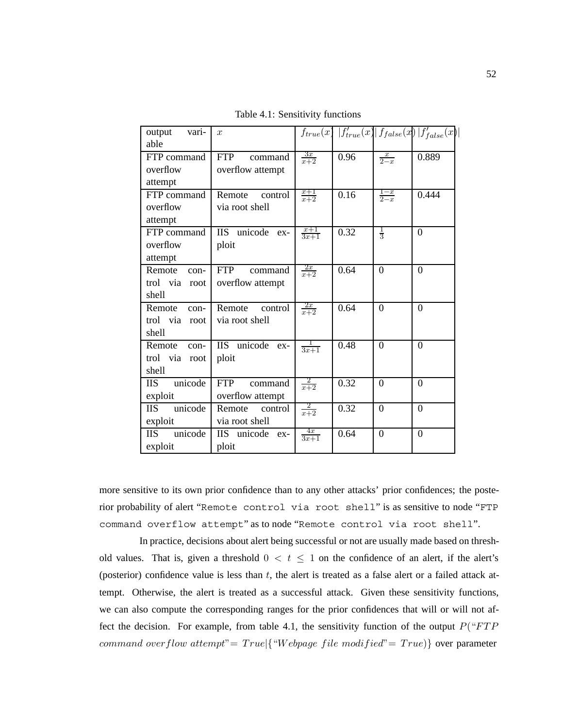Table 4.1: Sensitivity functions

| output variable | $x$ | $f_{true}(x)$ | $\|f'_{true}(x)\|$ | $f_{false}(x)$ | $\|f'_{false}(x)\|$ |
|---|---|---|---|---|---|
| FTP command overflow attempt | FTP command overflow attempt | $\frac{3x}{x+2}$ | 0.96 | $\frac{x}{2-x}$ | 0.889 |
| FTP command overflow attempt | Remote control via root shell | $\frac{x+1}{x+2}$ | 0.16 | $\frac{1-x}{2-x}$ | 0.444 |
| FTP command overflow attempt | IIS unicode exploit | $\frac{x+1}{3x+1}$ | 0.32 | $\frac{1}{3}$ | 0 |
| Remote control via root shell | FTP command overflow attempt | $\frac{2x}{x+2}$ | 0.64 | 0 | 0 |
| Remote control via root shell | Remote control via root shell | $\frac{2x}{x+2}$ | 0.64 | 0 | 0 |
| Remote control via root shell | IIS unicode exploit | $\frac{1}{3x+1}$ | 0.48 | 0 | 0 |
| IIS unicode exploit | FTP command overflow attempt | $\frac{2}{x+2}$ | 0.32 | 0 | 0 |
| IIS unicode exploit | Remote control via root shell | $\frac{2}{x+2}$ | 0.32 | 0 | 0 |
| IIS unicode exploit | IIS unicode exploit | $\frac{4x}{3x+1}$ | 0.64 | 0 | 0 |

more sensitive to its own prior confidence than to any other attacks' prior confidences; the posterior probability of alert "`Remote control via root shell`" is as sensitive to node "`FTP command overflow attempt`" as to node "`Remote control via root shell`".

In practice, decisions about alert being successful or not are usually made based on threshold values. That is, given a threshold $0 < t \leq 1$ on the confidence of an alert, if the alert's (posterior) confidence value is less than $t$, the alert is treated as a false alert or a failed attack attempt. Otherwise, the alert is treated as a successful attack. Given these sensitivity functions, we can also compute the corresponding ranges for the prior confidences that will or will not affect the decision. For example, from table 4.1, the sensitivity function of the output $P(\text{"}FTP\ command\ overflow\ attempt\text{"} = True|\{\text{"}Webpage\ file\ modified\text{"} = True)\}$ over parameter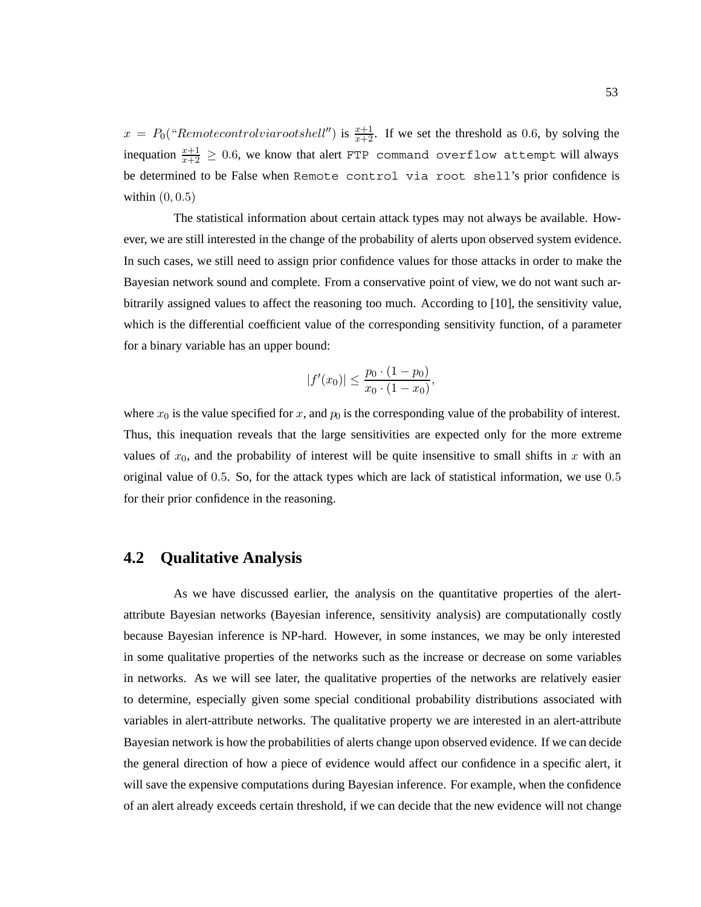$x = P_0(\text{“}Remotecontrolviarootshell''\text{)}$ is $\frac{x+1}{x+2}$. If we set the threshold as $0.6$, by solving the inequation $\frac{x+1}{x+2} \geq 0.6$, we know that alert `FTP command overflow attempt` will always be determined to be False when `Remote control via root shell`'s prior confidence is within $(0, 0.5)$

The statistical information about certain attack types may not always be available. However, we are still interested in the change of the probability of alerts upon observed system evidence. In such cases, we still need to assign prior confidence values for those attacks in order to make the Bayesian network sound and complete. From a conservative point of view, we do not want such arbitrarily assigned values to affect the reasoning too much. According to [10], the sensitivity value, which is the differential coefficient value of the corresponding sensitivity function, of a parameter for a binary variable has an upper bound:

$$|f'(x_0)| \leq \frac{p_0 \cdot (1 - p_0)}{x_0 \cdot (1 - x_0)},$$

where $x_0$ is the value specified for $x$, and $p_0$ is the corresponding value of the probability of interest. Thus, this inequation reveals that the large sensitivities are expected only for the more extreme values of $x_0$, and the probability of interest will be quite insensitive to small shifts in $x$ with an original value of $0.5$. So, for the attack types which are lack of statistical information, we use $0.5$ for their prior confidence in the reasoning.

## 4.2 Qualitative Analysis

As we have discussed earlier, the analysis on the quantitative properties of the alert-attribute Bayesian networks (Bayesian inference, sensitivity analysis) are computationally costly because Bayesian inference is NP-hard. However, in some instances, we may be only interested in some qualitative properties of the networks such as the increase or decrease on some variables in networks. As we will see later, the qualitative properties of the networks are relatively easier to determine, especially given some special conditional probability distributions associated with variables in alert-attribute networks. The qualitative property we are interested in an alert-attribute Bayesian network is how the probabilities of alerts change upon observed evidence. If we can decide the general direction of how a piece of evidence would affect our confidence in a specific alert, it will save the expensive computations during Bayesian inference. For example, when the confidence of an alert already exceeds certain threshold, if we can decide that the new evidence will not change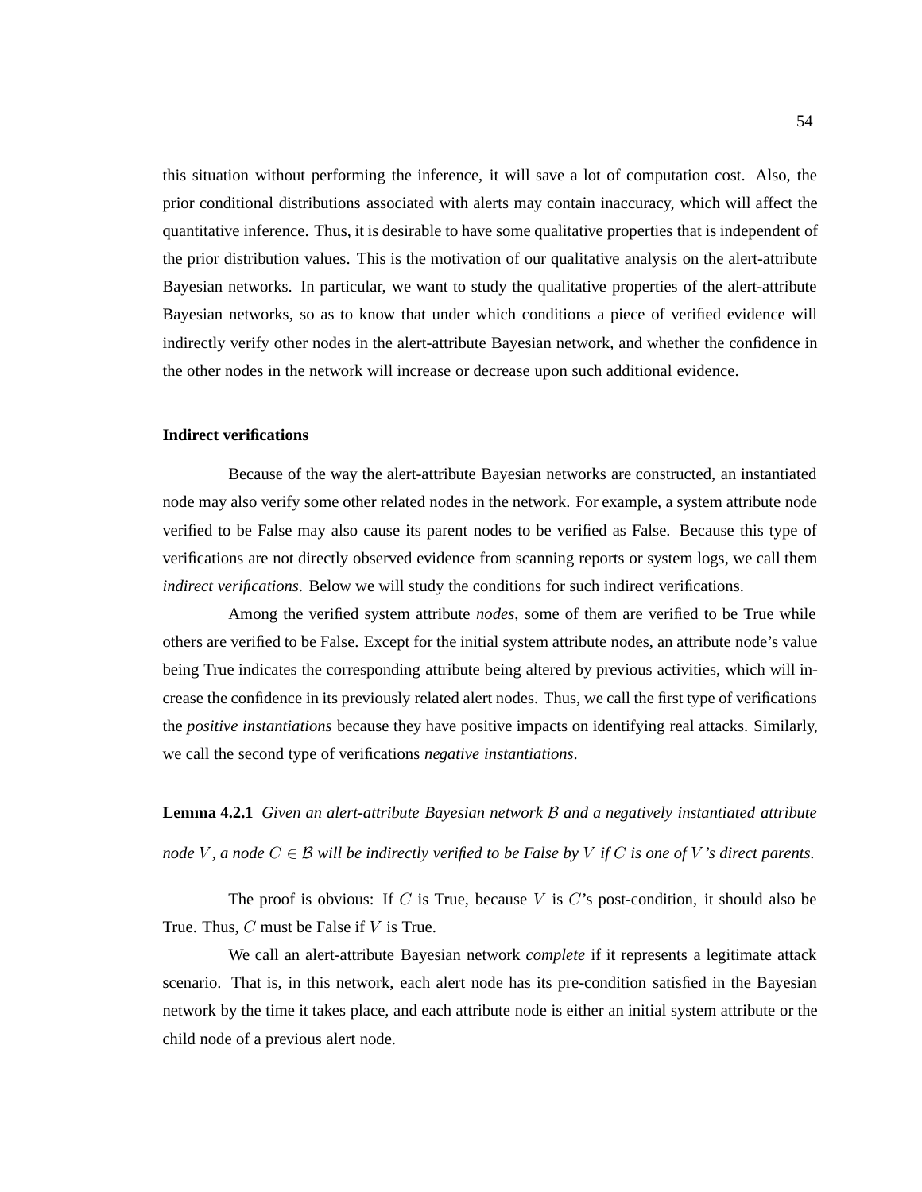this situation without performing the inference, it will save a lot of computation cost. Also, the prior conditional distributions associated with alerts may contain inaccuracy, which will affect the quantitative inference. Thus, it is desirable to have some qualitative properties that is independent of the prior distribution values. This is the motivation of our qualitative analysis on the alert-attribute Bayesian networks. In particular, we want to study the qualitative properties of the alert-attribute Bayesian networks, so as to know that under which conditions a piece of verified evidence will indirectly verify other nodes in the alert-attribute Bayesian network, and whether the confidence in the other nodes in the network will increase or decrease upon such additional evidence.

#### Indirect verifications

Because of the way the alert-attribute Bayesian networks are constructed, an instantiated node may also verify some other related nodes in the network. For example, a system attribute node verified to be False may also cause its parent nodes to be verified as False. Because this type of verifications are not directly observed evidence from scanning reports or system logs, we call them *indirect verifications*. Below we will study the conditions for such indirect verifications.

Among the verified system attribute *nodes*, some of them are verified to be True while others are verified to be False. Except for the initial system attribute nodes, an attribute node's value being True indicates the corresponding attribute being altered by previous activities, which will increase the confidence in its previously related alert nodes. Thus, we call the first type of verifications the *positive instantiations* because they have positive impacts on identifying real attacks. Similarly, we call the second type of verifications *negative instantiations*.

**Lemma 4.2.1** *Given an alert-attribute Bayesian network $\mathcal{B}$ and a negatively instantiated attribute node $V$, a node $C \in \mathcal{B}$ will be indirectly verified to be False by $V$ if $C$ is one of $V$'s direct parents.*

The proof is obvious: If $C$ is True, because $V$ is $C$'s post-condition, it should also be True. Thus, $C$ must be False if $V$ is True.

We call an alert-attribute Bayesian network *complete* if it represents a legitimate attack scenario. That is, in this network, each alert node has its pre-condition satisfied in the Bayesian network by the time it takes place, and each attribute node is either an initial system attribute or the child node of a previous alert node.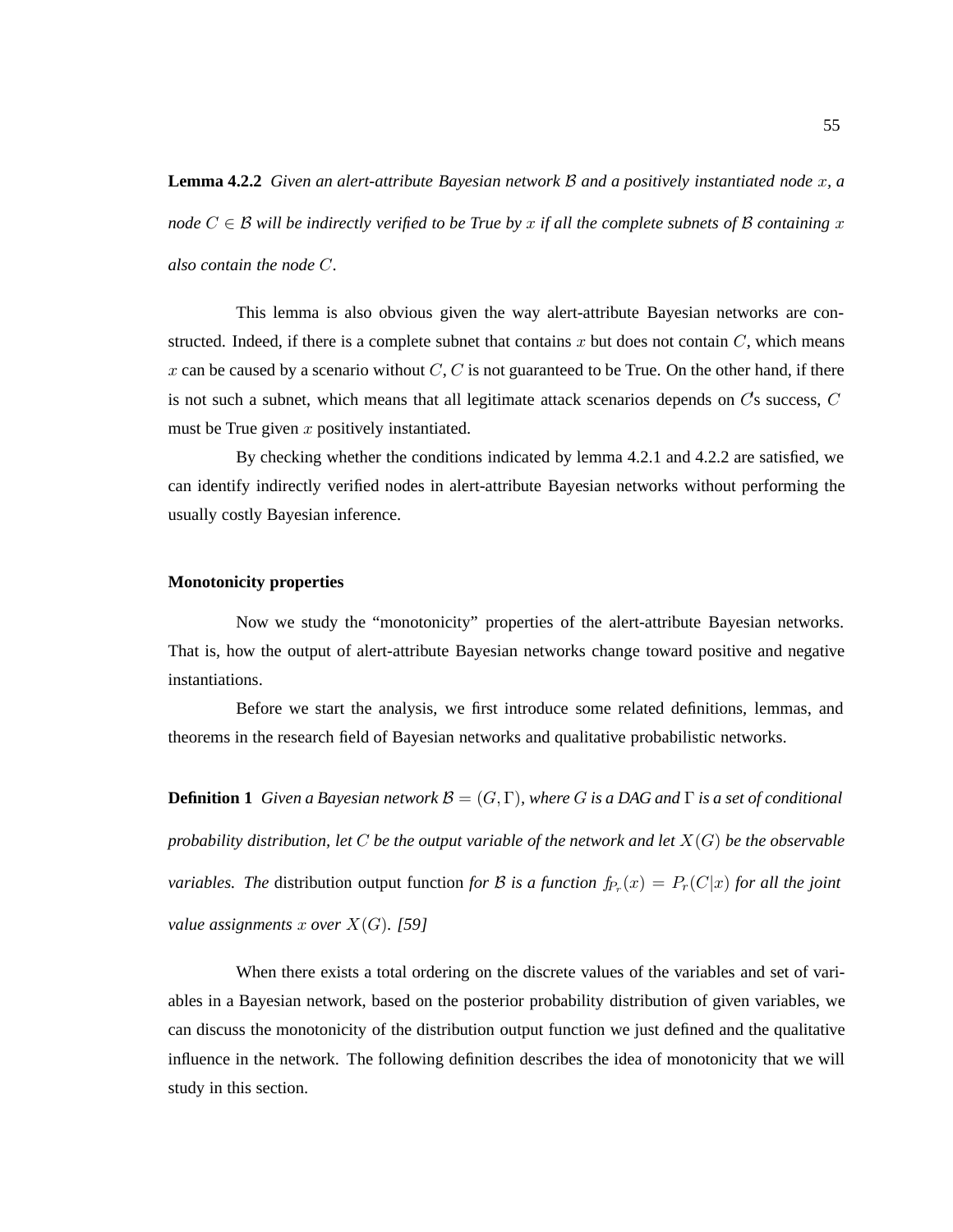**Lemma 4.2.2** *Given an alert-attribute Bayesian network $\mathcal{B}$ and a positively instantiated node $x$, a node $C \in \mathcal{B}$ will be indirectly verified to be True by $x$ if all the complete subnets of $\mathcal{B}$ containing $x$ also contain the node $C$.*

This lemma is also obvious given the way alert-attribute Bayesian networks are constructed. Indeed, if there is a complete subnet that contains $x$ but does not contain $C$, which means $x$ can be caused by a scenario without $C$, $C$ is not guaranteed to be True. On the other hand, if there is not such a subnet, which means that all legitimate attack scenarios depends on $C$'s success, $C$ must be True given $x$ positively instantiated.

By checking whether the conditions indicated by lemma 4.2.1 and 4.2.2 are satisfied, we can identify indirectly verified nodes in alert-attribute Bayesian networks without performing the usually costly Bayesian inference.

**Monotonicity properties**

Now we study the "monotonicity" properties of the alert-attribute Bayesian networks. That is, how the output of alert-attribute Bayesian networks change toward positive and negative instantiations.

Before we start the analysis, we first introduce some related definitions, lemmas, and theorems in the research field of Bayesian networks and qualitative probabilistic networks.

**Definition 1** *Given a Bayesian network $\mathcal{B} = (G, \Gamma)$, where $G$ is a DAG and $\Gamma$ is a set of conditional probability distribution, let $C$ be the output variable of the network and let $X(G)$ be the observable variables. The* distribution output function *for $\mathcal{B}$ is a function $f_{P_r}(x) = P_r(C|x)$ for all the joint value assignments $x$ over $X(G)$. [59]*

When there exists a total ordering on the discrete values of the variables and set of variables in a Bayesian network, based on the posterior probability distribution of given variables, we can discuss the monotonicity of the distribution output function we just defined and the qualitative influence in the network. The following definition describes the idea of monotonicity that we will study in this section.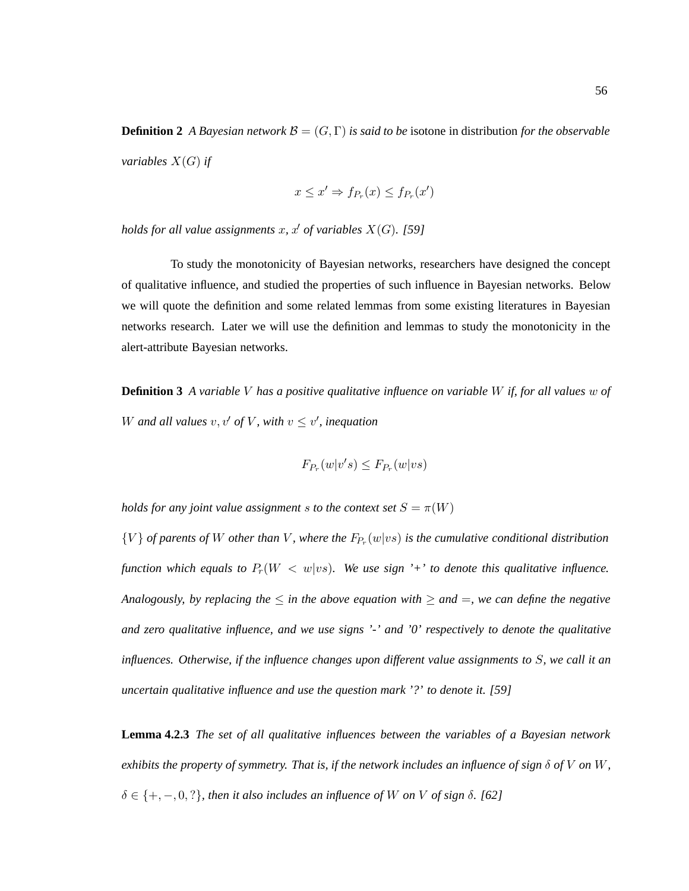**Definition 2** *A Bayesian network $\mathcal{B} = (G, \Gamma)$ is said to be* isotone in distribution *for the observable variables $X(G)$ if*

$$x \leq x' \Rightarrow f_{P_r}(x) \leq f_{P_r}(x')$$

*holds for all value assignments $x$, $x'$ of variables $X(G)$. [59]*

To study the monotonicity of Bayesian networks, researchers have designed the concept of qualitative influence, and studied the properties of such influence in Bayesian networks. Below we will quote the definition and some related lemmas from some existing literatures in Bayesian networks research. Later we will use the definition and lemmas to study the monotonicity in the alert-attribute Bayesian networks.

**Definition 3** *A variable $V$ has a positive qualitative influence on variable $W$ if, for all values $w$ of $W$ and all values $v, v'$ of $V$, with $v \leq v'$, inequation*

$$F_{P_r}(w|v's) \leq F_{P_r}(w|vs)$$

*holds for any joint value assignment $s$ to the context set $S = \pi(W)$*

*$\{V\}$ of parents of $W$ other than $V$, where the $F_{P_r}(w|vs)$ is the cumulative conditional distribution function which equals to $P_r(W < w|vs)$. We use sign '+' to denote this qualitative influence. Analogously, by replacing the $\leq$ in the above equation with $\geq$ and $=$, we can define the negative and zero qualitative influence, and we use signs '-' and '0' respectively to denote the qualitative influences. Otherwise, if the influence changes upon different value assignments to $S$, we call it an uncertain qualitative influence and use the question mark '?' to denote it. [59]*

**Lemma 4.2.3** *The set of all qualitative influences between the variables of a Bayesian network exhibits the property of symmetry. That is, if the network includes an influence of sign $\delta$ of $V$ on $W$, $\delta \in \{+, -, 0, ?\}$, then it also includes an influence of $W$ on $V$ of sign $\delta$. [62]*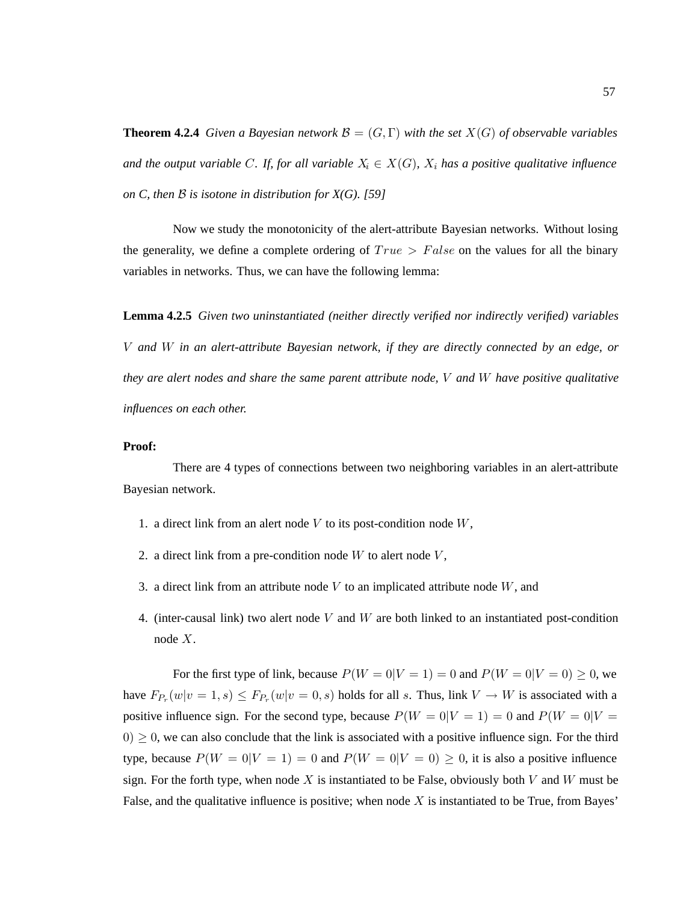**Theorem 4.2.4** *Given a Bayesian network $\mathcal{B} = (G, \Gamma)$ with the set $X(G)$ of observable variables and the output variable $C$. If, for all variable $X_i \in X(G)$, $X_i$ has a positive qualitative influence on C, then $\mathcal{B}$ is isotone in distribution for X(G). [59]*

Now we study the monotonicity of the alert-attribute Bayesian networks. Without losing the generality, we define a complete ordering of $True > False$ on the values for all the binary variables in networks. Thus, we can have the following lemma:

**Lemma 4.2.5** *Given two uninstantiated (neither directly verified nor indirectly verified) variables $V$ and $W$ in an alert-attribute Bayesian network, if they are directly connected by an edge, or they are alert nodes and share the same parent attribute node, $V$ and $W$ have positive qualitative influences on each other.*

**Proof:**

There are 4 types of connections between two neighboring variables in an alert-attribute Bayesian network.

1. a direct link from an alert node $V$ to its post-condition node $W$,
2. a direct link from a pre-condition node $W$ to alert node $V$,
3. a direct link from an attribute node $V$ to an implicated attribute node $W$, and
4. (inter-causal link) two alert node $V$ and $W$ are both linked to an instantiated post-condition node $X$.

For the first type of link, because $P(W = 0|V = 1) = 0$ and $P(W = 0|V = 0) \geq 0$, we have $F_{P_r}(w|v = 1, s) \leq F_{P_r}(w|v = 0, s)$ holds for all $s$. Thus, link $V \rightarrow W$ is associated with a positive influence sign. For the second type, because $P(W = 0|V = 1) = 0$ and $P(W = 0|V = 0) \geq 0$, we can also conclude that the link is associated with a positive influence sign. For the third type, because $P(W = 0|V = 1) = 0$ and $P(W = 0|V = 0) \geq 0$, it is also a positive influence sign. For the forth type, when node $X$ is instantiated to be False, obviously both $V$ and $W$ must be False, and the qualitative influence is positive; when node $X$ is instantiated to be True, from Bayes'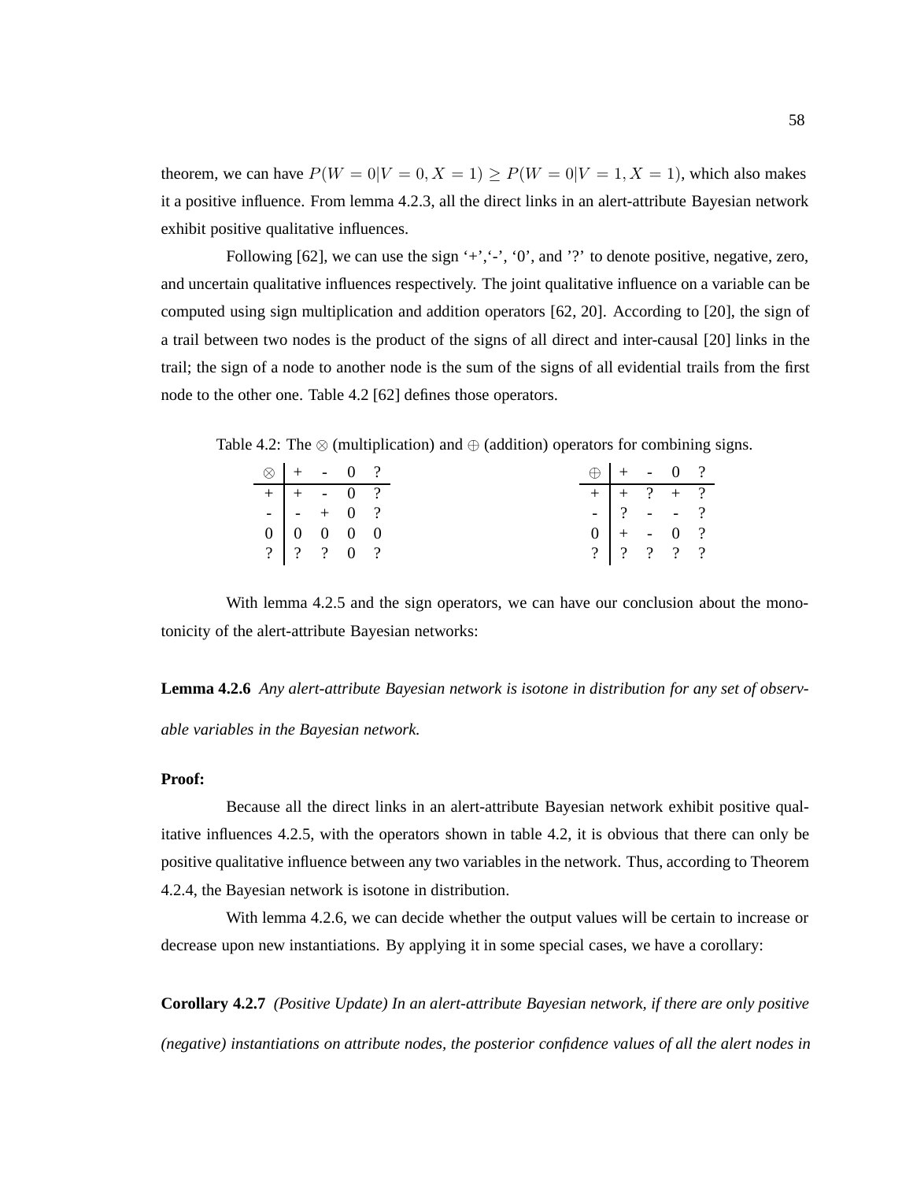theorem, we can have $P(W = 0|V = 0, X = 1) \geq P(W = 0|V = 1, X = 1)$, which also makes it a positive influence. From lemma 4.2.3, all the direct links in an alert-attribute Bayesian network exhibit positive qualitative influences.

Following [62], we can use the sign '+','-', '0', and '?' to denote positive, negative, zero, and uncertain qualitative influences respectively. The joint qualitative influence on a variable can be computed using sign multiplication and addition operators [62, 20]. According to [20], the sign of a trail between two nodes is the product of the signs of all direct and inter-causal [20] links in the trail; the sign of a node to another node is the sum of the signs of all evidential trails from the first node to the other one. Table 4.2 [62] defines those operators.

Table 4.2: The $\otimes$ (multiplication) and $\oplus$ (addition) operators for combining signs.

| $\otimes$ | + | - | 0 | ? |
|---|---|---|---|---|
| + | + | - | 0 | ? |
| - | - | + | 0 | ? |
| 0 | 0 | 0 | 0 | 0 |
| ? | ? | ? | 0 | ? |

| $\oplus$ | + | - | 0 | ? |
|---|---|---|---|---|
| + | + | ? | + | ? |
| - | ? | - | - | ? |
| 0 | + | - | 0 | ? |
| ? | ? | ? | ? | ? |

With lemma 4.2.5 and the sign operators, we can have our conclusion about the monotonicity of the alert-attribute Bayesian networks:

**Lemma 4.2.6** *Any alert-attribute Bayesian network is isotone in distribution for any set of observable variables in the Bayesian network.*

**Proof:**

Because all the direct links in an alert-attribute Bayesian network exhibit positive qualitative influences 4.2.5, with the operators shown in table 4.2, it is obvious that there can only be positive qualitative influence between any two variables in the network. Thus, according to Theorem 4.2.4, the Bayesian network is isotone in distribution.

With lemma 4.2.6, we can decide whether the output values will be certain to increase or decrease upon new instantiations. By applying it in some special cases, we have a corollary:

**Corollary 4.2.7** *(Positive Update) In an alert-attribute Bayesian network, if there are only positive (negative) instantiations on attribute nodes, the posterior confidence values of all the alert nodes in*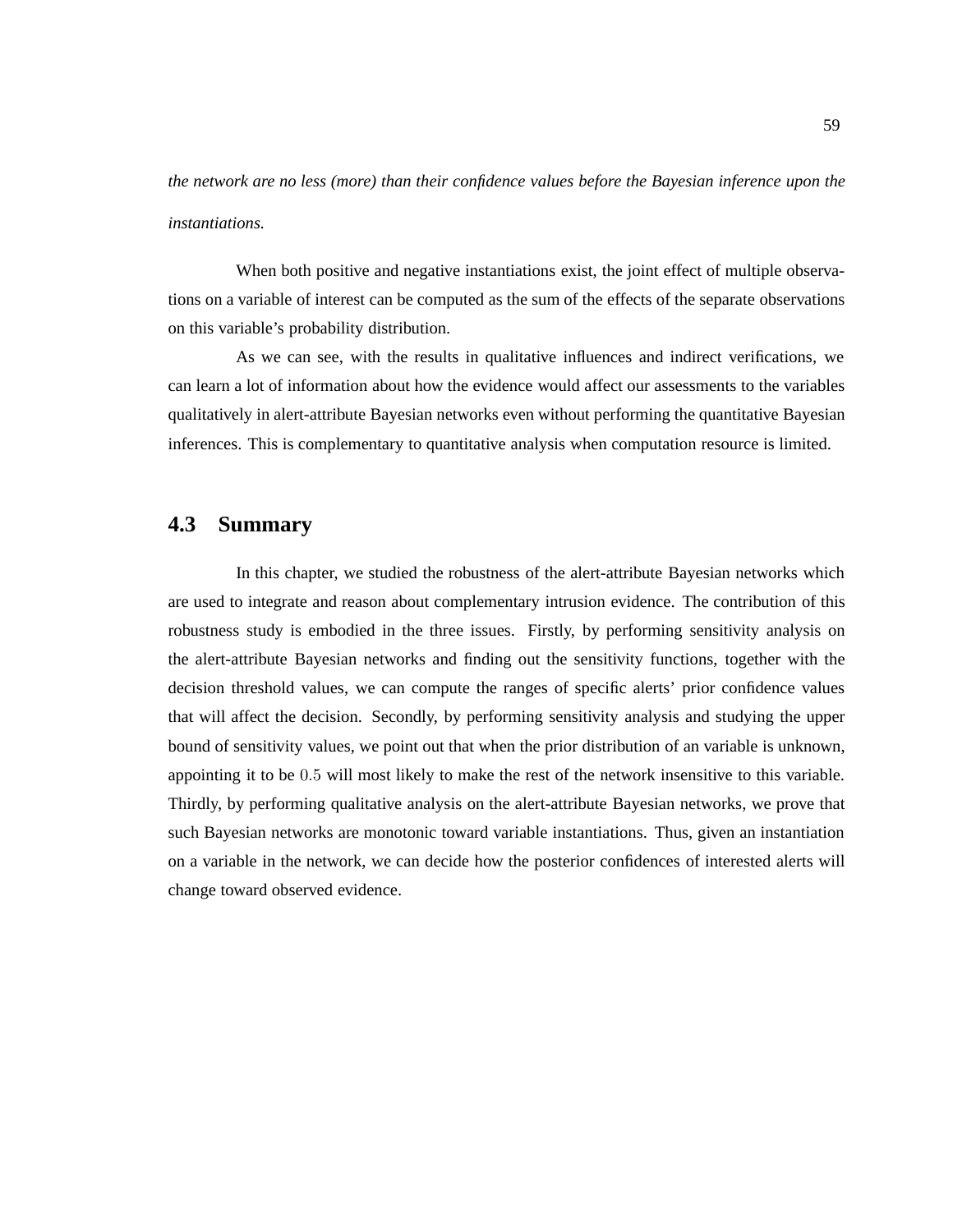*the network are no less (more) than their confidence values before the Bayesian inference upon the instantiations.*

When both positive and negative instantiations exist, the joint effect of multiple observations on a variable of interest can be computed as the sum of the effects of the separate observations on this variable's probability distribution.

As we can see, with the results in qualitative influences and indirect verifications, we can learn a lot of information about how the evidence would affect our assessments to the variables qualitatively in alert-attribute Bayesian networks even without performing the quantitative Bayesian inferences. This is complementary to quantitative analysis when computation resource is limited.

## 4.3 Summary

In this chapter, we studied the robustness of the alert-attribute Bayesian networks which are used to integrate and reason about complementary intrusion evidence. The contribution of this robustness study is embodied in the three issues. Firstly, by performing sensitivity analysis on the alert-attribute Bayesian networks and finding out the sensitivity functions, together with the decision threshold values, we can compute the ranges of specific alerts' prior confidence values that will affect the decision. Secondly, by performing sensitivity analysis and studying the upper bound of sensitivity values, we point out that when the prior distribution of an variable is unknown, appointing it to be $0.5$ will most likely to make the rest of the network insensitive to this variable. Thirdly, by performing qualitative analysis on the alert-attribute Bayesian networks, we prove that such Bayesian networks are monotonic toward variable instantiations. Thus, given an instantiation on a variable in the network, we can decide how the posterior confidences of interested alerts will change toward observed evidence.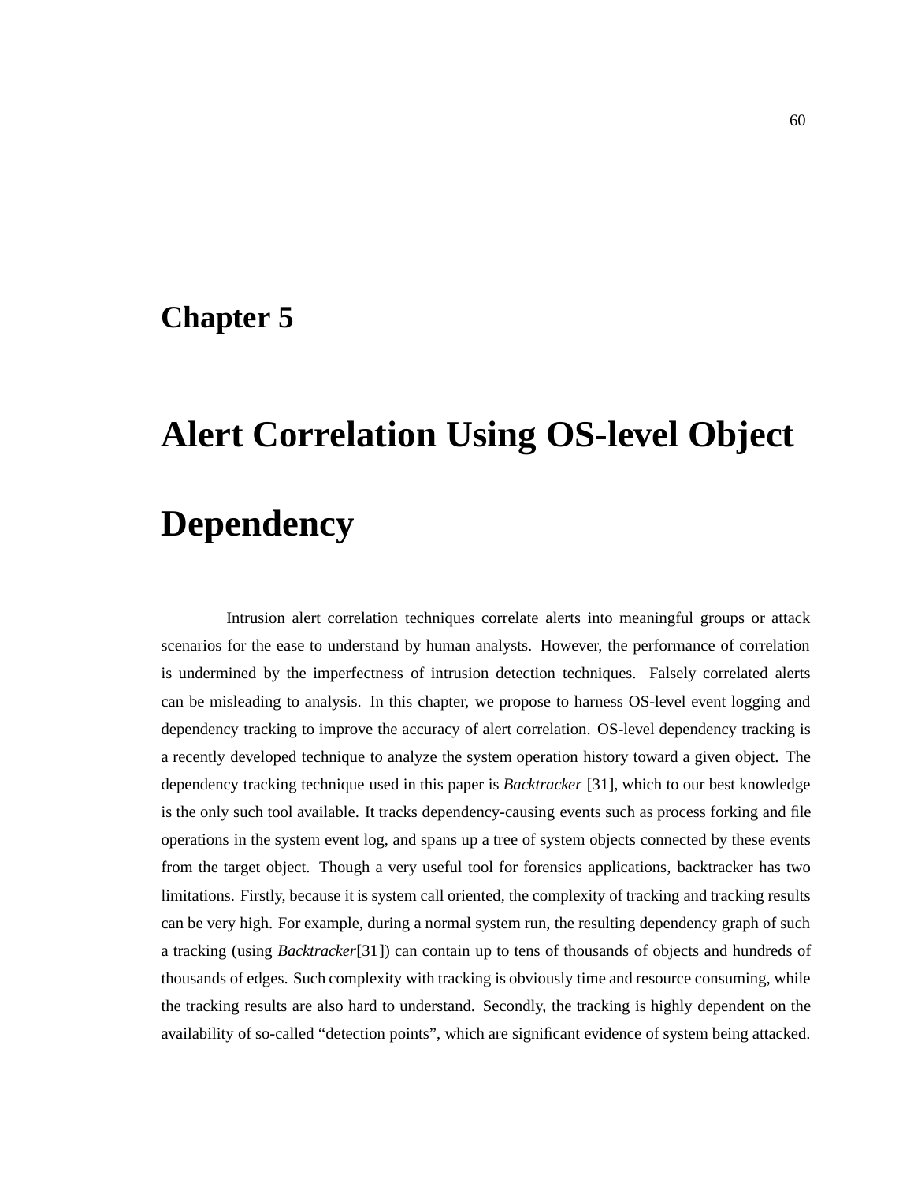# Chapter 5

# Alert Correlation Using OS-level Object Dependency

Intrusion alert correlation techniques correlate alerts into meaningful groups or attack scenarios for the ease to understand by human analysts. However, the performance of correlation is undermined by the imperfectness of intrusion detection techniques. Falsely correlated alerts can be misleading to analysis. In this chapter, we propose to harness OS-level event logging and dependency tracking to improve the accuracy of alert correlation. OS-level dependency tracking is a recently developed technique to analyze the system operation history toward a given object. The dependency tracking technique used in this paper is *Backtracker* [31], which to our best knowledge is the only such tool available. It tracks dependency-causing events such as process forking and file operations in the system event log, and spans up a tree of system objects connected by these events from the target object. Though a very useful tool for forensics applications, backtracker has two limitations. Firstly, because it is system call oriented, the complexity of tracking and tracking results can be very high. For example, during a normal system run, the resulting dependency graph of such a tracking (using *Backtracker*[31]) can contain up to tens of thousands of objects and hundreds of thousands of edges. Such complexity with tracking is obviously time and resource consuming, while the tracking results are also hard to understand. Secondly, the tracking is highly dependent on the availability of so-called "detection points", which are significant evidence of system being attacked.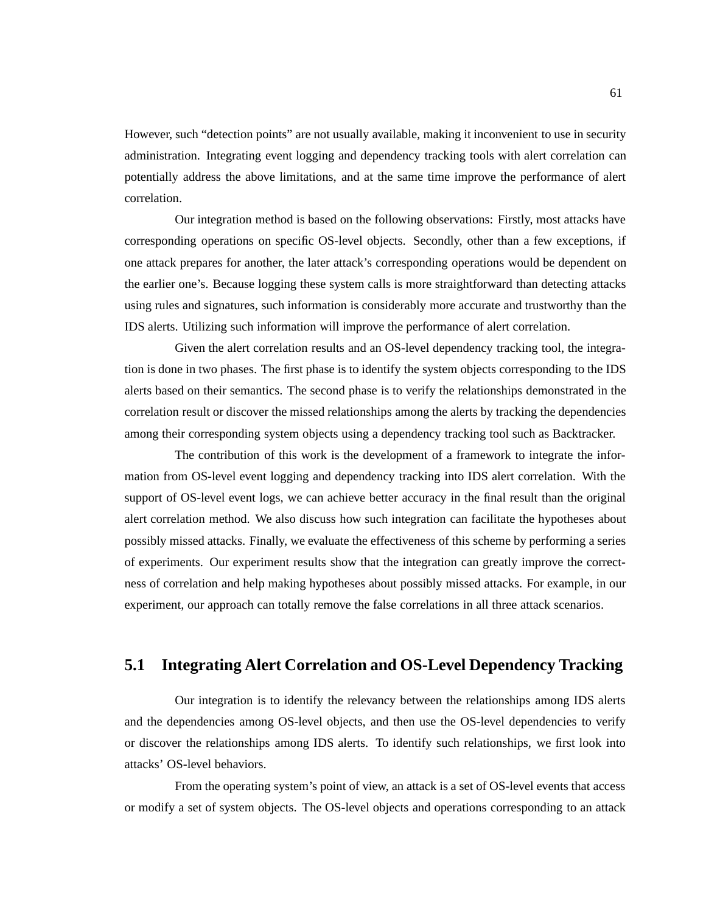However, such "detection points" are not usually available, making it inconvenient to use in security administration. Integrating event logging and dependency tracking tools with alert correlation can potentially address the above limitations, and at the same time improve the performance of alert correlation.

Our integration method is based on the following observations: Firstly, most attacks have corresponding operations on specific OS-level objects. Secondly, other than a few exceptions, if one attack prepares for another, the later attack's corresponding operations would be dependent on the earlier one's. Because logging these system calls is more straightforward than detecting attacks using rules and signatures, such information is considerably more accurate and trustworthy than the IDS alerts. Utilizing such information will improve the performance of alert correlation.

Given the alert correlation results and an OS-level dependency tracking tool, the integration is done in two phases. The first phase is to identify the system objects corresponding to the IDS alerts based on their semantics. The second phase is to verify the relationships demonstrated in the correlation result or discover the missed relationships among the alerts by tracking the dependencies among their corresponding system objects using a dependency tracking tool such as Backtracker.

The contribution of this work is the development of a framework to integrate the information from OS-level event logging and dependency tracking into IDS alert correlation. With the support of OS-level event logs, we can achieve better accuracy in the final result than the original alert correlation method. We also discuss how such integration can facilitate the hypotheses about possibly missed attacks. Finally, we evaluate the effectiveness of this scheme by performing a series of experiments. Our experiment results show that the integration can greatly improve the correctness of correlation and help making hypotheses about possibly missed attacks. For example, in our experiment, our approach can totally remove the false correlations in all three attack scenarios.

## 5.1 Integrating Alert Correlation and OS-Level Dependency Tracking

Our integration is to identify the relevancy between the relationships among IDS alerts and the dependencies among OS-level objects, and then use the OS-level dependencies to verify or discover the relationships among IDS alerts. To identify such relationships, we first look into attacks' OS-level behaviors.

From the operating system's point of view, an attack is a set of OS-level events that access or modify a set of system objects. The OS-level objects and operations corresponding to an attack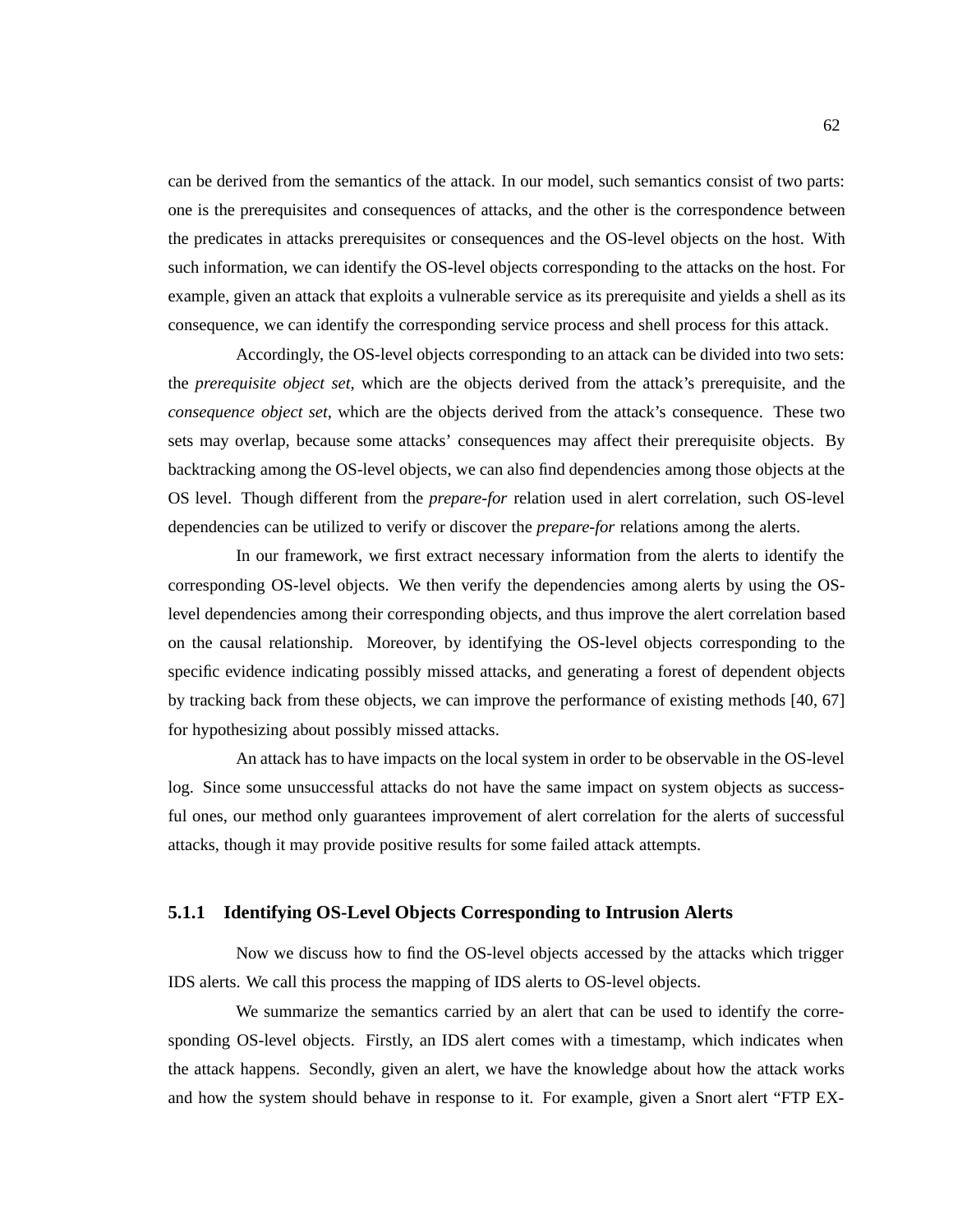can be derived from the semantics of the attack. In our model, such semantics consist of two parts: one is the prerequisites and consequences of attacks, and the other is the correspondence between the predicates in attacks prerequisites or consequences and the OS-level objects on the host. With such information, we can identify the OS-level objects corresponding to the attacks on the host. For example, given an attack that exploits a vulnerable service as its prerequisite and yields a shell as its consequence, we can identify the corresponding service process and shell process for this attack.

Accordingly, the OS-level objects corresponding to an attack can be divided into two sets: the *prerequisite object set*, which are the objects derived from the attack's prerequisite, and the *consequence object set*, which are the objects derived from the attack's consequence. These two sets may overlap, because some attacks' consequences may affect their prerequisite objects. By backtracking among the OS-level objects, we can also find dependencies among those objects at the OS level. Though different from the *prepare-for* relation used in alert correlation, such OS-level dependencies can be utilized to verify or discover the *prepare-for* relations among the alerts.

In our framework, we first extract necessary information from the alerts to identify the corresponding OS-level objects. We then verify the dependencies among alerts by using the OS-level dependencies among their corresponding objects, and thus improve the alert correlation based on the causal relationship. Moreover, by identifying the OS-level objects corresponding to the specific evidence indicating possibly missed attacks, and generating a forest of dependent objects by tracking back from these objects, we can improve the performance of existing methods [40, 67] for hypothesizing about possibly missed attacks.

An attack has to have impacts on the local system in order to be observable in the OS-level log. Since some unsuccessful attacks do not have the same impact on system objects as successful ones, our method only guarantees improvement of alert correlation for the alerts of successful attacks, though it may provide positive results for some failed attack attempts.

### 5.1.1 Identifying OS-Level Objects Corresponding to Intrusion Alerts

Now we discuss how to find the OS-level objects accessed by the attacks which trigger IDS alerts. We call this process the mapping of IDS alerts to OS-level objects.

We summarize the semantics carried by an alert that can be used to identify the corresponding OS-level objects. Firstly, an IDS alert comes with a timestamp, which indicates when the attack happens. Secondly, given an alert, we have the knowledge about how the attack works and how the system should behave in response to it. For example, given a Snort alert "FTP EX-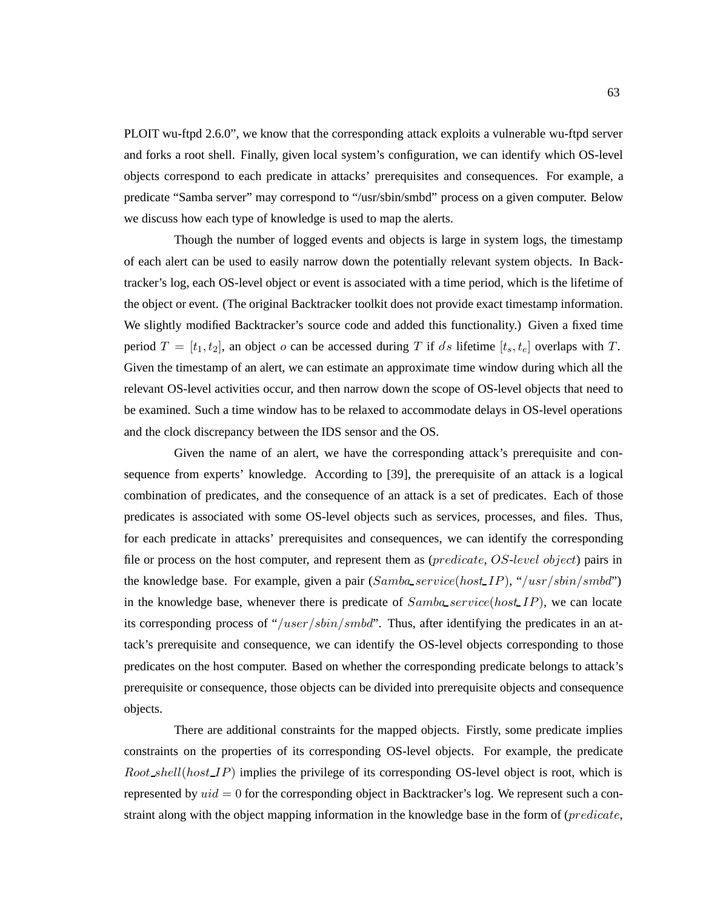PLOIT wu-ftpd 2.6.0", we know that the corresponding attack exploits a vulnerable wu-ftpd server and forks a root shell. Finally, given local system's configuration, we can identify which OS-level objects correspond to each predicate in attacks' prerequisites and consequences. For example, a predicate "Samba server" may correspond to "/usr/sbin/smbd" process on a given computer. Below we discuss how each type of knowledge is used to map the alerts.

Though the number of logged events and objects is large in system logs, the timestamp of each alert can be used to easily narrow down the potentially relevant system objects. In Backtracker's log, each OS-level object or event is associated with a time period, which is the lifetime of the object or event. (The original Backtracker toolkit does not provide exact timestamp information. We slightly modified Backtracker's source code and added this functionality.) Given a fixed time period $T = [t_1, t_2]$, an object $o$ can be accessed during $T$ if $o$'s lifetime $[t_s, t_e]$ overlaps with $T$. Given the timestamp of an alert, we can estimate an approximate time window during which all the relevant OS-level activities occur, and then narrow down the scope of OS-level objects that need to be examined. Such a time window has to be relaxed to accommodate delays in OS-level operations and the clock discrepancy between the IDS sensor and the OS.

Given the name of an alert, we have the corresponding attack's prerequisite and consequence from experts' knowledge. According to [39], the prerequisite of an attack is a logical combination of predicates, and the consequence of an attack is a set of predicates. Each of those predicates is associated with some OS-level objects such as services, processes, and files. Thus, for each predicate in attacks' prerequisites and consequences, we can identify the corresponding file or process on the host computer, and represent them as ($predicate$, $OS\text{-}level\ object$) pairs in the knowledge base. For example, given a pair ($Samba\_service(host\_IP)$, "$/usr/sbin/smbd$") in the knowledge base, whenever there is predicate of $Samba\_service(host\_IP)$, we can locate its corresponding process of "$/user/sbin/smbd$". Thus, after identifying the predicates in an attack's prerequisite and consequence, we can identify the OS-level objects corresponding to those predicates on the host computer. Based on whether the corresponding predicate belongs to attack's prerequisite or consequence, those objects can be divided into prerequisite objects and consequence objects.

There are additional constraints for the mapped objects. Firstly, some predicate implies constraints on the properties of its corresponding OS-level objects. For example, the predicate $Root\_shell(host\_IP)$ implies the privilege of its corresponding OS-level object is root, which is represented by $uid = 0$ for the corresponding object in Backtracker's log. We represent such a constraint along with the object mapping information in the knowledge base in the form of ($predicate$,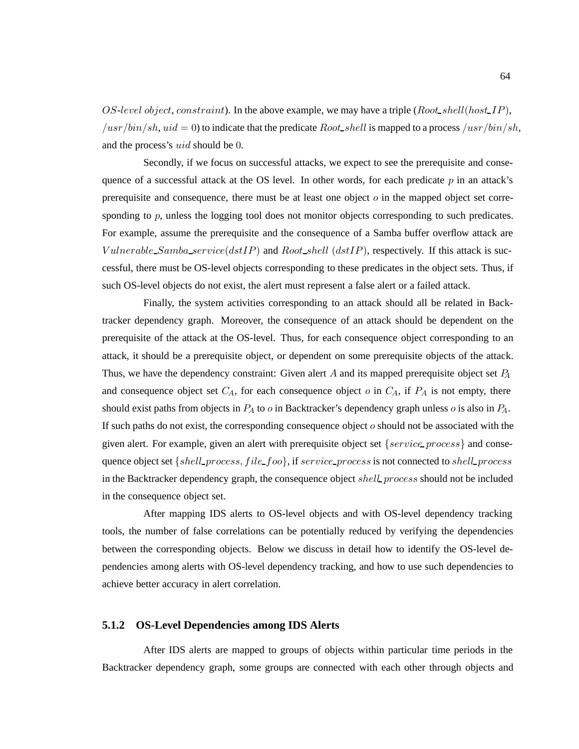$OS\text{-}level\ object$, $constraint$). In the above example, we may have a triple ($Root\_shell(host\_IP)$, $/usr/bin/sh$, $uid = 0$) to indicate that the predicate $Root\_shell$ is mapped to a process $/usr/bin/sh$, and the process's $uid$ should be $0$.

Secondly, if we focus on successful attacks, we expect to see the prerequisite and consequence of a successful attack at the OS level. In other words, for each predicate $p$ in an attack's prerequisite and consequence, there must be at least one object $o$ in the mapped object set corresponding to $p$, unless the logging tool does not monitor objects corresponding to such predicates. For example, assume the prerequisite and the consequence of a Samba buffer overflow attack are $Vulnerable\_Samba\_service(dstIP)$ and $Root\_shell\ (dstIP)$, respectively. If this attack is successful, there must be OS-level objects corresponding to these predicates in the object sets. Thus, if such OS-level objects do not exist, the alert must represent a false alert or a failed attack.

Finally, the system activities corresponding to an attack should all be related in Backtracker dependency graph. Moreover, the consequence of an attack should be dependent on the prerequisite of the attack at the OS-level. Thus, for each consequence object corresponding to an attack, it should be a prerequisite object, or dependent on some prerequisite objects of the attack. Thus, we have the dependency constraint: Given alert $A$ and its mapped prerequisite object set $P_A$ and consequence object set $C_A$, for each consequence object $o$ in $C_A$, if $P_A$ is not empty, there should exist paths from objects in $P_A$ to $o$ in Backtracker's dependency graph unless $o$ is also in $P_A$. If such paths do not exist, the corresponding consequence object $o$ should not be associated with the given alert. For example, given an alert with prerequisite object set $\{service\_process\}$ and consequence object set $\{shell\_process, file\_foo\}$, if $service\_process$ is not connected to $shell\_process$ in the Backtracker dependency graph, the consequence object $shell\_process$ should not be included in the consequence object set.

After mapping IDS alerts to OS-level objects and with OS-level dependency tracking tools, the number of false correlations can be potentially reduced by verifying the dependencies between the corresponding objects. Below we discuss in detail how to identify the OS-level dependencies among alerts with OS-level dependency tracking, and how to use such dependencies to achieve better accuracy in alert correlation.

### 5.1.2 OS-Level Dependencies among IDS Alerts

After IDS alerts are mapped to groups of objects within particular time periods in the Backtracker dependency graph, some groups are connected with each other through objects and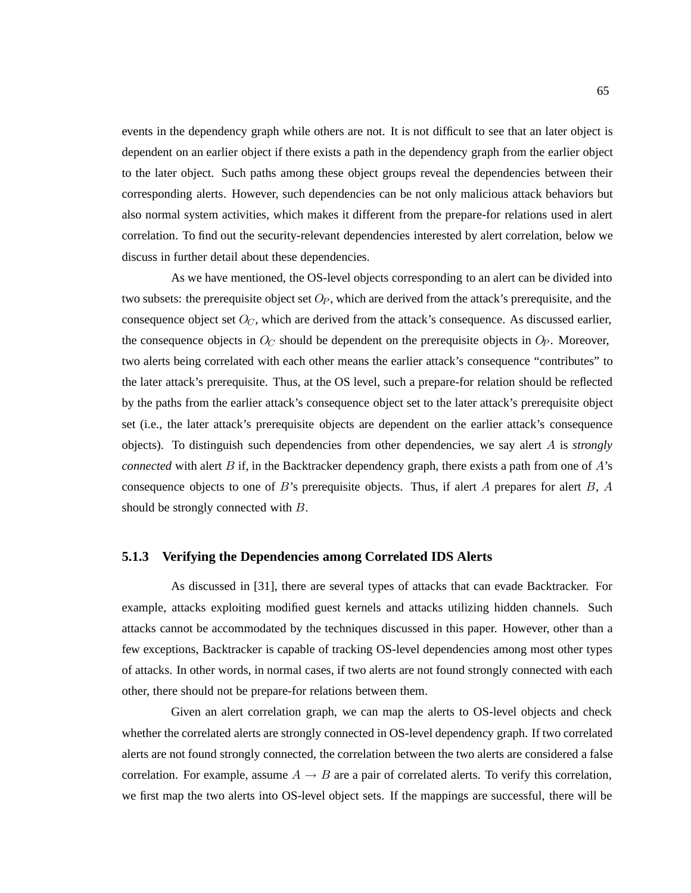events in the dependency graph while others are not. It is not difficult to see that an later object is dependent on an earlier object if there exists a path in the dependency graph from the earlier object to the later object. Such paths among these object groups reveal the dependencies between their corresponding alerts. However, such dependencies can be not only malicious attack behaviors but also normal system activities, which makes it different from the prepare-for relations used in alert correlation. To find out the security-relevant dependencies interested by alert correlation, below we discuss in further detail about these dependencies.

As we have mentioned, the OS-level objects corresponding to an alert can be divided into two subsets: the prerequisite object set $O_P$, which are derived from the attack's prerequisite, and the consequence object set $O_C$, which are derived from the attack's consequence. As discussed earlier, the consequence objects in $O_C$ should be dependent on the prerequisite objects in $O_P$. Moreover, two alerts being correlated with each other means the earlier attack's consequence "contributes" to the later attack's prerequisite. Thus, at the OS level, such a prepare-for relation should be reflected by the paths from the earlier attack's consequence object set to the later attack's prerequisite object set (i.e., the later attack's prerequisite objects are dependent on the earlier attack's consequence objects). To distinguish such dependencies from other dependencies, we say alert $A$ is *strongly connected* with alert $B$ if, in the Backtracker dependency graph, there exists a path from one of $A$'s consequence objects to one of $B$'s prerequisite objects. Thus, if alert $A$ prepares for alert $B$, $A$ should be strongly connected with $B$.

### 5.1.3 Verifying the Dependencies among Correlated IDS Alerts

As discussed in [31], there are several types of attacks that can evade Backtracker. For example, attacks exploiting modified guest kernels and attacks utilizing hidden channels. Such attacks cannot be accommodated by the techniques discussed in this paper. However, other than a few exceptions, Backtracker is capable of tracking OS-level dependencies among most other types of attacks. In other words, in normal cases, if two alerts are not found strongly connected with each other, there should not be prepare-for relations between them.

Given an alert correlation graph, we can map the alerts to OS-level objects and check whether the correlated alerts are strongly connected in OS-level dependency graph. If two correlated alerts are not found strongly connected, the correlation between the two alerts are considered a false correlation. For example, assume $A \to B$ are a pair of correlated alerts. To verify this correlation, we first map the two alerts into OS-level object sets. If the mappings are successful, there will be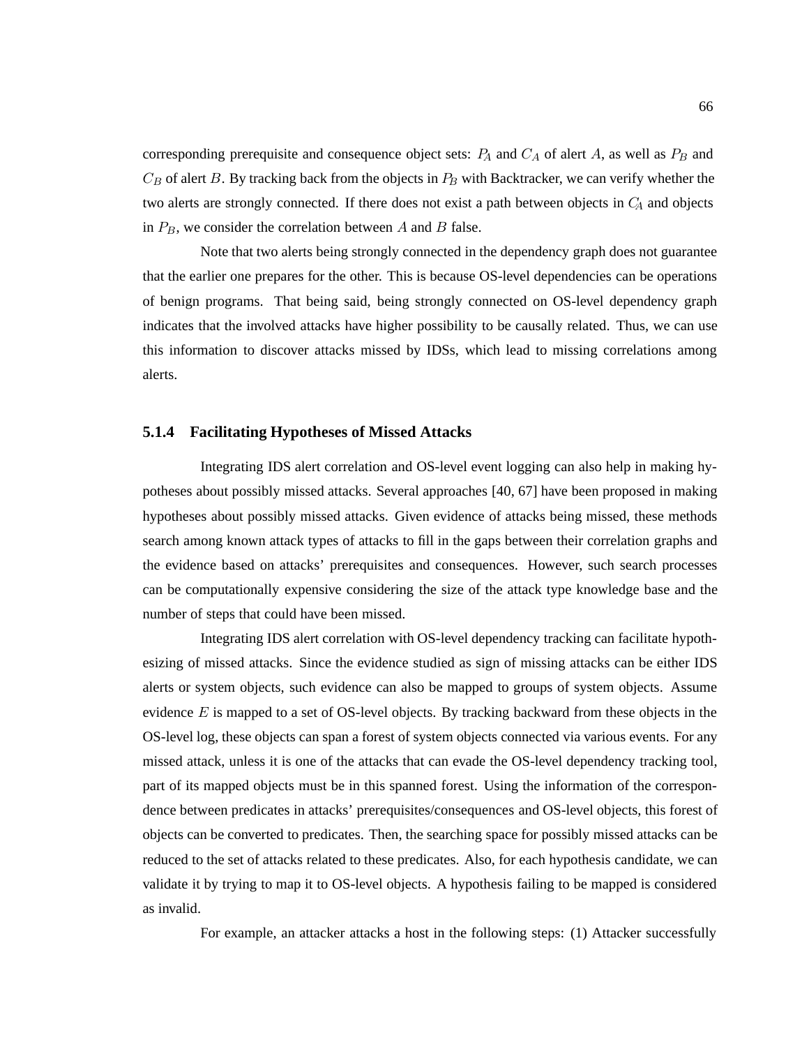corresponding prerequisite and consequence object sets: $P_A$ and $C_A$ of alert $A$, as well as $P_B$ and $C_B$ of alert $B$. By tracking back from the objects in $P_B$ with Backtracker, we can verify whether the two alerts are strongly connected. If there does not exist a path between objects in $C_A$ and objects in $P_B$, we consider the correlation between $A$ and $B$ false.

Note that two alerts being strongly connected in the dependency graph does not guarantee that the earlier one prepares for the other. This is because OS-level dependencies can be operations of benign programs. That being said, being strongly connected on OS-level dependency graph indicates that the involved attacks have higher possibility to be causally related. Thus, we can use this information to discover attacks missed by IDSs, which lead to missing correlations among alerts.

### 5.1.4 Facilitating Hypotheses of Missed Attacks

Integrating IDS alert correlation and OS-level event logging can also help in making hypotheses about possibly missed attacks. Several approaches [40, 67] have been proposed in making hypotheses about possibly missed attacks. Given evidence of attacks being missed, these methods search among known attack types of attacks to fill in the gaps between their correlation graphs and the evidence based on attacks' prerequisites and consequences. However, such search processes can be computationally expensive considering the size of the attack type knowledge base and the number of steps that could have been missed.

Integrating IDS alert correlation with OS-level dependency tracking can facilitate hypothesizing of missed attacks. Since the evidence studied as sign of missing attacks can be either IDS alerts or system objects, such evidence can also be mapped to groups of system objects. Assume evidence $E$ is mapped to a set of OS-level objects. By tracking backward from these objects in the OS-level log, these objects can span a forest of system objects connected via various events. For any missed attack, unless it is one of the attacks that can evade the OS-level dependency tracking tool, part of its mapped objects must be in this spanned forest. Using the information of the correspondence between predicates in attacks' prerequisites/consequences and OS-level objects, this forest of objects can be converted to predicates. Then, the searching space for possibly missed attacks can be reduced to the set of attacks related to these predicates. Also, for each hypothesis candidate, we can validate it by trying to map it to OS-level objects. A hypothesis failing to be mapped is considered as invalid.

For example, an attacker attacks a host in the following steps: (1) Attacker successfully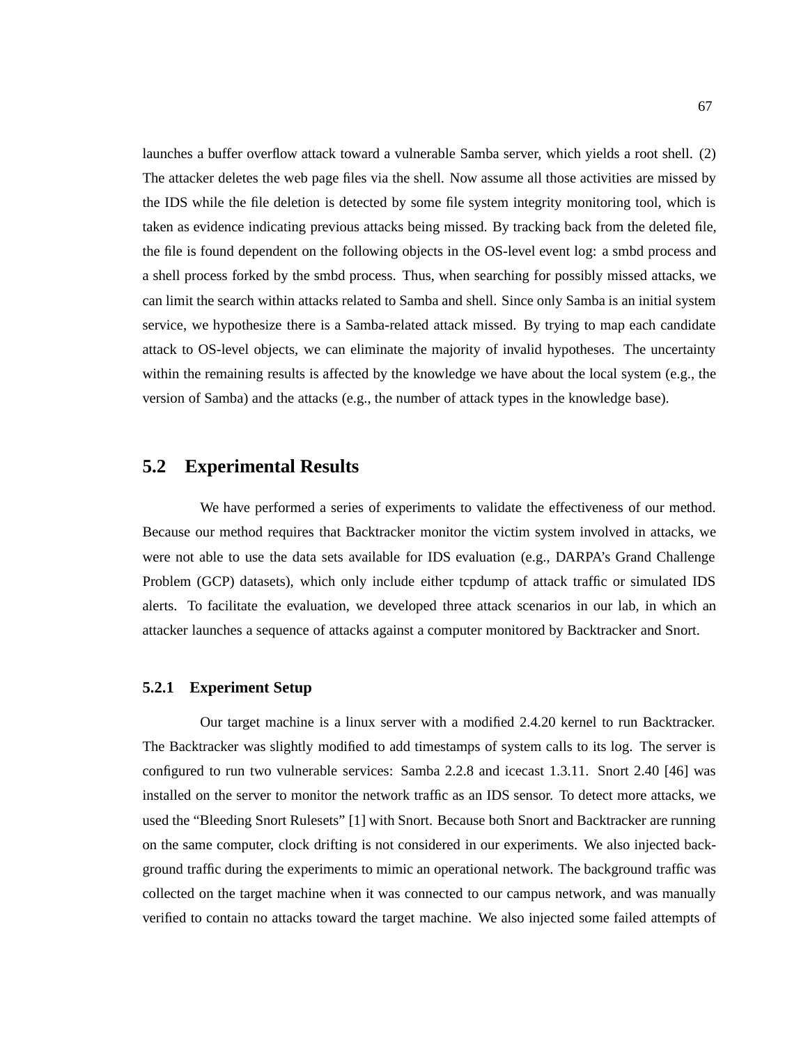launches a buffer overflow attack toward a vulnerable Samba server, which yields a root shell. (2) The attacker deletes the web page files via the shell. Now assume all those activities are missed by the IDS while the file deletion is detected by some file system integrity monitoring tool, which is taken as evidence indicating previous attacks being missed. By tracking back from the deleted file, the file is found dependent on the following objects in the OS-level event log: a smbd process and a shell process forked by the smbd process. Thus, when searching for possibly missed attacks, we can limit the search within attacks related to Samba and shell. Since only Samba is an initial system service, we hypothesize there is a Samba-related attack missed. By trying to map each candidate attack to OS-level objects, we can eliminate the majority of invalid hypotheses. The uncertainty within the remaining results is affected by the knowledge we have about the local system (e.g., the version of Samba) and the attacks (e.g., the number of attack types in the knowledge base).

## 5.2 Experimental Results

We have performed a series of experiments to validate the effectiveness of our method. Because our method requires that Backtracker monitor the victim system involved in attacks, we were not able to use the data sets available for IDS evaluation (e.g., DARPA's Grand Challenge Problem (GCP) datasets), which only include either tcpdump of attack traffic or simulated IDS alerts. To facilitate the evaluation, we developed three attack scenarios in our lab, in which an attacker launches a sequence of attacks against a computer monitored by Backtracker and Snort.

### 5.2.1 Experiment Setup

Our target machine is a linux server with a modified 2.4.20 kernel to run Backtracker. The Backtracker was slightly modified to add timestamps of system calls to its log. The server is configured to run two vulnerable services: Samba 2.2.8 and icecast 1.3.11. Snort 2.40 [46] was installed on the server to monitor the network traffic as an IDS sensor. To detect more attacks, we used the "Bleeding Snort Rulesets" [1] with Snort. Because both Snort and Backtracker are running on the same computer, clock drifting is not considered in our experiments. We also injected background traffic during the experiments to mimic an operational network. The background traffic was collected on the target machine when it was connected to our campus network, and was manually verified to contain no attacks toward the target machine. We also injected some failed attempts of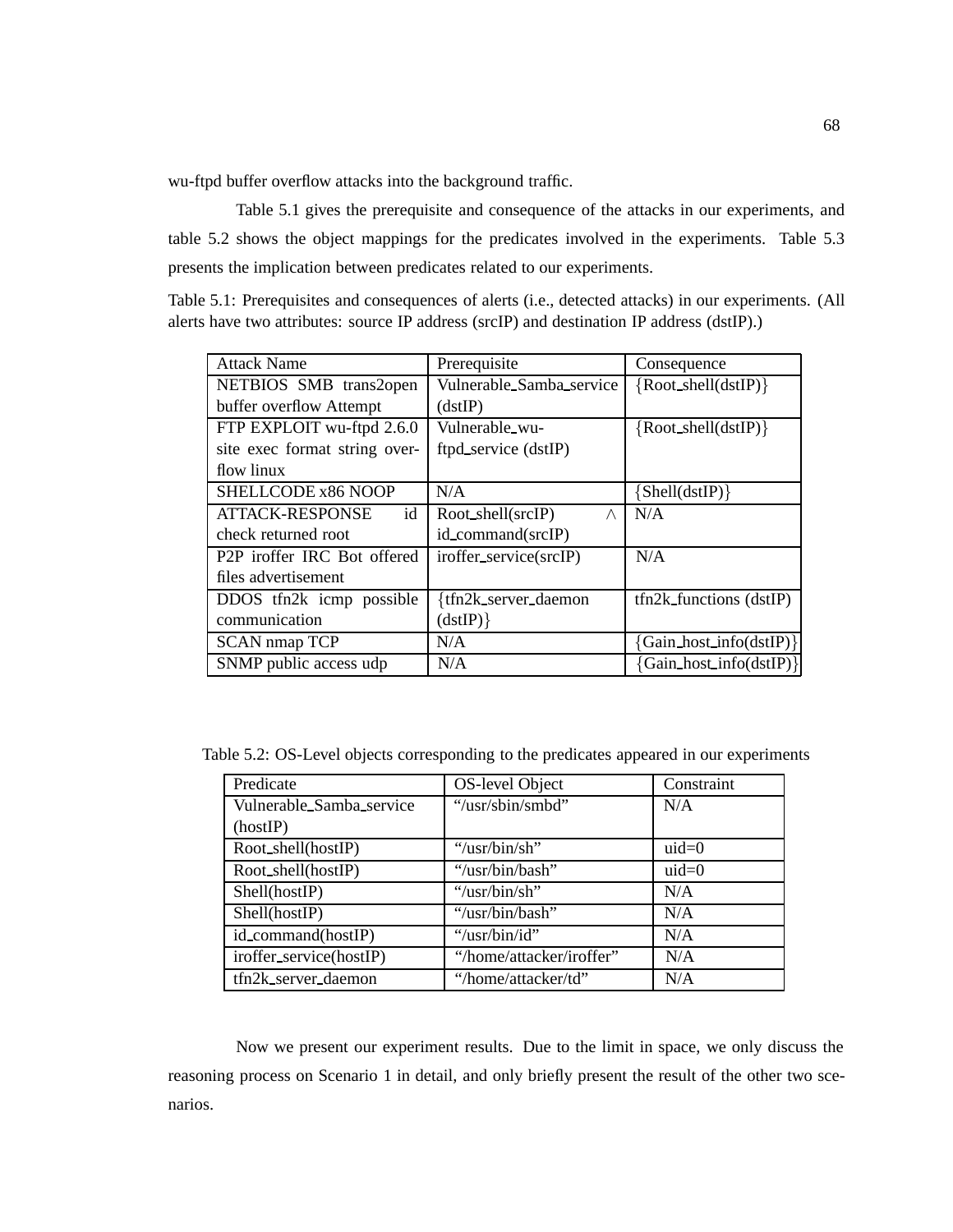wu-ftpd buffer overflow attacks into the background traffic.

Table 5.1 gives the prerequisite and consequence of the attacks in our experiments, and table 5.2 shows the object mappings for the predicates involved in the experiments. Table 5.3 presents the implication between predicates related to our experiments.

Table 5.1: Prerequisites and consequences of alerts (i.e., detected attacks) in our experiments. (All alerts have two attributes: source IP address (srcIP) and destination IP address (dstIP).)

| Attack Name | Prerequisite | Consequence |
|---|---|---|
| NETBIOS SMB trans2open buffer overflow Attempt | Vulnerable_Samba_service (dstIP) | {Root_shell(dstIP)} |
| FTP EXPLOIT wu-ftpd 2.6.0 site exec format string overflow linux | Vulnerable_wu-ftpd_service (dstIP) | {Root_shell(dstIP)} |
| SHELLCODE x86 NOOP | N/A | {Shell(dstIP)} |
| ATTACK-RESPONSE id check returned root | Root_shell(srcIP) $\wedge$ id_command(srcIP) | N/A |
| P2P iroffer IRC Bot offered files advertisement | iroffer_service(srcIP) | N/A |
| DDOS tfn2k icmp possible communication | {tfn2k_server_daemon (dstIP)} | tfn2k_functions (dstIP) |
| SCAN nmap TCP | N/A | {Gain_host_info(dstIP)} |
| SNMP public access udp | N/A | {Gain_host_info(dstIP)} |

Table 5.2: OS-Level objects corresponding to the predicates appeared in our experiments

| Predicate | OS-level Object | Constraint |
|---|---|---|
| Vulnerable_Samba_service (hostIP) | "/usr/sbin/smbd" | N/A |
| Root_shell(hostIP) | "/usr/bin/sh" | uid=0 |
| Root_shell(hostIP) | "/usr/bin/bash" | uid=0 |
| Shell(hostIP) | "/usr/bin/sh" | N/A |
| Shell(hostIP) | "/usr/bin/bash" | N/A |
| id_command(hostIP) | "/usr/bin/id" | N/A |
| iroffer_service(hostIP) | "/home/attacker/iroffer" | N/A |
| tfn2k_server_daemon | "/home/attacker/td" | N/A |

Now we present our experiment results. Due to the limit in space, we only discuss the reasoning process on Scenario 1 in detail, and only briefly present the result of the other two scenarios.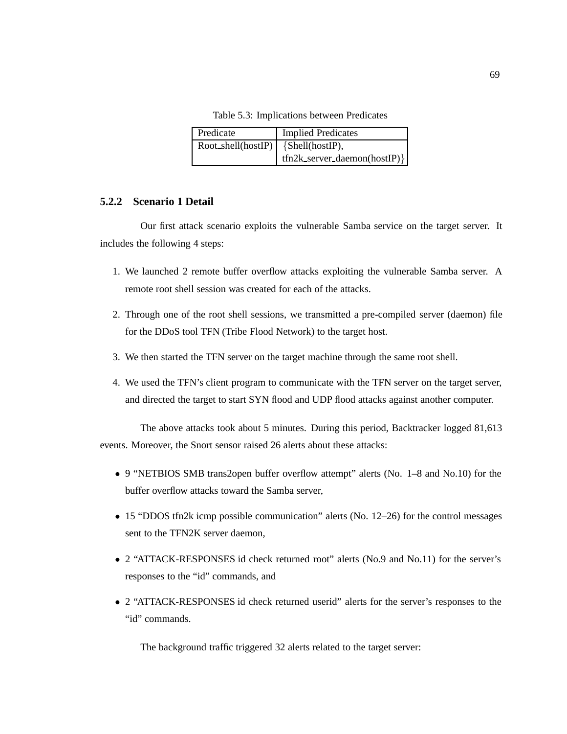Table 5.3: Implications between Predicates

| Predicate | Implied Predicates |
|---|---|
| Root_shell(hostIP) | {Shell(hostIP), tfn2k_server_daemon(hostIP)} |

### 5.2.2 Scenario 1 Detail

Our first attack scenario exploits the vulnerable Samba service on the target server. It includes the following 4 steps:

1. We launched 2 remote buffer overflow attacks exploiting the vulnerable Samba server. A remote root shell session was created for each of the attacks.
2. Through one of the root shell sessions, we transmitted a pre-compiled server (daemon) file for the DDoS tool TFN (Tribe Flood Network) to the target host.
3. We then started the TFN server on the target machine through the same root shell.
4. We used the TFN's client program to communicate with the TFN server on the target server, and directed the target to start SYN flood and UDP flood attacks against another computer.

The above attacks took about 5 minutes. During this period, Backtracker logged 81,613 events. Moreover, the Snort sensor raised 26 alerts about these attacks:

- 9 "NETBIOS SMB trans2open buffer overflow attempt" alerts (No. 1–8 and No.10) for the buffer overflow attacks toward the Samba server,
- 15 "DDOS tfn2k icmp possible communication" alerts (No. 12–26) for the control messages sent to the TFN2K server daemon,
- 2 "ATTACK-RESPONSES id check returned root" alerts (No.9 and No.11) for the server's responses to the "id" commands, and
- 2 "ATTACK-RESPONSES id check returned userid" alerts for the server's responses to the "id" commands.

The background traffic triggered 32 alerts related to the target server: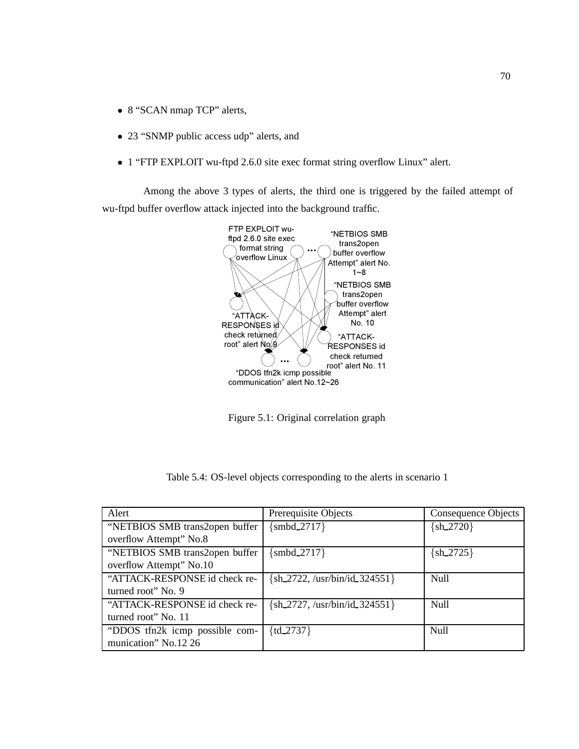- 8 “SCAN nmap TCP” alerts,
- 23 “SNMP public access udp” alerts, and
- 1 “FTP EXPLOIT wu-ftpd 2.6.0 site exec format string overflow Linux” alert.

Among the above 3 types of alerts, the third one is triggered by the failed attempt of wu-ftpd buffer overflow attack injected into the background traffic.

Figure 5.1: Original correlation graph

Table 5.4: OS-level objects corresponding to the alerts in scenario 1

| Alert | Prerequisite Objects | Consequence Objects |
|---|---|---|
| “NETBIOS SMB trans2open buffer overflow Attempt” No.8 | {smbd_2717} | {sh_2720} |
| “NETBIOS SMB trans2open buffer overflow Attempt” No.10 | {smbd_2717} | {sh_2725} |
| “ATTACK-RESPONSE id check returned root” No. 9 | {sh_2722, /usr/bin/id_324551} | Null |
| “ATTACK-RESPONSE id check returned root” No. 11 | {sh_2727, /usr/bin/id_324551} | Null |
| “DDOS tfn2k icmp possible communication” No.12 26 | {td_2737} | Null |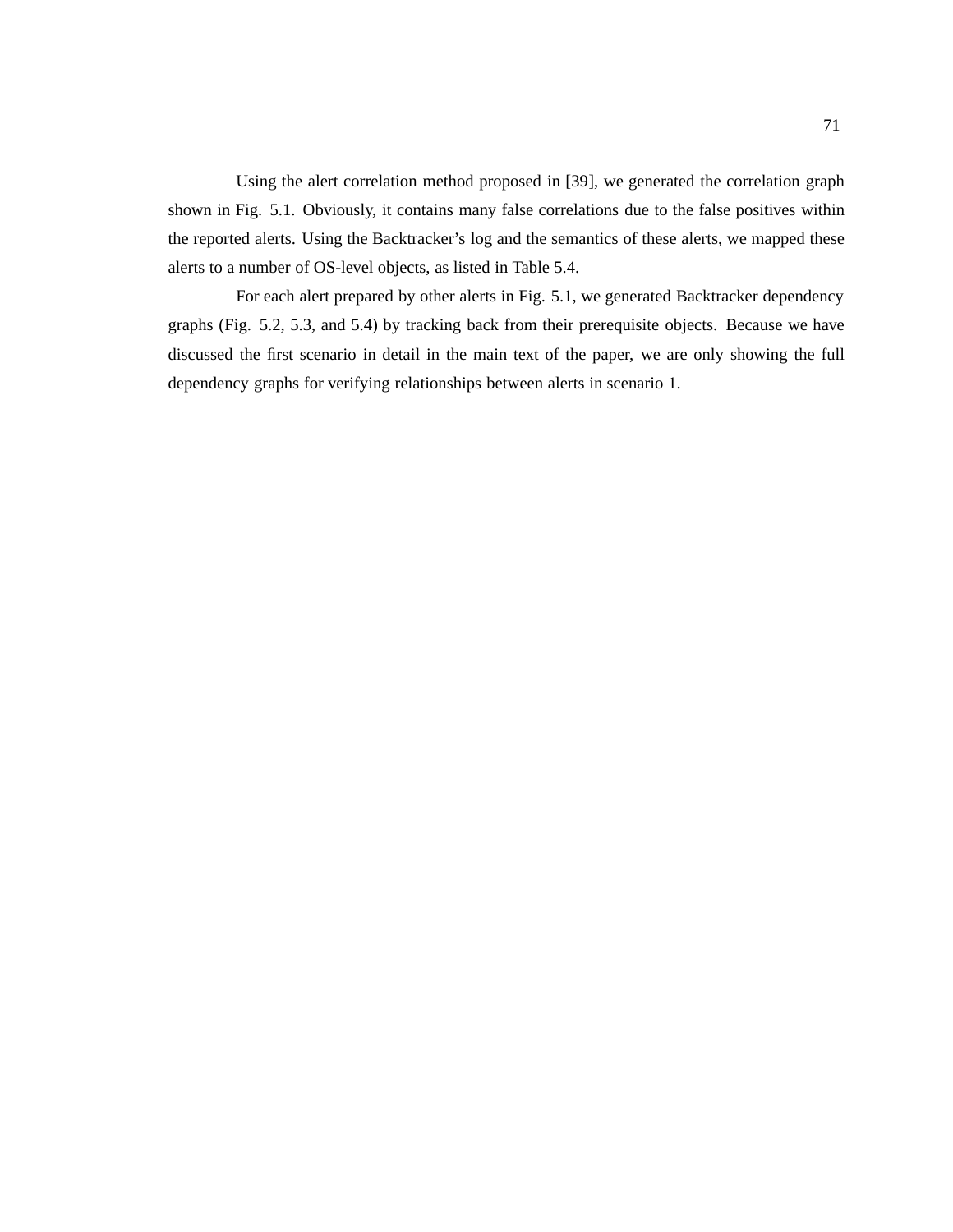Using the alert correlation method proposed in [39], we generated the correlation graph shown in Fig. 5.1. Obviously, it contains many false correlations due to the false positives within the reported alerts. Using the Backtracker's log and the semantics of these alerts, we mapped these alerts to a number of OS-level objects, as listed in Table 5.4.

For each alert prepared by other alerts in Fig. 5.1, we generated Backtracker dependency graphs (Fig. 5.2, 5.3, and 5.4) by tracking back from their prerequisite objects. Because we have discussed the first scenario in detail in the main text of the paper, we are only showing the full dependency graphs for verifying relationships between alerts in scenario 1.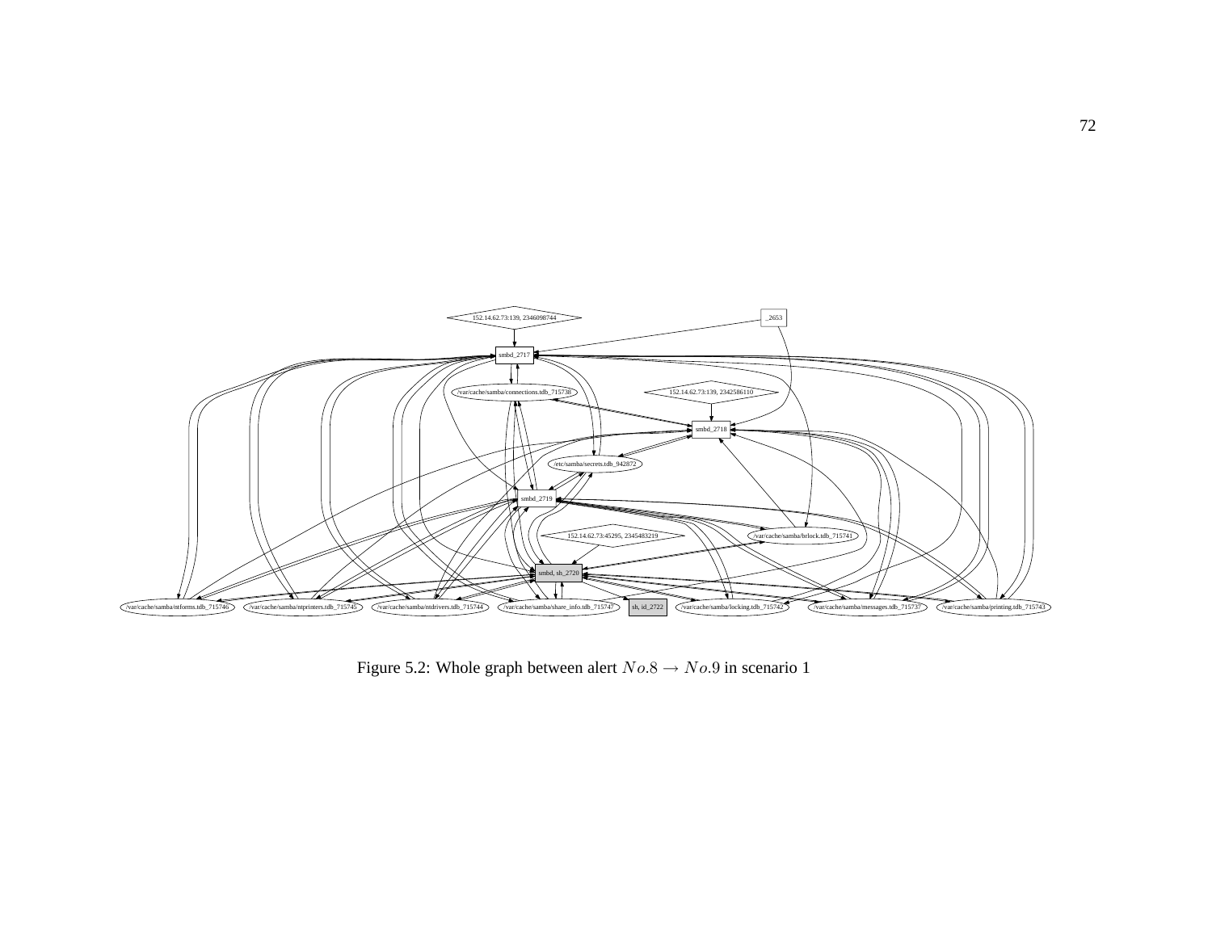Figure 5.2: Whole graph between alert $No.8 \rightarrow No.9$ in scenario 1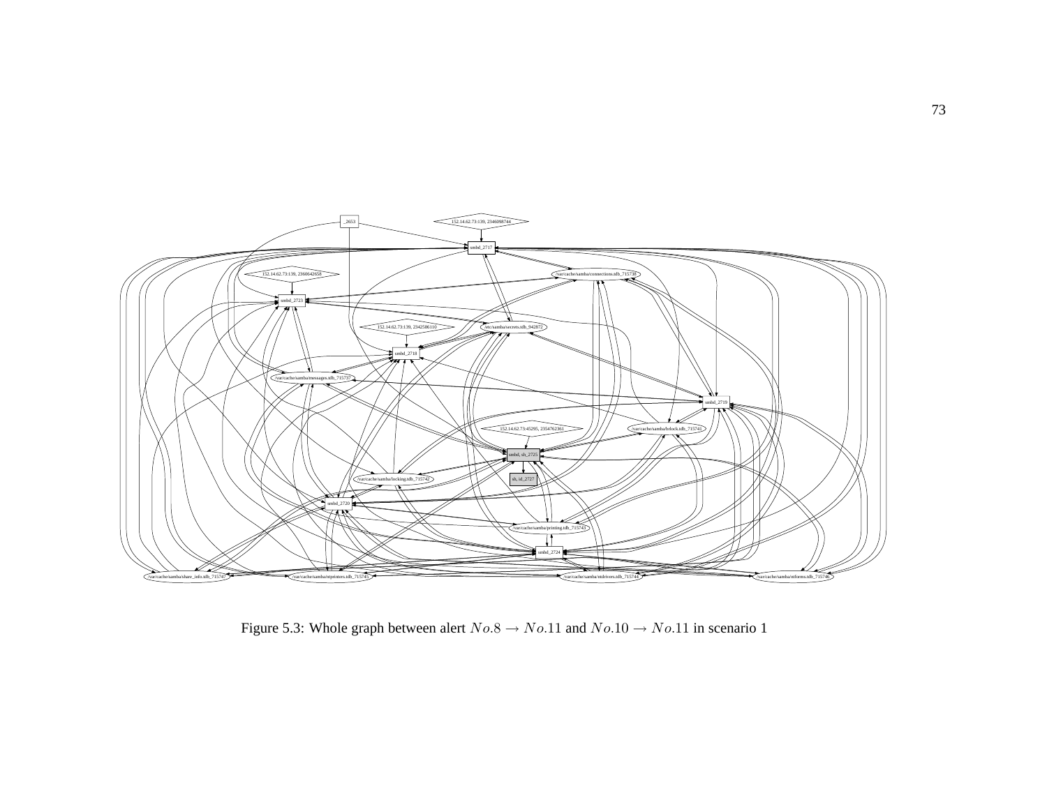Figure 5.3: Whole graph between alert $No.8 \rightarrow No.11$ and $No.10 \rightarrow No.11$ in scenario 1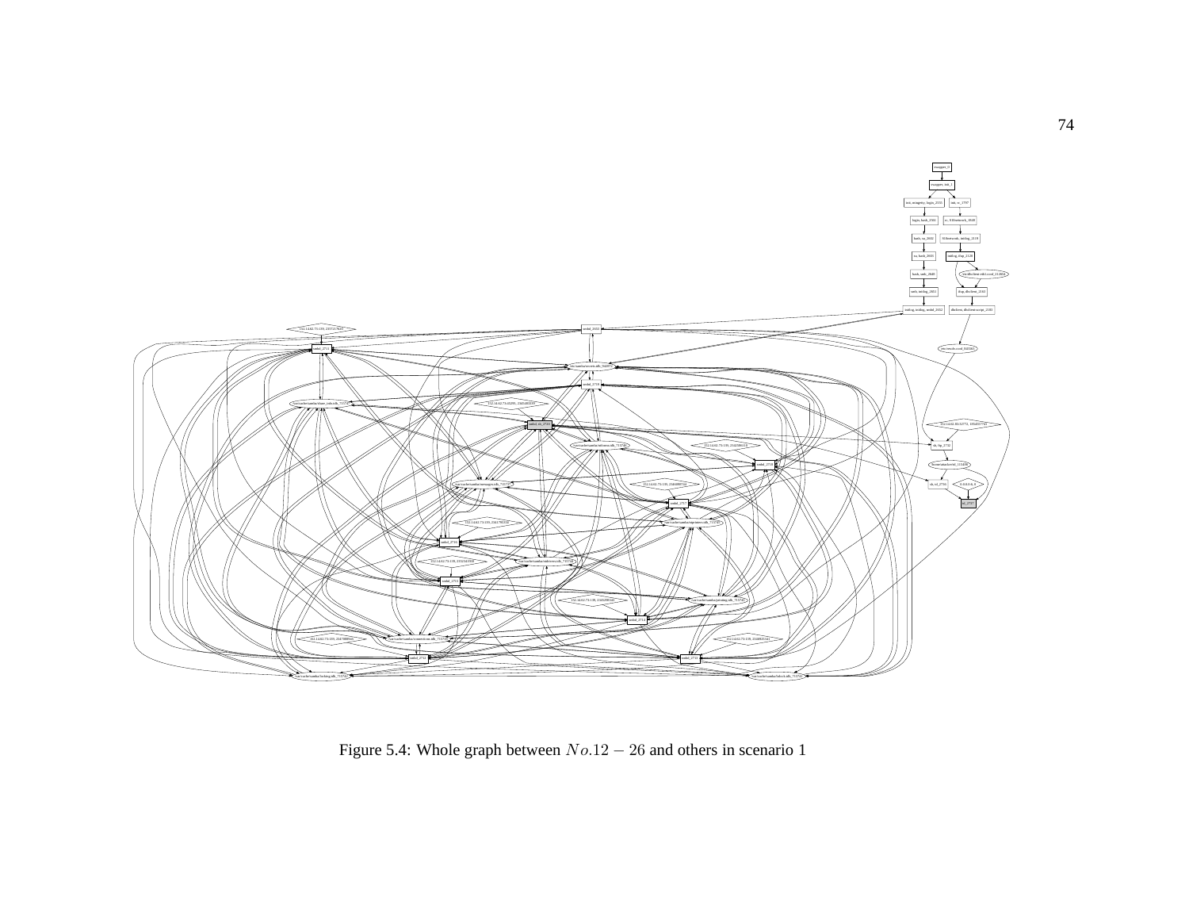Figure 5.4: Whole graph between $No.12-26$ and others in scenario 1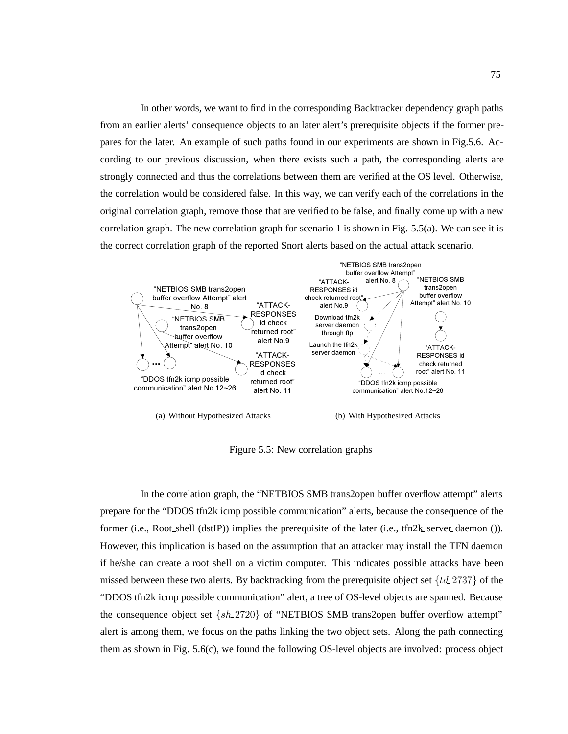In other words, we want to find in the corresponding Backtracker dependency graph paths from an earlier alerts' consequence objects to an later alert's prerequisite objects if the former prepares for the later. An example of such paths found in our experiments are shown in Fig.5.6. According to our previous discussion, when there exists such a path, the corresponding alerts are strongly connected and thus the correlations between them are verified at the OS level. Otherwise, the correlation would be considered false. In this way, we can verify each of the correlations in the original correlation graph, remove those that are verified to be false, and finally come up with a new correlation graph. The new correlation graph for scenario 1 is shown in Fig. 5.5(a). We can see it is the correct correlation graph of the reported Snort alerts based on the actual attack scenario.

(a) Without Hypothesized Attacks

(b) With Hypothesized Attacks

Figure 5.5: New correlation graphs

In the correlation graph, the "NETBIOS SMB trans2open buffer overflow attempt" alerts prepare for the "DDOS tfn2k icmp possible communication" alerts, because the consequence of the former (i.e., Root_shell (dstIP)) implies the prerequisite of the later (i.e., tfn2k_server_daemon ()). However, this implication is based on the assumption that an attacker may install the TFN daemon if he/she can create a root shell on a victim computer. This indicates possible attacks have been missed between these two alerts. By backtracking from the prerequisite object set $\{td\_2737\}$ of the "DDOS tfn2k icmp possible communication" alert, a tree of OS-level objects are spanned. Because the consequence object set $\{sh\_2720\}$ of "NETBIOS SMB trans2open buffer overflow attempt" alert is among them, we focus on the paths linking the two object sets. Along the path connecting them as shown in Fig. 5.6(c), we found the following OS-level objects are involved: process object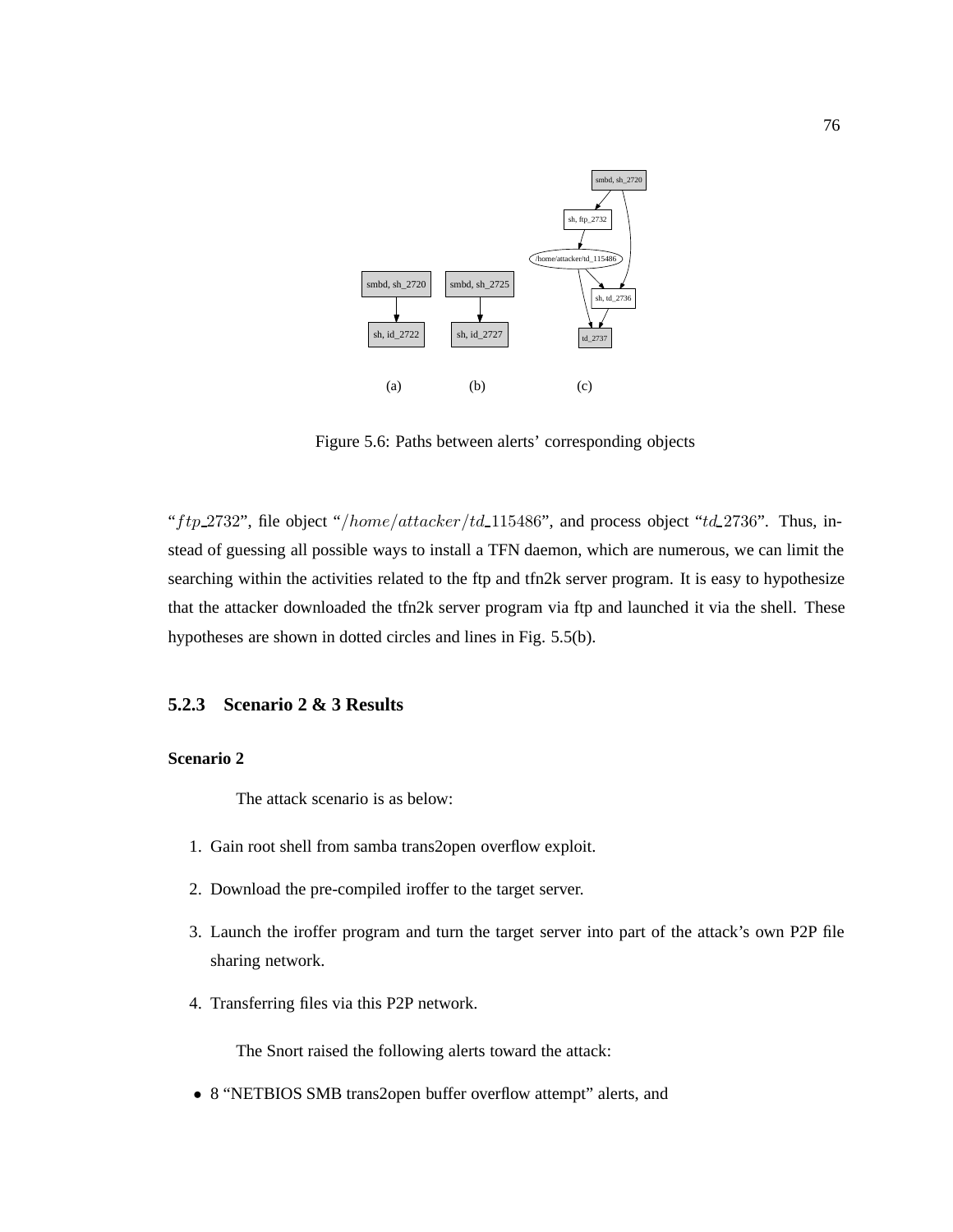Figure 5.6: Paths between alerts' corresponding objects

"$ftp\_2732$", file object "$/home/attacker/td\_115486$", and process object "$td\_2736$". Thus, instead of guessing all possible ways to install a TFN daemon, which are numerous, we can limit the searching within the activities related to the ftp and tfn2k server program. It is easy to hypothesize that the attacker downloaded the tfn2k server program via ftp and launched it via the shell. These hypotheses are shown in dotted circles and lines in Fig. 5.5(b).

### 5.2.3 Scenario 2 & 3 Results

#### Scenario 2

The attack scenario is as below:

1. Gain root shell from samba trans2open overflow exploit.
2. Download the pre-compiled iroffer to the target server.
3. Launch the iroffer program and turn the target server into part of the attack's own P2P file sharing network.
4. Transferring files via this P2P network.

The Snort raised the following alerts toward the attack:

- 8 "NETBIOS SMB trans2open buffer overflow attempt" alerts, and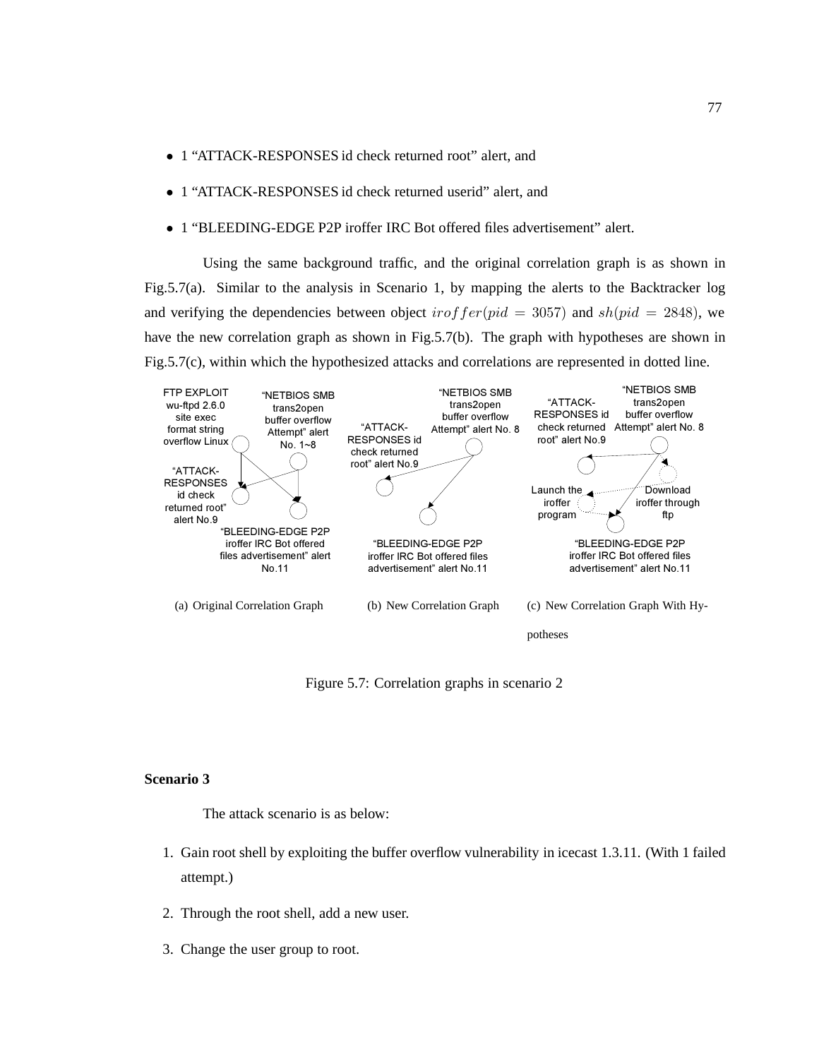- 1 "ATTACK-RESPONSES id check returned root" alert, and
- 1 "ATTACK-RESPONSES id check returned userid" alert, and
- 1 "BLEEDING-EDGE P2P iroffer IRC Bot offered files advertisement" alert.

Using the same background traffic, and the original correlation graph is as shown in Fig.5.7(a). Similar to the analysis in Scenario 1, by mapping the alerts to the Backtracker log and verifying the dependencies between object $iroffer(pid = 3057)$ and $sh(pid = 2848)$, we have the new correlation graph as shown in Fig.5.7(b). The graph with hypotheses are shown in Fig.5.7(c), within which the hypothesized attacks and correlations are represented in dotted line.

(a) Original Correlation Graph (b) New Correlation Graph (c) New Correlation Graph With Hypotheses

Figure 5.7: Correlation graphs in scenario 2

**Scenario 3**

The attack scenario is as below:

1. Gain root shell by exploiting the buffer overflow vulnerability in icecast 1.3.11. (With 1 failed attempt.)
2. Through the root shell, add a new user.
3. Change the user group to root.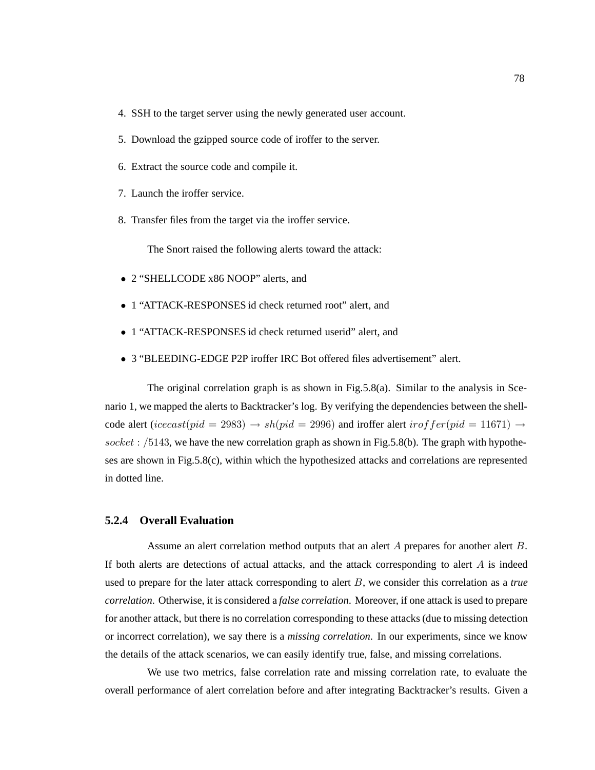4. SSH to the target server using the newly generated user account.
5. Download the gzipped source code of iroffer to the server.
6. Extract the source code and compile it.
7. Launch the iroffer service.
8. Transfer files from the target via the iroffer service.

The Snort raised the following alerts toward the attack:

- 2 "SHELLCODE x86 NOOP" alerts, and
- 1 "ATTACK-RESPONSES id check returned root" alert, and
- 1 "ATTACK-RESPONSES id check returned userid" alert, and
- 3 "BLEEDING-EDGE P2P iroffer IRC Bot offered files advertisement" alert.

The original correlation graph is as shown in Fig.5.8(a). Similar to the analysis in Scenario 1, we mapped the alerts to Backtracker's log. By verifying the dependencies between the shellcode alert ($icecast(pid = 2983) \rightarrow sh(pid = 2996)$ and iroffer alert $iroffer(pid = 11671) \rightarrow socket : /5143$, we have the new correlation graph as shown in Fig.5.8(b). The graph with hypotheses are shown in Fig.5.8(c), within which the hypothesized attacks and correlations are represented in dotted line.

### 5.2.4 Overall Evaluation

Assume an alert correlation method outputs that an alert $A$ prepares for another alert $B$. If both alerts are detections of actual attacks, and the attack corresponding to alert $A$ is indeed used to prepare for the later attack corresponding to alert $B$, we consider this correlation as a *true correlation*. Otherwise, it is considered a *false correlation*. Moreover, if one attack is used to prepare for another attack, but there is no correlation corresponding to these attacks (due to missing detection or incorrect correlation), we say there is a *missing correlation*. In our experiments, since we know the details of the attack scenarios, we can easily identify true, false, and missing correlations.

We use two metrics, false correlation rate and missing correlation rate, to evaluate the overall performance of alert correlation before and after integrating Backtracker's results. Given a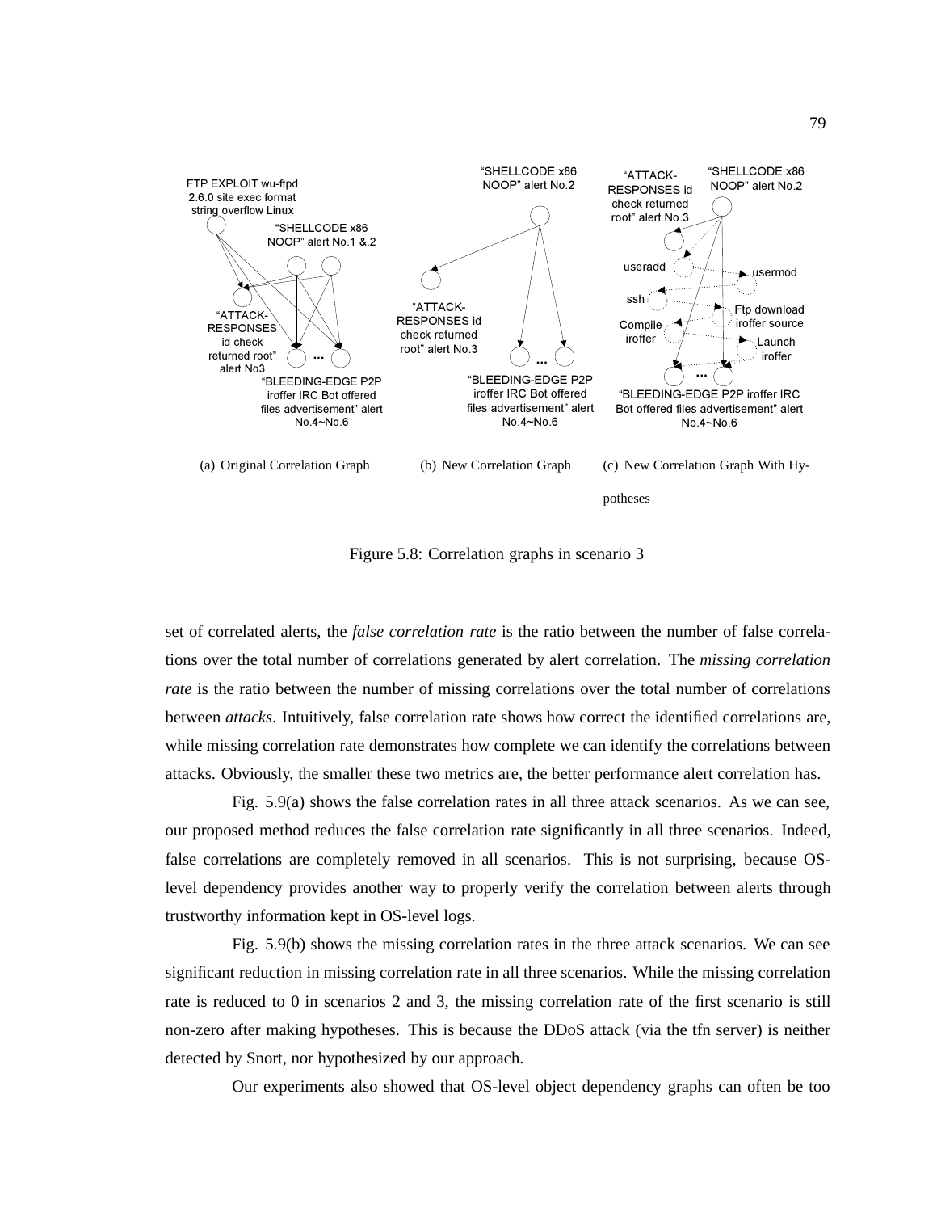(a) Original Correlation Graph

(b) New Correlation Graph

(c) New Correlation Graph With Hypotheses

Figure 5.8: Correlation graphs in scenario 3

set of correlated alerts, the *false correlation rate* is the ratio between the number of false correlations over the total number of correlations generated by alert correlation. The *missing correlation rate* is the ratio between the number of missing correlations over the total number of correlations between *attacks*. Intuitively, false correlation rate shows how correct the identified correlations are, while missing correlation rate demonstrates how complete we can identify the correlations between attacks. Obviously, the smaller these two metrics are, the better performance alert correlation has.

Fig. 5.9(a) shows the false correlation rates in all three attack scenarios. As we can see, our proposed method reduces the false correlation rate significantly in all three scenarios. Indeed, false correlations are completely removed in all scenarios. This is not surprising, because OS-level dependency provides another way to properly verify the correlation between alerts through trustworthy information kept in OS-level logs.

Fig. 5.9(b) shows the missing correlation rates in the three attack scenarios. We can see significant reduction in missing correlation rate in all three scenarios. While the missing correlation rate is reduced to 0 in scenarios 2 and 3, the missing correlation rate of the first scenario is still non-zero after making hypotheses. This is because the DDoS attack (via the tfn server) is neither detected by Snort, nor hypothesized by our approach.

Our experiments also showed that OS-level object dependency graphs can often be too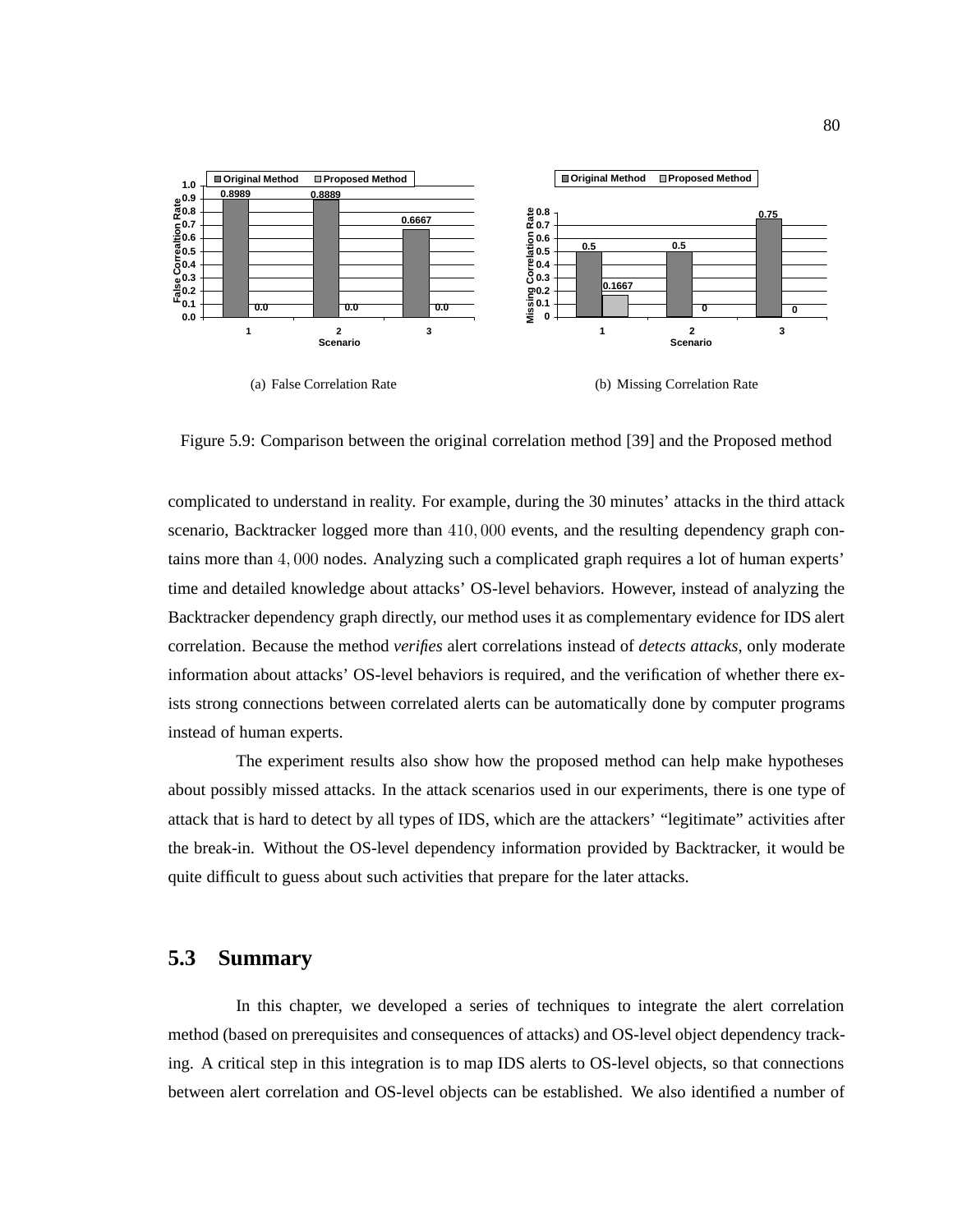(a) False Correlation Rate

(b) Missing Correlation Rate

Figure 5.9: Comparison between the original correlation method [39] and the Proposed method

complicated to understand in reality. For example, during the 30 minutes' attacks in the third attack scenario, Backtracker logged more than $410,000$ events, and the resulting dependency graph contains more than $4,000$ nodes. Analyzing such a complicated graph requires a lot of human experts' time and detailed knowledge about attacks' OS-level behaviors. However, instead of analyzing the Backtracker dependency graph directly, our method uses it as complementary evidence for IDS alert correlation. Because the method *verifies* alert correlations instead of *detects attacks*, only moderate information about attacks' OS-level behaviors is required, and the verification of whether there exists strong connections between correlated alerts can be automatically done by computer programs instead of human experts.

The experiment results also show how the proposed method can help make hypotheses about possibly missed attacks. In the attack scenarios used in our experiments, there is one type of attack that is hard to detect by all types of IDS, which are the attackers' "legitimate" activities after the break-in. Without the OS-level dependency information provided by Backtracker, it would be quite difficult to guess about such activities that prepare for the later attacks.

## 5.3 Summary

In this chapter, we developed a series of techniques to integrate the alert correlation method (based on prerequisites and consequences of attacks) and OS-level object dependency tracking. A critical step in this integration is to map IDS alerts to OS-level objects, so that connections between alert correlation and OS-level objects can be established. We also identified a number of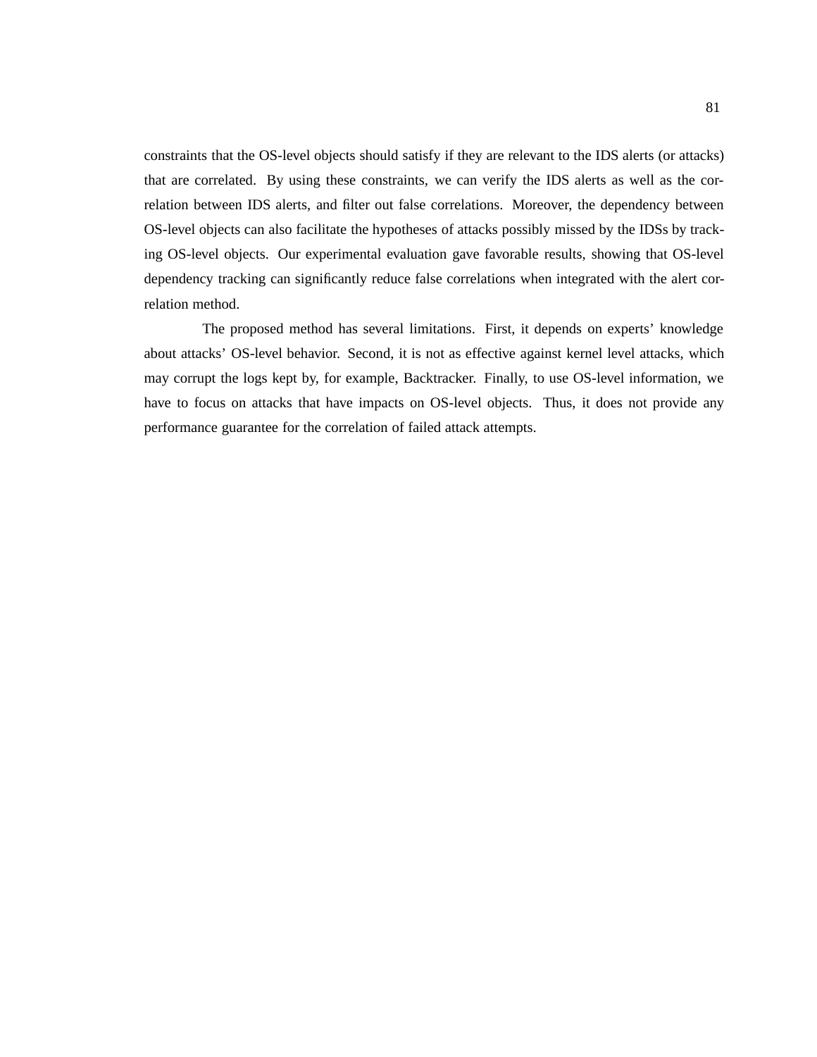constraints that the OS-level objects should satisfy if they are relevant to the IDS alerts (or attacks) that are correlated. By using these constraints, we can verify the IDS alerts as well as the correlation between IDS alerts, and filter out false correlations. Moreover, the dependency between OS-level objects can also facilitate the hypotheses of attacks possibly missed by the IDSs by tracking OS-level objects. Our experimental evaluation gave favorable results, showing that OS-level dependency tracking can significantly reduce false correlations when integrated with the alert correlation method.

The proposed method has several limitations. First, it depends on experts' knowledge about attacks' OS-level behavior. Second, it is not as effective against kernel level attacks, which may corrupt the logs kept by, for example, Backtracker. Finally, to use OS-level information, we have to focus on attacks that have impacts on OS-level objects. Thus, it does not provide any performance guarantee for the correlation of failed attack attempts.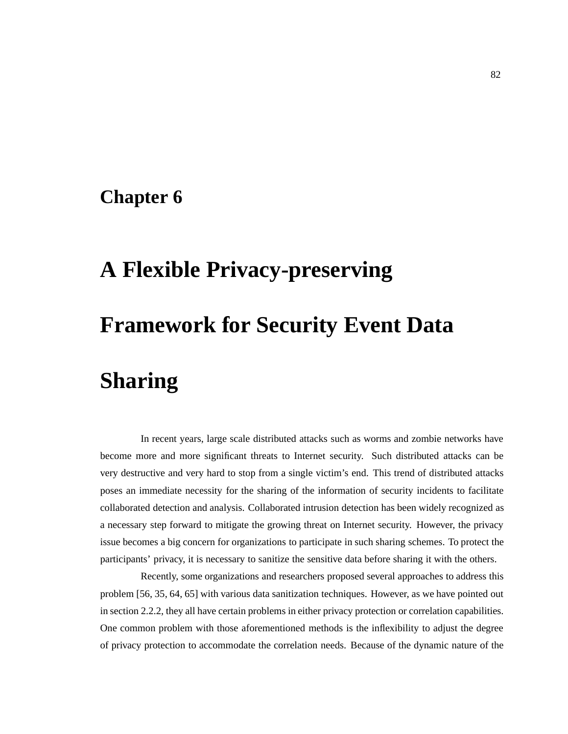# Chapter 6

# A Flexible Privacy-preserving Framework for Security Event Data Sharing

In recent years, large scale distributed attacks such as worms and zombie networks have become more and more significant threats to Internet security. Such distributed attacks can be very destructive and very hard to stop from a single victim's end. This trend of distributed attacks poses an immediate necessity for the sharing of the information of security incidents to facilitate collaborated detection and analysis. Collaborated intrusion detection has been widely recognized as a necessary step forward to mitigate the growing threat on Internet security. However, the privacy issue becomes a big concern for organizations to participate in such sharing schemes. To protect the participants' privacy, it is necessary to sanitize the sensitive data before sharing it with the others.

Recently, some organizations and researchers proposed several approaches to address this problem [56, 35, 64, 65] with various data sanitization techniques. However, as we have pointed out in section 2.2.2, they all have certain problems in either privacy protection or correlation capabilities. One common problem with those aforementioned methods is the inflexibility to adjust the degree of privacy protection to accommodate the correlation needs. Because of the dynamic nature of the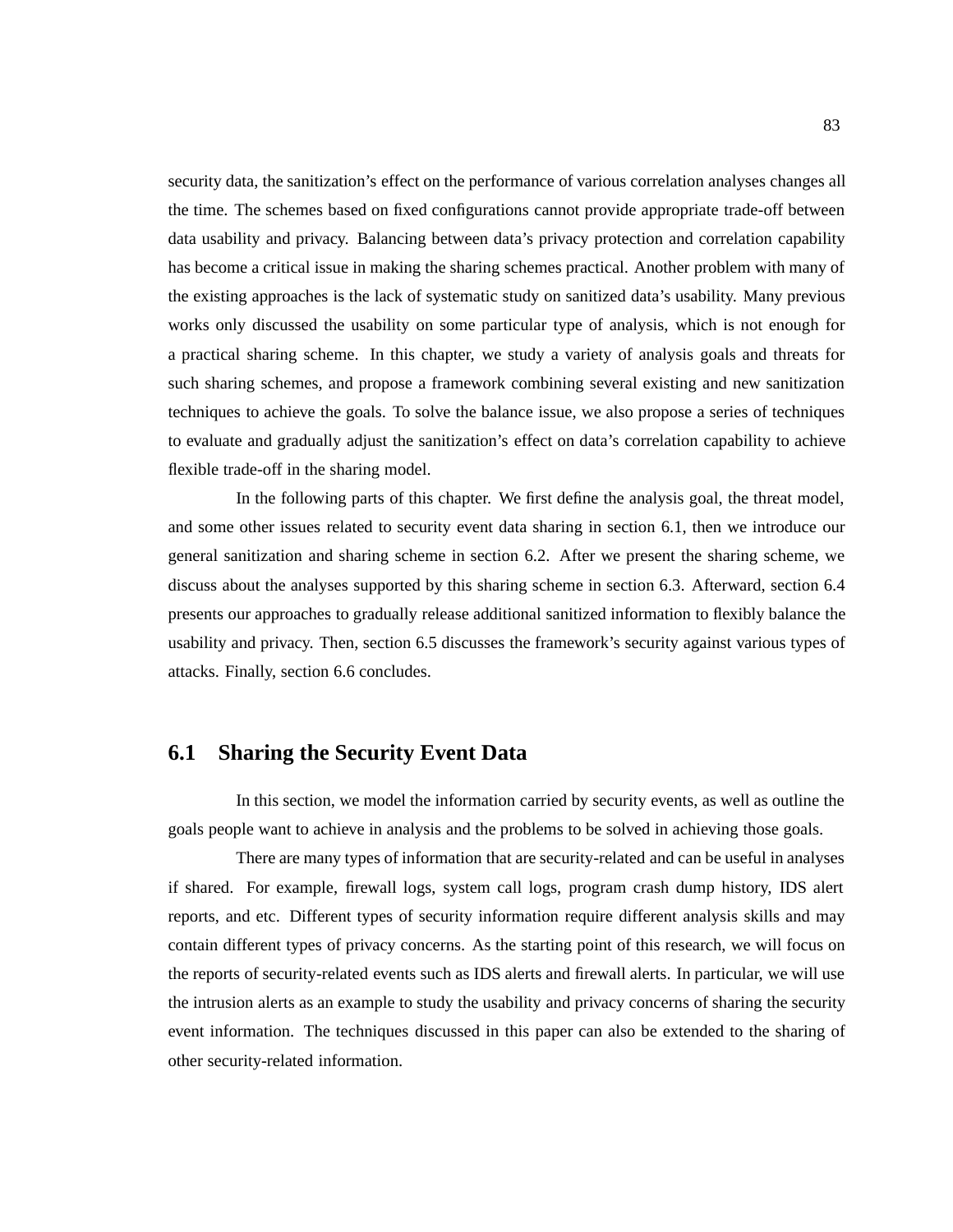security data, the sanitization's effect on the performance of various correlation analyses changes all the time. The schemes based on fixed configurations cannot provide appropriate trade-off between data usability and privacy. Balancing between data's privacy protection and correlation capability has become a critical issue in making the sharing schemes practical. Another problem with many of the existing approaches is the lack of systematic study on sanitized data's usability. Many previous works only discussed the usability on some particular type of analysis, which is not enough for a practical sharing scheme. In this chapter, we study a variety of analysis goals and threats for such sharing schemes, and propose a framework combining several existing and new sanitization techniques to achieve the goals. To solve the balance issue, we also propose a series of techniques to evaluate and gradually adjust the sanitization's effect on data's correlation capability to achieve flexible trade-off in the sharing model.

In the following parts of this chapter. We first define the analysis goal, the threat model, and some other issues related to security event data sharing in section 6.1, then we introduce our general sanitization and sharing scheme in section 6.2. After we present the sharing scheme, we discuss about the analyses supported by this sharing scheme in section 6.3. Afterward, section 6.4 presents our approaches to gradually release additional sanitized information to flexibly balance the usability and privacy. Then, section 6.5 discusses the framework's security against various types of attacks. Finally, section 6.6 concludes.

## 6.1 Sharing the Security Event Data

In this section, we model the information carried by security events, as well as outline the goals people want to achieve in analysis and the problems to be solved in achieving those goals.

There are many types of information that are security-related and can be useful in analyses if shared. For example, firewall logs, system call logs, program crash dump history, IDS alert reports, and etc. Different types of security information require different analysis skills and may contain different types of privacy concerns. As the starting point of this research, we will focus on the reports of security-related events such as IDS alerts and firewall alerts. In particular, we will use the intrusion alerts as an example to study the usability and privacy concerns of sharing the security event information. The techniques discussed in this paper can also be extended to the sharing of other security-related information.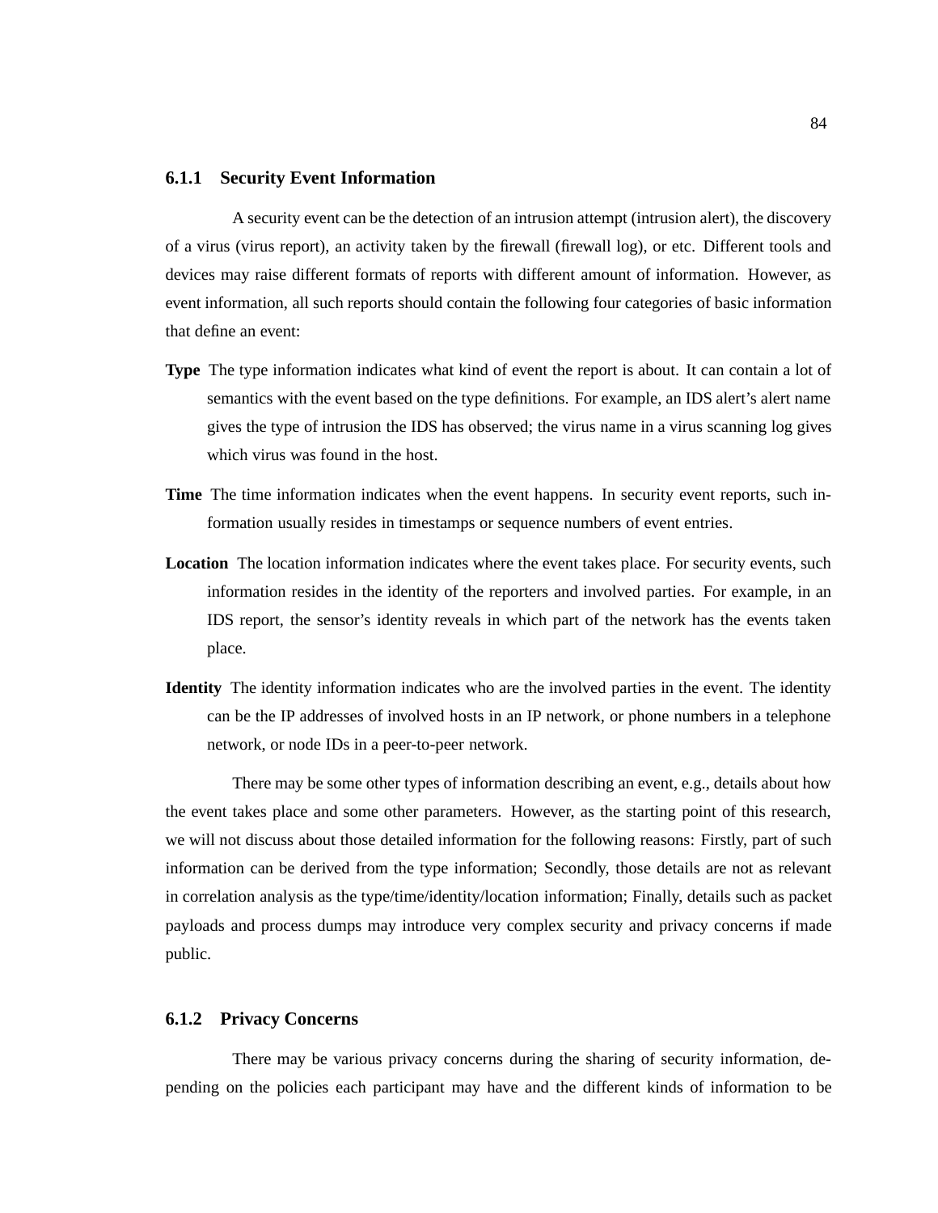### 6.1.1 Security Event Information

A security event can be the detection of an intrusion attempt (intrusion alert), the discovery of a virus (virus report), an activity taken by the firewall (firewall log), or etc. Different tools and devices may raise different formats of reports with different amount of information. However, as event information, all such reports should contain the following four categories of basic information that define an event:

**Type** The type information indicates what kind of event the report is about. It can contain a lot of semantics with the event based on the type definitions. For example, an IDS alert's alert name gives the type of intrusion the IDS has observed; the virus name in a virus scanning log gives which virus was found in the host.

**Time** The time information indicates when the event happens. In security event reports, such information usually resides in timestamps or sequence numbers of event entries.

**Location** The location information indicates where the event takes place. For security events, such information resides in the identity of the reporters and involved parties. For example, in an IDS report, the sensor's identity reveals in which part of the network has the events taken place.

**Identity** The identity information indicates who are the involved parties in the event. The identity can be the IP addresses of involved hosts in an IP network, or phone numbers in a telephone network, or node IDs in a peer-to-peer network.

There may be some other types of information describing an event, e.g., details about how the event takes place and some other parameters. However, as the starting point of this research, we will not discuss about those detailed information for the following reasons: Firstly, part of such information can be derived from the type information; Secondly, those details are not as relevant in correlation analysis as the type/time/identity/location information; Finally, details such as packet payloads and process dumps may introduce very complex security and privacy concerns if made public.

### 6.1.2 Privacy Concerns

There may be various privacy concerns during the sharing of security information, depending on the policies each participant may have and the different kinds of information to be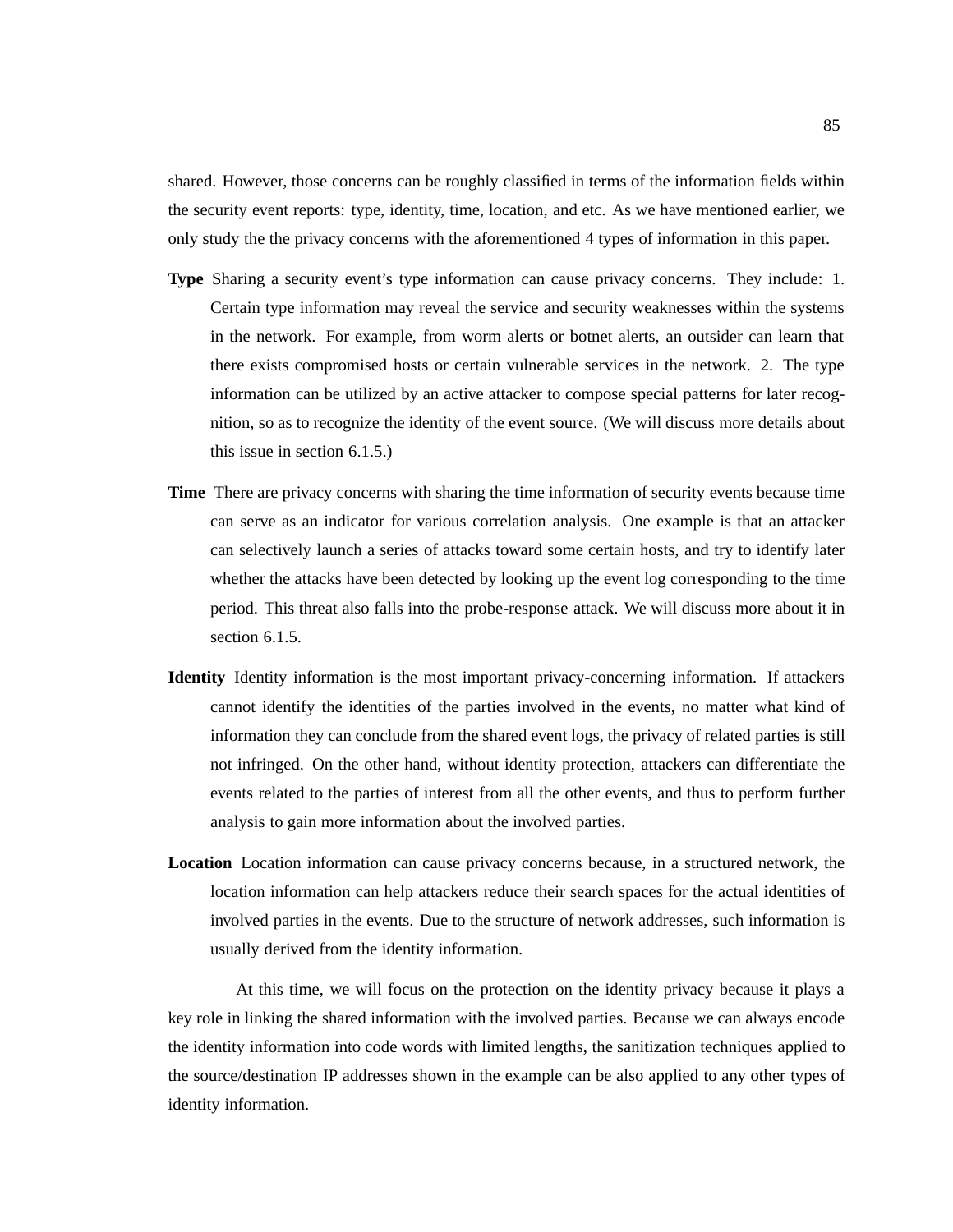shared. However, those concerns can be roughly classified in terms of the information fields within the security event reports: type, identity, time, location, and etc. As we have mentioned earlier, we only study the the privacy concerns with the aforementioned 4 types of information in this paper.

**Type** Sharing a security event's type information can cause privacy concerns. They include: 1. Certain type information may reveal the service and security weaknesses within the systems in the network. For example, from worm alerts or botnet alerts, an outsider can learn that there exists compromised hosts or certain vulnerable services in the network. 2. The type information can be utilized by an active attacker to compose special patterns for later recognition, so as to recognize the identity of the event source. (We will discuss more details about this issue in section 6.1.5.)

**Time** There are privacy concerns with sharing the time information of security events because time can serve as an indicator for various correlation analysis. One example is that an attacker can selectively launch a series of attacks toward some certain hosts, and try to identify later whether the attacks have been detected by looking up the event log corresponding to the time period. This threat also falls into the probe-response attack. We will discuss more about it in section 6.1.5.

**Identity** Identity information is the most important privacy-concerning information. If attackers cannot identify the identities of the parties involved in the events, no matter what kind of information they can conclude from the shared event logs, the privacy of related parties is still not infringed. On the other hand, without identity protection, attackers can differentiate the events related to the parties of interest from all the other events, and thus to perform further analysis to gain more information about the involved parties.

**Location** Location information can cause privacy concerns because, in a structured network, the location information can help attackers reduce their search spaces for the actual identities of involved parties in the events. Due to the structure of network addresses, such information is usually derived from the identity information.

At this time, we will focus on the protection on the identity privacy because it plays a key role in linking the shared information with the involved parties. Because we can always encode the identity information into code words with limited lengths, the sanitization techniques applied to the source/destination IP addresses shown in the example can be also applied to any other types of identity information.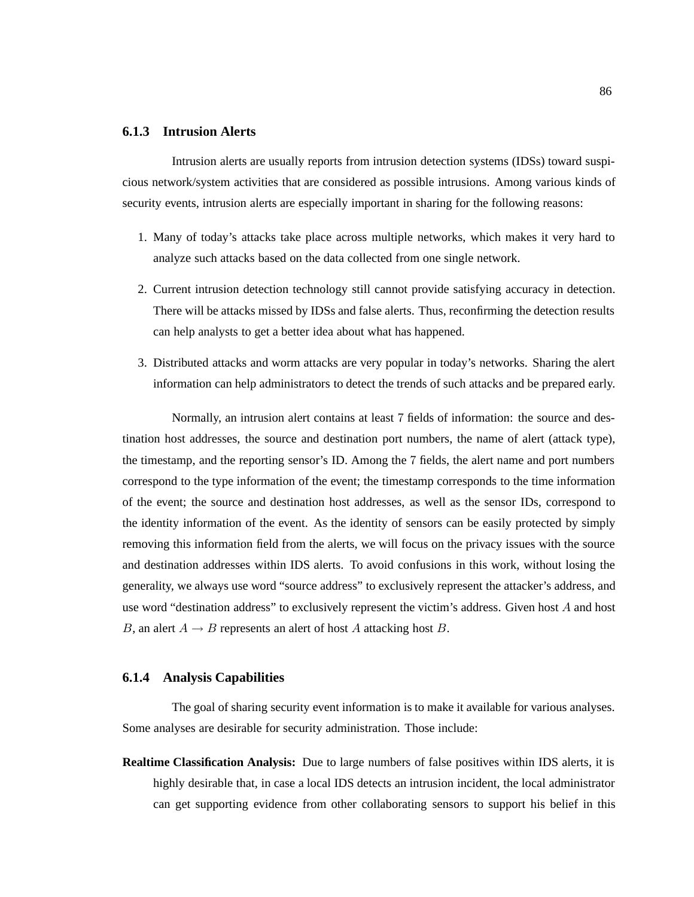### 6.1.3 Intrusion Alerts

Intrusion alerts are usually reports from intrusion detection systems (IDSs) toward suspicious network/system activities that are considered as possible intrusions. Among various kinds of security events, intrusion alerts are especially important in sharing for the following reasons:

1. Many of today's attacks take place across multiple networks, which makes it very hard to analyze such attacks based on the data collected from one single network.
2. Current intrusion detection technology still cannot provide satisfying accuracy in detection. There will be attacks missed by IDSs and false alerts. Thus, reconfirming the detection results can help analysts to get a better idea about what has happened.
3. Distributed attacks and worm attacks are very popular in today's networks. Sharing the alert information can help administrators to detect the trends of such attacks and be prepared early.

Normally, an intrusion alert contains at least 7 fields of information: the source and destination host addresses, the source and destination port numbers, the name of alert (attack type), the timestamp, and the reporting sensor's ID. Among the 7 fields, the alert name and port numbers correspond to the type information of the event; the timestamp corresponds to the time information of the event; the source and destination host addresses, as well as the sensor IDs, correspond to the identity information of the event. As the identity of sensors can be easily protected by simply removing this information field from the alerts, we will focus on the privacy issues with the source and destination addresses within IDS alerts. To avoid confusions in this work, without losing the generality, we always use word "source address" to exclusively represent the attacker's address, and use word "destination address" to exclusively represent the victim's address. Given host $A$ and host $B$, an alert $A \rightarrow B$ represents an alert of host $A$ attacking host $B$.

### 6.1.4 Analysis Capabilities

The goal of sharing security event information is to make it available for various analyses. Some analyses are desirable for security administration. Those include:

**Realtime Classification Analysis:** Due to large numbers of false positives within IDS alerts, it is highly desirable that, in case a local IDS detects an intrusion incident, the local administrator can get supporting evidence from other collaborating sensors to support his belief in this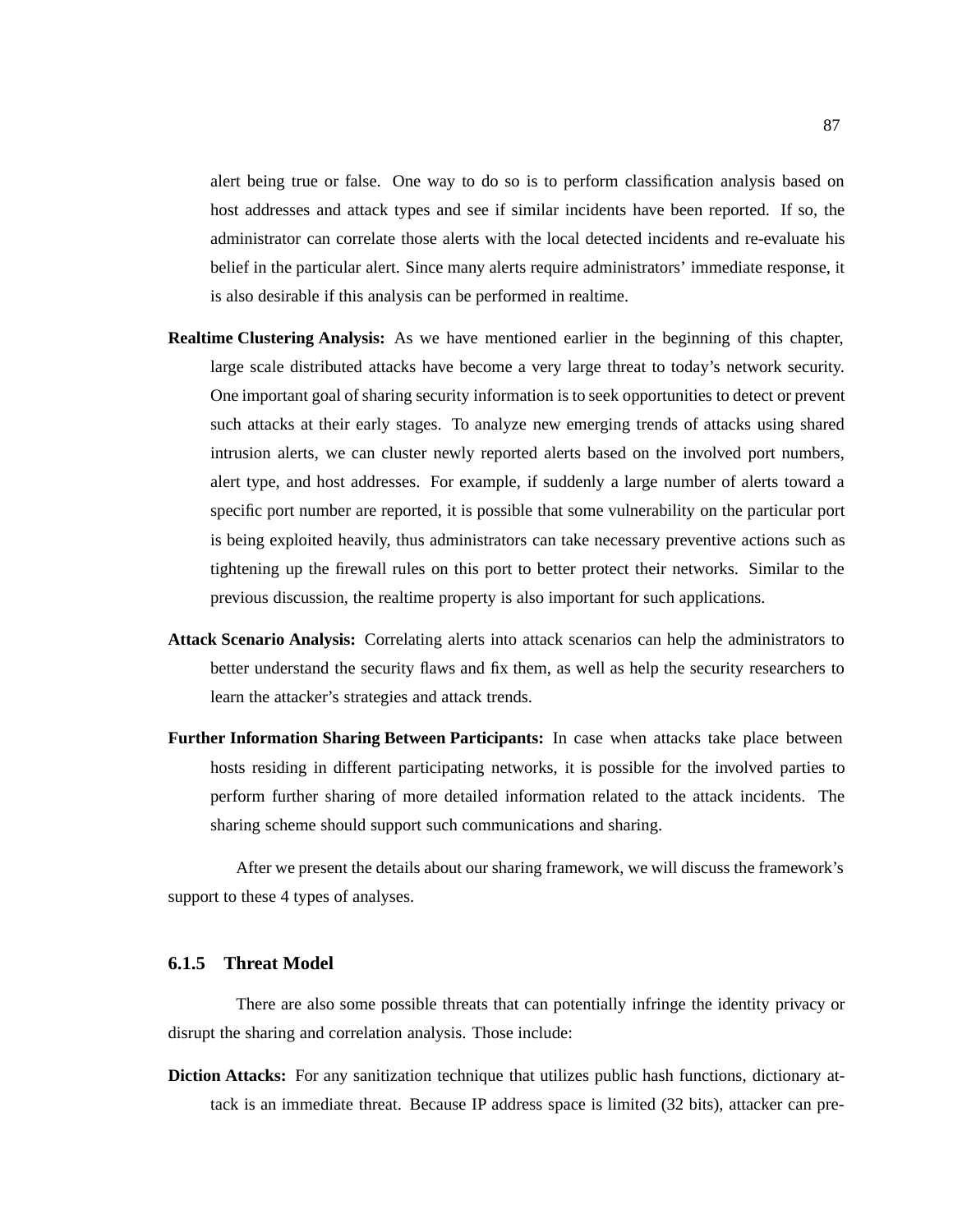alert being true or false. One way to do so is to perform classification analysis based on host addresses and attack types and see if similar incidents have been reported. If so, the administrator can correlate those alerts with the local detected incidents and re-evaluate his belief in the particular alert. Since many alerts require administrators' immediate response, it is also desirable if this analysis can be performed in realtime.

**Realtime Clustering Analysis:** As we have mentioned earlier in the beginning of this chapter, large scale distributed attacks have become a very large threat to today's network security. One important goal of sharing security information is to seek opportunities to detect or prevent such attacks at their early stages. To analyze new emerging trends of attacks using shared intrusion alerts, we can cluster newly reported alerts based on the involved port numbers, alert type, and host addresses. For example, if suddenly a large number of alerts toward a specific port number are reported, it is possible that some vulnerability on the particular port is being exploited heavily, thus administrators can take necessary preventive actions such as tightening up the firewall rules on this port to better protect their networks. Similar to the previous discussion, the realtime property is also important for such applications.

**Attack Scenario Analysis:** Correlating alerts into attack scenarios can help the administrators to better understand the security flaws and fix them, as well as help the security researchers to learn the attacker's strategies and attack trends.

**Further Information Sharing Between Participants:** In case when attacks take place between hosts residing in different participating networks, it is possible for the involved parties to perform further sharing of more detailed information related to the attack incidents. The sharing scheme should support such communications and sharing.

After we present the details about our sharing framework, we will discuss the framework's support to these 4 types of analyses.

### 6.1.5 Threat Model

There are also some possible threats that can potentially infringe the identity privacy or disrupt the sharing and correlation analysis. Those include:

**Diction Attacks:** For any sanitization technique that utilizes public hash functions, dictionary attack is an immediate threat. Because IP address space is limited (32 bits), attacker can pre-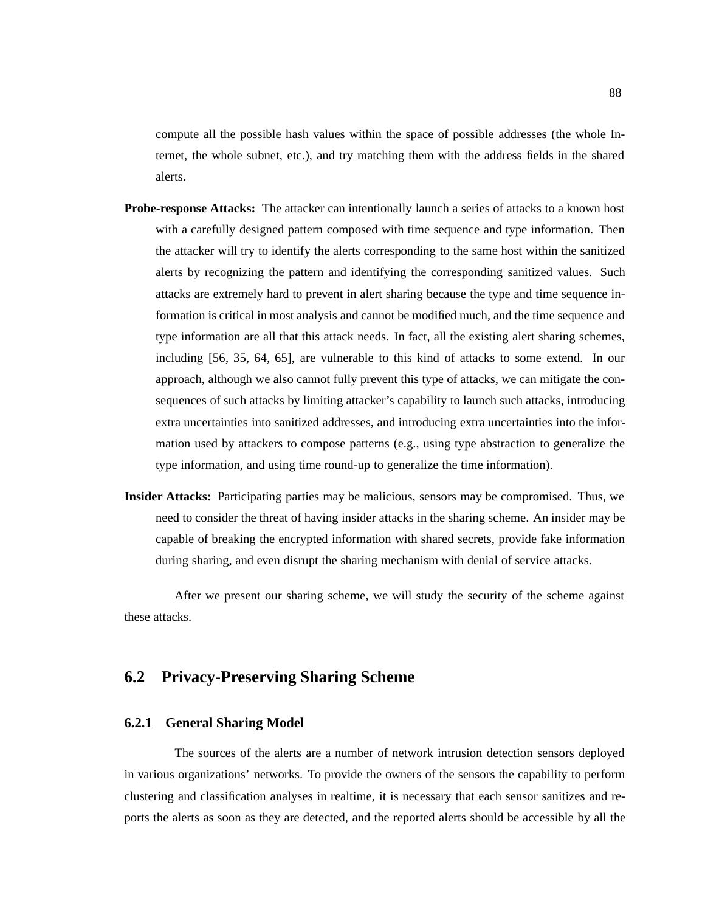compute all the possible hash values within the space of possible addresses (the whole Internet, the whole subnet, etc.), and try matching them with the address fields in the shared alerts.

**Probe-response Attacks:** The attacker can intentionally launch a series of attacks to a known host with a carefully designed pattern composed with time sequence and type information. Then the attacker will try to identify the alerts corresponding to the same host within the sanitized alerts by recognizing the pattern and identifying the corresponding sanitized values. Such attacks are extremely hard to prevent in alert sharing because the type and time sequence information is critical in most analysis and cannot be modified much, and the time sequence and type information are all that this attack needs. In fact, all the existing alert sharing schemes, including [56, 35, 64, 65], are vulnerable to this kind of attacks to some extend. In our approach, although we also cannot fully prevent this type of attacks, we can mitigate the consequences of such attacks by limiting attacker's capability to launch such attacks, introducing extra uncertainties into sanitized addresses, and introducing extra uncertainties into the information used by attackers to compose patterns (e.g., using type abstraction to generalize the type information, and using time round-up to generalize the time information).

**Insider Attacks:** Participating parties may be malicious, sensors may be compromised. Thus, we need to consider the threat of having insider attacks in the sharing scheme. An insider may be capable of breaking the encrypted information with shared secrets, provide fake information during sharing, and even disrupt the sharing mechanism with denial of service attacks.

After we present our sharing scheme, we will study the security of the scheme against these attacks.

## 6.2 Privacy-Preserving Sharing Scheme

### 6.2.1 General Sharing Model

The sources of the alerts are a number of network intrusion detection sensors deployed in various organizations' networks. To provide the owners of the sensors the capability to perform clustering and classification analyses in realtime, it is necessary that each sensor sanitizes and reports the alerts as soon as they are detected, and the reported alerts should be accessible by all the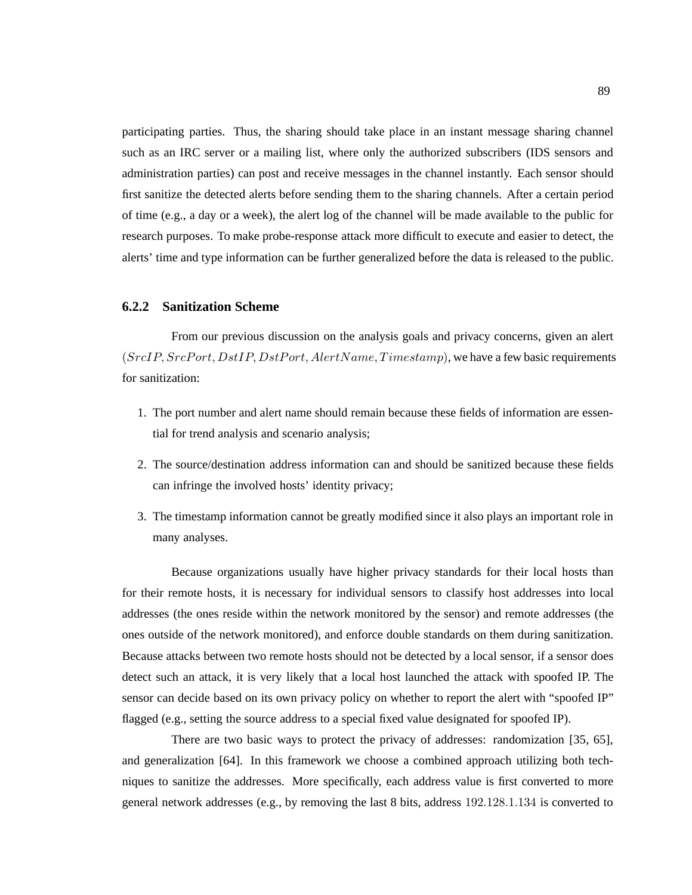participating parties. Thus, the sharing should take place in an instant message sharing channel such as an IRC server or a mailing list, where only the authorized subscribers (IDS sensors and administration parties) can post and receive messages in the channel instantly. Each sensor should first sanitize the detected alerts before sending them to the sharing channels. After a certain period of time (e.g., a day or a week), the alert log of the channel will be made available to the public for research purposes. To make probe-response attack more difficult to execute and easier to detect, the alerts' time and type information can be further generalized before the data is released to the public.

### 6.2.2 Sanitization Scheme

From our previous discussion on the analysis goals and privacy concerns, given an alert $(SrcIP, SrcPort, DstIP, DstPort, AlertName, Timestamp)$, we have a few basic requirements for sanitization:

1. The port number and alert name should remain because these fields of information are essential for trend analysis and scenario analysis;
2. The source/destination address information can and should be sanitized because these fields can infringe the involved hosts' identity privacy;
3. The timestamp information cannot be greatly modified since it also plays an important role in many analyses.

Because organizations usually have higher privacy standards for their local hosts than for their remote hosts, it is necessary for individual sensors to classify host addresses into local addresses (the ones reside within the network monitored by the sensor) and remote addresses (the ones outside of the network monitored), and enforce double standards on them during sanitization. Because attacks between two remote hosts should not be detected by a local sensor, if a sensor does detect such an attack, it is very likely that a local host launched the attack with spoofed IP. The sensor can decide based on its own privacy policy on whether to report the alert with "spoofed IP" flagged (e.g., setting the source address to a special fixed value designated for spoofed IP).

There are two basic ways to protect the privacy of addresses: randomization [35, 65], and generalization [64]. In this framework we choose a combined approach utilizing both techniques to sanitize the addresses. More specifically, each address value is first converted to more general network addresses (e.g., by removing the last 8 bits, address $192.128.1.134$ is converted to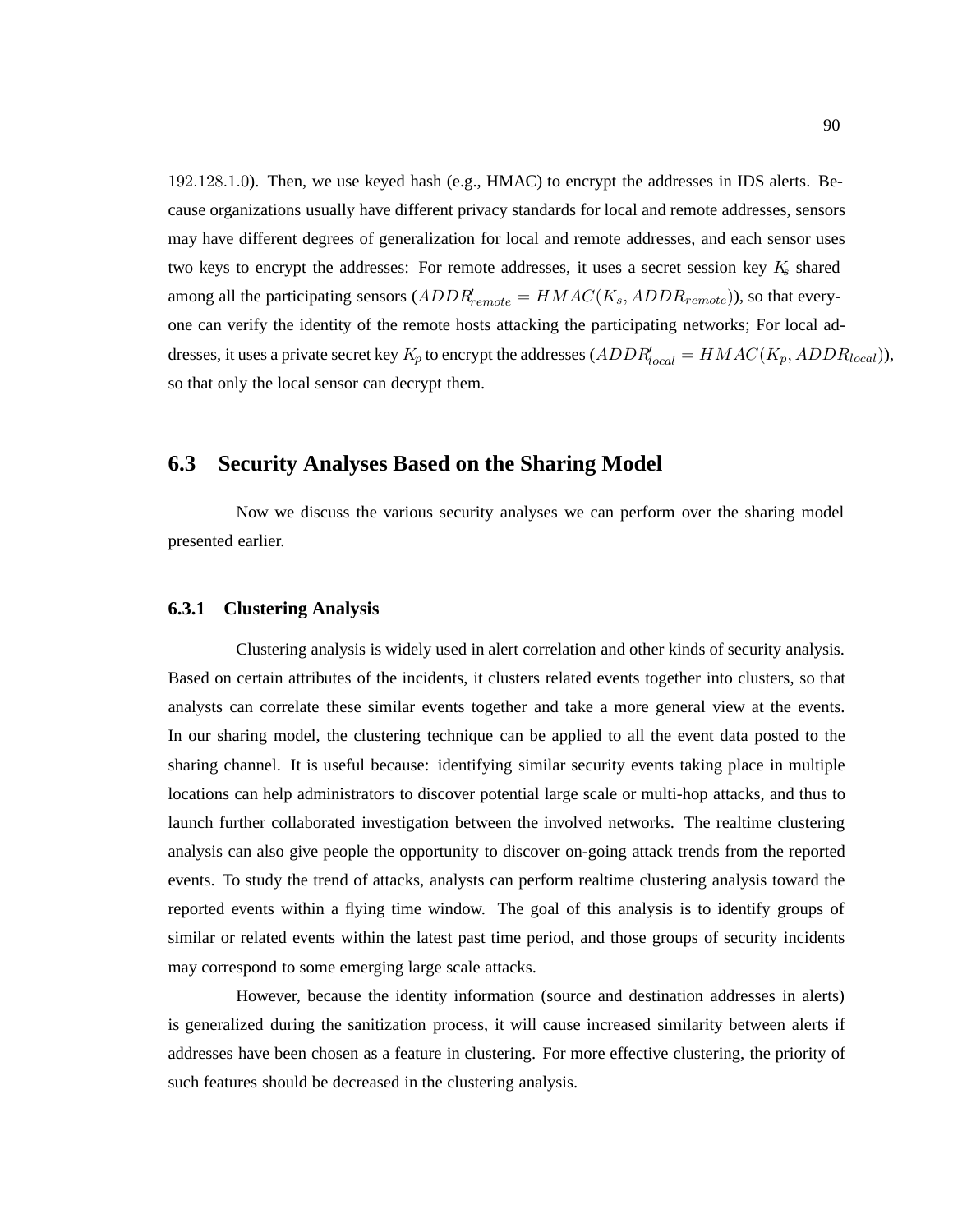$192.128.1.0$). Then, we use keyed hash (e.g., HMAC) to encrypt the addresses in IDS alerts. Because organizations usually have different privacy standards for local and remote addresses, sensors may have different degrees of generalization for local and remote addresses, and each sensor uses two keys to encrypt the addresses: For remote addresses, it uses a secret session key $K_s$ shared among all the participating sensors ($ADDR'_{remote} = HMAC(K_s, ADDR_{remote})$), so that everyone can verify the identity of the remote hosts attacking the participating networks; For local addresses, it uses a private secret key $K_p$ to encrypt the addresses ($ADDR'_{local} = HMAC(K_p, ADDR_{local})$), so that only the local sensor can decrypt them.

## 6.3 Security Analyses Based on the Sharing Model

Now we discuss the various security analyses we can perform over the sharing model presented earlier.

### 6.3.1 Clustering Analysis

Clustering analysis is widely used in alert correlation and other kinds of security analysis. Based on certain attributes of the incidents, it clusters related events together into clusters, so that analysts can correlate these similar events together and take a more general view at the events. In our sharing model, the clustering technique can be applied to all the event data posted to the sharing channel. It is useful because: identifying similar security events taking place in multiple locations can help administrators to discover potential large scale or multi-hop attacks, and thus to launch further collaborated investigation between the involved networks. The realtime clustering analysis can also give people the opportunity to discover on-going attack trends from the reported events. To study the trend of attacks, analysts can perform realtime clustering analysis toward the reported events within a flying time window. The goal of this analysis is to identify groups of similar or related events within the latest past time period, and those groups of security incidents may correspond to some emerging large scale attacks.

However, because the identity information (source and destination addresses in alerts) is generalized during the sanitization process, it will cause increased similarity between alerts if addresses have been chosen as a feature in clustering. For more effective clustering, the priority of such features should be decreased in the clustering analysis.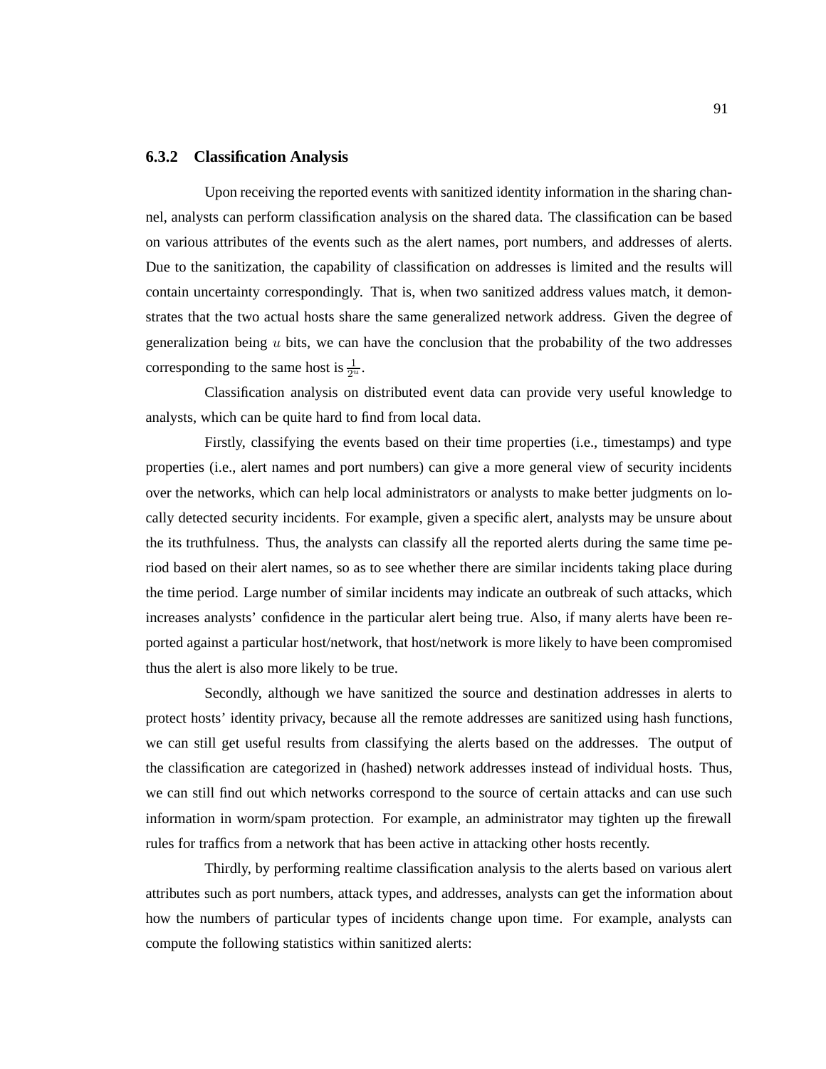### 6.3.2 Classification Analysis

Upon receiving the reported events with sanitized identity information in the sharing channel, analysts can perform classification analysis on the shared data. The classification can be based on various attributes of the events such as the alert names, port numbers, and addresses of alerts. Due to the sanitization, the capability of classification on addresses is limited and the results will contain uncertainty correspondingly. That is, when two sanitized address values match, it demonstrates that the two actual hosts share the same generalized network address. Given the degree of generalization being $u$ bits, we can have the conclusion that the probability of the two addresses corresponding to the same host is $\frac{1}{2^u}$.

Classification analysis on distributed event data can provide very useful knowledge to analysts, which can be quite hard to find from local data.

Firstly, classifying the events based on their time properties (i.e., timestamps) and type properties (i.e., alert names and port numbers) can give a more general view of security incidents over the networks, which can help local administrators or analysts to make better judgments on locally detected security incidents. For example, given a specific alert, analysts may be unsure about the its truthfulness. Thus, the analysts can classify all the reported alerts during the same time period based on their alert names, so as to see whether there are similar incidents taking place during the time period. Large number of similar incidents may indicate an outbreak of such attacks, which increases analysts' confidence in the particular alert being true. Also, if many alerts have been reported against a particular host/network, that host/network is more likely to have been compromised thus the alert is also more likely to be true.

Secondly, although we have sanitized the source and destination addresses in alerts to protect hosts' identity privacy, because all the remote addresses are sanitized using hash functions, we can still get useful results from classifying the alerts based on the addresses. The output of the classification are categorized in (hashed) network addresses instead of individual hosts. Thus, we can still find out which networks correspond to the source of certain attacks and can use such information in worm/spam protection. For example, an administrator may tighten up the firewall rules for traffics from a network that has been active in attacking other hosts recently.

Thirdly, by performing realtime classification analysis to the alerts based on various alert attributes such as port numbers, attack types, and addresses, analysts can get the information about how the numbers of particular types of incidents change upon time. For example, analysts can compute the following statistics within sanitized alerts: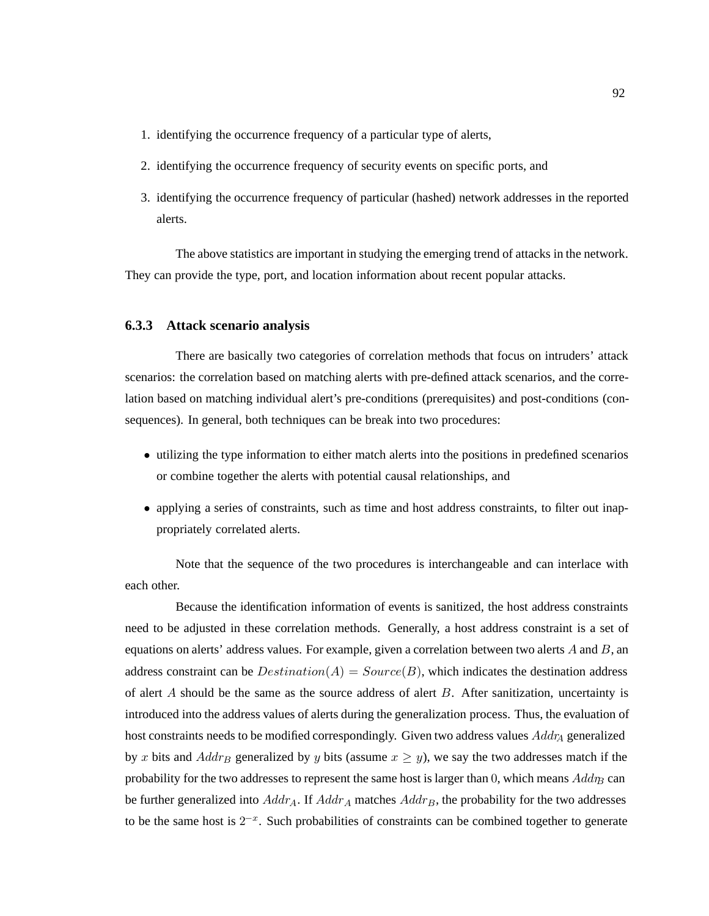1. identifying the occurrence frequency of a particular type of alerts,
2. identifying the occurrence frequency of security events on specific ports, and
3. identifying the occurrence frequency of particular (hashed) network addresses in the reported alerts.

The above statistics are important in studying the emerging trend of attacks in the network. They can provide the type, port, and location information about recent popular attacks.

### 6.3.3 Attack scenario analysis

There are basically two categories of correlation methods that focus on intruders' attack scenarios: the correlation based on matching alerts with pre-defined attack scenarios, and the correlation based on matching individual alert's pre-conditions (prerequisites) and post-conditions (consequences). In general, both techniques can be break into two procedures:

- utilizing the type information to either match alerts into the positions in predefined scenarios or combine together the alerts with potential causal relationships, and
- applying a series of constraints, such as time and host address constraints, to filter out inappropriately correlated alerts.

Note that the sequence of the two procedures is interchangeable and can interlace with each other.

Because the identification information of events is sanitized, the host address constraints need to be adjusted in these correlation methods. Generally, a host address constraint is a set of equations on alerts' address values. For example, given a correlation between two alerts $A$ and $B$, an address constraint can be $Destination(A) = Source(B)$, which indicates the destination address of alert $A$ should be the same as the source address of alert $B$. After sanitization, uncertainty is introduced into the address values of alerts during the generalization process. Thus, the evaluation of host constraints needs to be modified correspondingly. Given two address values $Addr_A$ generalized by $x$ bits and $Addr_B$ generalized by $y$ bits (assume $x \geq y$), we say the two addresses match if the probability for the two addresses to represent the same host is larger than $0$, which means $Addr_B$ can be further generalized into $Addr_A$. If $Addr_A$ matches $Addr_B$, the probability for the two addresses to be the same host is $2^{-x}$. Such probabilities of constraints can be combined together to generate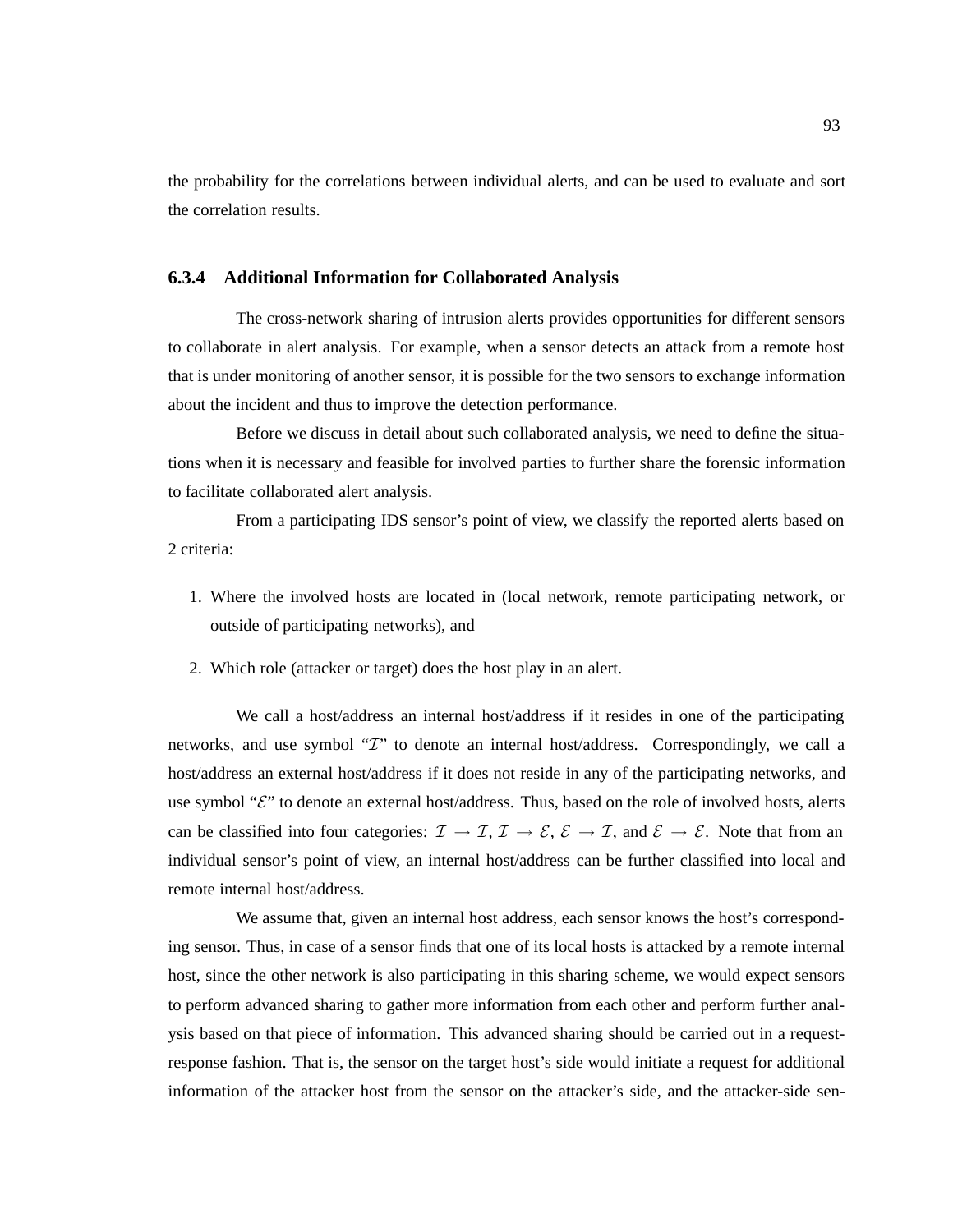the probability for the correlations between individual alerts, and can be used to evaluate and sort the correlation results.

### 6.3.4 Additional Information for Collaborated Analysis

The cross-network sharing of intrusion alerts provides opportunities for different sensors to collaborate in alert analysis. For example, when a sensor detects an attack from a remote host that is under monitoring of another sensor, it is possible for the two sensors to exchange information about the incident and thus to improve the detection performance.

Before we discuss in detail about such collaborated analysis, we need to define the situations when it is necessary and feasible for involved parties to further share the forensic information to facilitate collaborated alert analysis.

From a participating IDS sensor's point of view, we classify the reported alerts based on 2 criteria:

1. Where the involved hosts are located in (local network, remote participating network, or outside of participating networks), and
2. Which role (attacker or target) does the host play in an alert.

We call a host/address an internal host/address if it resides in one of the participating networks, and use symbol "$\mathcal{I}$" to denote an internal host/address. Correspondingly, we call a host/address an external host/address if it does not reside in any of the participating networks, and use symbol "$\mathcal{E}$" to denote an external host/address. Thus, based on the role of involved hosts, alerts can be classified into four categories: $\mathcal{I} \rightarrow \mathcal{I}$, $\mathcal{I} \rightarrow \mathcal{E}$, $\mathcal{E} \rightarrow \mathcal{I}$, and $\mathcal{E} \rightarrow \mathcal{E}$. Note that from an individual sensor's point of view, an internal host/address can be further classified into local and remote internal host/address.

We assume that, given an internal host address, each sensor knows the host's corresponding sensor. Thus, in case of a sensor finds that one of its local hosts is attacked by a remote internal host, since the other network is also participating in this sharing scheme, we would expect sensors to perform advanced sharing to gather more information from each other and perform further analysis based on that piece of information. This advanced sharing should be carried out in a request-response fashion. That is, the sensor on the target host's side would initiate a request for additional information of the attacker host from the sensor on the attacker's side, and the attacker-side sen-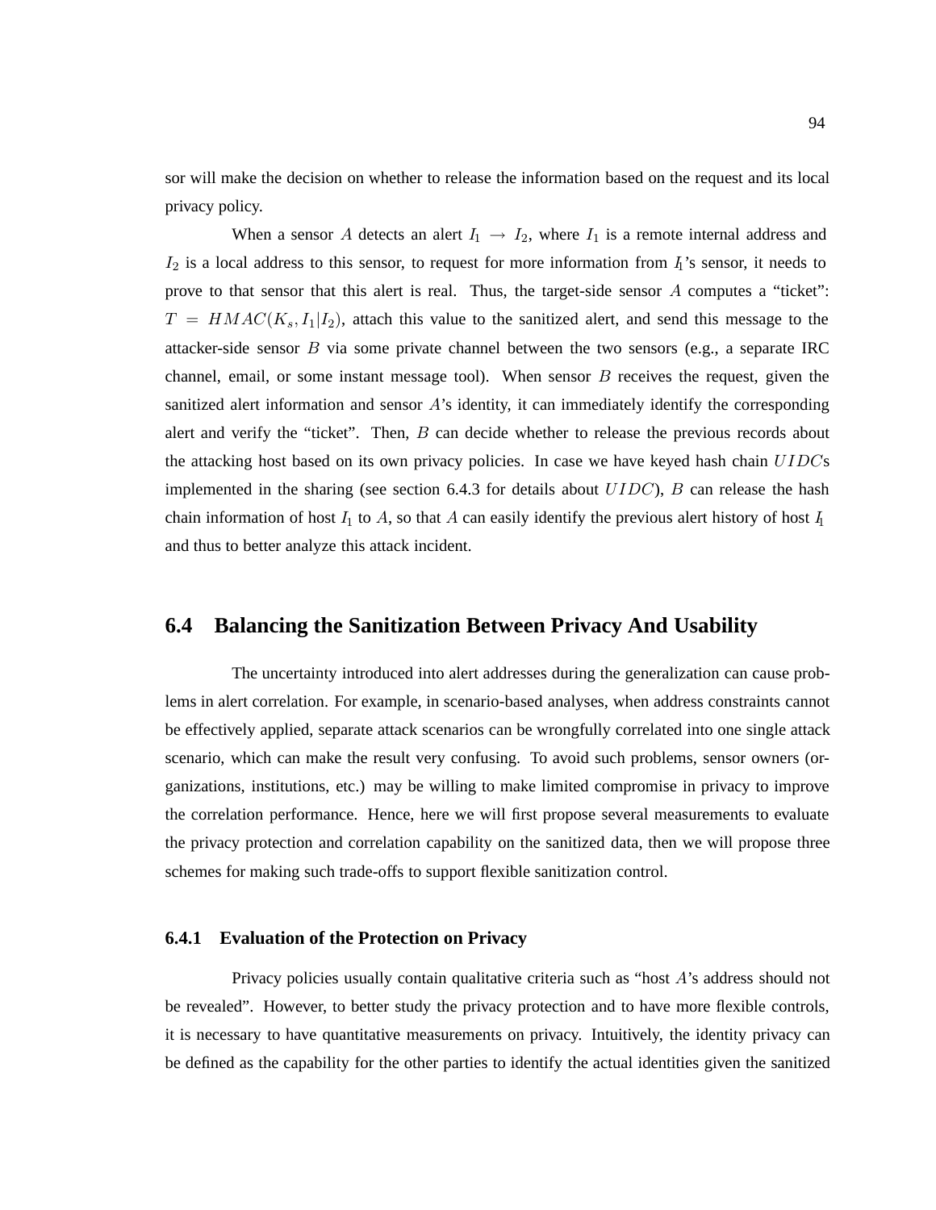sor will make the decision on whether to release the information based on the request and its local privacy policy.

When a sensor $A$ detects an alert $I_1 \rightarrow I_2$, where $I_1$ is a remote internal address and $I_2$ is a local address to this sensor, to request for more information from $I_1$'s sensor, it needs to prove to that sensor that this alert is real. Thus, the target-side sensor $A$ computes a "ticket": $T = HMAC(K_s, I_1|I_2)$, attach this value to the sanitized alert, and send this message to the attacker-side sensor $B$ via some private channel between the two sensors (e.g., a separate IRC channel, email, or some instant message tool). When sensor $B$ receives the request, given the sanitized alert information and sensor $A$'s identity, it can immediately identify the corresponding alert and verify the "ticket". Then, $B$ can decide whether to release the previous records about the attacking host based on its own privacy policies. In case we have keyed hash chain $UIDC$s implemented in the sharing (see section 6.4.3 for details about $UIDC$), $B$ can release the hash chain information of host $I_1$ to $A$, so that $A$ can easily identify the previous alert history of host $I_1$ and thus to better analyze this attack incident.

## 6.4 Balancing the Sanitization Between Privacy And Usability

The uncertainty introduced into alert addresses during the generalization can cause problems in alert correlation. For example, in scenario-based analyses, when address constraints cannot be effectively applied, separate attack scenarios can be wrongfully correlated into one single attack scenario, which can make the result very confusing. To avoid such problems, sensor owners (organizations, institutions, etc.) may be willing to make limited compromise in privacy to improve the correlation performance. Hence, here we will first propose several measurements to evaluate the privacy protection and correlation capability on the sanitized data, then we will propose three schemes for making such trade-offs to support flexible sanitization control.

### 6.4.1 Evaluation of the Protection on Privacy

Privacy policies usually contain qualitative criteria such as "host $A$'s address should not be revealed". However, to better study the privacy protection and to have more flexible controls, it is necessary to have quantitative measurements on privacy. Intuitively, the identity privacy can be defined as the capability for the other parties to identify the actual identities given the sanitized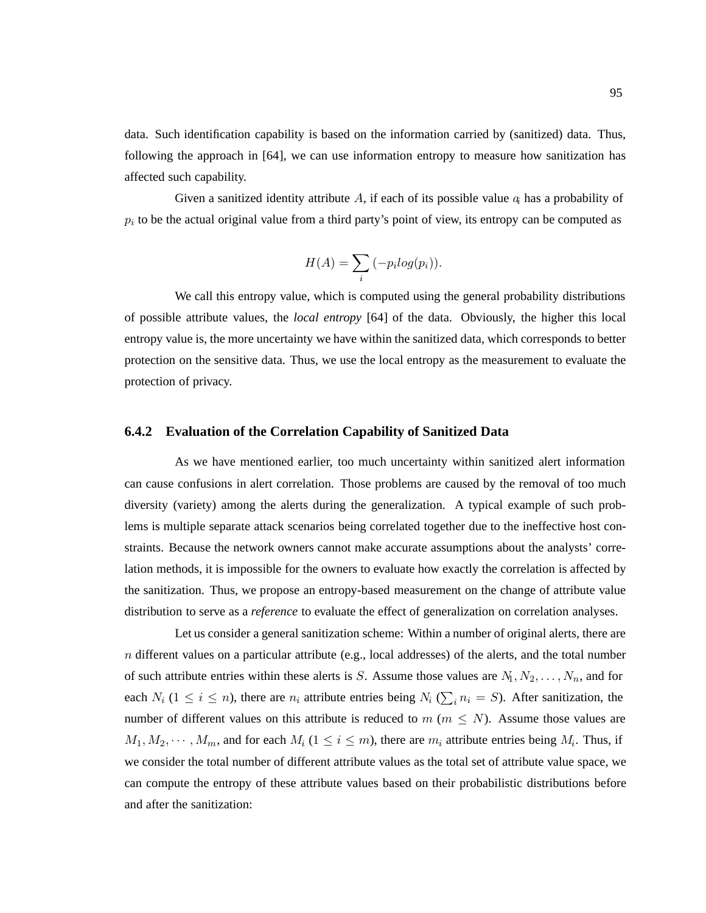data. Such identification capability is based on the information carried by (sanitized) data. Thus, following the approach in [64], we can use information entropy to measure how sanitization has affected such capability.

Given a sanitized identity attribute $A$, if each of its possible value $a_i$ has a probability of $p_i$ to be the actual original value from a third party's point of view, its entropy can be computed as

$$H(A) = \sum_i (-p_i log(p_i)).$$

We call this entropy value, which is computed using the general probability distributions of possible attribute values, the *local entropy* [64] of the data. Obviously, the higher this local entropy value is, the more uncertainty we have within the sanitized data, which corresponds to better protection on the sensitive data. Thus, we use the local entropy as the measurement to evaluate the protection of privacy.

### 6.4.2 Evaluation of the Correlation Capability of Sanitized Data

As we have mentioned earlier, too much uncertainty within sanitized alert information can cause confusions in alert correlation. Those problems are caused by the removal of too much diversity (variety) among the alerts during the generalization. A typical example of such problems is multiple separate attack scenarios being correlated together due to the ineffective host constraints. Because the network owners cannot make accurate assumptions about the analysts' correlation methods, it is impossible for the owners to evaluate how exactly the correlation is affected by the sanitization. Thus, we propose an entropy-based measurement on the change of attribute value distribution to serve as a *reference* to evaluate the effect of generalization on correlation analyses.

Let us consider a general sanitization scheme: Within a number of original alerts, there are $n$ different values on a particular attribute (e.g., local addresses) of the alerts, and the total number of such attribute entries within these alerts is $S$. Assume those values are $N_1, N_2, \ldots, N_n$, and for each $N_i$ ($1 \leq i \leq n$), there are $n_i$ attribute entries being $N_i$ ($\sum_i n_i = S$). After sanitization, the number of different values on this attribute is reduced to $m$ ($m \leq N$). Assume those values are $M_1, M_2, \cdots, M_m$, and for each $M_i$ ($1 \leq i \leq m$), there are $m_i$ attribute entries being $M_i$. Thus, if we consider the total number of different attribute values as the total set of attribute value space, we can compute the entropy of these attribute values based on their probabilistic distributions before and after the sanitization: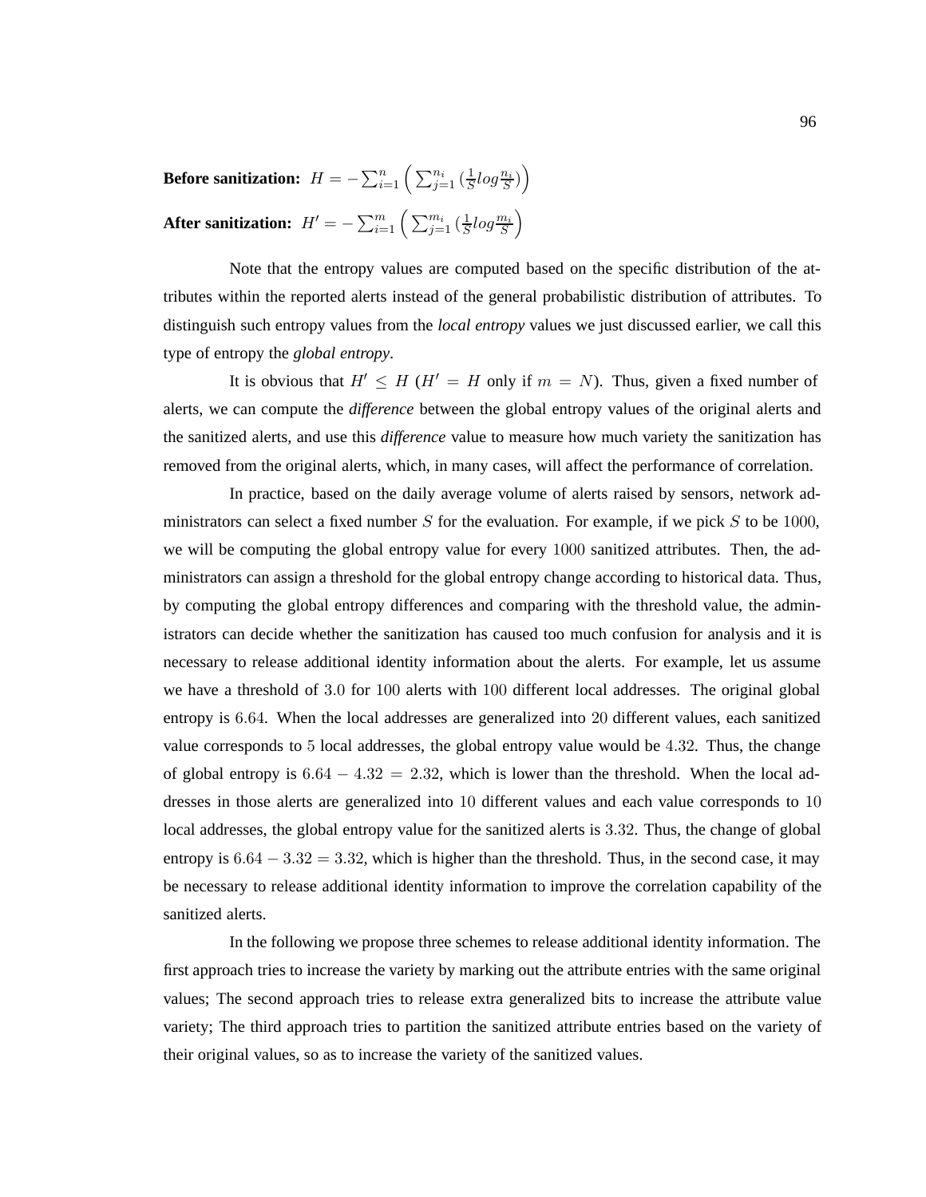**Before sanitization:** $H = -\sum_{i=1}^{n} \Big( \sum_{j=1}^{n_i} (\frac{1}{S} log \frac{n_i}{S}) \Big)$

**After sanitization:** $H' = -\sum_{i=1}^{m} \Big( \sum_{j=1}^{m_i} (\frac{1}{S} log \frac{m_i}{S} \Big)$

Note that the entropy values are computed based on the specific distribution of the attributes within the reported alerts instead of the general probabilistic distribution of attributes. To distinguish such entropy values from the *local entropy* values we just discussed earlier, we call this type of entropy the *global entropy*.

It is obvious that $H' \leq H$ ($H' = H$ only if $m = N$). Thus, given a fixed number of alerts, we can compute the *difference* between the global entropy values of the original alerts and the sanitized alerts, and use this *difference* value to measure how much variety the sanitization has removed from the original alerts, which, in many cases, will affect the performance of correlation.

In practice, based on the daily average volume of alerts raised by sensors, network administrators can select a fixed number $S$ for the evaluation. For example, if we pick $S$ to be $1000$, we will be computing the global entropy value for every $1000$ sanitized attributes. Then, the administrators can assign a threshold for the global entropy change according to historical data. Thus, by computing the global entropy differences and comparing with the threshold value, the administrators can decide whether the sanitization has caused too much confusion for analysis and it is necessary to release additional identity information about the alerts. For example, let us assume we have a threshold of $3.0$ for $100$ alerts with $100$ different local addresses. The original global entropy is $6.64$. When the local addresses are generalized into $20$ different values, each sanitized value corresponds to $5$ local addresses, the global entropy value would be $4.32$. Thus, the change of global entropy is $6.64 - 4.32 = 2.32$, which is lower than the threshold. When the local addresses in those alerts are generalized into $10$ different values and each value corresponds to $10$ local addresses, the global entropy value for the sanitized alerts is $3.32$. Thus, the change of global entropy is $6.64 - 3.32 = 3.32$, which is higher than the threshold. Thus, in the second case, it may be necessary to release additional identity information to improve the correlation capability of the sanitized alerts.

In the following we propose three schemes to release additional identity information. The first approach tries to increase the variety by marking out the attribute entries with the same original values; The second approach tries to release extra generalized bits to increase the attribute value variety; The third approach tries to partition the sanitized attribute entries based on the variety of their original values, so as to increase the variety of the sanitized values.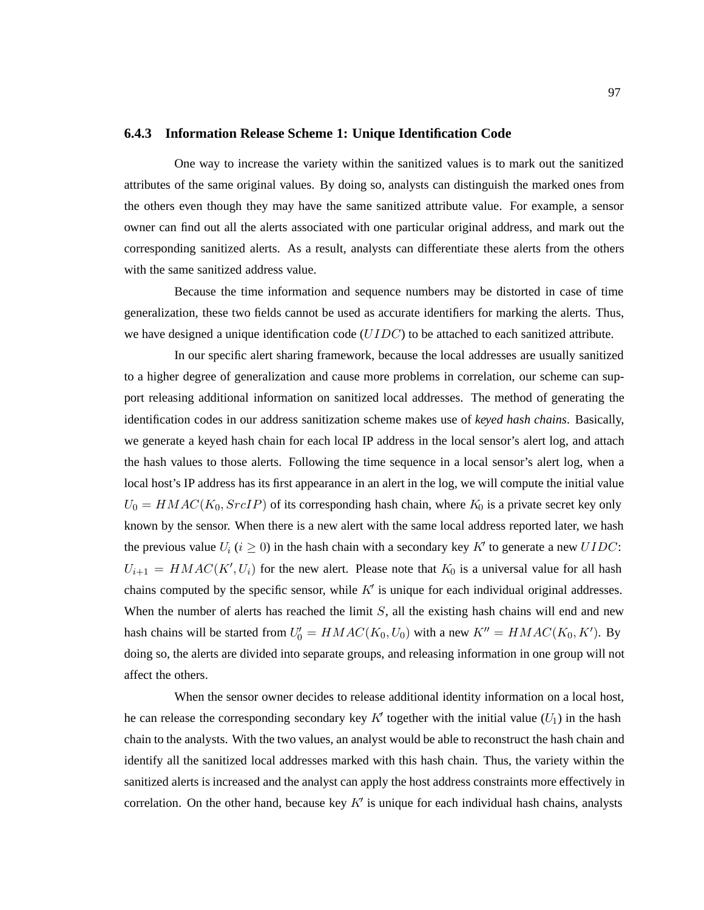### 6.4.3 Information Release Scheme 1: Unique Identification Code

One way to increase the variety within the sanitized values is to mark out the sanitized attributes of the same original values. By doing so, analysts can distinguish the marked ones from the others even though they may have the same sanitized attribute value. For example, a sensor owner can find out all the alerts associated with one particular original address, and mark out the corresponding sanitized alerts. As a result, analysts can differentiate these alerts from the others with the same sanitized address value.

Because the time information and sequence numbers may be distorted in case of time generalization, these two fields cannot be used as accurate identifiers for marking the alerts. Thus, we have designed a unique identification code ($UIDC$) to be attached to each sanitized attribute.

In our specific alert sharing framework, because the local addresses are usually sanitized to a higher degree of generalization and cause more problems in correlation, our scheme can support releasing additional information on sanitized local addresses. The method of generating the identification codes in our address sanitization scheme makes use of *keyed hash chains*. Basically, we generate a keyed hash chain for each local IP address in the local sensor's alert log, and attach the hash values to those alerts. Following the time sequence in a local sensor's alert log, when a local host's IP address has its first appearance in an alert in the log, we will compute the initial value $U_0 = HMAC(K_0, SrcIP)$ of its corresponding hash chain, where $K_0$ is a private secret key only known by the sensor. When there is a new alert with the same local address reported later, we hash the previous value $U_i$ ($i \geq 0$) in the hash chain with a secondary key $K'$ to generate a new $UIDC$: $U_{i+1} = HMAC(K', U_i)$ for the new alert. Please note that $K_0$ is a universal value for all hash chains computed by the specific sensor, while $K'$ is unique for each individual original addresses. When the number of alerts has reached the limit $S$, all the existing hash chains will end and new hash chains will be started from $U'_0 = HMAC(K_0, U_0)$ with a new $K'' = HMAC(K_0, K')$. By doing so, the alerts are divided into separate groups, and releasing information in one group will not affect the others.

When the sensor owner decides to release additional identity information on a local host, he can release the corresponding secondary key $K'$ together with the initial value ($U_1$) in the hash chain to the analysts. With the two values, an analyst would be able to reconstruct the hash chain and identify all the sanitized local addresses marked with this hash chain. Thus, the variety within the sanitized alerts is increased and the analyst can apply the host address constraints more effectively in correlation. On the other hand, because key $K'$ is unique for each individual hash chains, analysts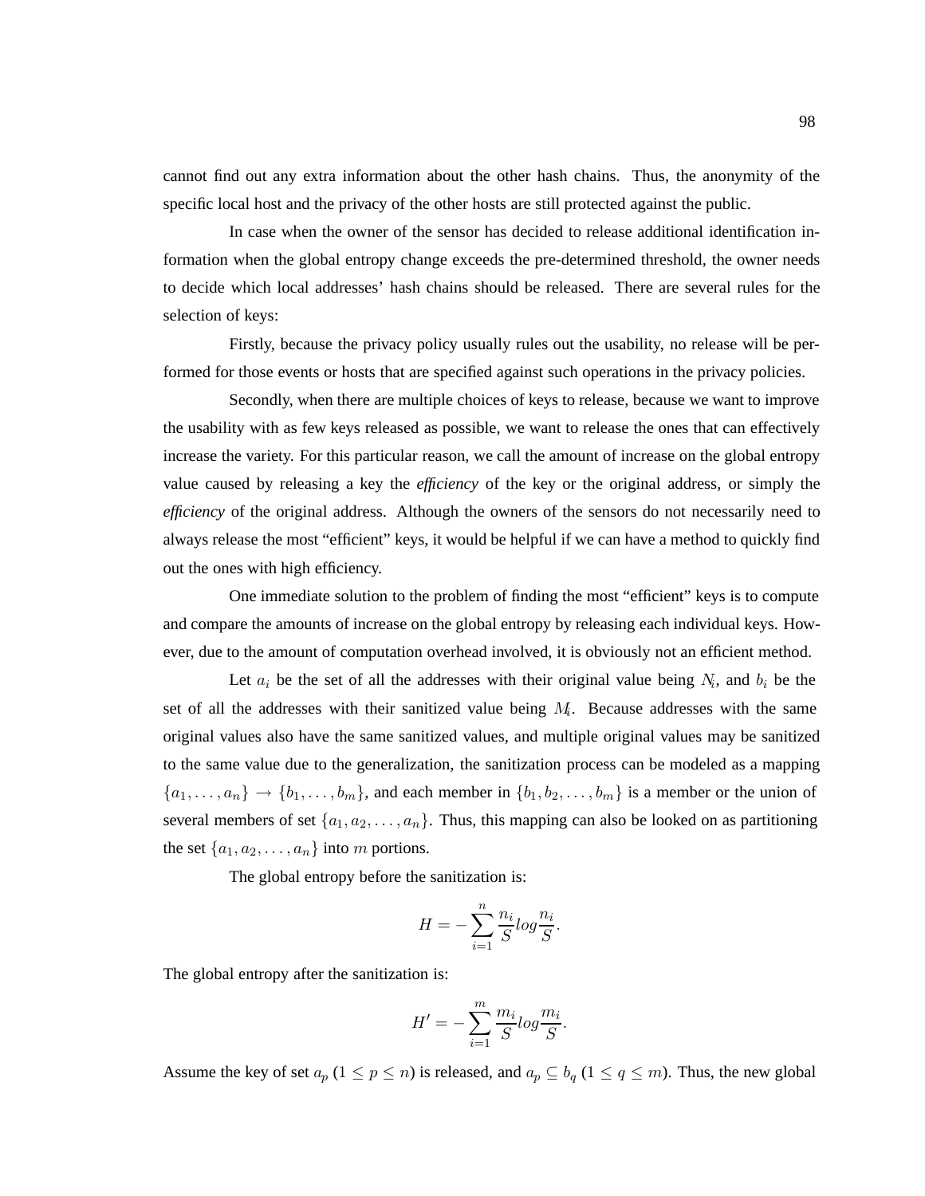cannot find out any extra information about the other hash chains. Thus, the anonymity of the specific local host and the privacy of the other hosts are still protected against the public.

In case when the owner of the sensor has decided to release additional identification information when the global entropy change exceeds the pre-determined threshold, the owner needs to decide which local addresses' hash chains should be released. There are several rules for the selection of keys:

Firstly, because the privacy policy usually rules out the usability, no release will be performed for those events or hosts that are specified against such operations in the privacy policies.

Secondly, when there are multiple choices of keys to release, because we want to improve the usability with as few keys released as possible, we want to release the ones that can effectively increase the variety. For this particular reason, we call the amount of increase on the global entropy value caused by releasing a key the *efficiency* of the key or the original address, or simply the *efficiency* of the original address. Although the owners of the sensors do not necessarily need to always release the most "efficient" keys, it would be helpful if we can have a method to quickly find out the ones with high efficiency.

One immediate solution to the problem of finding the most "efficient" keys is to compute and compare the amounts of increase on the global entropy by releasing each individual keys. However, due to the amount of computation overhead involved, it is obviously not an efficient method.

Let $a_i$ be the set of all the addresses with their original value being $N_i$, and $b_i$ be the set of all the addresses with their sanitized value being $M_i$. Because addresses with the same original values also have the same sanitized values, and multiple original values may be sanitized to the same value due to the generalization, the sanitization process can be modeled as a mapping $\{a_1, \ldots, a_n\} \rightarrow \{b_1, \ldots, b_m\}$, and each member in $\{b_1, b_2, \ldots, b_m\}$ is a member or the union of several members of set $\{a_1, a_2, \ldots, a_n\}$. Thus, this mapping can also be looked on as partitioning the set $\{a_1, a_2, \ldots, a_n\}$ into $m$ portions.

The global entropy before the sanitization is:

$$H = -\sum_{i=1}^{n} \frac{n_i}{S} log \frac{n_i}{S}.$$

The global entropy after the sanitization is:

$$H' = -\sum_{i=1}^{m} \frac{m_i}{S} log \frac{m_i}{S}.$$

Assume the key of set $a_p$ ($1 \leq p \leq n$) is released, and $a_p \subseteq b_q$ ($1 \leq q \leq m$). Thus, the new global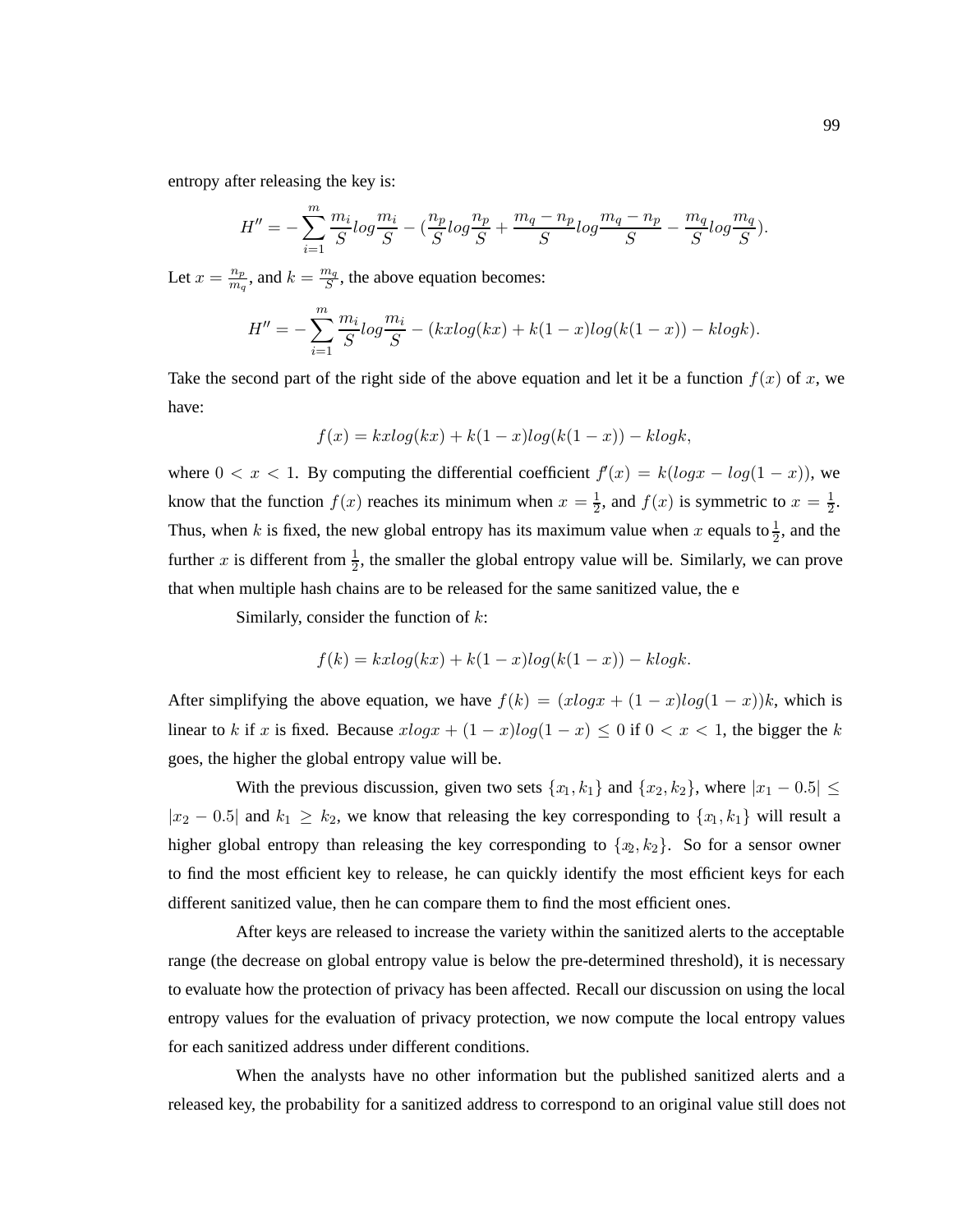entropy after releasing the key is:

$$H'' = -\sum_{i=1}^{m} \frac{m_i}{S} log \frac{m_i}{S} - (\frac{n_p}{S} log \frac{n_p}{S} + \frac{m_q - n_p}{S} log \frac{m_q - n_p}{S} - \frac{m_q}{S} log \frac{m_q}{S}).$$

Let $x = \frac{n_p}{m_q}$, and $k = \frac{m_q}{S}$, the above equation becomes:

$$H'' = -\sum_{i=1}^{m} \frac{m_i}{S} log \frac{m_i}{S} - (kxlog(kx) + k(1-x)log(k(1-x)) - klogk).$$

Take the second part of the right side of the above equation and let it be a function $f(x)$ of $x$, we have:

$$f(x) = kxlog(kx) + k(1-x)log(k(1-x)) - klogk,$$

where $0 < x < 1$. By computing the differential coefficient $f'(x) = k(logx - log(1-x))$, we know that the function $f(x)$ reaches its minimum when $x = \frac{1}{2}$, and $f(x)$ is symmetric to $x = \frac{1}{2}$. Thus, when $k$ is fixed, the new global entropy has its maximum value when $x$ equals to $\frac{1}{2}$, and the further $x$ is different from $\frac{1}{2}$, the smaller the global entropy value will be. Similarly, we can prove that when multiple hash chains are to be released for the same sanitized value, the e

Similarly, consider the function of $k$:

$$f(k) = kxlog(kx) + k(1-x)log(k(1-x)) - klogk.$$

After simplifying the above equation, we have $f(k) = (xlogx + (1-x)log(1-x))k$, which is linear to $k$ if $x$ is fixed. Because $xlogx + (1-x)log(1-x) \leq 0$ if $0 < x < 1$, the bigger the $k$ goes, the higher the global entropy value will be.

With the previous discussion, given two sets $\{x_1, k_1\}$ and $\{x_2, k_2\}$, where $|x_1 - 0.5| \leq |x_2 - 0.5|$ and $k_1 \geq k_2$, we know that releasing the key corresponding to $\{x_1, k_1\}$ will result a higher global entropy than releasing the key corresponding to $\{x_2, k_2\}$. So for a sensor owner to find the most efficient key to release, he can quickly identify the most efficient keys for each different sanitized value, then he can compare them to find the most efficient ones.

After keys are released to increase the variety within the sanitized alerts to the acceptable range (the decrease on global entropy value is below the pre-determined threshold), it is necessary to evaluate how the protection of privacy has been affected. Recall our discussion on using the local entropy values for the evaluation of privacy protection, we now compute the local entropy values for each sanitized address under different conditions.

When the analysts have no other information but the published sanitized alerts and a released key, the probability for a sanitized address to correspond to an original value still does not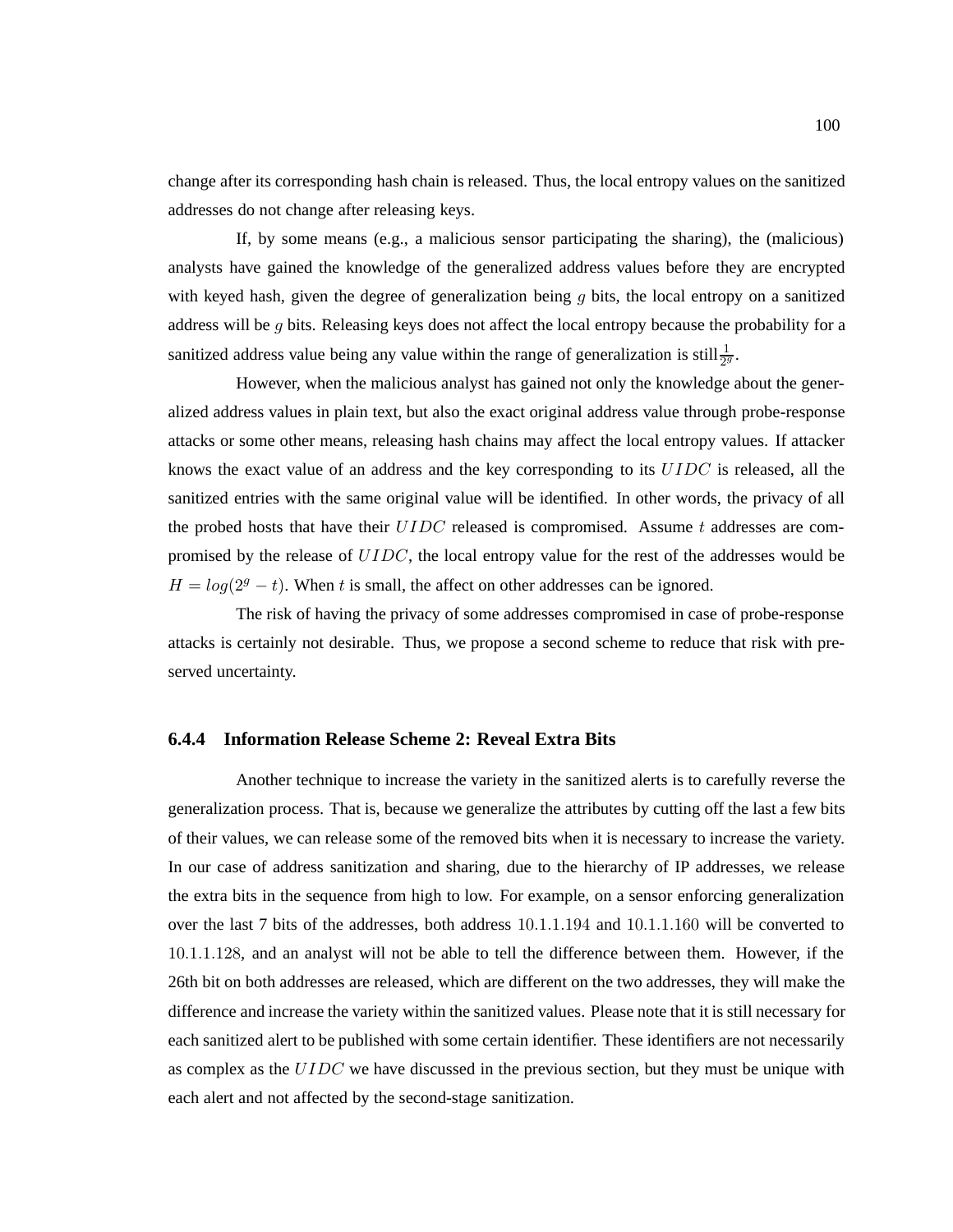change after its corresponding hash chain is released. Thus, the local entropy values on the sanitized addresses do not change after releasing keys.

If, by some means (e.g., a malicious sensor participating the sharing), the (malicious) analysts have gained the knowledge of the generalized address values before they are encrypted with keyed hash, given the degree of generalization being $g$ bits, the local entropy on a sanitized address will be $g$ bits. Releasing keys does not affect the local entropy because the probability for a sanitized address value being any value within the range of generalization is still $\frac{1}{2^g}$.

However, when the malicious analyst has gained not only the knowledge about the generalized address values in plain text, but also the exact original address value through probe-response attacks or some other means, releasing hash chains may affect the local entropy values. If attacker knows the exact value of an address and the key corresponding to its $UIDC$ is released, all the sanitized entries with the same original value will be identified. In other words, the privacy of all the probed hosts that have their $UIDC$ released is compromised. Assume $t$ addresses are compromised by the release of $UIDC$, the local entropy value for the rest of the addresses would be $H = log(2^g - t)$. When $t$ is small, the affect on other addresses can be ignored.

The risk of having the privacy of some addresses compromised in case of probe-response attacks is certainly not desirable. Thus, we propose a second scheme to reduce that risk with preserved uncertainty.

### 6.4.4 Information Release Scheme 2: Reveal Extra Bits

Another technique to increase the variety in the sanitized alerts is to carefully reverse the generalization process. That is, because we generalize the attributes by cutting off the last a few bits of their values, we can release some of the removed bits when it is necessary to increase the variety. In our case of address sanitization and sharing, due to the hierarchy of IP addresses, we release the extra bits in the sequence from high to low. For example, on a sensor enforcing generalization over the last 7 bits of the addresses, both address $10.1.1.194$ and $10.1.1.160$ will be converted to $10.1.1.128$, and an analyst will not be able to tell the difference between them. However, if the 26th bit on both addresses are released, which are different on the two addresses, they will make the difference and increase the variety within the sanitized values. Please note that it is still necessary for each sanitized alert to be published with some certain identifier. These identifiers are not necessarily as complex as the $UIDC$ we have discussed in the previous section, but they must be unique with each alert and not affected by the second-stage sanitization.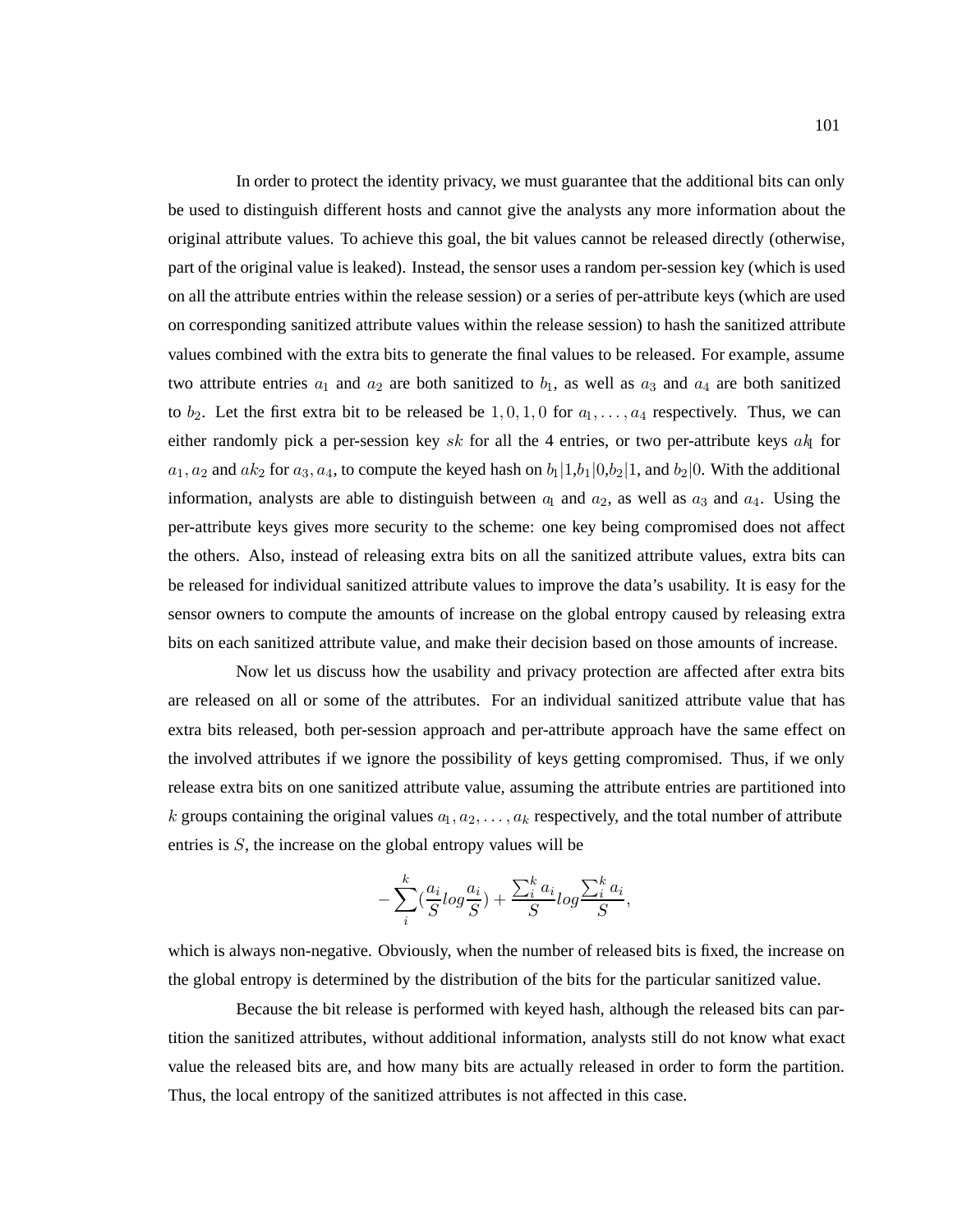In order to protect the identity privacy, we must guarantee that the additional bits can only be used to distinguish different hosts and cannot give the analysts any more information about the original attribute values. To achieve this goal, the bit values cannot be released directly (otherwise, part of the original value is leaked). Instead, the sensor uses a random per-session key (which is used on all the attribute entries within the release session) or a series of per-attribute keys (which are used on corresponding sanitized attribute values within the release session) to hash the sanitized attribute values combined with the extra bits to generate the final values to be released. For example, assume two attribute entries $a_1$ and $a_2$ are both sanitized to $b_1$, as well as $a_3$ and $a_4$ are both sanitized to $b_2$. Let the first extra bit to be released be $1, 0, 1, 0$ for $a_1, \ldots, a_4$ respectively. Thus, we can either randomly pick a per-session key $sk$ for all the 4 entries, or two per-attribute keys $ak_1$ for $a_1, a_2$ and $ak_2$ for $a_3, a_4$, to compute the keyed hash on $b_1|1$,$b_1|0$,$b_2|1$, and $b_2|0$. With the additional information, analysts are able to distinguish between $a_1$ and $a_2$, as well as $a_3$ and $a_4$. Using the per-attribute keys gives more security to the scheme: one key being compromised does not affect the others. Also, instead of releasing extra bits on all the sanitized attribute values, extra bits can be released for individual sanitized attribute values to improve the data's usability. It is easy for the sensor owners to compute the amounts of increase on the global entropy caused by releasing extra bits on each sanitized attribute value, and make their decision based on those amounts of increase.

Now let us discuss how the usability and privacy protection are affected after extra bits are released on all or some of the attributes. For an individual sanitized attribute value that has extra bits released, both per-session approach and per-attribute approach have the same effect on the involved attributes if we ignore the possibility of keys getting compromised. Thus, if we only release extra bits on one sanitized attribute value, assuming the attribute entries are partitioned into $k$ groups containing the original values $a_1, a_2, \ldots, a_k$ respectively, and the total number of attribute entries is $S$, the increase on the global entropy values will be

$$-\sum_{i}^{k}\left(\frac{a_i}{S}log\frac{a_i}{S}\right) + \frac{\sum_i^k a_i}{S}log\frac{\sum_i^k a_i}{S},$$

which is always non-negative. Obviously, when the number of released bits is fixed, the increase on the global entropy is determined by the distribution of the bits for the particular sanitized value.

Because the bit release is performed with keyed hash, although the released bits can partition the sanitized attributes, without additional information, analysts still do not know what exact value the released bits are, and how many bits are actually released in order to form the partition. Thus, the local entropy of the sanitized attributes is not affected in this case.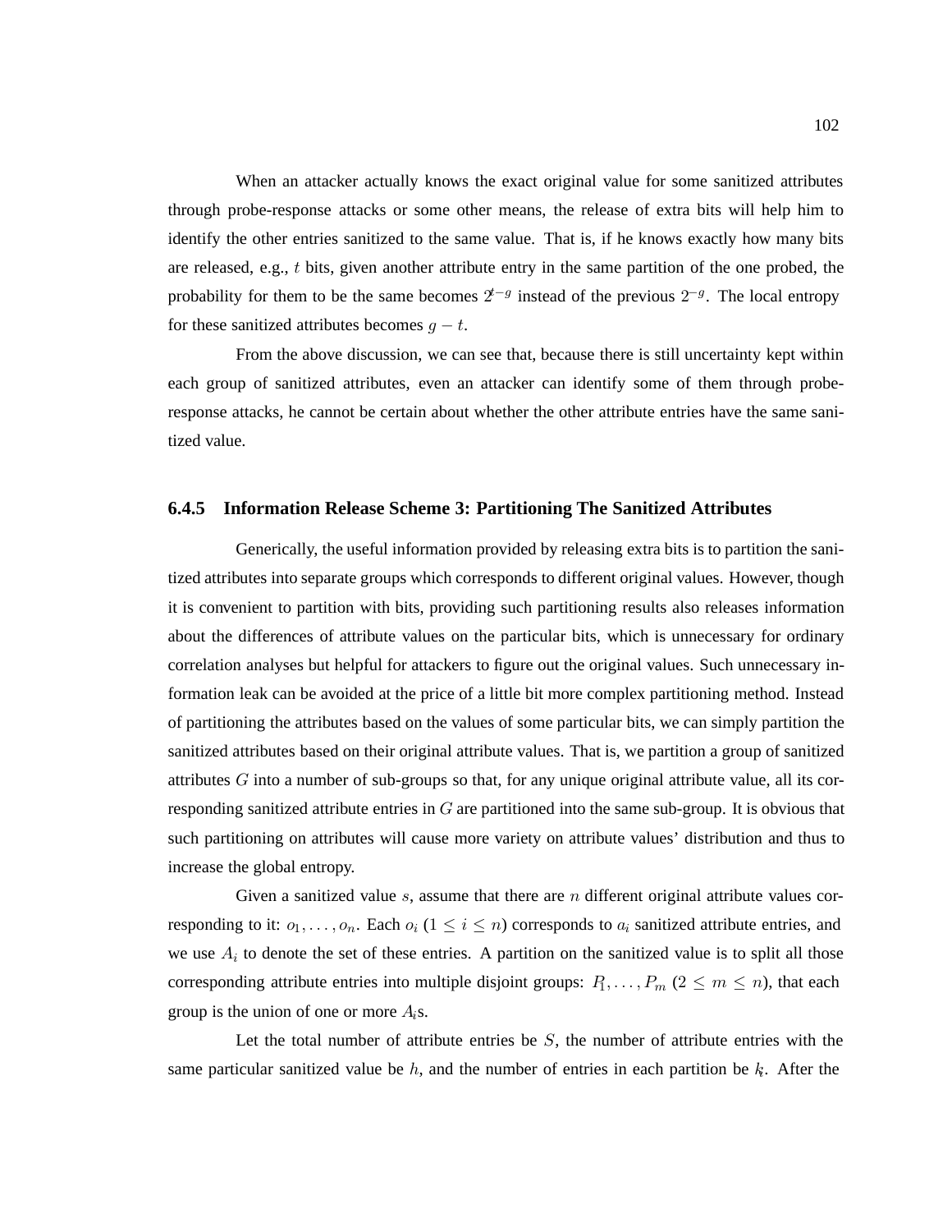When an attacker actually knows the exact original value for some sanitized attributes through probe-response attacks or some other means, the release of extra bits will help him to identify the other entries sanitized to the same value. That is, if he knows exactly how many bits are released, e.g., $t$ bits, given another attribute entry in the same partition of the one probed, the probability for them to be the same becomes $2^{t-g}$ instead of the previous $2^{-g}$. The local entropy for these sanitized attributes becomes $g - t$.

From the above discussion, we can see that, because there is still uncertainty kept within each group of sanitized attributes, even an attacker can identify some of them through probe-response attacks, he cannot be certain about whether the other attribute entries have the same sanitized value.

### 6.4.5 Information Release Scheme 3: Partitioning The Sanitized Attributes

Generically, the useful information provided by releasing extra bits is to partition the sanitized attributes into separate groups which corresponds to different original values. However, though it is convenient to partition with bits, providing such partitioning results also releases information about the differences of attribute values on the particular bits, which is unnecessary for ordinary correlation analyses but helpful for attackers to figure out the original values. Such unnecessary information leak can be avoided at the price of a little bit more complex partitioning method. Instead of partitioning the attributes based on the values of some particular bits, we can simply partition the sanitized attributes based on their original attribute values. That is, we partition a group of sanitized attributes $G$ into a number of sub-groups so that, for any unique original attribute value, all its corresponding sanitized attribute entries in $G$ are partitioned into the same sub-group. It is obvious that such partitioning on attributes will cause more variety on attribute values' distribution and thus to increase the global entropy.

Given a sanitized value $s$, assume that there are $n$ different original attribute values corresponding to it: $o_1, \ldots, o_n$. Each $o_i$ ($1 \leq i \leq n$) corresponds to $a_i$ sanitized attribute entries, and we use $A_i$ to denote the set of these entries. A partition on the sanitized value is to split all those corresponding attribute entries into multiple disjoint groups: $P_1, \ldots, P_m$ ($2 \leq m \leq n$), that each group is the union of one or more $A_i$s.

Let the total number of attribute entries be $S$, the number of attribute entries with the same particular sanitized value be $h$, and the number of entries in each partition be $k_i$. After the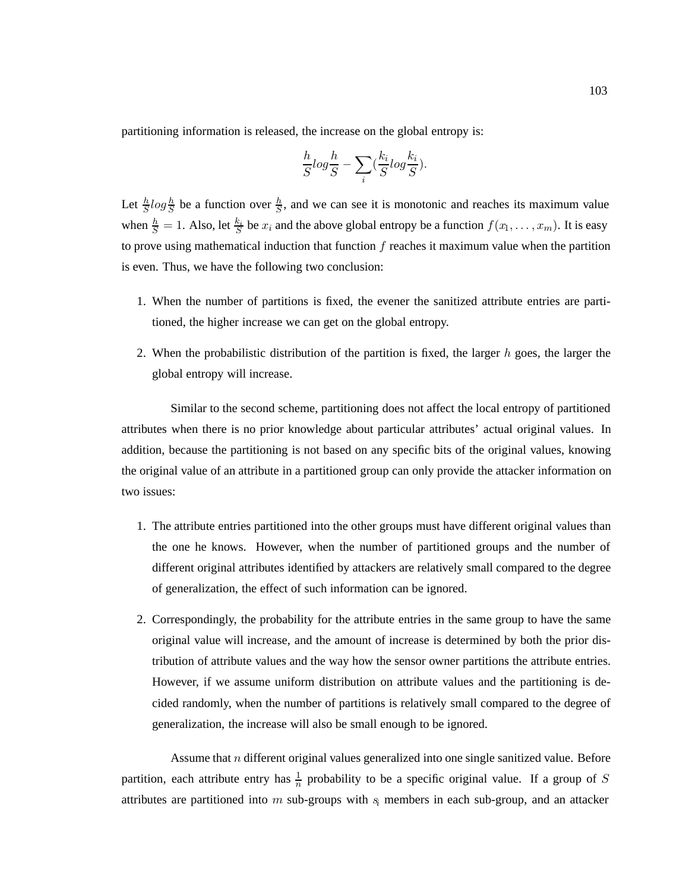partitioning information is released, the increase on the global entropy is:

$$\frac{h}{S}log\frac{h}{S} - \sum_i (\frac{k_i}{S}log\frac{k_i}{S}).$$

Let $\frac{h}{S}log\frac{h}{S}$ be a function over $\frac{h}{S}$, and we can see it is monotonic and reaches its maximum value when $\frac{h}{S} = 1$. Also, let $\frac{k_i}{S}$ be $x_i$ and the above global entropy be a function $f(x_1, \ldots, x_m)$. It is easy to prove using mathematical induction that function $f$ reaches it maximum value when the partition is even. Thus, we have the following two conclusion:

1. When the number of partitions is fixed, the evener the sanitized attribute entries are partitioned, the higher increase we can get on the global entropy.
2. When the probabilistic distribution of the partition is fixed, the larger $h$ goes, the larger the global entropy will increase.

Similar to the second scheme, partitioning does not affect the local entropy of partitioned attributes when there is no prior knowledge about particular attributes' actual original values. In addition, because the partitioning is not based on any specific bits of the original values, knowing the original value of an attribute in a partitioned group can only provide the attacker information on two issues:

1. The attribute entries partitioned into the other groups must have different original values than the one he knows. However, when the number of partitioned groups and the number of different original attributes identified by attackers are relatively small compared to the degree of generalization, the effect of such information can be ignored.
2. Correspondingly, the probability for the attribute entries in the same group to have the same original value will increase, and the amount of increase is determined by both the prior distribution of attribute values and the way how the sensor owner partitions the attribute entries. However, if we assume uniform distribution on attribute values and the partitioning is decided randomly, when the number of partitions is relatively small compared to the degree of generalization, the increase will also be small enough to be ignored.

Assume that $n$ different original values generalized into one single sanitized value. Before partition, each attribute entry has $\frac{1}{n}$ probability to be a specific original value. If a group of $S$ attributes are partitioned into $m$ sub-groups with $s_i$ members in each sub-group, and an attacker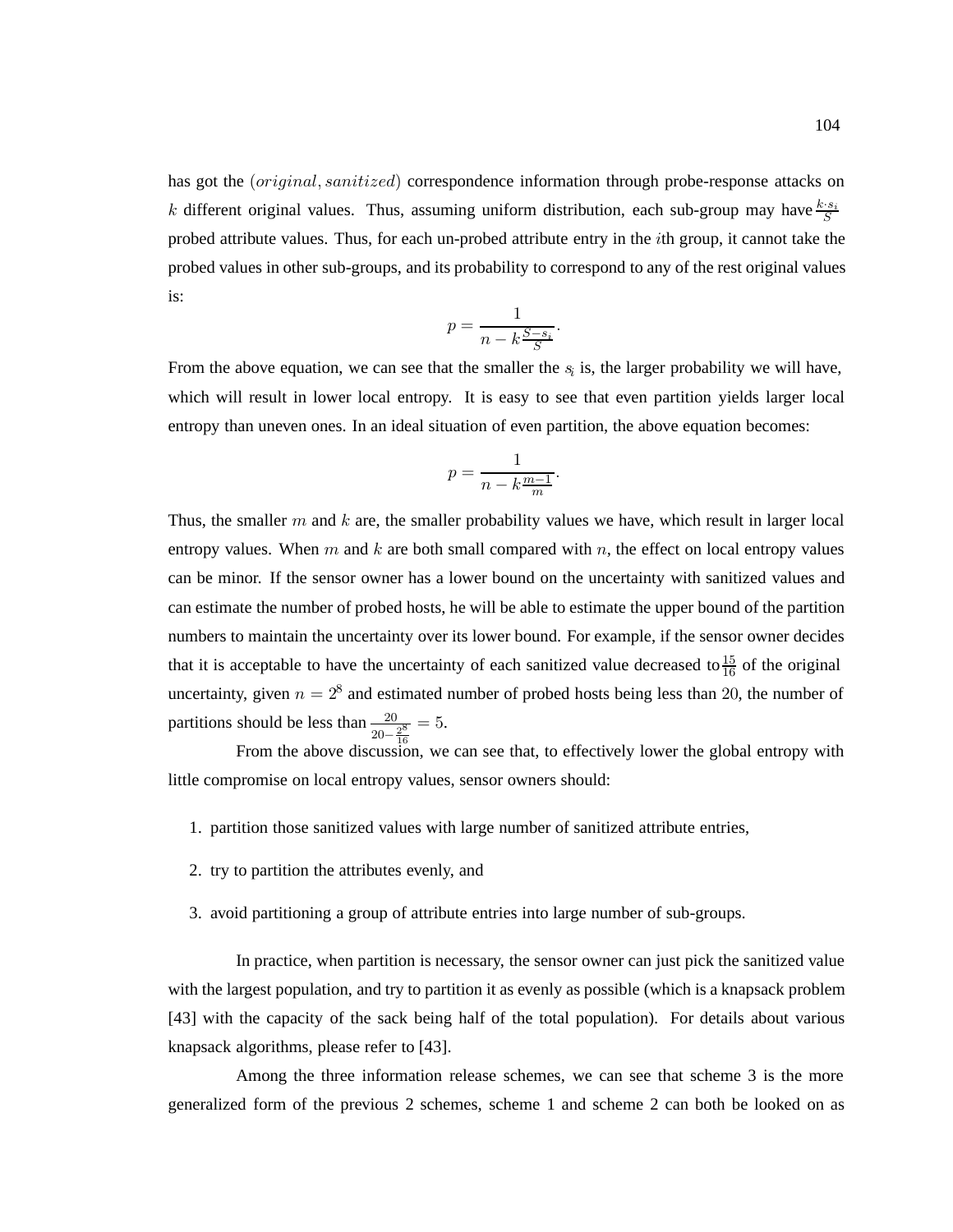has got the $(original, sanitized)$ correspondence information through probe-response attacks on $k$ different original values. Thus, assuming uniform distribution, each sub-group may have $\frac{k \cdot s_i}{S}$ probed attribute values. Thus, for each un-probed attribute entry in the $i$th group, it cannot take the probed values in other sub-groups, and its probability to correspond to any of the rest original values is:

$$p = \frac{1}{n - k\frac{S-s_i}{S}}.$$

From the above equation, we can see that the smaller the $s_i$ is, the larger probability we will have, which will result in lower local entropy. It is easy to see that even partition yields larger local entropy than uneven ones. In an ideal situation of even partition, the above equation becomes:

$$p = \frac{1}{n - k\frac{m-1}{m}}.$$

Thus, the smaller $m$ and $k$ are, the smaller probability values we have, which result in larger local entropy values. When $m$ and $k$ are both small compared with $n$, the effect on local entropy values can be minor. If the sensor owner has a lower bound on the uncertainty with sanitized values and can estimate the number of probed hosts, he will be able to estimate the upper bound of the partition numbers to maintain the uncertainty over its lower bound. For example, if the sensor owner decides that it is acceptable to have the uncertainty of each sanitized value decreased to $\frac{15}{16}$ of the original uncertainty, given $n = 2^8$ and estimated number of probed hosts being less than $20$, the number of partitions should be less than $\frac{20}{20-\frac{2^8}{16}} = 5$.

From the above discussion, we can see that, to effectively lower the global entropy with little compromise on local entropy values, sensor owners should:

1. partition those sanitized values with large number of sanitized attribute entries,
2. try to partition the attributes evenly, and
3. avoid partitioning a group of attribute entries into large number of sub-groups.

In practice, when partition is necessary, the sensor owner can just pick the sanitized value with the largest population, and try to partition it as evenly as possible (which is a knapsack problem [43] with the capacity of the sack being half of the total population). For details about various knapsack algorithms, please refer to [43].

Among the three information release schemes, we can see that scheme 3 is the more generalized form of the previous 2 schemes, scheme 1 and scheme 2 can both be looked on as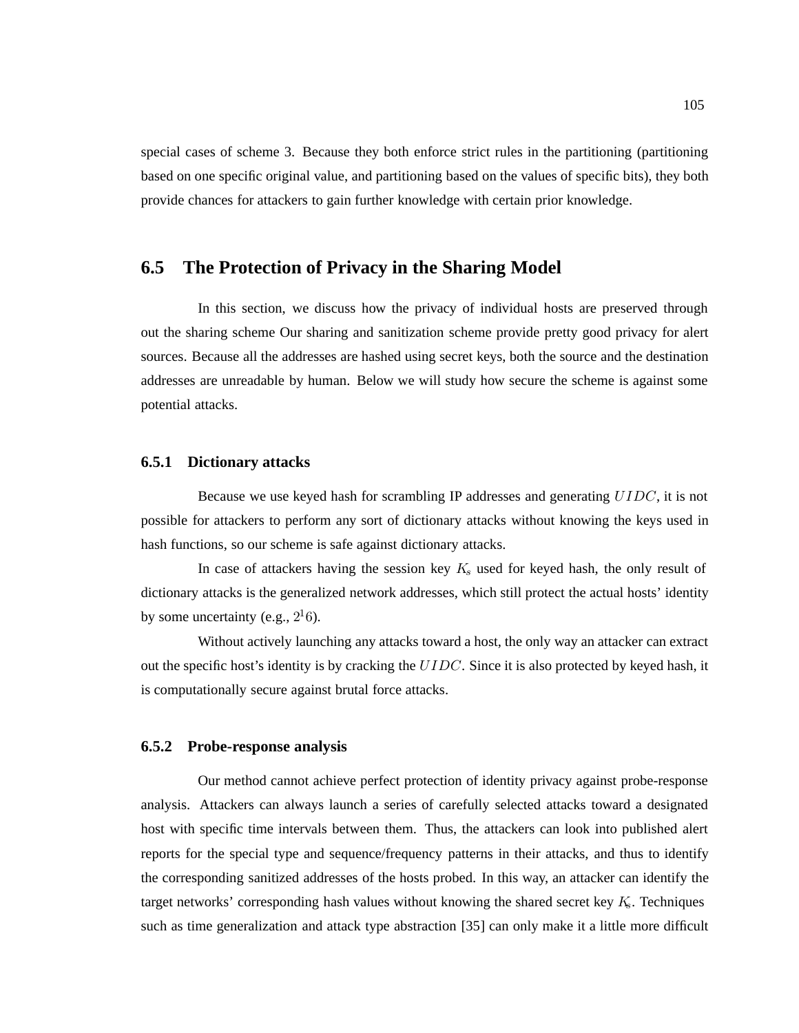special cases of scheme 3. Because they both enforce strict rules in the partitioning (partitioning based on one specific original value, and partitioning based on the values of specific bits), they both provide chances for attackers to gain further knowledge with certain prior knowledge.

## 6.5 The Protection of Privacy in the Sharing Model

In this section, we discuss how the privacy of individual hosts are preserved through out the sharing scheme Our sharing and sanitization scheme provide pretty good privacy for alert sources. Because all the addresses are hashed using secret keys, both the source and the destination addresses are unreadable by human. Below we will study how secure the scheme is against some potential attacks.

### 6.5.1 Dictionary attacks

Because we use keyed hash for scrambling IP addresses and generating $UIDC$, it is not possible for attackers to perform any sort of dictionary attacks without knowing the keys used in hash functions, so our scheme is safe against dictionary attacks.

In case of attackers having the session key $K_s$ used for keyed hash, the only result of dictionary attacks is the generalized network addresses, which still protect the actual hosts' identity by some uncertainty (e.g., $2^16$).

Without actively launching any attacks toward a host, the only way an attacker can extract out the specific host's identity is by cracking the $UIDC$. Since it is also protected by keyed hash, it is computationally secure against brutal force attacks.

### 6.5.2 Probe-response analysis

Our method cannot achieve perfect protection of identity privacy against probe-response analysis. Attackers can always launch a series of carefully selected attacks toward a designated host with specific time intervals between them. Thus, the attackers can look into published alert reports for the special type and sequence/frequency patterns in their attacks, and thus to identify the corresponding sanitized addresses of the hosts probed. In this way, an attacker can identify the target networks' corresponding hash values without knowing the shared secret key $K_s$. Techniques such as time generalization and attack type abstraction [35] can only make it a little more difficult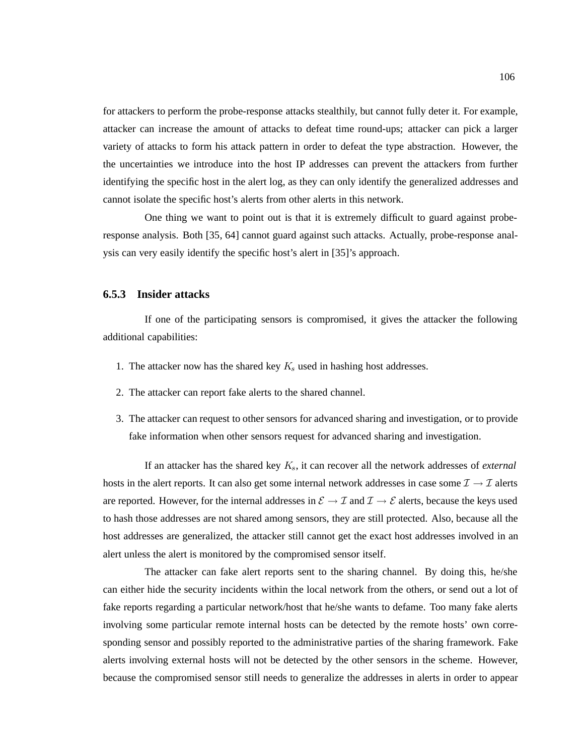for attackers to perform the probe-response attacks stealthily, but cannot fully deter it. For example, attacker can increase the amount of attacks to defeat time round-ups; attacker can pick a larger variety of attacks to form his attack pattern in order to defeat the type abstraction. However, the the uncertainties we introduce into the host IP addresses can prevent the attackers from further identifying the specific host in the alert log, as they can only identify the generalized addresses and cannot isolate the specific host's alerts from other alerts in this network.

One thing we want to point out is that it is extremely difficult to guard against probe-response analysis. Both [35, 64] cannot guard against such attacks. Actually, probe-response analysis can very easily identify the specific host's alert in [35]'s approach.

### 6.5.3 Insider attacks

If one of the participating sensors is compromised, it gives the attacker the following additional capabilities:

1. The attacker now has the shared key $K_s$ used in hashing host addresses.
2. The attacker can report fake alerts to the shared channel.
3. The attacker can request to other sensors for advanced sharing and investigation, or to provide fake information when other sensors request for advanced sharing and investigation.

If an attacker has the shared key $K_s$, it can recover all the network addresses of *external* hosts in the alert reports. It can also get some internal network addresses in case some $\mathcal{I} \rightarrow \mathcal{I}$ alerts are reported. However, for the internal addresses in $\mathcal{E} \rightarrow \mathcal{I}$ and $\mathcal{I} \rightarrow \mathcal{E}$ alerts, because the keys used to hash those addresses are not shared among sensors, they are still protected. Also, because all the host addresses are generalized, the attacker still cannot get the exact host addresses involved in an alert unless the alert is monitored by the compromised sensor itself.

The attacker can fake alert reports sent to the sharing channel. By doing this, he/she can either hide the security incidents within the local network from the others, or send out a lot of fake reports regarding a particular network/host that he/she wants to defame. Too many fake alerts involving some particular remote internal hosts can be detected by the remote hosts' own corresponding sensor and possibly reported to the administrative parties of the sharing framework. Fake alerts involving external hosts will not be detected by the other sensors in the scheme. However, because the compromised sensor still needs to generalize the addresses in alerts in order to appear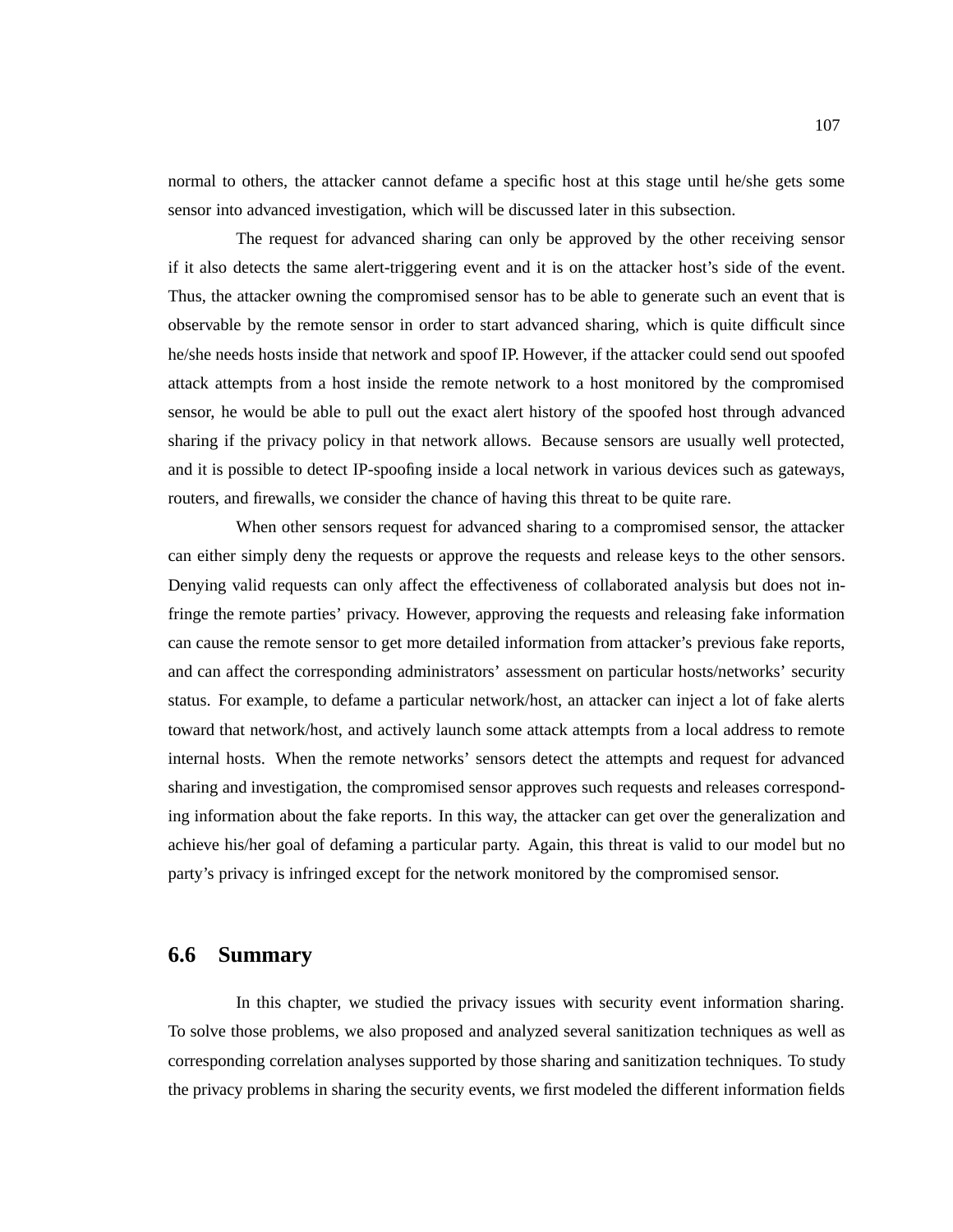normal to others, the attacker cannot defame a specific host at this stage until he/she gets some sensor into advanced investigation, which will be discussed later in this subsection.

The request for advanced sharing can only be approved by the other receiving sensor if it also detects the same alert-triggering event and it is on the attacker host's side of the event. Thus, the attacker owning the compromised sensor has to be able to generate such an event that is observable by the remote sensor in order to start advanced sharing, which is quite difficult since he/she needs hosts inside that network and spoof IP. However, if the attacker could send out spoofed attack attempts from a host inside the remote network to a host monitored by the compromised sensor, he would be able to pull out the exact alert history of the spoofed host through advanced sharing if the privacy policy in that network allows. Because sensors are usually well protected, and it is possible to detect IP-spoofing inside a local network in various devices such as gateways, routers, and firewalls, we consider the chance of having this threat to be quite rare.

When other sensors request for advanced sharing to a compromised sensor, the attacker can either simply deny the requests or approve the requests and release keys to the other sensors. Denying valid requests can only affect the effectiveness of collaborated analysis but does not infringe the remote parties' privacy. However, approving the requests and releasing fake information can cause the remote sensor to get more detailed information from attacker's previous fake reports, and can affect the corresponding administrators' assessment on particular hosts/networks' security status. For example, to defame a particular network/host, an attacker can inject a lot of fake alerts toward that network/host, and actively launch some attack attempts from a local address to remote internal hosts. When the remote networks' sensors detect the attempts and request for advanced sharing and investigation, the compromised sensor approves such requests and releases corresponding information about the fake reports. In this way, the attacker can get over the generalization and achieve his/her goal of defaming a particular party. Again, this threat is valid to our model but no party's privacy is infringed except for the network monitored by the compromised sensor.

## 6.6 Summary

In this chapter, we studied the privacy issues with security event information sharing. To solve those problems, we also proposed and analyzed several sanitization techniques as well as corresponding correlation analyses supported by those sharing and sanitization techniques. To study the privacy problems in sharing the security events, we first modeled the different information fields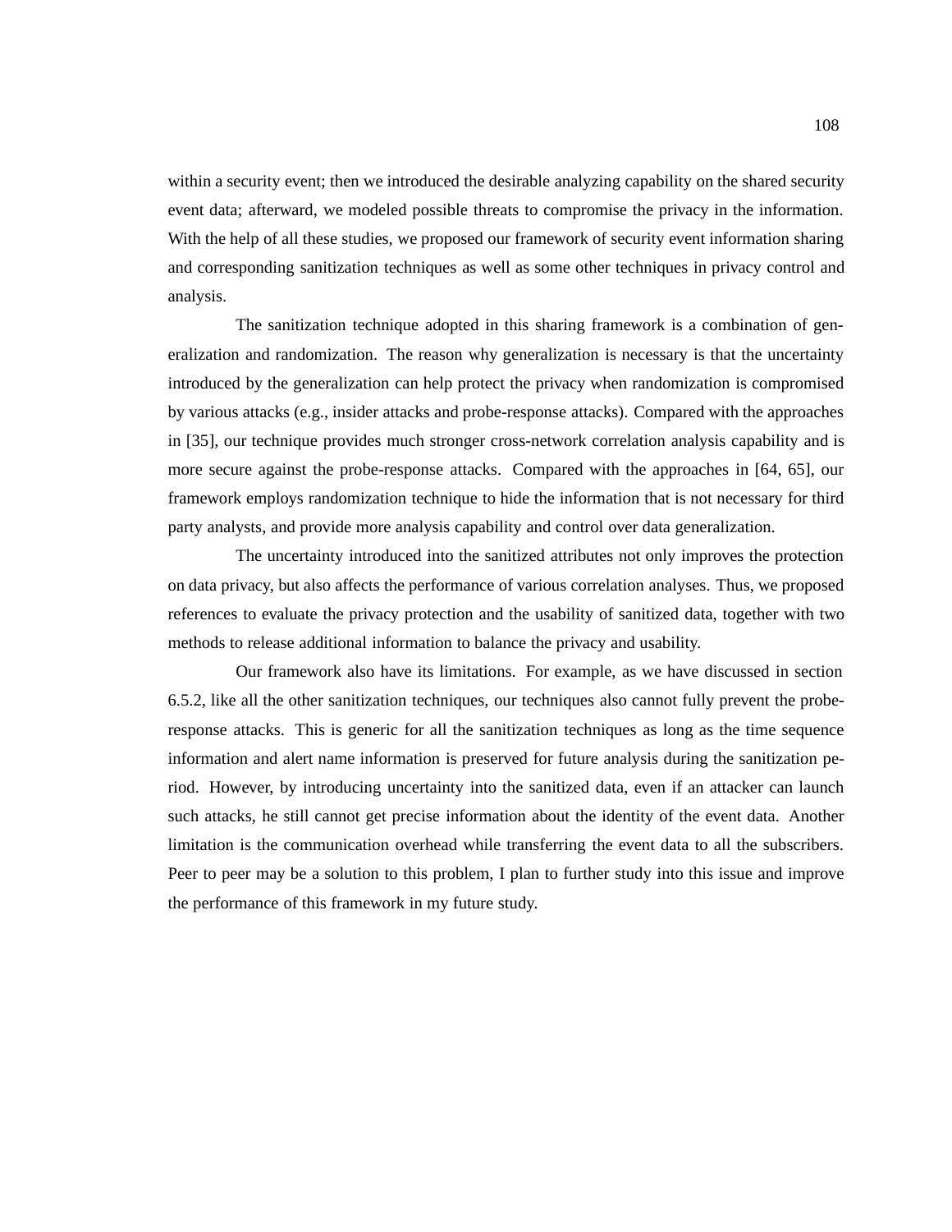within a security event; then we introduced the desirable analyzing capability on the shared security event data; afterward, we modeled possible threats to compromise the privacy in the information. With the help of all these studies, we proposed our framework of security event information sharing and corresponding sanitization techniques as well as some other techniques in privacy control and analysis.

The sanitization technique adopted in this sharing framework is a combination of generalization and randomization. The reason why generalization is necessary is that the uncertainty introduced by the generalization can help protect the privacy when randomization is compromised by various attacks (e.g., insider attacks and probe-response attacks). Compared with the approaches in [35], our technique provides much stronger cross-network correlation analysis capability and is more secure against the probe-response attacks. Compared with the approaches in [64, 65], our framework employs randomization technique to hide the information that is not necessary for third party analysts, and provide more analysis capability and control over data generalization.

The uncertainty introduced into the sanitized attributes not only improves the protection on data privacy, but also affects the performance of various correlation analyses. Thus, we proposed references to evaluate the privacy protection and the usability of sanitized data, together with two methods to release additional information to balance the privacy and usability.

Our framework also have its limitations. For example, as we have discussed in section 6.5.2, like all the other sanitization techniques, our techniques also cannot fully prevent the probe-response attacks. This is generic for all the sanitization techniques as long as the time sequence information and alert name information is preserved for future analysis during the sanitization period. However, by introducing uncertainty into the sanitized data, even if an attacker can launch such attacks, he still cannot get precise information about the identity of the event data. Another limitation is the communication overhead while transferring the event data to all the subscribers. Peer to peer may be a solution to this problem, I plan to further study into this issue and improve the performance of this framework in my future study.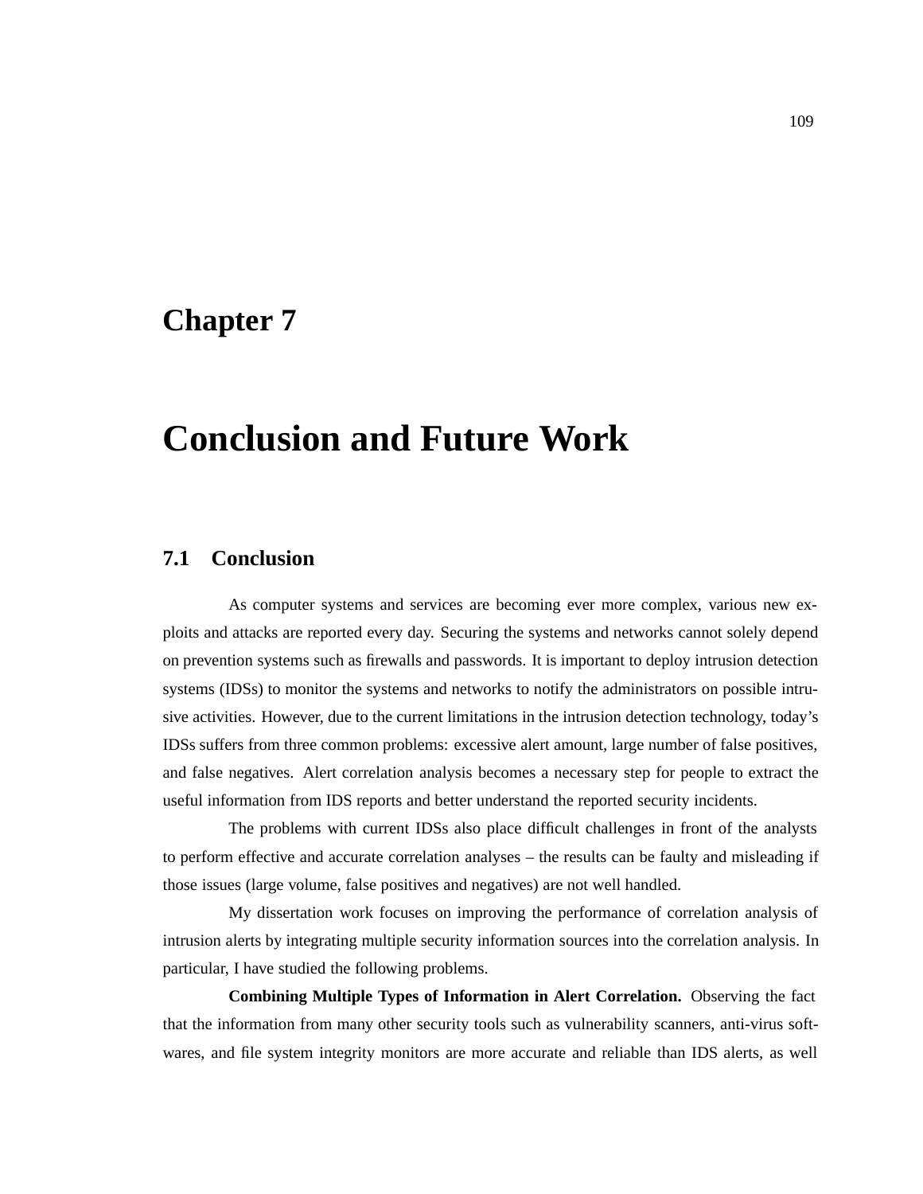# Chapter 7

# Conclusion and Future Work

## 7.1 Conclusion

As computer systems and services are becoming ever more complex, various new exploits and attacks are reported every day. Securing the systems and networks cannot solely depend on prevention systems such as firewalls and passwords. It is important to deploy intrusion detection systems (IDSs) to monitor the systems and networks to notify the administrators on possible intrusive activities. However, due to the current limitations in the intrusion detection technology, today's IDSs suffers from three common problems: excessive alert amount, large number of false positives, and false negatives. Alert correlation analysis becomes a necessary step for people to extract the useful information from IDS reports and better understand the reported security incidents.

The problems with current IDSs also place difficult challenges in front of the analysts to perform effective and accurate correlation analyses – the results can be faulty and misleading if those issues (large volume, false positives and negatives) are not well handled.

My dissertation work focuses on improving the performance of correlation analysis of intrusion alerts by integrating multiple security information sources into the correlation analysis. In particular, I have studied the following problems.

**Combining Multiple Types of Information in Alert Correlation.** Observing the fact that the information from many other security tools such as vulnerability scanners, anti-virus softwares, and file system integrity monitors are more accurate and reliable than IDS alerts, as well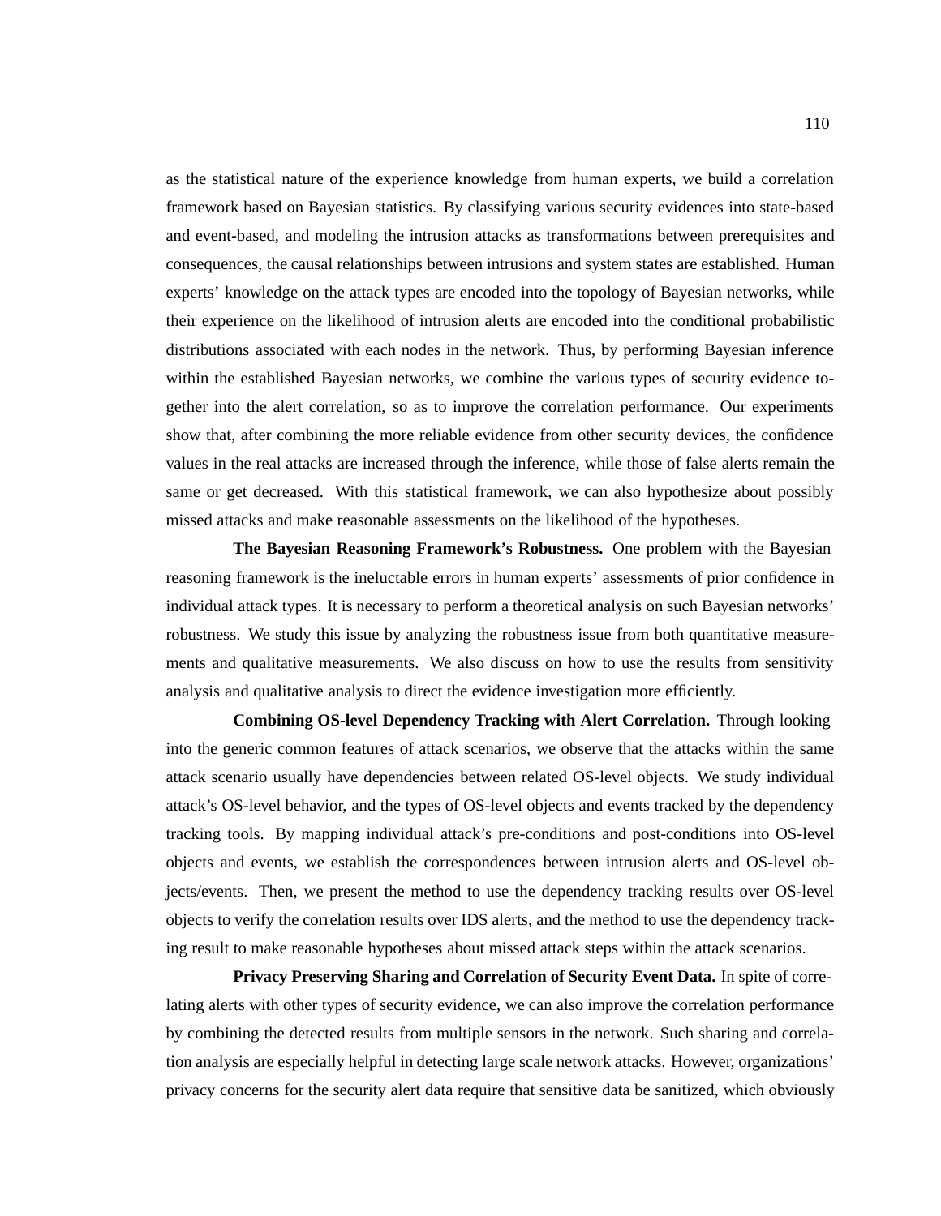as the statistical nature of the experience knowledge from human experts, we build a correlation framework based on Bayesian statistics. By classifying various security evidences into state-based and event-based, and modeling the intrusion attacks as transformations between prerequisites and consequences, the causal relationships between intrusions and system states are established. Human experts' knowledge on the attack types are encoded into the topology of Bayesian networks, while their experience on the likelihood of intrusion alerts are encoded into the conditional probabilistic distributions associated with each nodes in the network. Thus, by performing Bayesian inference within the established Bayesian networks, we combine the various types of security evidence together into the alert correlation, so as to improve the correlation performance. Our experiments show that, after combining the more reliable evidence from other security devices, the confidence values in the real attacks are increased through the inference, while those of false alerts remain the same or get decreased. With this statistical framework, we can also hypothesize about possibly missed attacks and make reasonable assessments on the likelihood of the hypotheses.

**The Bayesian Reasoning Framework's Robustness.** One problem with the Bayesian reasoning framework is the ineluctable errors in human experts' assessments of prior confidence in individual attack types. It is necessary to perform a theoretical analysis on such Bayesian networks' robustness. We study this issue by analyzing the robustness issue from both quantitative measurements and qualitative measurements. We also discuss on how to use the results from sensitivity analysis and qualitative analysis to direct the evidence investigation more efficiently.

**Combining OS-level Dependency Tracking with Alert Correlation.** Through looking into the generic common features of attack scenarios, we observe that the attacks within the same attack scenario usually have dependencies between related OS-level objects. We study individual attack's OS-level behavior, and the types of OS-level objects and events tracked by the dependency tracking tools. By mapping individual attack's pre-conditions and post-conditions into OS-level objects and events, we establish the correspondences between intrusion alerts and OS-level objects/events. Then, we present the method to use the dependency tracking results over OS-level objects to verify the correlation results over IDS alerts, and the method to use the dependency tracking result to make reasonable hypotheses about missed attack steps within the attack scenarios.

**Privacy Preserving Sharing and Correlation of Security Event Data.** In spite of correlating alerts with other types of security evidence, we can also improve the correlation performance by combining the detected results from multiple sensors in the network. Such sharing and correlation analysis are especially helpful in detecting large scale network attacks. However, organizations' privacy concerns for the security alert data require that sensitive data be sanitized, which obviously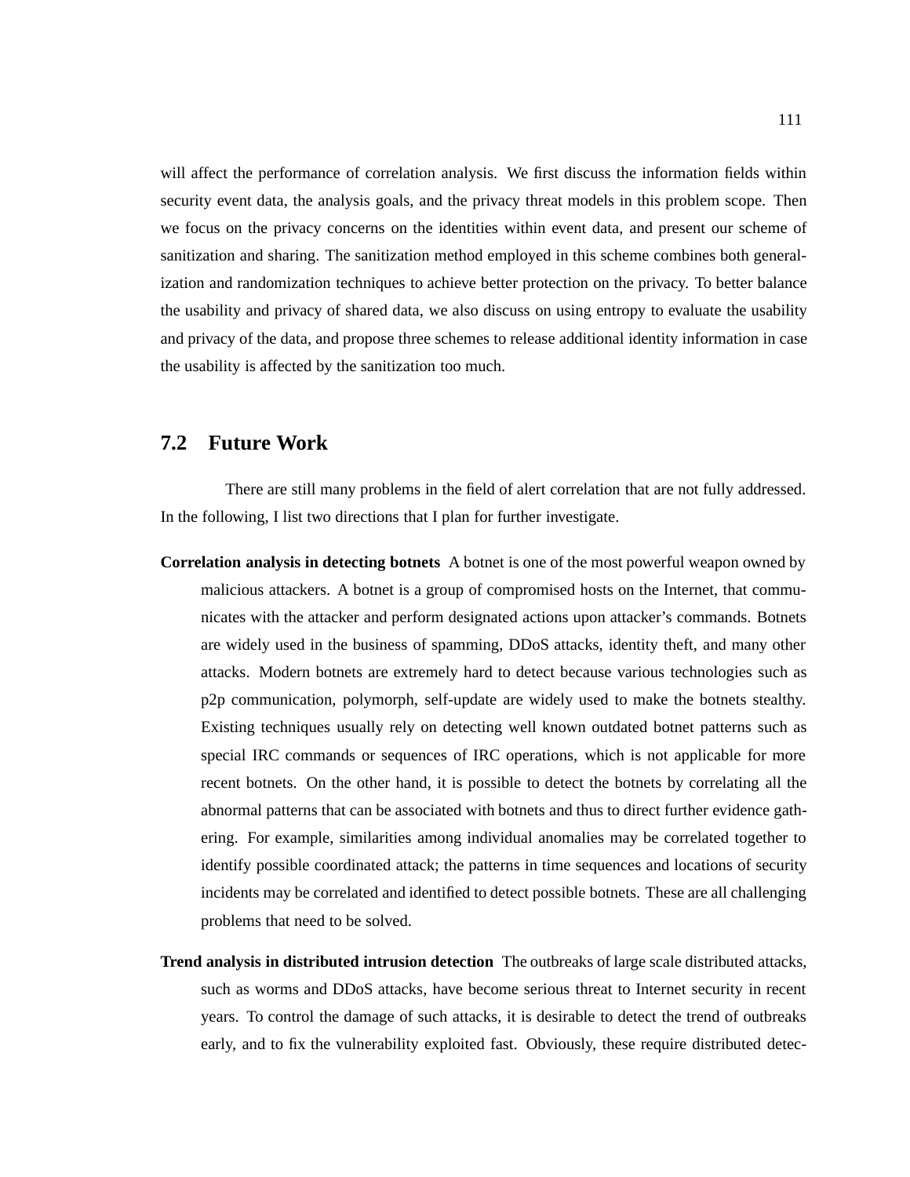will affect the performance of correlation analysis. We first discuss the information fields within security event data, the analysis goals, and the privacy threat models in this problem scope. Then we focus on the privacy concerns on the identities within event data, and present our scheme of sanitization and sharing. The sanitization method employed in this scheme combines both generalization and randomization techniques to achieve better protection on the privacy. To better balance the usability and privacy of shared data, we also discuss on using entropy to evaluate the usability and privacy of the data, and propose three schemes to release additional identity information in case the usability is affected by the sanitization too much.

## 7.2 Future Work

There are still many problems in the field of alert correlation that are not fully addressed. In the following, I list two directions that I plan for further investigate.

**Correlation analysis in detecting botnets** A botnet is one of the most powerful weapon owned by malicious attackers. A botnet is a group of compromised hosts on the Internet, that communicates with the attacker and perform designated actions upon attacker's commands. Botnets are widely used in the business of spamming, DDoS attacks, identity theft, and many other attacks. Modern botnets are extremely hard to detect because various technologies such as p2p communication, polymorph, self-update are widely used to make the botnets stealthy. Existing techniques usually rely on detecting well known outdated botnet patterns such as special IRC commands or sequences of IRC operations, which is not applicable for more recent botnets. On the other hand, it is possible to detect the botnets by correlating all the abnormal patterns that can be associated with botnets and thus to direct further evidence gathering. For example, similarities among individual anomalies may be correlated together to identify possible coordinated attack; the patterns in time sequences and locations of security incidents may be correlated and identified to detect possible botnets. These are all challenging problems that need to be solved.

**Trend analysis in distributed intrusion detection** The outbreaks of large scale distributed attacks, such as worms and DDoS attacks, have become serious threat to Internet security in recent years. To control the damage of such attacks, it is desirable to detect the trend of outbreaks early, and to fix the vulnerability exploited fast. Obviously, these require distributed detec-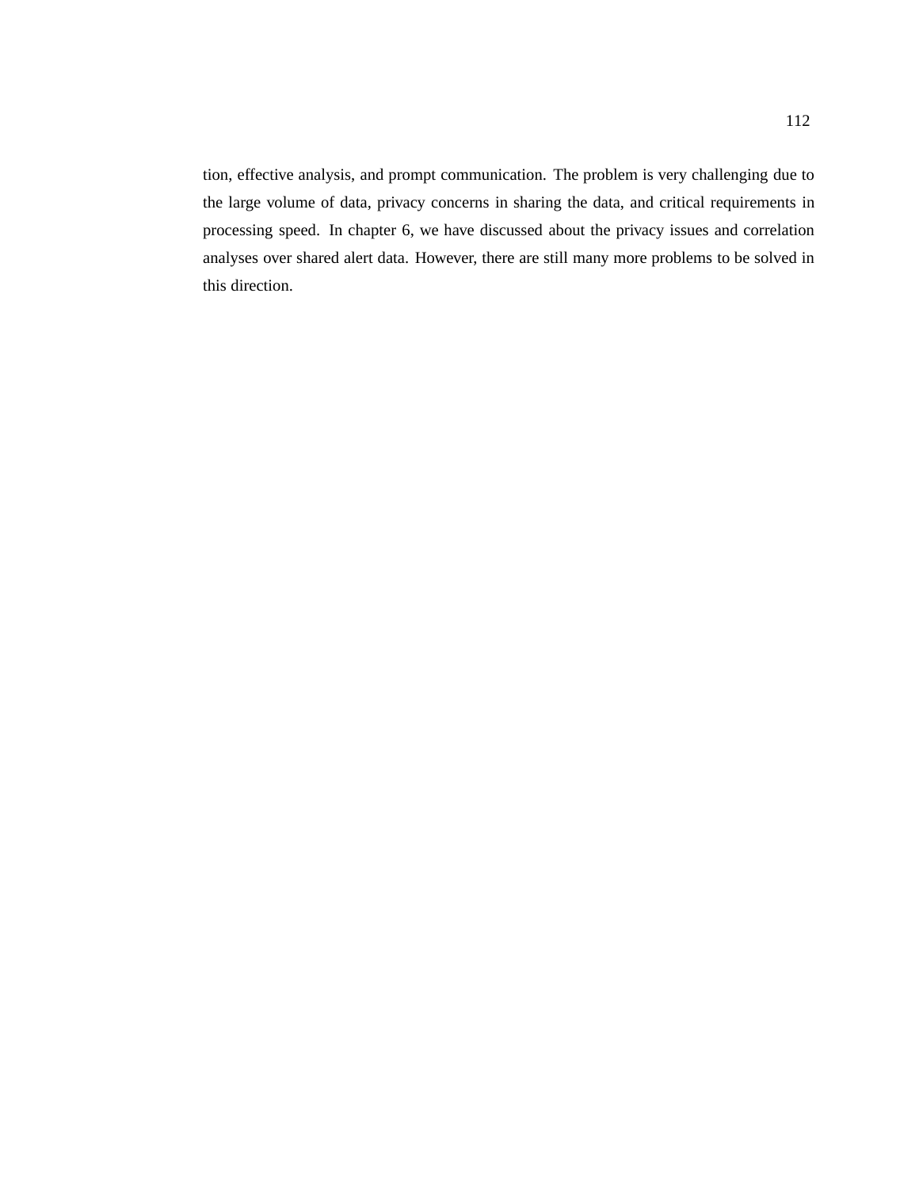tion, effective analysis, and prompt communication. The problem is very challenging due to the large volume of data, privacy concerns in sharing the data, and critical requirements in processing speed. In chapter 6, we have discussed about the privacy issues and correlation analyses over shared alert data. However, there are still many more problems to be solved in this direction.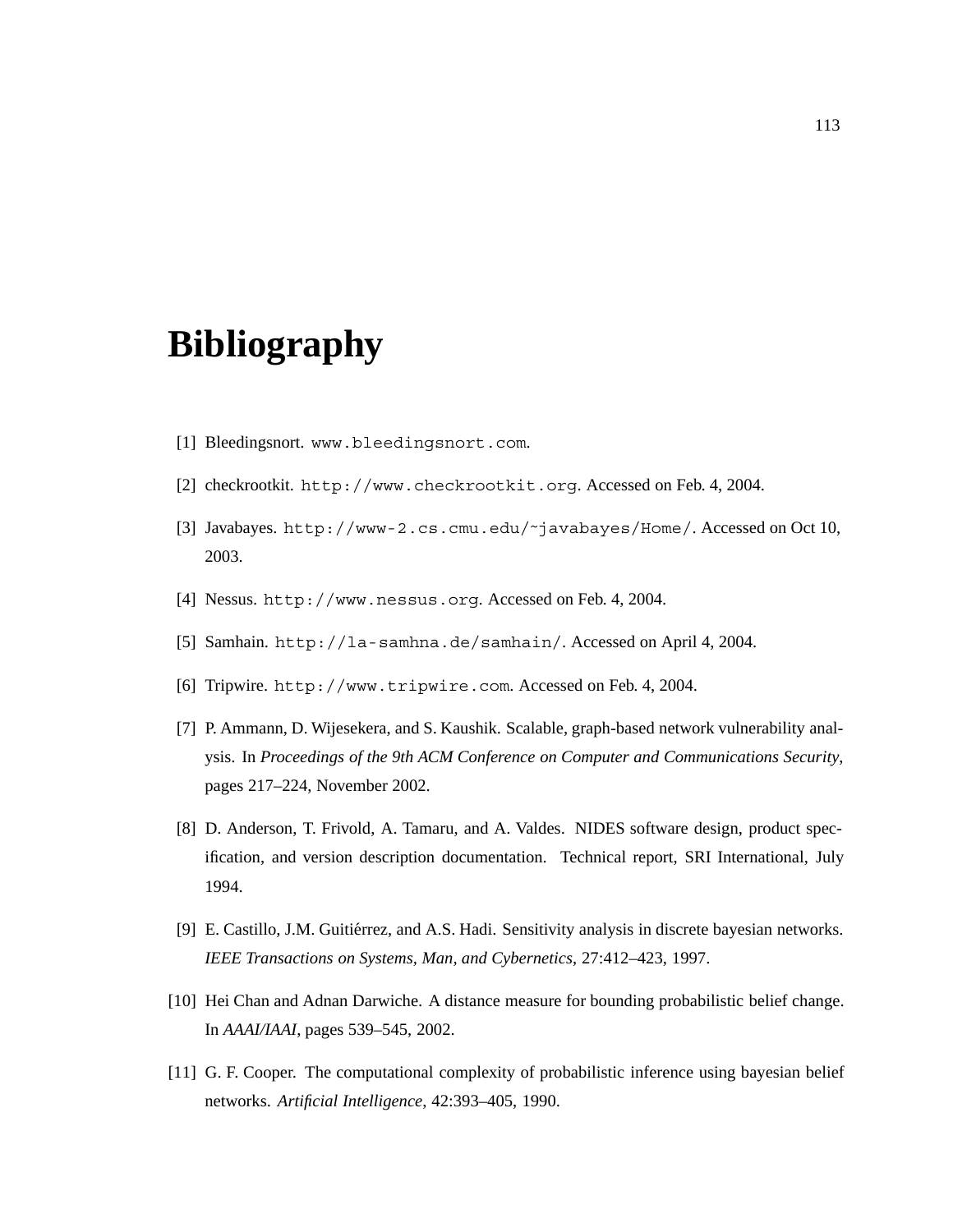# Bibliography

[1] Bleedingsnort. www.bleedingsnort.com.

[2] checkrootkit. http://www.checkrootkit.org. Accessed on Feb. 4, 2004.

[3] Javabayes. http://www-2.cs.cmu.edu/~javabayes/Home/. Accessed on Oct 10, 2003.

[4] Nessus. http://www.nessus.org. Accessed on Feb. 4, 2004.

[5] Samhain. http://la-samhna.de/samhain/. Accessed on April 4, 2004.

[6] Tripwire. http://www.tripwire.com. Accessed on Feb. 4, 2004.

[7] P. Ammann, D. Wijesekera, and S. Kaushik. Scalable, graph-based network vulnerability analysis. In *Proceedings of the 9th ACM Conference on Computer and Communications Security*, pages 217–224, November 2002.

[8] D. Anderson, T. Frivold, A. Tamaru, and A. Valdes. NIDES software design, product specification, and version description documentation. Technical report, SRI International, July 1994.

[9] E. Castillo, J.M. Guitiérrez, and A.S. Hadi. Sensitivity analysis in discrete bayesian networks. *IEEE Transactions on Systems, Man, and Cybernetics*, 27:412–423, 1997.

[10] Hei Chan and Adnan Darwiche. A distance measure for bounding probabilistic belief change. In *AAAI/IAAI*, pages 539–545, 2002.

[11] G. F. Cooper. The computational complexity of probabilistic inference using bayesian belief networks. *Artificial Intelligence*, 42:393–405, 1990.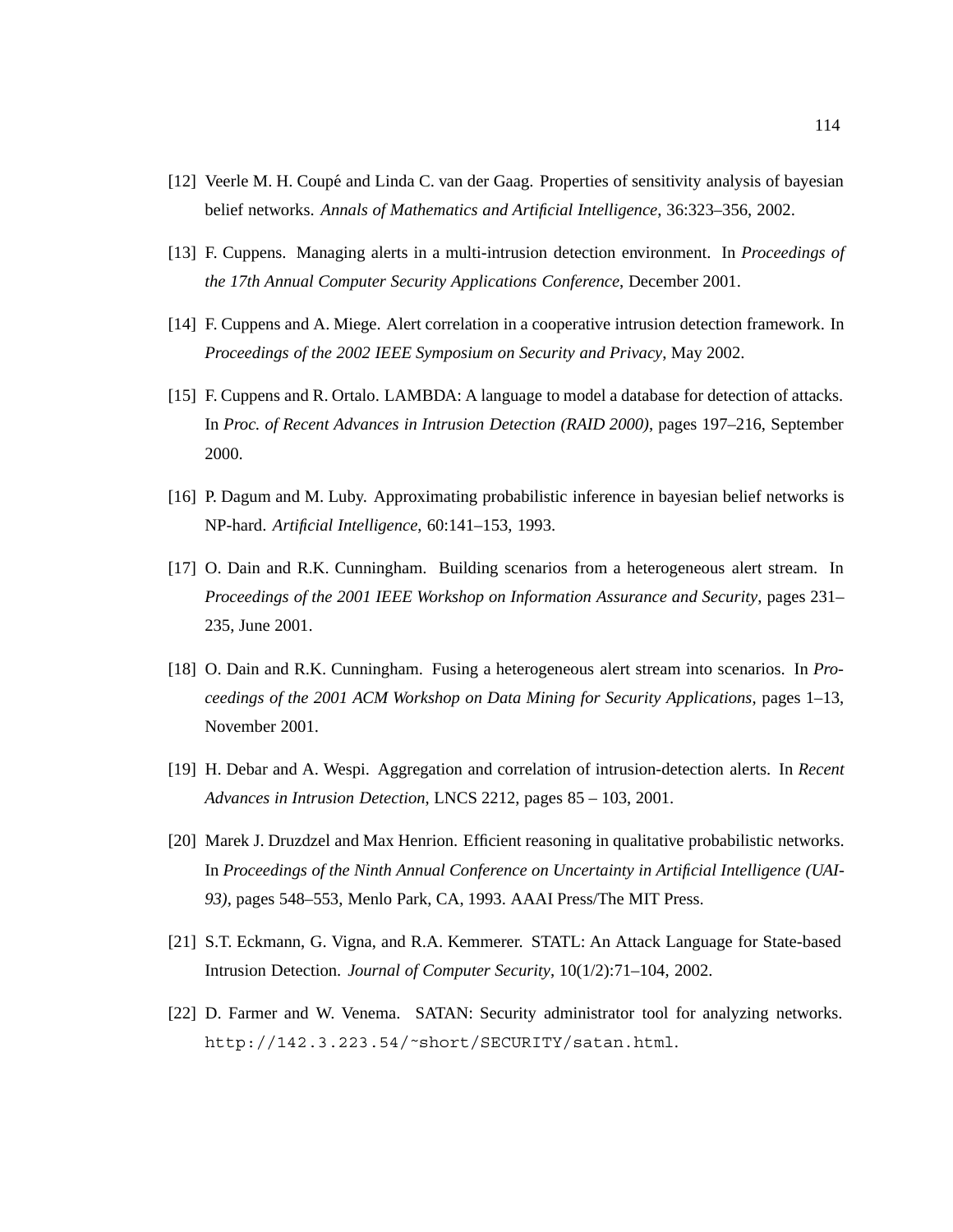[12] Veerle M. H. Coupé and Linda C. van der Gaag. Properties of sensitivity analysis of bayesian belief networks. *Annals of Mathematics and Artificial Intelligence*, 36:323–356, 2002.

[13] F. Cuppens. Managing alerts in a multi-intrusion detection environment. In *Proceedings of the 17th Annual Computer Security Applications Conference*, December 2001.

[14] F. Cuppens and A. Miege. Alert correlation in a cooperative intrusion detection framework. In *Proceedings of the 2002 IEEE Symposium on Security and Privacy*, May 2002.

[15] F. Cuppens and R. Ortalo. LAMBDA: A language to model a database for detection of attacks. In *Proc. of Recent Advances in Intrusion Detection (RAID 2000)*, pages 197–216, September 2000.

[16] P. Dagum and M. Luby. Approximating probabilistic inference in bayesian belief networks is NP-hard. *Artificial Intelligence*, 60:141–153, 1993.

[17] O. Dain and R.K. Cunningham. Building scenarios from a heterogeneous alert stream. In *Proceedings of the 2001 IEEE Workshop on Information Assurance and Security*, pages 231–235, June 2001.

[18] O. Dain and R.K. Cunningham. Fusing a heterogeneous alert stream into scenarios. In *Proceedings of the 2001 ACM Workshop on Data Mining for Security Applications*, pages 1–13, November 2001.

[19] H. Debar and A. Wespi. Aggregation and correlation of intrusion-detection alerts. In *Recent Advances in Intrusion Detection*, LNCS 2212, pages 85 – 103, 2001.

[20] Marek J. Druzdzel and Max Henrion. Efficient reasoning in qualitative probabilistic networks. In *Proceedings of the Ninth Annual Conference on Uncertainty in Artificial Intelligence (UAI-93)*, pages 548–553, Menlo Park, CA, 1993. AAAI Press/The MIT Press.

[21] S.T. Eckmann, G. Vigna, and R.A. Kemmerer. STATL: An Attack Language for State-based Intrusion Detection. *Journal of Computer Security*, 10(1/2):71–104, 2002.

[22] D. Farmer and W. Venema. SATAN: Security administrator tool for analyzing networks. `http://142.3.223.54/~short/SECURITY/satan.html`.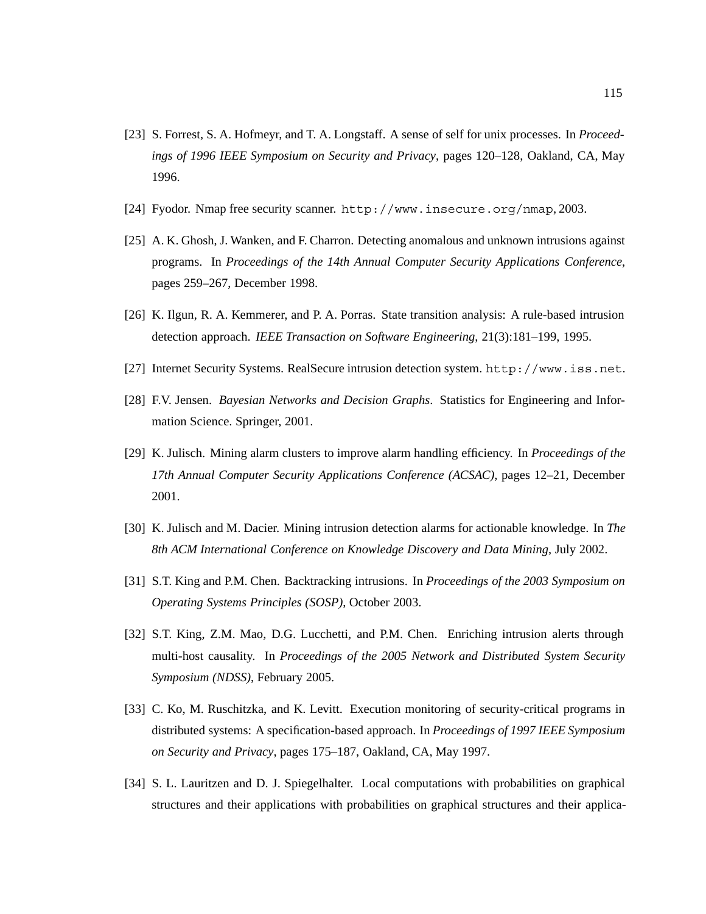[23] S. Forrest, S. A. Hofmeyr, and T. A. Longstaff. A sense of self for unix processes. In *Proceedings of 1996 IEEE Symposium on Security and Privacy*, pages 120–128, Oakland, CA, May 1996.

[24] Fyodor. Nmap free security scanner. `http://www.insecure.org/nmap`, 2003.

[25] A. K. Ghosh, J. Wanken, and F. Charron. Detecting anomalous and unknown intrusions against programs. In *Proceedings of the 14th Annual Computer Security Applications Conference*, pages 259–267, December 1998.

[26] K. Ilgun, R. A. Kemmerer, and P. A. Porras. State transition analysis: A rule-based intrusion detection approach. *IEEE Transaction on Software Engineering*, 21(3):181–199, 1995.

[27] Internet Security Systems. RealSecure intrusion detection system. `http://www.iss.net`.

[28] F.V. Jensen. *Bayesian Networks and Decision Graphs*. Statistics for Engineering and Information Science. Springer, 2001.

[29] K. Julisch. Mining alarm clusters to improve alarm handling efficiency. In *Proceedings of the 17th Annual Computer Security Applications Conference (ACSAC)*, pages 12–21, December 2001.

[30] K. Julisch and M. Dacier. Mining intrusion detection alarms for actionable knowledge. In *The 8th ACM International Conference on Knowledge Discovery and Data Mining*, July 2002.

[31] S.T. King and P.M. Chen. Backtracking intrusions. In *Proceedings of the 2003 Symposium on Operating Systems Principles (SOSP)*, October 2003.

[32] S.T. King, Z.M. Mao, D.G. Lucchetti, and P.M. Chen. Enriching intrusion alerts through multi-host causality. In *Proceedings of the 2005 Network and Distributed System Security Symposium (NDSS)*, February 2005.

[33] C. Ko, M. Ruschitzka, and K. Levitt. Execution monitoring of security-critical programs in distributed systems: A specification-based approach. In *Proceedings of 1997 IEEE Symposium on Security and Privacy*, pages 175–187, Oakland, CA, May 1997.

[34] S. L. Lauritzen and D. J. Spiegelhalter. Local computations with probabilities on graphical structures and their applications with probabilities on graphical structures and their applica-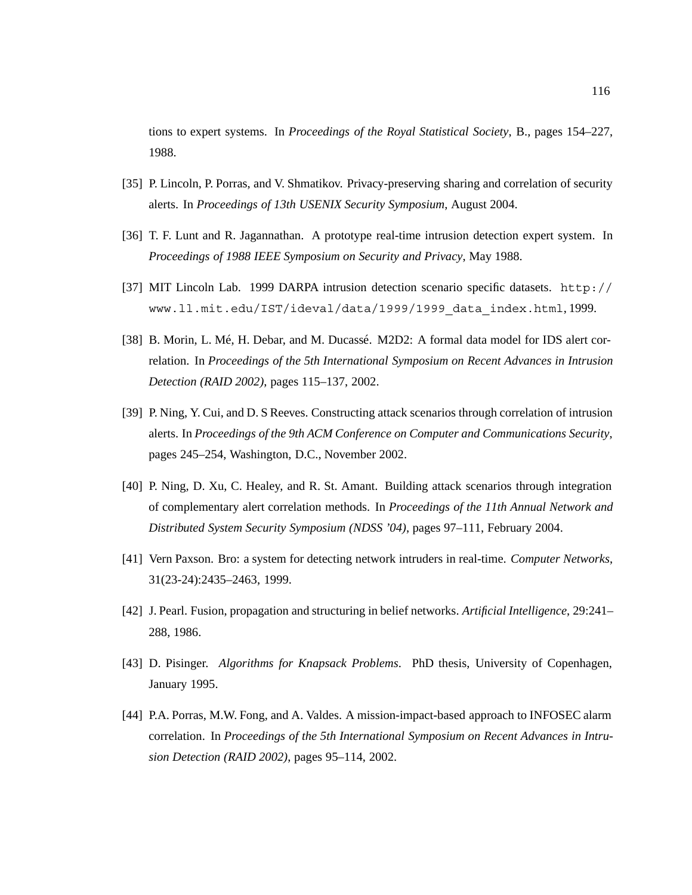tions to expert systems. In *Proceedings of the Royal Statistical Society*, B., pages 154–227, 1988.

[35] P. Lincoln, P. Porras, and V. Shmatikov. Privacy-preserving sharing and correlation of security alerts. In *Proceedings of 13th USENIX Security Symposium*, August 2004.

[36] T. F. Lunt and R. Jagannathan. A prototype real-time intrusion detection expert system. In *Proceedings of 1988 IEEE Symposium on Security and Privacy*, May 1988.

[37] MIT Lincoln Lab. 1999 DARPA intrusion detection scenario specific datasets. `http://www.ll.mit.edu/IST/ideval/data/1999/1999_data_index.html`, 1999.

[38] B. Morin, L. Mé, H. Debar, and M. Ducassé. M2D2: A formal data model for IDS alert correlation. In *Proceedings of the 5th International Symposium on Recent Advances in Intrusion Detection (RAID 2002)*, pages 115–137, 2002.

[39] P. Ning, Y. Cui, and D. S Reeves. Constructing attack scenarios through correlation of intrusion alerts. In *Proceedings of the 9th ACM Conference on Computer and Communications Security*, pages 245–254, Washington, D.C., November 2002.

[40] P. Ning, D. Xu, C. Healey, and R. St. Amant. Building attack scenarios through integration of complementary alert correlation methods. In *Proceedings of the 11th Annual Network and Distributed System Security Symposium (NDSS '04)*, pages 97–111, February 2004.

[41] Vern Paxson. Bro: a system for detecting network intruders in real-time. *Computer Networks*, 31(23-24):2435–2463, 1999.

[42] J. Pearl. Fusion, propagation and structuring in belief networks. *Artificial Intelligence*, 29:241–288, 1986.

[43] D. Pisinger. *Algorithms for Knapsack Problems*. PhD thesis, University of Copenhagen, January 1995.

[44] P.A. Porras, M.W. Fong, and A. Valdes. A mission-impact-based approach to INFOSEC alarm correlation. In *Proceedings of the 5th International Symposium on Recent Advances in Intrusion Detection (RAID 2002)*, pages 95–114, 2002.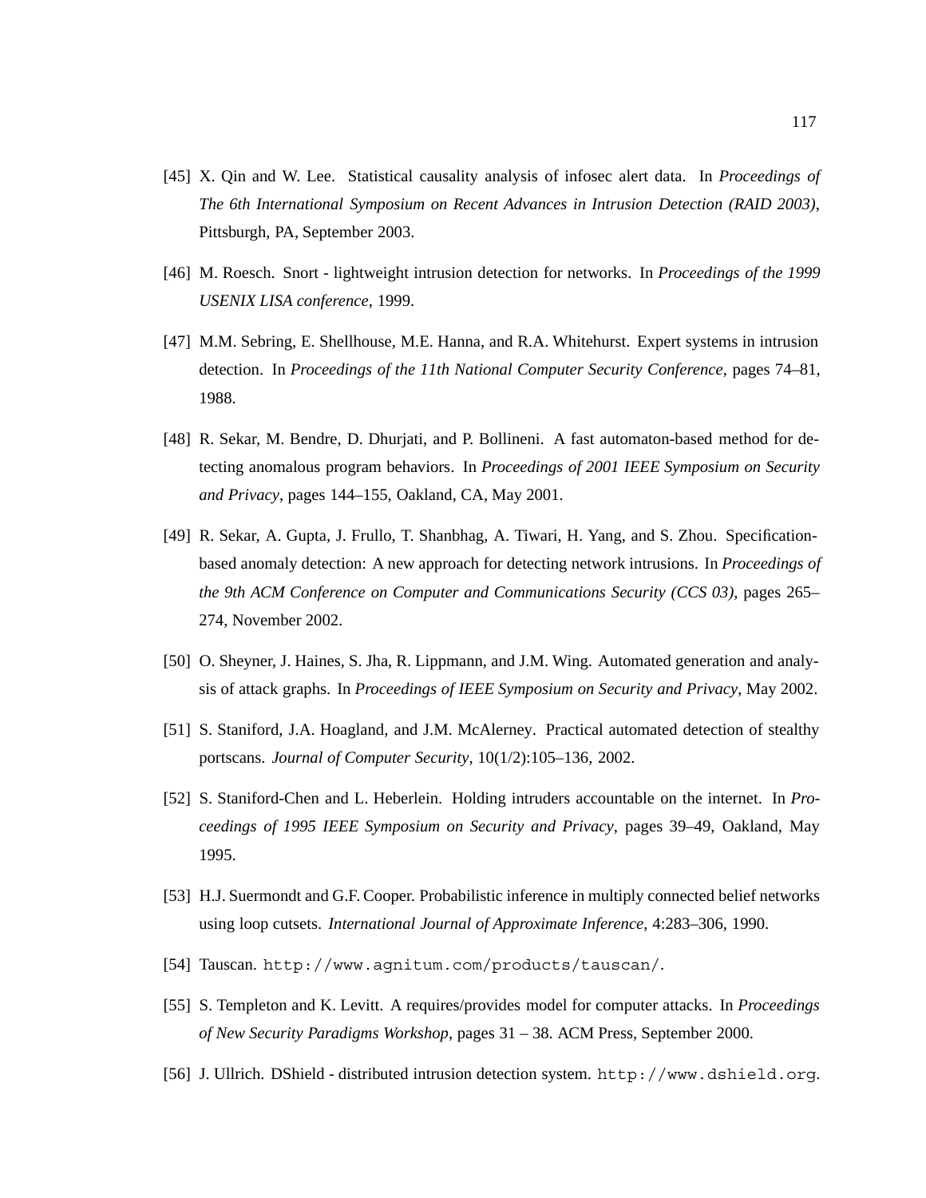[45] X. Qin and W. Lee. Statistical causality analysis of infosec alert data. In *Proceedings of The 6th International Symposium on Recent Advances in Intrusion Detection (RAID 2003)*, Pittsburgh, PA, September 2003.

[46] M. Roesch. Snort - lightweight intrusion detection for networks. In *Proceedings of the 1999 USENIX LISA conference*, 1999.

[47] M.M. Sebring, E. Shellhouse, M.E. Hanna, and R.A. Whitehurst. Expert systems in intrusion detection. In *Proceedings of the 11th National Computer Security Conference*, pages 74–81, 1988.

[48] R. Sekar, M. Bendre, D. Dhurjati, and P. Bollineni. A fast automaton-based method for detecting anomalous program behaviors. In *Proceedings of 2001 IEEE Symposium on Security and Privacy*, pages 144–155, Oakland, CA, May 2001.

[49] R. Sekar, A. Gupta, J. Frullo, T. Shanbhag, A. Tiwari, H. Yang, and S. Zhou. Specification-based anomaly detection: A new approach for detecting network intrusions. In *Proceedings of the 9th ACM Conference on Computer and Communications Security (CCS 03)*, pages 265–274, November 2002.

[50] O. Sheyner, J. Haines, S. Jha, R. Lippmann, and J.M. Wing. Automated generation and analysis of attack graphs. In *Proceedings of IEEE Symposium on Security and Privacy*, May 2002.

[51] S. Staniford, J.A. Hoagland, and J.M. McAlerney. Practical automated detection of stealthy portscans. *Journal of Computer Security*, 10(1/2):105–136, 2002.

[52] S. Staniford-Chen and L. Heberlein. Holding intruders accountable on the internet. In *Proceedings of 1995 IEEE Symposium on Security and Privacy*, pages 39–49, Oakland, May 1995.

[53] H.J. Suermondt and G.F. Cooper. Probabilistic inference in multiply connected belief networks using loop cutsets. *International Journal of Approximate Inference*, 4:283–306, 1990.

[54] Tauscan. `http://www.agnitum.com/products/tauscan/`.

[55] S. Templeton and K. Levitt. A requires/provides model for computer attacks. In *Proceedings of New Security Paradigms Workshop*, pages 31 – 38. ACM Press, September 2000.

[56] J. Ullrich. DShield - distributed intrusion detection system. `http://www.dshield.org`.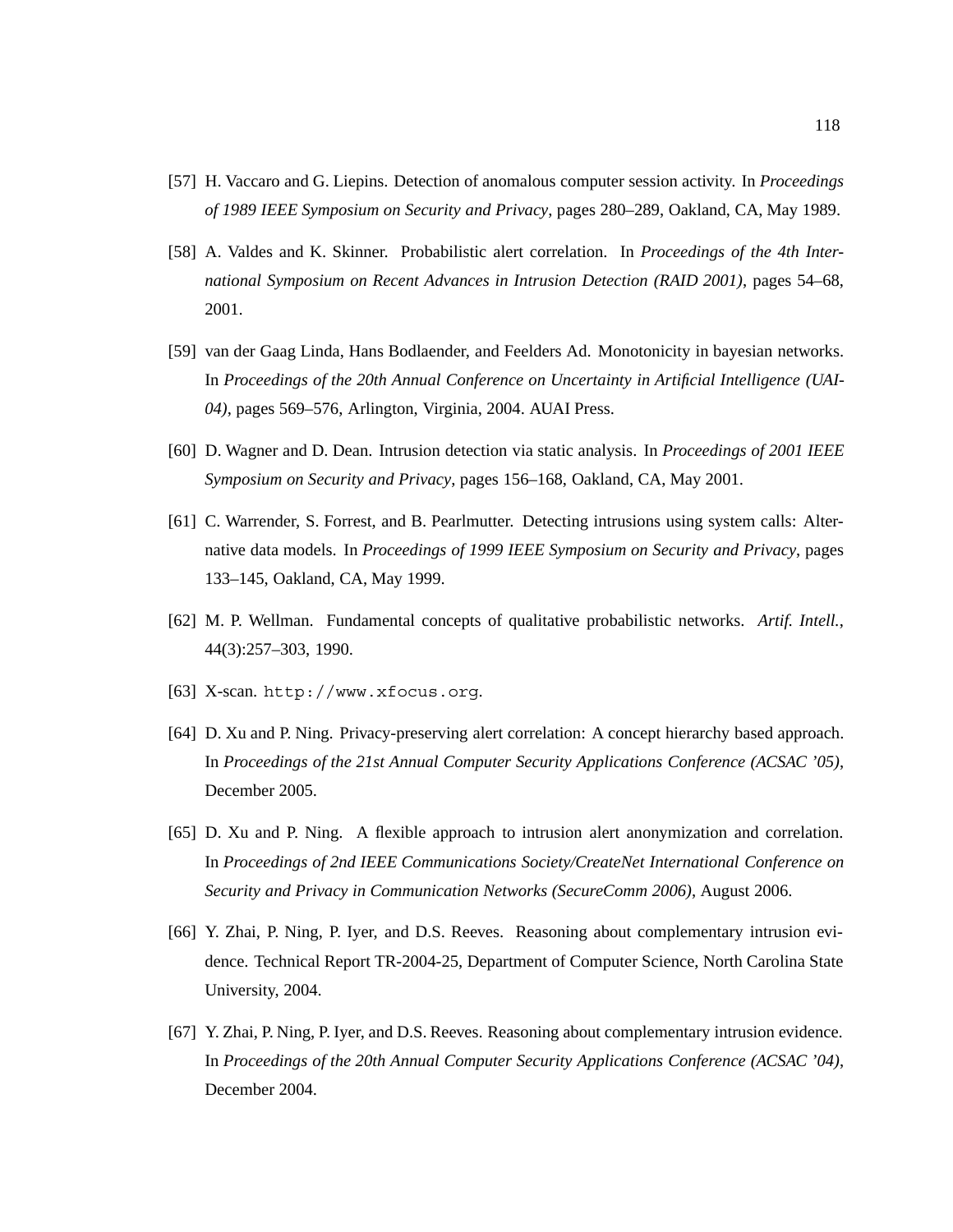[57] H. Vaccaro and G. Liepins. Detection of anomalous computer session activity. In *Proceedings of 1989 IEEE Symposium on Security and Privacy*, pages 280–289, Oakland, CA, May 1989.

[58] A. Valdes and K. Skinner. Probabilistic alert correlation. In *Proceedings of the 4th International Symposium on Recent Advances in Intrusion Detection (RAID 2001)*, pages 54–68, 2001.

[59] van der Gaag Linda, Hans Bodlaender, and Feelders Ad. Monotonicity in bayesian networks. In *Proceedings of the 20th Annual Conference on Uncertainty in Artificial Intelligence (UAI-04)*, pages 569–576, Arlington, Virginia, 2004. AUAI Press.

[60] D. Wagner and D. Dean. Intrusion detection via static analysis. In *Proceedings of 2001 IEEE Symposium on Security and Privacy*, pages 156–168, Oakland, CA, May 2001.

[61] C. Warrender, S. Forrest, and B. Pearlmutter. Detecting intrusions using system calls: Alternative data models. In *Proceedings of 1999 IEEE Symposium on Security and Privacy*, pages 133–145, Oakland, CA, May 1999.

[62] M. P. Wellman. Fundamental concepts of qualitative probabilistic networks. *Artif. Intell.*, 44(3):257–303, 1990.

[63] X-scan. `http://www.xfocus.org`.

[64] D. Xu and P. Ning. Privacy-preserving alert correlation: A concept hierarchy based approach. In *Proceedings of the 21st Annual Computer Security Applications Conference (ACSAC '05)*, December 2005.

[65] D. Xu and P. Ning. A flexible approach to intrusion alert anonymization and correlation. In *Proceedings of 2nd IEEE Communications Society/CreateNet International Conference on Security and Privacy in Communication Networks (SecureComm 2006)*, August 2006.

[66] Y. Zhai, P. Ning, P. Iyer, and D.S. Reeves. Reasoning about complementary intrusion evidence. Technical Report TR-2004-25, Department of Computer Science, North Carolina State University, 2004.

[67] Y. Zhai, P. Ning, P. Iyer, and D.S. Reeves. Reasoning about complementary intrusion evidence. In *Proceedings of the 20th Annual Computer Security Applications Conference (ACSAC '04)*, December 2004.